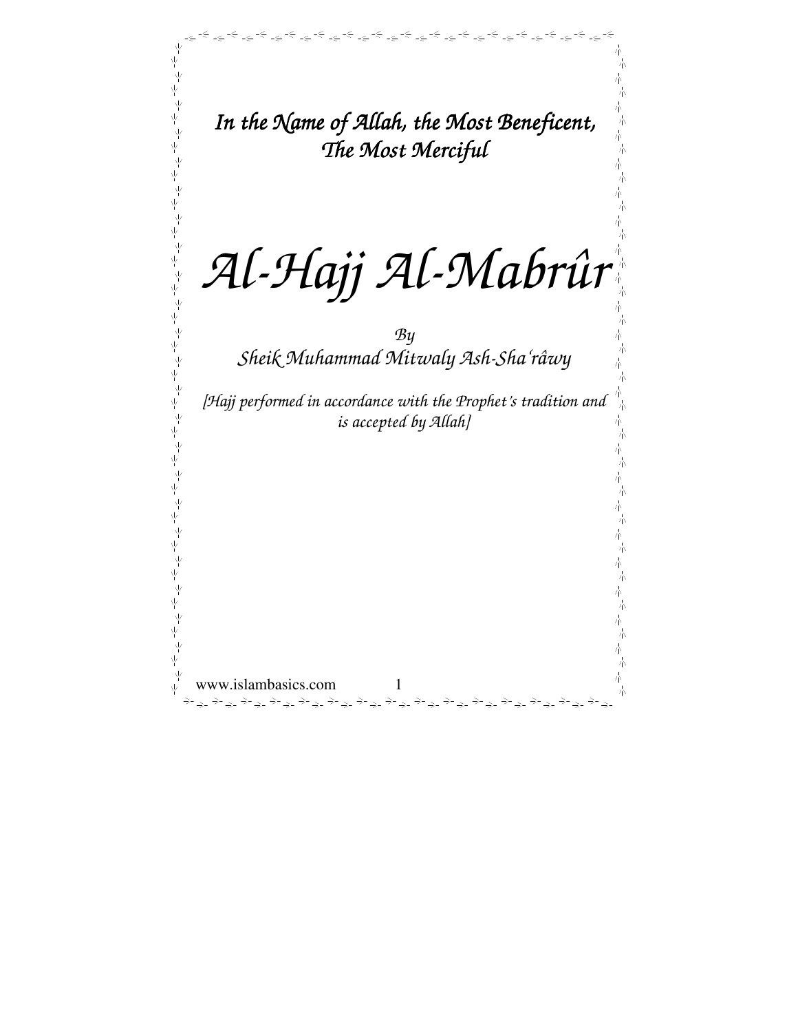*In the Name of Allah, the Most Beneficent,*
*The Most Merciful*

# *Al-Hajj Al-Mabrûr*

*By*
*Sheik Muhammad Mitwaly Ash-Sha'râwy*

*[Hajj performed in accordance with the Prophet's tradition and is accepted by Allah]*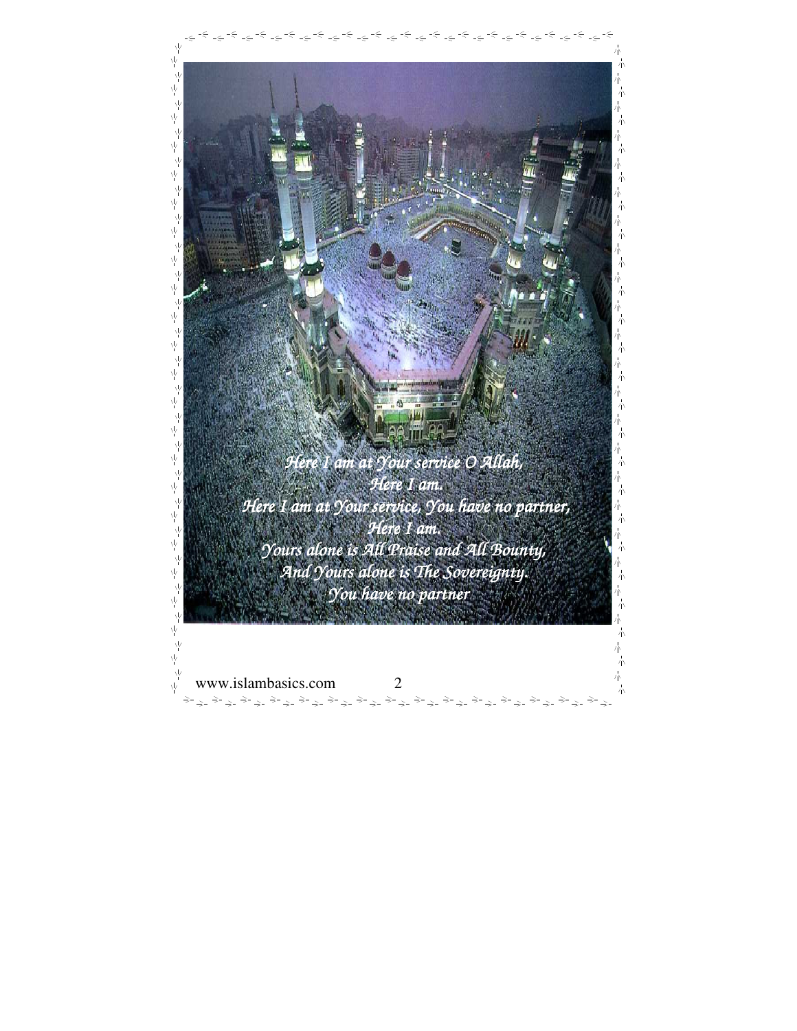*Here I am at Your service O Allah,*
*Here I am.*
*Here I am at Your service, You have no partner,*
*Here I am.*
*Yours alone is All Praise and All Bounty,*
*And Yours alone is The Sovereignty.*
*You have no partner*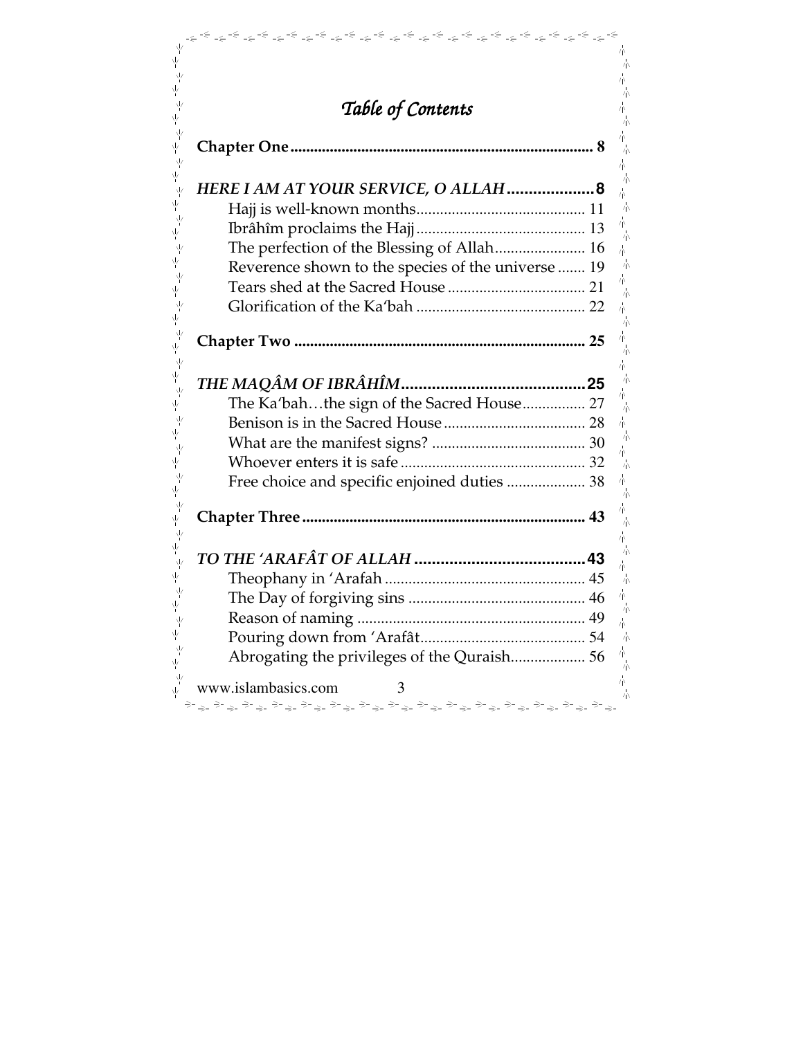# *Table of Contents*

**Chapter One** .......... 8

***HERE I AM AT YOUR SERVICE, O ALLAH*** .......... 8

Hajj is well-known months .......... 11
Ibrâhîm proclaims the Hajj .......... 13
The perfection of the Blessing of Allah .......... 16
Reverence shown to the species of the universe .......... 19
Tears shed at the Sacred House .......... 21
Glorification of the Ka'bah .......... 22

**Chapter Two** .......... 25

***THE MAQÂM OF IBRÂHÎM*** .......... 25

The Ka'bah…the sign of the Sacred House .......... 27
Benison is in the Sacred House .......... 28
What are the manifest signs? .......... 30
Whoever enters it is safe .......... 32
Free choice and specific enjoined duties .......... 38

**Chapter Three** .......... 43

***TO THE 'ARAFÂT OF ALLAH*** .......... 43

Theophany in 'Arafah .......... 45
The Day of forgiving sins .......... 46
Reason of naming .......... 49
Pouring down from 'Arafât .......... 54
Abrogating the privileges of the Quraish .......... 56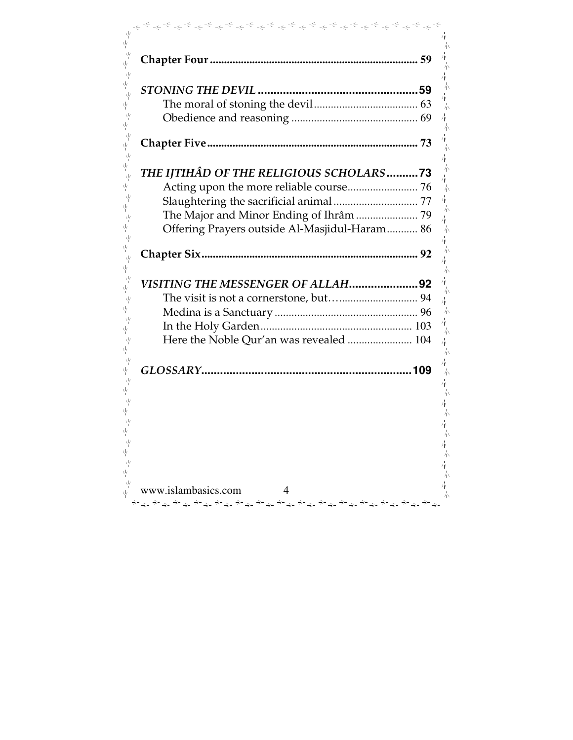**Chapter Four** .......................................................................... 59

***STONING THE DEVIL*** .................................................. **59**

The moral of stoning the devil ..................................... 63

Obedience and reasoning ............................................. 69

**Chapter Five** ........................................................................... 73

***THE IJTIHÂD OF THE RELIGIOUS SCHOLARS*** ..........**73**

Acting upon the more reliable course......................... 76

Slaughtering the sacrificial animal .............................. 77

The Major and Minor Ending of Ihrâm ...................... 79

Offering Prayers outside Al-Masjidul-Haram........... 86

**Chapter Six** ............................................................................. 92

***VISITING THE MESSENGER OF ALLAH*** ......................**92**

The visit is not a cornerstone, but…........................... 94

Medina is a Sanctuary ................................................... 96

In the Holy Garden...................................................... 103

Here the Noble Qur'an was revealed ....................... 104

***GLOSSARY*** ...................................................................**109**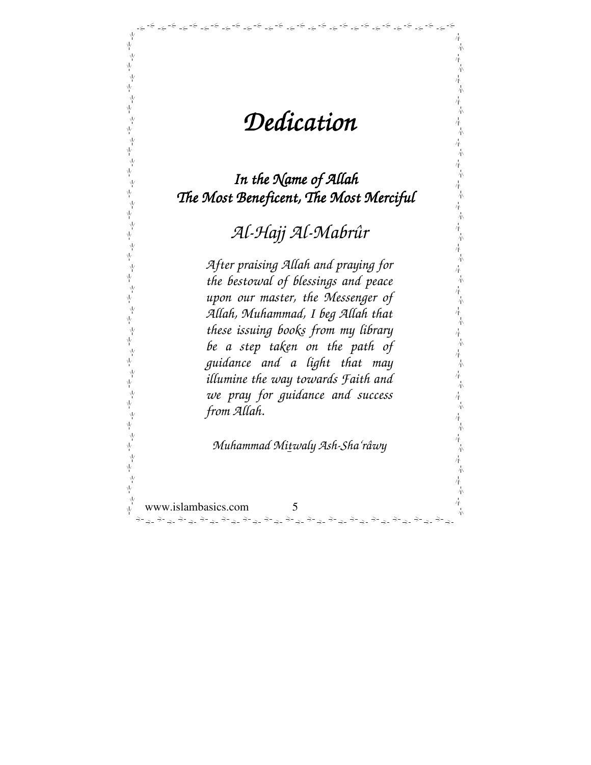# Dedication

## *In the Name of Allah*
## *The Most Beneficent, The Most Merciful*

### *Al-Hajj Al-Mabrûr*

*After praising Allah and praying for the bestowal of blessings and peace upon our master, the Messenger of Allah, Muhammad, I beg Allah that these issuing books from my library be a step taken on the path of guidance and a light that may illumine the way towards Faith and we pray for guidance and success from Allah.*

*Muhammad Mitwaly Ash-Sha'râwy*

www.islambasics.com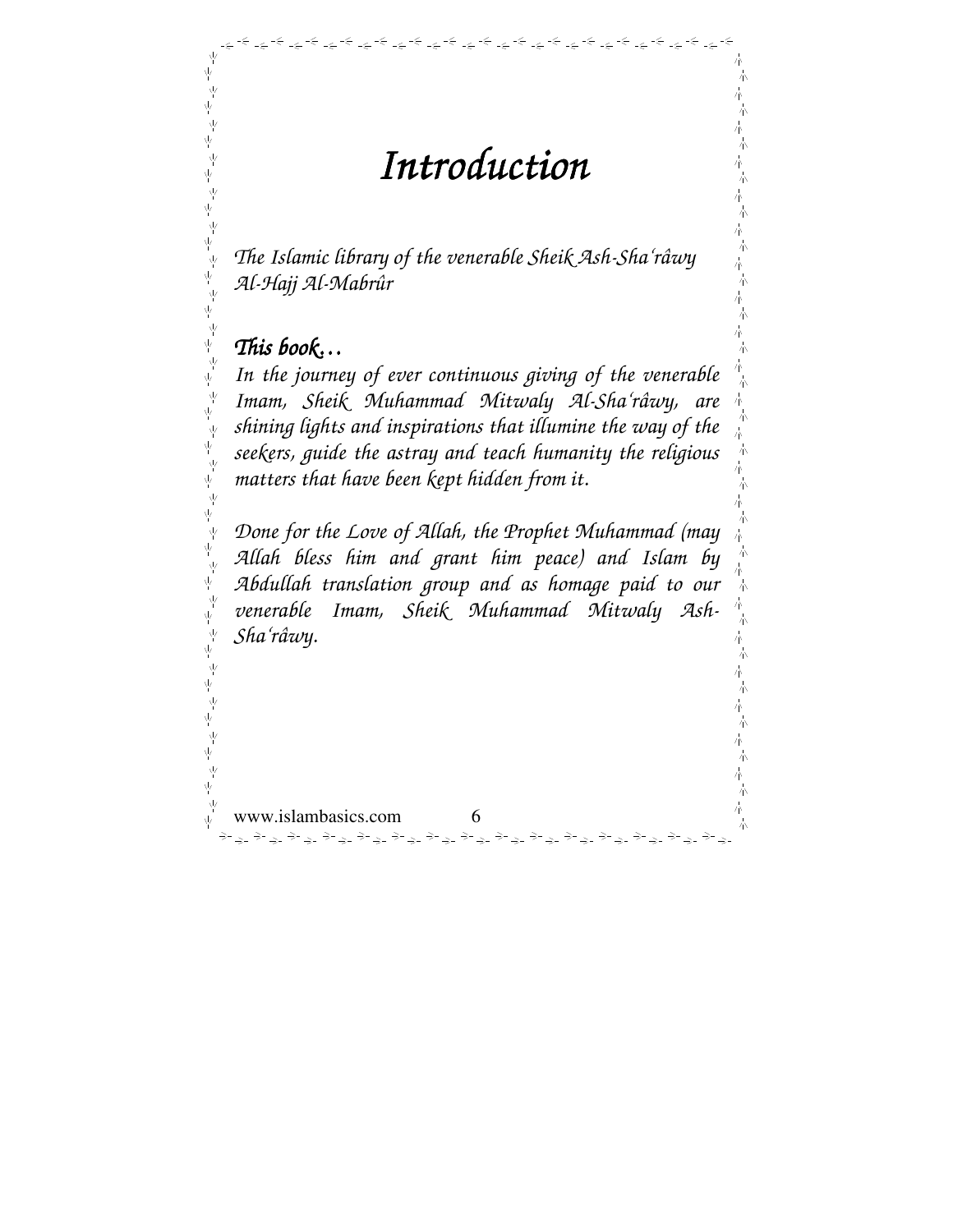# *Introduction*

*The Islamic library of the venerable Sheik Ash-Sha'râwy Al-Hajj Al-Mabrûr*

***This book…***

*In the journey of ever continuous giving of the venerable Imam, Sheik Muhammad Mitwaly Al-Sha'râwy, are shining lights and inspirations that illumine the way of the seekers, guide the astray and teach humanity the religious matters that have been kept hidden from it.*

*Done for the Love of Allah, the Prophet Muhammad (may Allah bless him and grant him peace) and Islam by Abdullah translation group and as homage paid to our venerable Imam, Sheik Muhammad Mitwaly Ash-Sha'râwy.*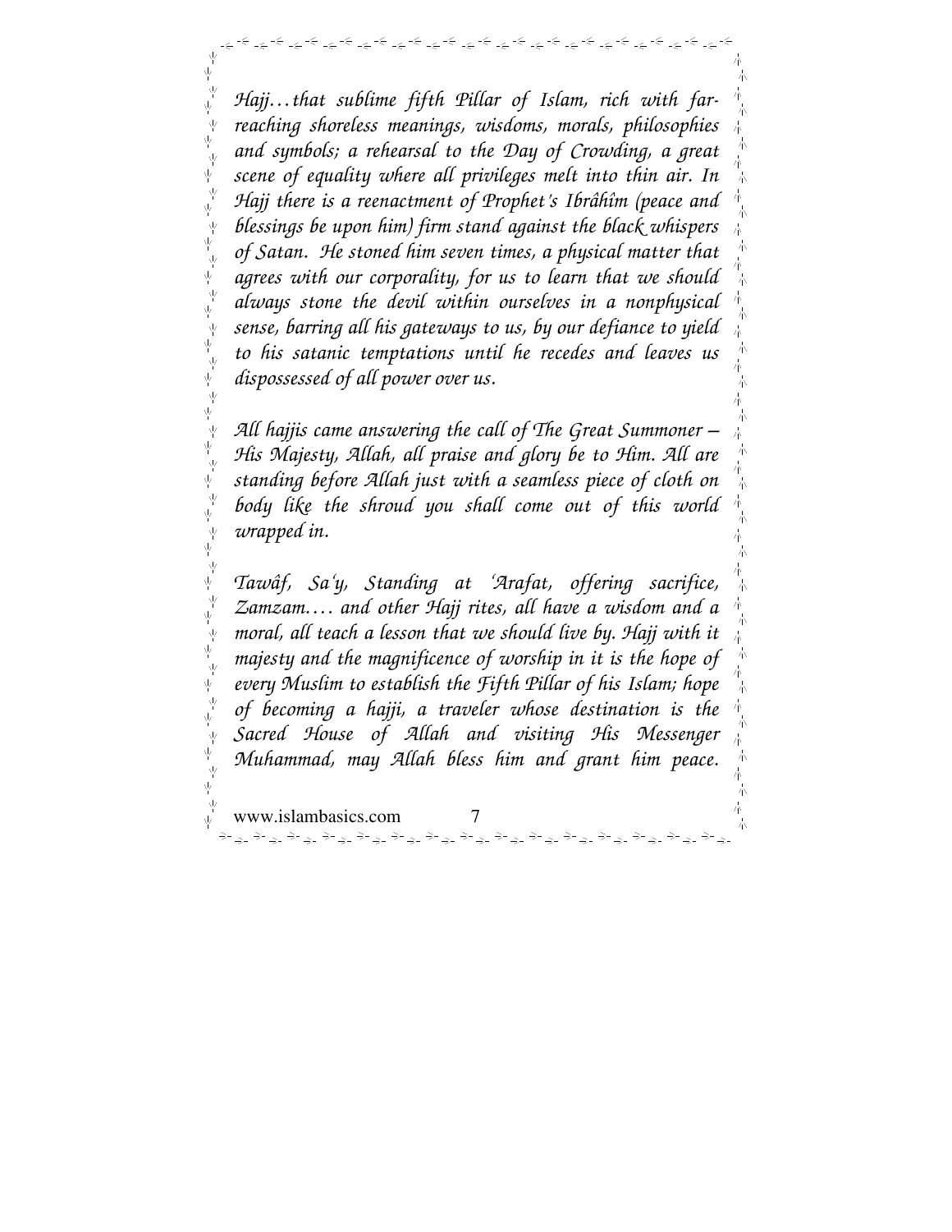*Hajj…that sublime fifth Pillar of Islam, rich with far-reaching shoreless meanings, wisdoms, morals, philosophies and symbols; a rehearsal to the Day of Crowding, a great scene of equality where all privileges melt into thin air. In Hajj there is a reenactment of Prophet's Ibrâhîm (peace and blessings be upon him) firm stand against the black whispers of Satan. He stoned him seven times, a physical matter that agrees with our corporality, for us to learn that we should always stone the devil within ourselves in a nonphysical sense, barring all his gateways to us, by our defiance to yield to his satanic temptations until he recedes and leaves us dispossessed of all power over us.*

*All hajjis came answering the call of The Great Summoner – His Majesty, Allah, all praise and glory be to Him. All are standing before Allah just with a seamless piece of cloth on body like the shroud you shall come out of this world wrapped in.*

*Tawâf, Sa'y, Standing at 'Arafat, offering sacrifice, Zamzam…. and other Hajj rites, all have a wisdom and a moral, all teach a lesson that we should live by. Hajj with it majesty and the magnificence of worship in it is the hope of every Muslim to establish the Fifth Pillar of his Islam; hope of becoming a hajji, a traveler whose destination is the Sacred House of Allah and visiting His Messenger Muhammad, may Allah bless him and grant him peace.*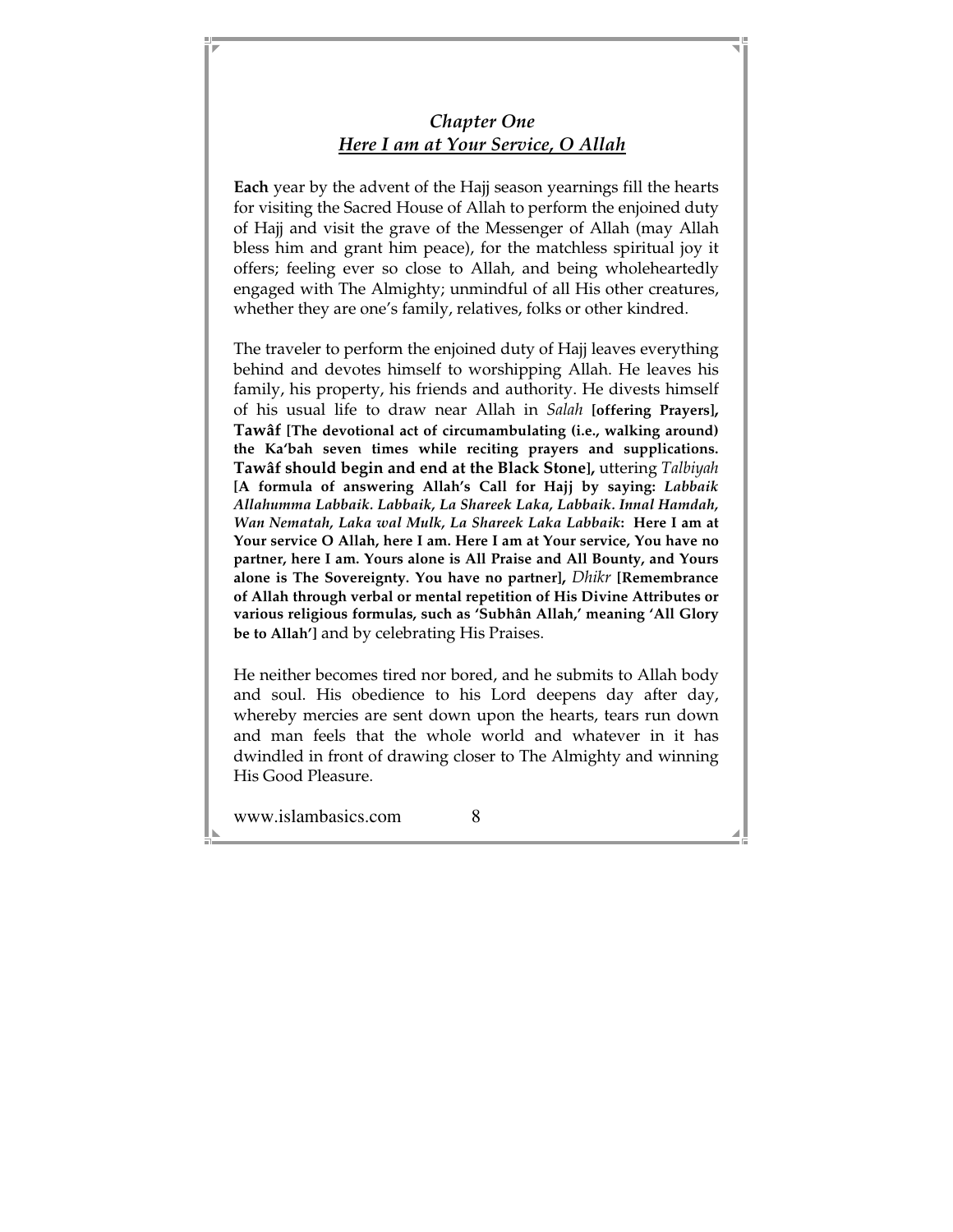## *Chapter One*
## *Here I am at Your Service, O Allah*

**Each** year by the advent of the Hajj season yearnings fill the hearts for visiting the Sacred House of Allah to perform the enjoined duty of Hajj and visit the grave of the Messenger of Allah (may Allah bless him and grant him peace), for the matchless spiritual joy it offers; feeling ever so close to Allah, and being wholeheartedly engaged with The Almighty; unmindful of all His other creatures, whether they are one's family, relatives, folks or other kindred.

The traveler to perform the enjoined duty of Hajj leaves everything behind and devotes himself to worshipping Allah. He leaves his family, his property, his friends and authority. He divests himself of his usual life to draw near Allah in *Salah* **[offering Prayers], Tawâf [The devotional act of circumambulating (i.e., walking around) the Ka'bah seven times while reciting prayers and supplications. Tawâf should begin and end at the Black Stone],** uttering *Talbiyah* **[A formula of answering Allah's Call for Hajj by saying: *Labbaik Allahumma Labbaik. Labbaik, La Shareek Laka, Labbaik. Innal Hamdah, Wan Nematah, Laka wal Mulk, La Shareek Laka Labbaik*: Here I am at Your service O Allah, here I am. Here I am at Your service, You have no partner, here I am. Yours alone is All Praise and All Bounty, and Yours alone is The Sovereignty. You have no partner],** *Dhikr* **[Remembrance of Allah through verbal or mental repetition of His Divine Attributes or various religious formulas, such as 'Subhân Allah,' meaning 'All Glory be to Allah']** and by celebrating His Praises.

He neither becomes tired nor bored, and he submits to Allah body and soul. His obedience to his Lord deepens day after day, whereby mercies are sent down upon the hearts, tears run down and man feels that the whole world and whatever in it has dwindled in front of drawing closer to The Almighty and winning His Good Pleasure.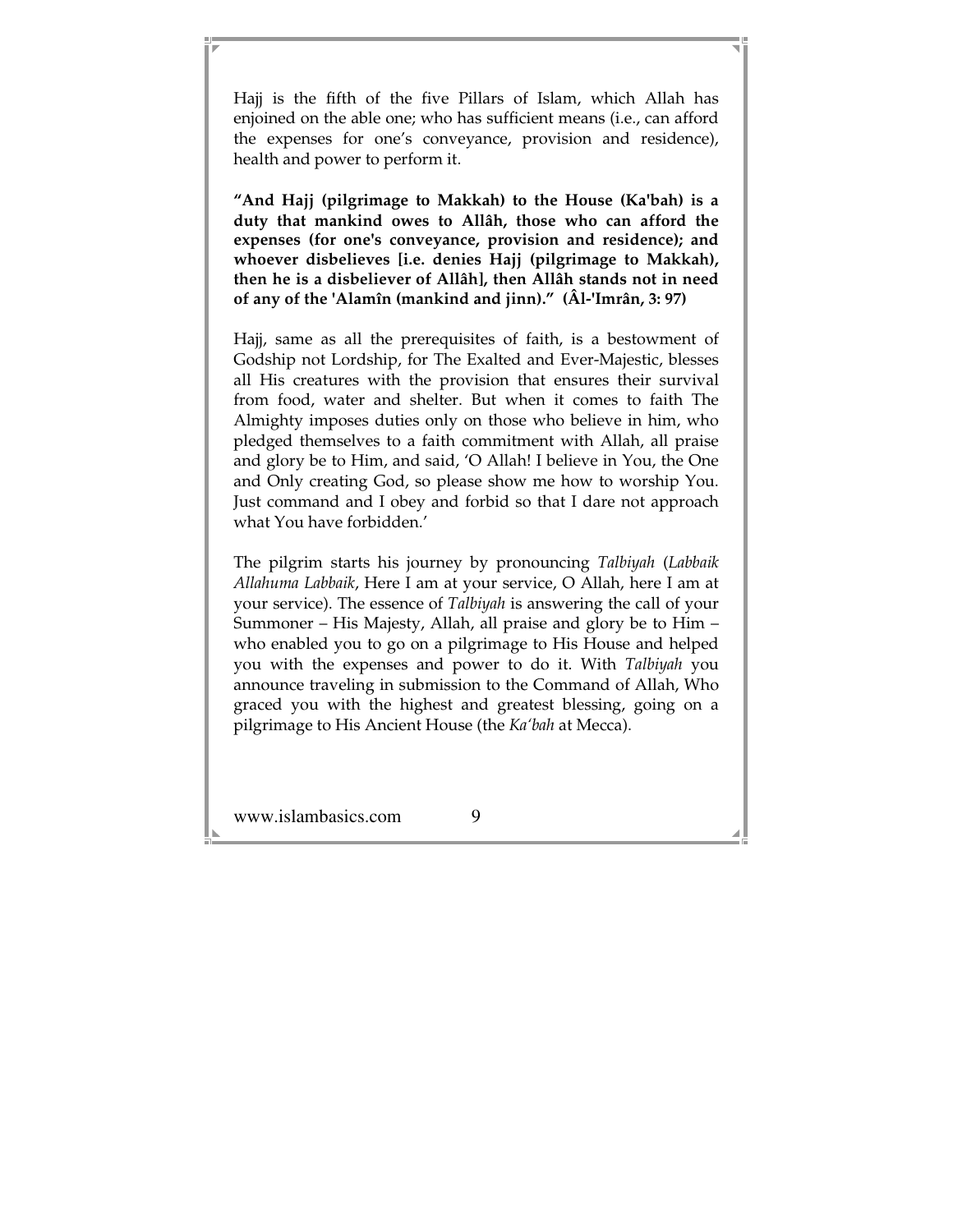Hajj is the fifth of the five Pillars of Islam, which Allah has enjoined on the able one; who has sufficient means (i.e., can afford the expenses for one's conveyance, provision and residence), health and power to perform it.

**"And Hajj (pilgrimage to Makkah) to the House (Ka'bah) is a duty that mankind owes to Allâh, those who can afford the expenses (for one's conveyance, provision and residence); and whoever disbelieves [i.e. denies Hajj (pilgrimage to Makkah), then he is a disbeliever of Allâh], then Allâh stands not in need of any of the 'Alamîn (mankind and jinn)." (Âl-'Imrân, 3: 97)**

Hajj, same as all the prerequisites of faith, is a bestowment of Godship not Lordship, for The Exalted and Ever-Majestic, blesses all His creatures with the provision that ensures their survival from food, water and shelter. But when it comes to faith The Almighty imposes duties only on those who believe in him, who pledged themselves to a faith commitment with Allah, all praise and glory be to Him, and said, 'O Allah! I believe in You, the One and Only creating God, so please show me how to worship You. Just command and I obey and forbid so that I dare not approach what You have forbidden.'

The pilgrim starts his journey by pronouncing *Talbiyah* (*Labbaik Allahuma Labbaik*, Here I am at your service, O Allah, here I am at your service). The essence of *Talbiyah* is answering the call of your Summoner – His Majesty, Allah, all praise and glory be to Him – who enabled you to go on a pilgrimage to His House and helped you with the expenses and power to do it. With *Talbiyah* you announce traveling in submission to the Command of Allah, Who graced you with the highest and greatest blessing, going on a pilgrimage to His Ancient House (the *Ka'bah* at Mecca).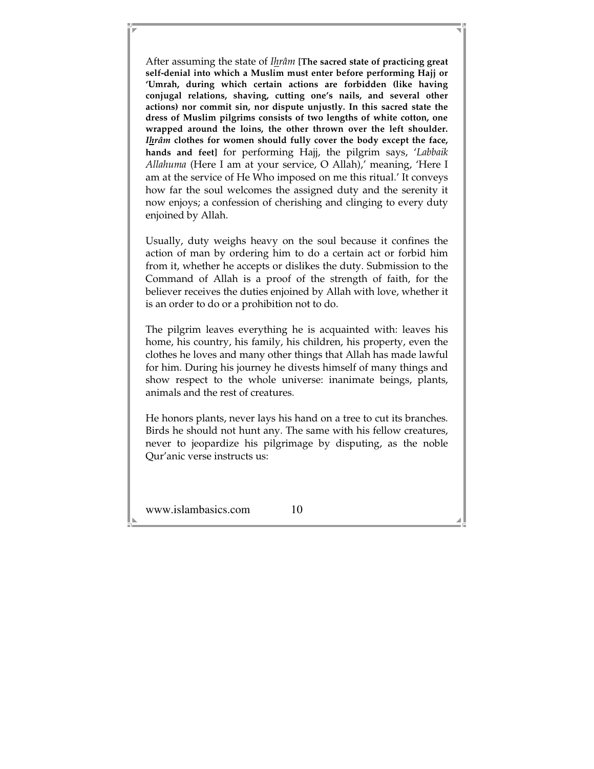After assuming the state of *Ih̲râm* **[The sacred state of practicing great self-denial into which a Muslim must enter before performing Hajj or 'Umrah, during which certain actions are forbidden (like having conjugal relations, shaving, cutting one's nails, and several other actions) nor commit sin, nor dispute unjustly. In this sacred state the dress of Muslim pilgrims consists of two lengths of white cotton, one wrapped around the loins, the other thrown over the left shoulder. *Ih̲râm* clothes for women should fully cover the body except the face, hands and feet]** for performing Hajj, the pilgrim says, '*Labbaik Allahuma* (Here I am at your service, O Allah),' meaning, 'Here I am at the service of He Who imposed on me this ritual.' It conveys how far the soul welcomes the assigned duty and the serenity it now enjoys; a confession of cherishing and clinging to every duty enjoined by Allah.

Usually, duty weighs heavy on the soul because it confines the action of man by ordering him to do a certain act or forbid him from it, whether he accepts or dislikes the duty. Submission to the Command of Allah is a proof of the strength of faith, for the believer receives the duties enjoined by Allah with love, whether it is an order to do or a prohibition not to do.

The pilgrim leaves everything he is acquainted with: leaves his home, his country, his family, his children, his property, even the clothes he loves and many other things that Allah has made lawful for him. During his journey he divests himself of many things and show respect to the whole universe: inanimate beings, plants, animals and the rest of creatures.

He honors plants, never lays his hand on a tree to cut its branches. Birds he should not hunt any. The same with his fellow creatures, never to jeopardize his pilgrimage by disputing, as the noble Qur'anic verse instructs us: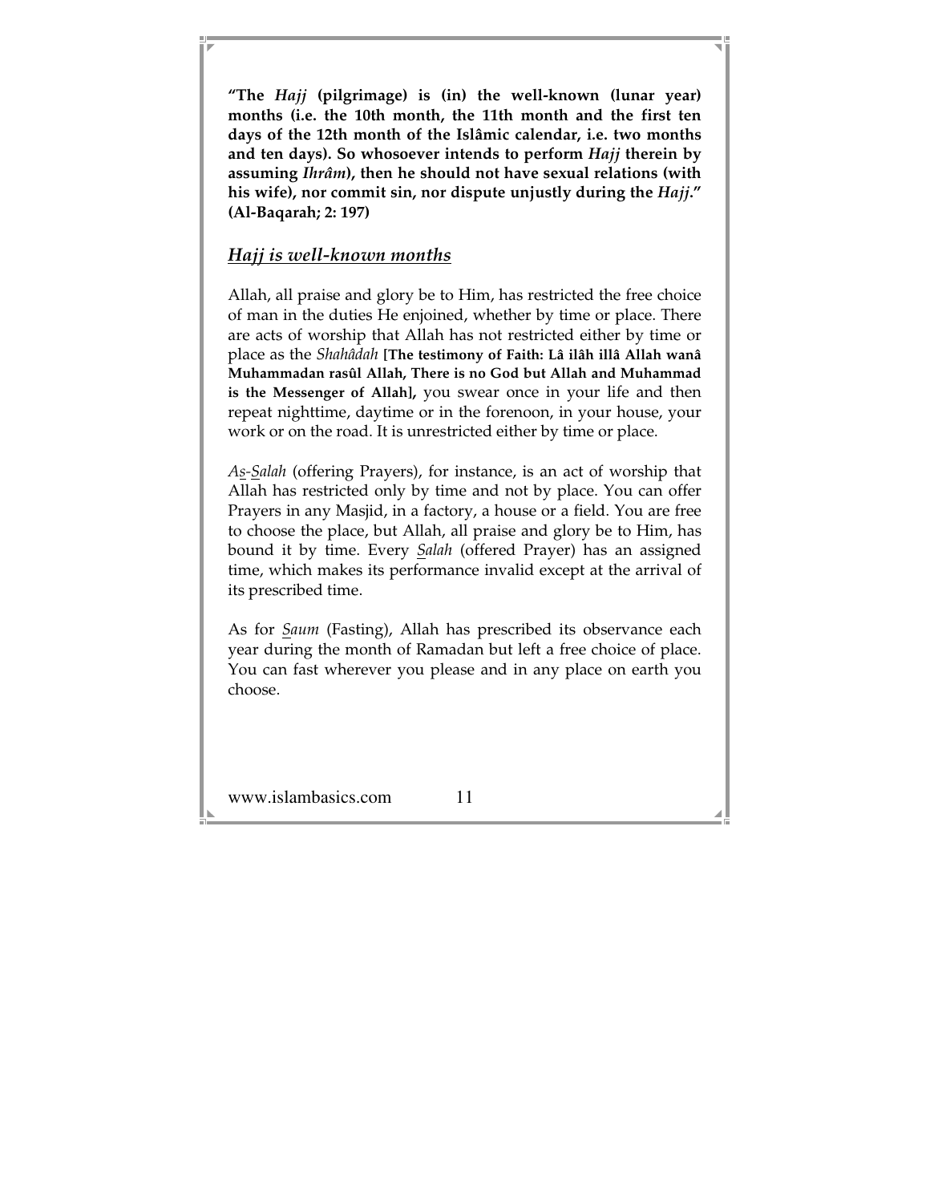**"The *Hajj* (pilgrimage) is (in) the well-known (lunar year) months (i.e. the 10th month, the 11th month and the first ten days of the 12th month of the Islâmic calendar, i.e. two months and ten days). So whosoever intends to perform *Hajj* therein by assuming *Ihrâm*), then he should not have sexual relations (with his wife), nor commit sin, nor dispute unjustly during the *Hajj*." (Al-Baqarah; 2: 197)**

## *Hajj is well-known months*

Allah, all praise and glory be to Him, has restricted the free choice of man in the duties He enjoined, whether by time or place. There are acts of worship that Allah has not restricted either by time or place as the *Shahâdah* **[The testimony of Faith: Lâ ilâh illâ Allah wanâ Muhammadan rasûl Allah, There is no God but Allah and Muhammad is the Messenger of Allah],** you swear once in your life and then repeat nighttime, daytime or in the forenoon, in your house, your work or on the road. It is unrestricted either by time or place.

*As-Salah* (offering Prayers), for instance, is an act of worship that Allah has restricted only by time and not by place. You can offer Prayers in any Masjid, in a factory, a house or a field. You are free to choose the place, but Allah, all praise and glory be to Him, has bound it by time. Every *Salah* (offered Prayer) has an assigned time, which makes its performance invalid except at the arrival of its prescribed time.

As for *Saum* (Fasting), Allah has prescribed its observance each year during the month of Ramadan but left a free choice of place. You can fast wherever you please and in any place on earth you choose.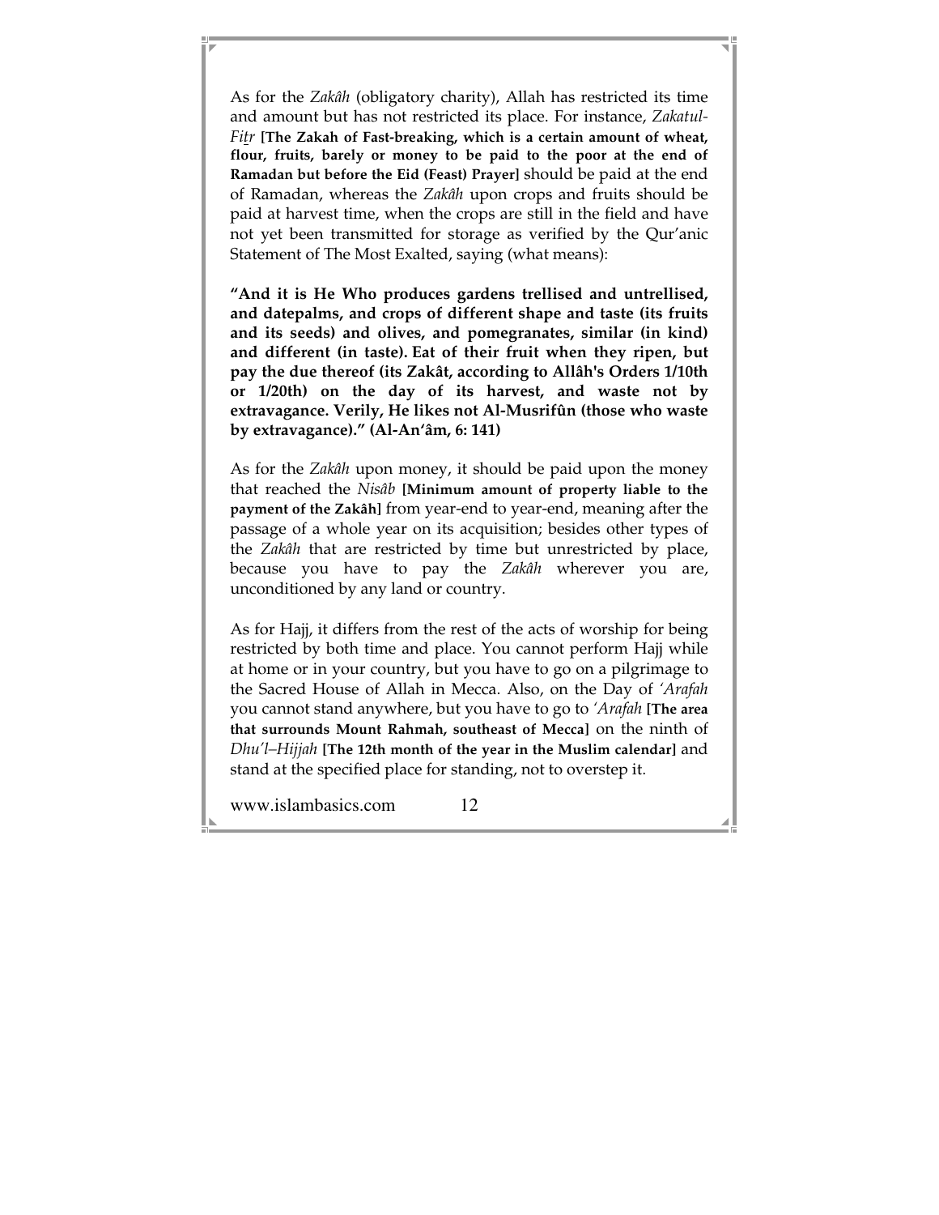As for the *Zakâh* (obligatory charity), Allah has restricted its time and amount but has not restricted its place. For instance, *Zakatul-Fiṯr* **[The Zakah of Fast-breaking, which is a certain amount of wheat, flour, fruits, barely or money to be paid to the poor at the end of Ramadan but before the Eid (Feast) Prayer]** should be paid at the end of Ramadan, whereas the *Zakâh* upon crops and fruits should be paid at harvest time, when the crops are still in the field and have not yet been transmitted for storage as verified by the Qur'anic Statement of The Most Exalted, saying (what means):

**"And it is He Who produces gardens trellised and untrellised, and datepalms, and crops of different shape and taste (its fruits and its seeds) and olives, and pomegranates, similar (in kind) and different (in taste). Eat of their fruit when they ripen, but pay the due thereof (its Zakât, according to Allâh's Orders 1/10th or 1/20th) on the day of its harvest, and waste not by extravagance. Verily, He likes not Al-Musrifûn (those who waste by extravagance)." (Al-An'âm, 6: 141)**

As for the *Zakâh* upon money, it should be paid upon the money that reached the *Nisâb* **[Minimum amount of property liable to the payment of the Zakâh]** from year-end to year-end, meaning after the passage of a whole year on its acquisition; besides other types of the *Zakâh* that are restricted by time but unrestricted by place, because you have to pay the *Zakâh* wherever you are, unconditioned by any land or country.

As for Hajj, it differs from the rest of the acts of worship for being restricted by both time and place. You cannot perform Hajj while at home or in your country, but you have to go on a pilgrimage to the Sacred House of Allah in Mecca. Also, on the Day of *'Arafah* you cannot stand anywhere, but you have to go to *'Arafah* **[The area that surrounds Mount Rahmah, southeast of Mecca]** on the ninth of *Dhu'l–Hijjah* **[The 12th month of the year in the Muslim calendar]** and stand at the specified place for standing, not to overstep it.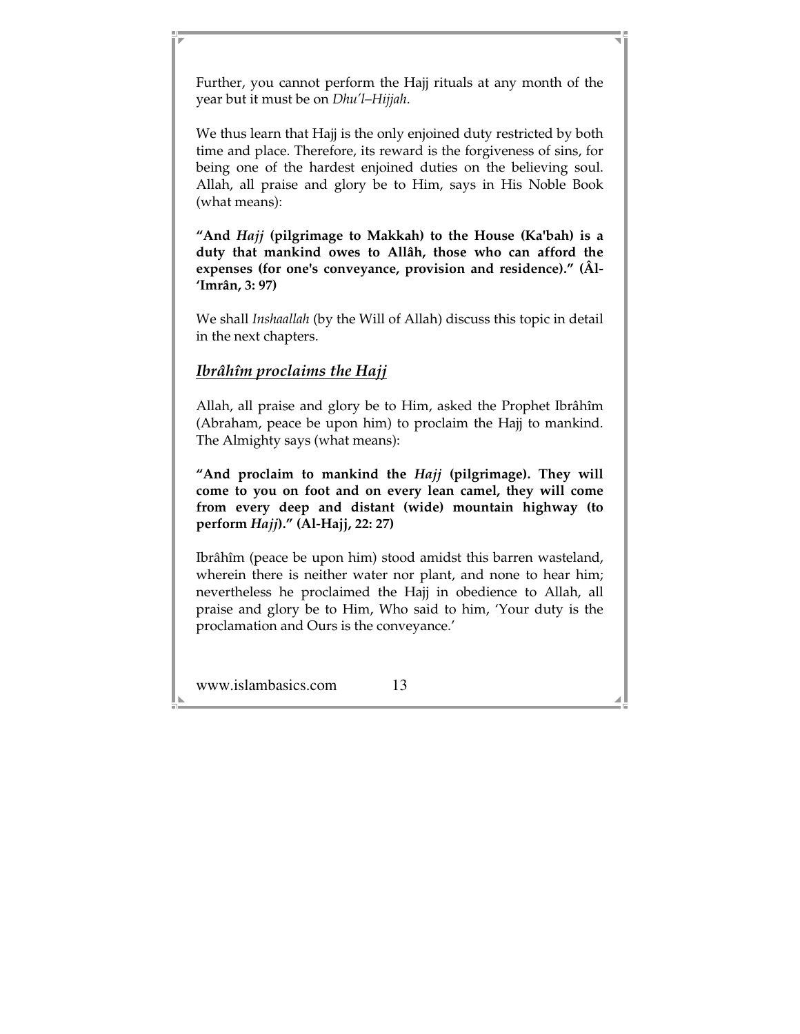Further, you cannot perform the Hajj rituals at any month of the year but it must be on *Dhu'l–Hijjah*.

We thus learn that Hajj is the only enjoined duty restricted by both time and place. Therefore, its reward is the forgiveness of sins, for being one of the hardest enjoined duties on the believing soul. Allah, all praise and glory be to Him, says in His Noble Book (what means):

**"And *Hajj* (pilgrimage to Makkah) to the House (Ka'bah) is a duty that mankind owes to Allâh, those who can afford the expenses (for one's conveyance, provision and residence)." (Âl-'Imrân, 3: 97)**

We shall *Inshaallah* (by the Will of Allah) discuss this topic in detail in the next chapters.

## ***Ibrâhîm proclaims the Hajj***

Allah, all praise and glory be to Him, asked the Prophet Ibrâhîm (Abraham, peace be upon him) to proclaim the Hajj to mankind. The Almighty says (what means):

**"And proclaim to mankind the *Hajj* (pilgrimage). They will come to you on foot and on every lean camel, they will come from every deep and distant (wide) mountain highway (to perform *Hajj*)." (Al-Hajj, 22: 27)**

Ibrâhîm (peace be upon him) stood amidst this barren wasteland, wherein there is neither water nor plant, and none to hear him; nevertheless he proclaimed the Hajj in obedience to Allah, all praise and glory be to Him, Who said to him, 'Your duty is the proclamation and Ours is the conveyance.'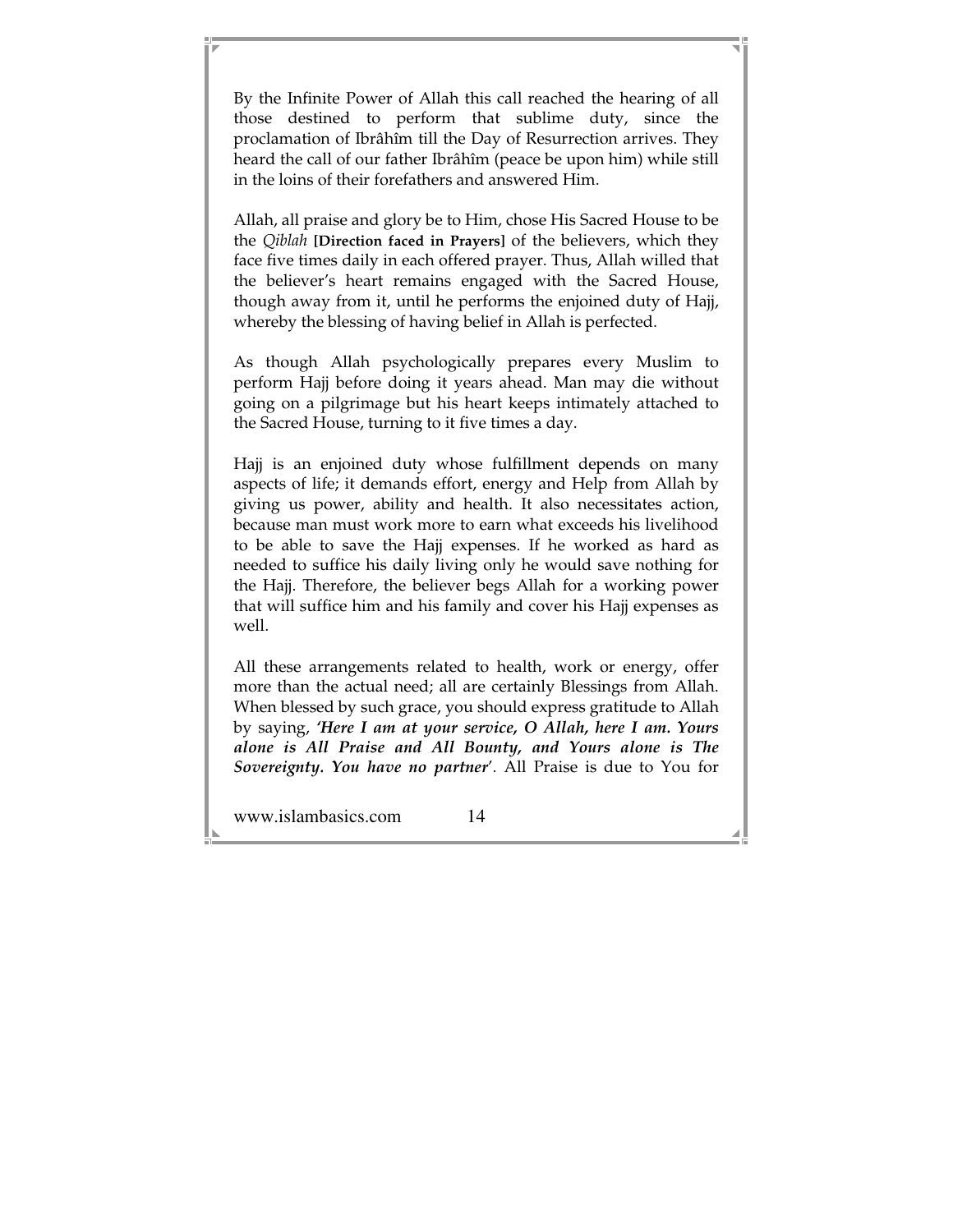By the Infinite Power of Allah this call reached the hearing of all those destined to perform that sublime duty, since the proclamation of Ibrâhîm till the Day of Resurrection arrives. They heard the call of our father Ibrâhîm (peace be upon him) while still in the loins of their forefathers and answered Him.

Allah, all praise and glory be to Him, chose His Sacred House to be the *Qiblah* **[Direction faced in Prayers]** of the believers, which they face five times daily in each offered prayer. Thus, Allah willed that the believer's heart remains engaged with the Sacred House, though away from it, until he performs the enjoined duty of Hajj, whereby the blessing of having belief in Allah is perfected.

As though Allah psychologically prepares every Muslim to perform Hajj before doing it years ahead. Man may die without going on a pilgrimage but his heart keeps intimately attached to the Sacred House, turning to it five times a day.

Hajj is an enjoined duty whose fulfillment depends on many aspects of life; it demands effort, energy and Help from Allah by giving us power, ability and health. It also necessitates action, because man must work more to earn what exceeds his livelihood to be able to save the Hajj expenses. If he worked as hard as needed to suffice his daily living only he would save nothing for the Hajj. Therefore, the believer begs Allah for a working power that will suffice him and his family and cover his Hajj expenses as well.

All these arrangements related to health, work or energy, offer more than the actual need; all are certainly Blessings from Allah. When blessed by such grace, you should express gratitude to Allah by saying, ***'Here I am at your service, O Allah, here I am. Yours alone is All Praise and All Bounty, and Yours alone is The Sovereignty. You have no partner'***. All Praise is due to You for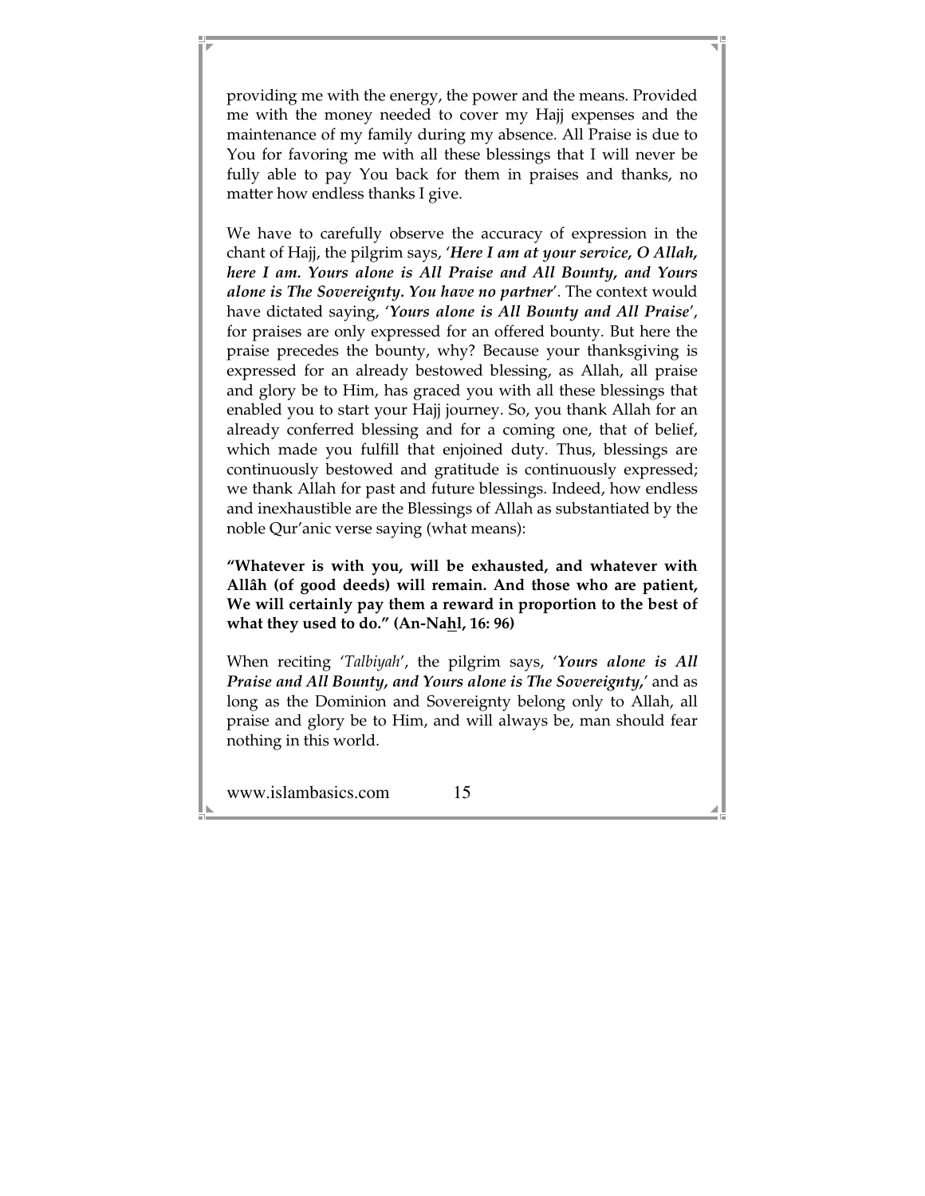providing me with the energy, the power and the means. Provided me with the money needed to cover my Hajj expenses and the maintenance of my family during my absence. All Praise is due to You for favoring me with all these blessings that I will never be fully able to pay You back for them in praises and thanks, no matter how endless thanks I give.

We have to carefully observe the accuracy of expression in the chant of Hajj, the pilgrim says, '***Here I am at your service, O Allah, here I am. Yours alone is All Praise and All Bounty, and Yours alone is The Sovereignty. You have no partner***'. The context would have dictated saying, '***Yours alone is All Bounty and All Praise***', for praises are only expressed for an offered bounty. But here the praise precedes the bounty, why? Because your thanksgiving is expressed for an already bestowed blessing, as Allah, all praise and glory be to Him, has graced you with all these blessings that enabled you to start your Hajj journey. So, you thank Allah for an already conferred blessing and for a coming one, that of belief, which made you fulfill that enjoined duty. Thus, blessings are continuously bestowed and gratitude is continuously expressed; we thank Allah for past and future blessings. Indeed, how endless and inexhaustible are the Blessings of Allah as substantiated by the noble Qur'anic verse saying (what means):

**"Whatever is with you, will be exhausted, and whatever with Allâh (of good deeds) will remain. And those who are patient, We will certainly pay them a reward in proportion to the best of what they used to do." (An-Nahl, 16: 96)**

When reciting '*Talbiyah*', the pilgrim says, '***Yours alone is All Praise and All Bounty, and Yours alone is The Sovereignty,***' and as long as the Dominion and Sovereignty belong only to Allah, all praise and glory be to Him, and will always be, man should fear nothing in this world.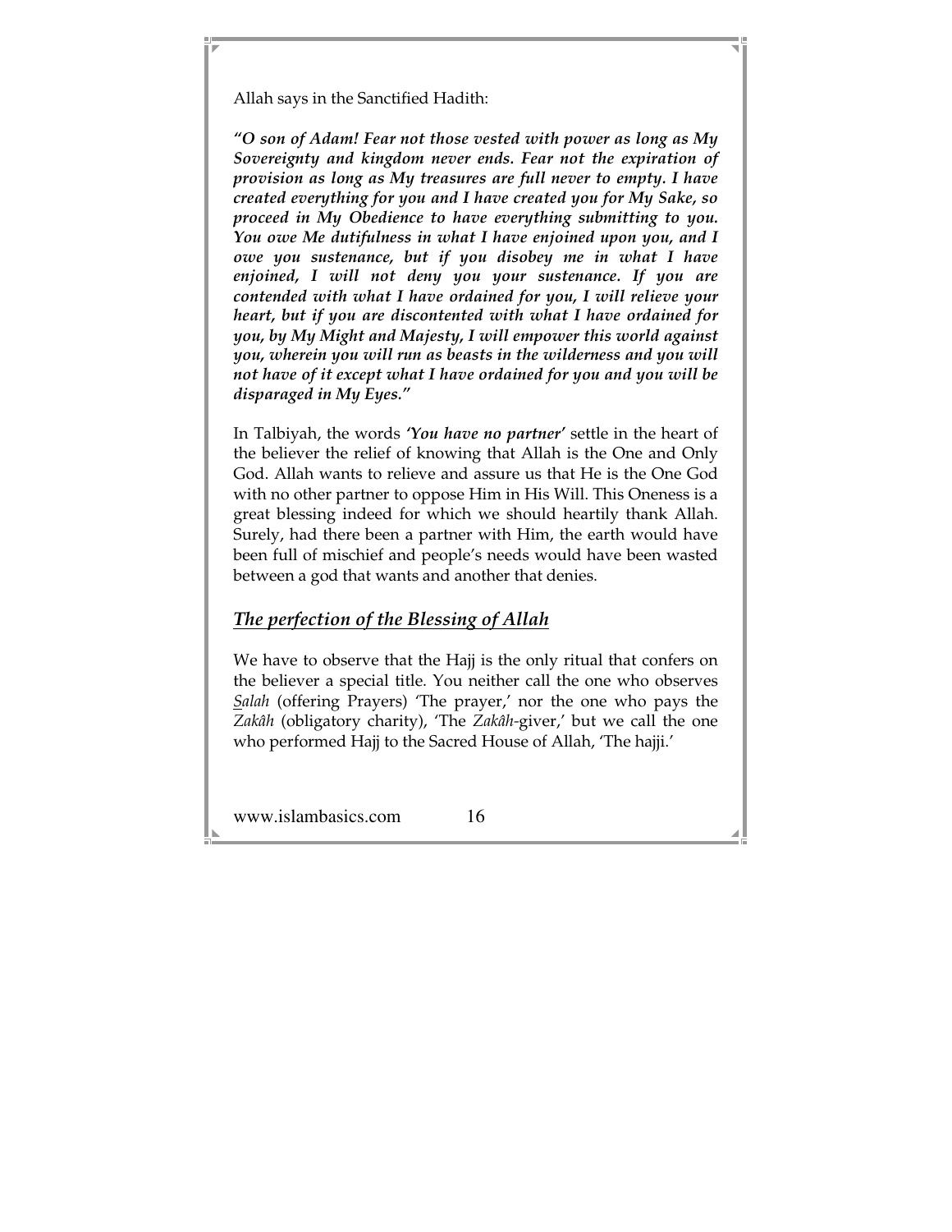Allah says in the Sanctified Hadith:

***"O son of Adam! Fear not those vested with power as long as My Sovereignty and kingdom never ends. Fear not the expiration of provision as long as My treasures are full never to empty. I have created everything for you and I have created you for My Sake, so proceed in My Obedience to have everything submitting to you. You owe Me dutifulness in what I have enjoined upon you, and I owe you sustenance, but if you disobey me in what I have enjoined, I will not deny you your sustenance. If you are contended with what I have ordained for you, I will relieve your heart, but if you are discontented with what I have ordained for you, by My Might and Majesty, I will empower this world against you, wherein you will run as beasts in the wilderness and you will not have of it except what I have ordained for you and you will be disparaged in My Eyes."***

In Talbiyah, the words ***'You have no partner'*** settle in the heart of the believer the relief of knowing that Allah is the One and Only God. Allah wants to relieve and assure us that He is the One God with no other partner to oppose Him in His Will. This Oneness is a great blessing indeed for which we should heartily thank Allah. Surely, had there been a partner with Him, the earth would have been full of mischief and people's needs would have been wasted between a god that wants and another that denies.

## *The perfection of the Blessing of Allah*

We have to observe that the Hajj is the only ritual that confers on the believer a special title. You neither call the one who observes *Salah* (offering Prayers) 'The prayer,' nor the one who pays the *Zakâh* (obligatory charity), 'The *Zakâh*-giver,' but we call the one who performed Hajj to the Sacred House of Allah, 'The hajji.'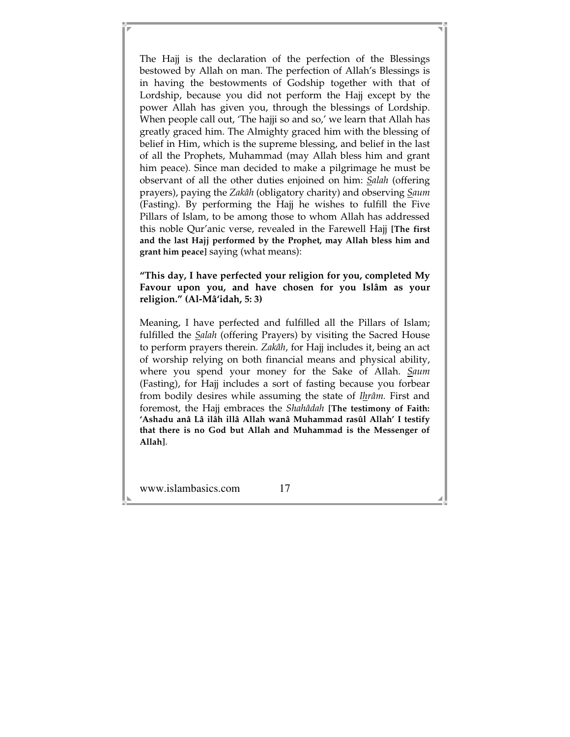The Hajj is the declaration of the perfection of the Blessings bestowed by Allah on man. The perfection of Allah's Blessings is in having the bestowments of Godship together with that of Lordship, because you did not perform the Hajj except by the power Allah has given you, through the blessings of Lordship. When people call out, 'The hajji so and so,' we learn that Allah has greatly graced him. The Almighty graced him with the blessing of belief in Him, which is the supreme blessing, and belief in the last of all the Prophets, Muhammad (may Allah bless him and grant him peace). Since man decided to make a pilgrimage he must be observant of all the other duties enjoined on him: *Salah* (offering prayers), paying the *Zakâh* (obligatory charity) and observing *Saum* (Fasting). By performing the Hajj he wishes to fulfill the Five Pillars of Islam, to be among those to whom Allah has addressed this noble Qur'anic verse, revealed in the Farewell Hajj **[The first and the last Hajj performed by the Prophet, may Allah bless him and grant him peace]** saying (what means):

**"This day, I have perfected your religion for you, completed My Favour upon you, and have chosen for you Islâm as your religion." (Al-Mâ'idah, 5: 3)**

Meaning, I have perfected and fulfilled all the Pillars of Islam; fulfilled the *Salah* (offering Prayers) by visiting the Sacred House to perform prayers therein. *Zakâh*, for Hajj includes it, being an act of worship relying on both financial means and physical ability, where you spend your money for the Sake of Allah. *Saum* (Fasting), for Hajj includes a sort of fasting because you forbear from bodily desires while assuming the state of *Ihrâm.* First and foremost, the Hajj embraces the *Shahâdah* **[The testimony of Faith: 'Ashadu anâ Lâ ilâh illâ Allah wanâ Muhammad rasûl Allah' I testify that there is no God but Allah and Muhammad is the Messenger of Allah]**.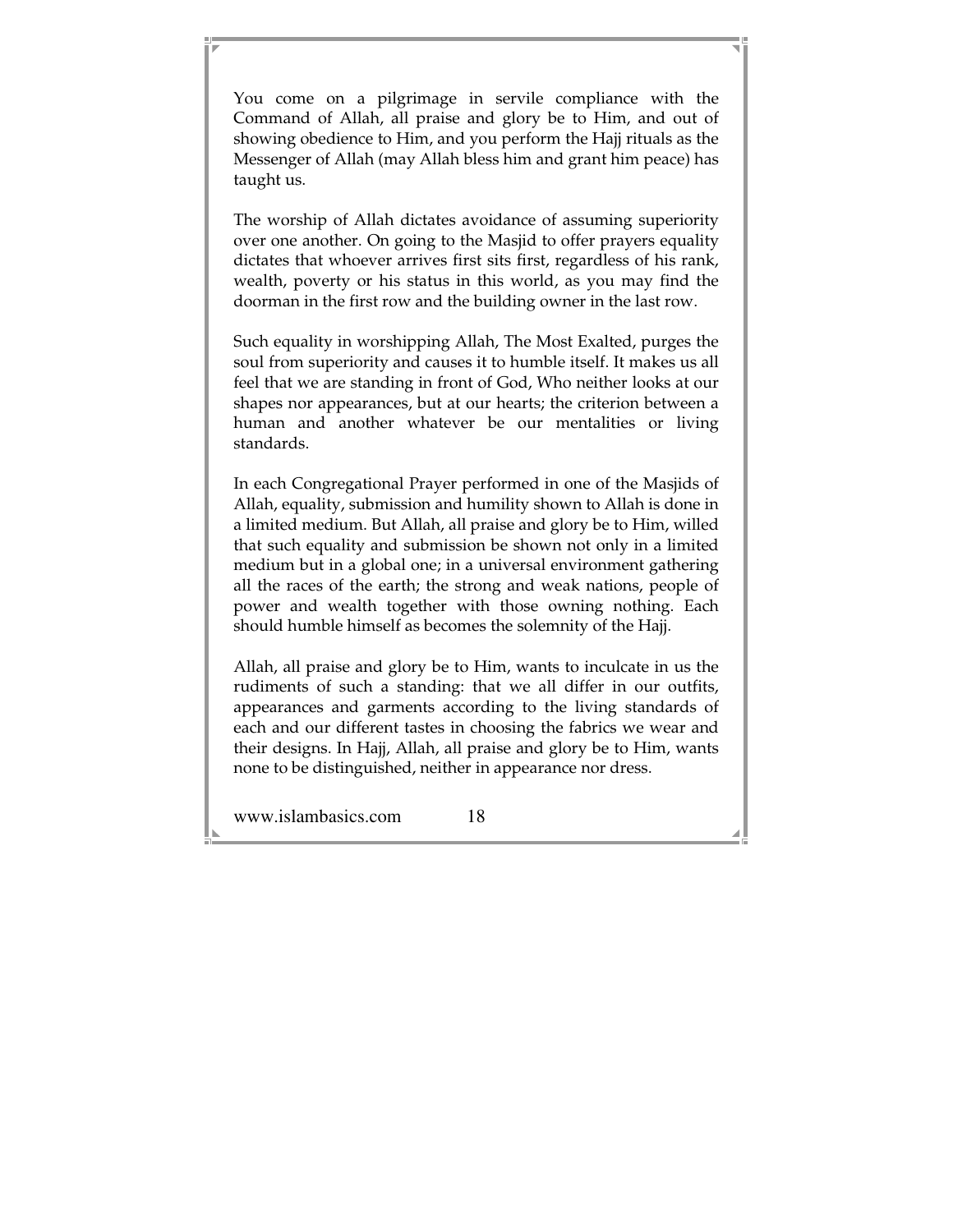You come on a pilgrimage in servile compliance with the Command of Allah, all praise and glory be to Him, and out of showing obedience to Him, and you perform the Hajj rituals as the Messenger of Allah (may Allah bless him and grant him peace) has taught us.

The worship of Allah dictates avoidance of assuming superiority over one another. On going to the Masjid to offer prayers equality dictates that whoever arrives first sits first, regardless of his rank, wealth, poverty or his status in this world, as you may find the doorman in the first row and the building owner in the last row.

Such equality in worshipping Allah, The Most Exalted, purges the soul from superiority and causes it to humble itself. It makes us all feel that we are standing in front of God, Who neither looks at our shapes nor appearances, but at our hearts; the criterion between a human and another whatever be our mentalities or living standards.

In each Congregational Prayer performed in one of the Masjids of Allah, equality, submission and humility shown to Allah is done in a limited medium. But Allah, all praise and glory be to Him, willed that such equality and submission be shown not only in a limited medium but in a global one; in a universal environment gathering all the races of the earth; the strong and weak nations, people of power and wealth together with those owning nothing. Each should humble himself as becomes the solemnity of the Hajj.

Allah, all praise and glory be to Him, wants to inculcate in us the rudiments of such a standing: that we all differ in our outfits, appearances and garments according to the living standards of each and our different tastes in choosing the fabrics we wear and their designs. In Hajj, Allah, all praise and glory be to Him, wants none to be distinguished, neither in appearance nor dress.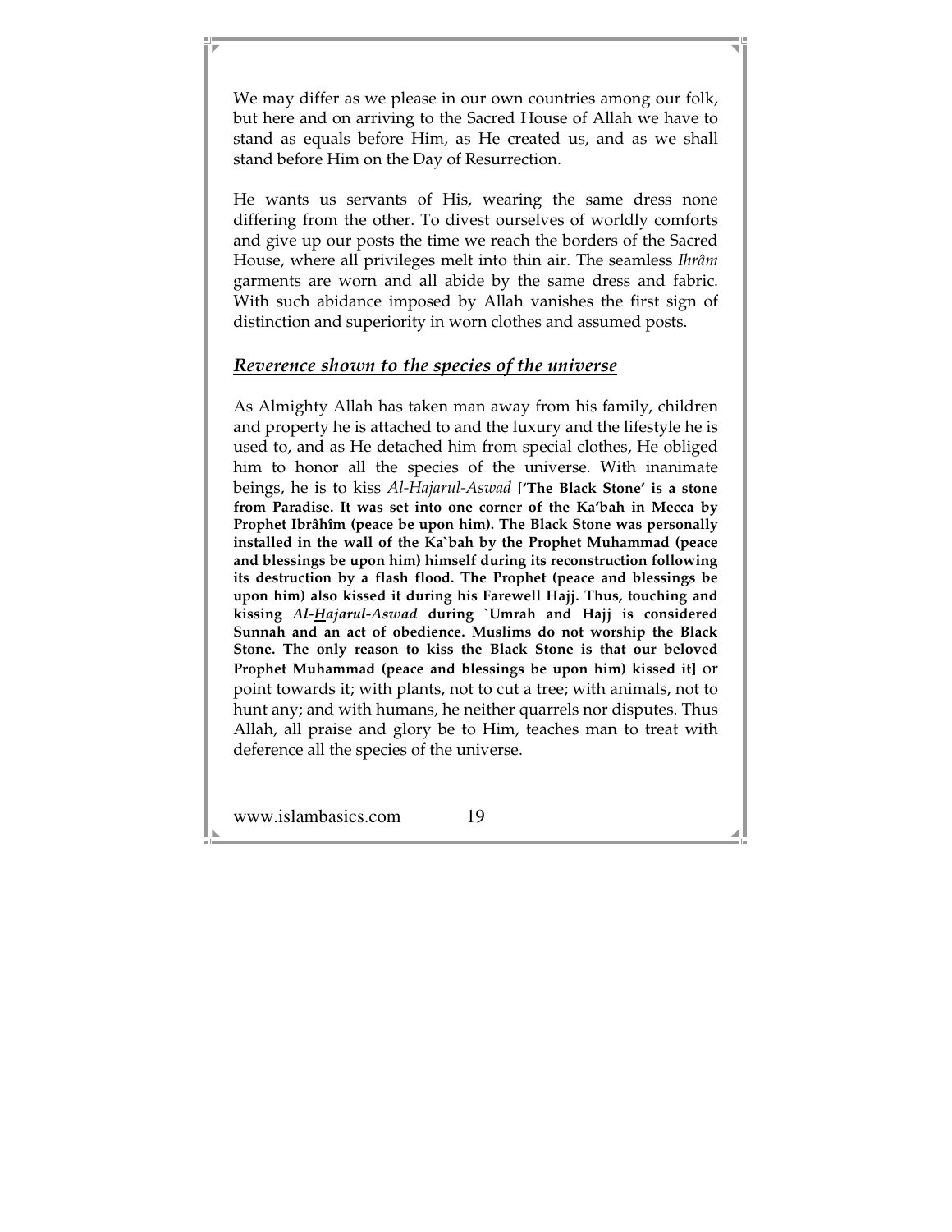We may differ as we please in our own countries among our folk, but here and on arriving to the Sacred House of Allah we have to stand as equals before Him, as He created us, and as we shall stand before Him on the Day of Resurrection.

He wants us servants of His, wearing the same dress none differing from the other. To divest ourselves of worldly comforts and give up our posts the time we reach the borders of the Sacred House, where all privileges melt into thin air. The seamless *Ihrâm* garments are worn and all abide by the same dress and fabric. With such abidance imposed by Allah vanishes the first sign of distinction and superiority in worn clothes and assumed posts.

## ***Reverence shown to the species of the universe***

As Almighty Allah has taken man away from his family, children and property he is attached to and the luxury and the lifestyle he is used to, and as He detached him from special clothes, He obliged him to honor all the species of the universe. With inanimate beings, he is to kiss *Al-Hajarul-Aswad* **['The Black Stone' is a stone from Paradise. It was set into one corner of the Ka'bah in Mecca by Prophet Ibrâhîm (peace be upon him). The Black Stone was personally installed in the wall of the Ka`bah by the Prophet Muhammad (peace and blessings be upon him) himself during its reconstruction following its destruction by a flash flood. The Prophet (peace and blessings be upon him) also kissed it during his Farewell Hajj. Thus, touching and kissing *Al-Hajarul-Aswad* during `Umrah and Hajj is considered Sunnah and an act of obedience. Muslims do not worship the Black Stone. The only reason to kiss the Black Stone is that our beloved Prophet Muhammad (peace and blessings be upon him) kissed it]** or point towards it; with plants, not to cut a tree; with animals, not to hunt any; and with humans, he neither quarrels nor disputes. Thus Allah, all praise and glory be to Him, teaches man to treat with deference all the species of the universe.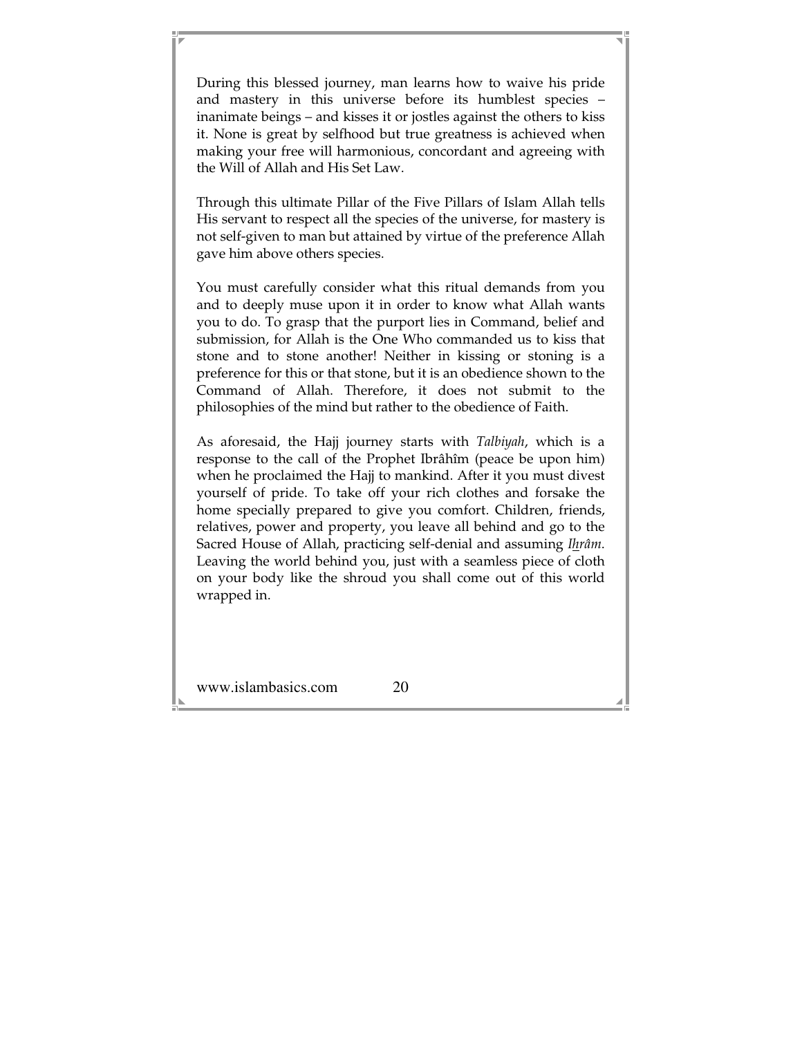During this blessed journey, man learns how to waive his pride and mastery in this universe before its humblest species – inanimate beings – and kisses it or jostles against the others to kiss it. None is great by selfhood but true greatness is achieved when making your free will harmonious, concordant and agreeing with the Will of Allah and His Set Law.

Through this ultimate Pillar of the Five Pillars of Islam Allah tells His servant to respect all the species of the universe, for mastery is not self-given to man but attained by virtue of the preference Allah gave him above others species.

You must carefully consider what this ritual demands from you and to deeply muse upon it in order to know what Allah wants you to do. To grasp that the purport lies in Command, belief and submission, for Allah is the One Who commanded us to kiss that stone and to stone another! Neither in kissing or stoning is a preference for this or that stone, but it is an obedience shown to the Command of Allah. Therefore, it does not submit to the philosophies of the mind but rather to the obedience of Faith.

As aforesaid, the Hajj journey starts with *Talbiyah*, which is a response to the call of the Prophet Ibrâhîm (peace be upon him) when he proclaimed the Hajj to mankind. After it you must divest yourself of pride. To take off your rich clothes and forsake the home specially prepared to give you comfort. Children, friends, relatives, power and property, you leave all behind and go to the Sacred House of Allah, practicing self-denial and assuming *Ihrâm*. Leaving the world behind you, just with a seamless piece of cloth on your body like the shroud you shall come out of this world wrapped in.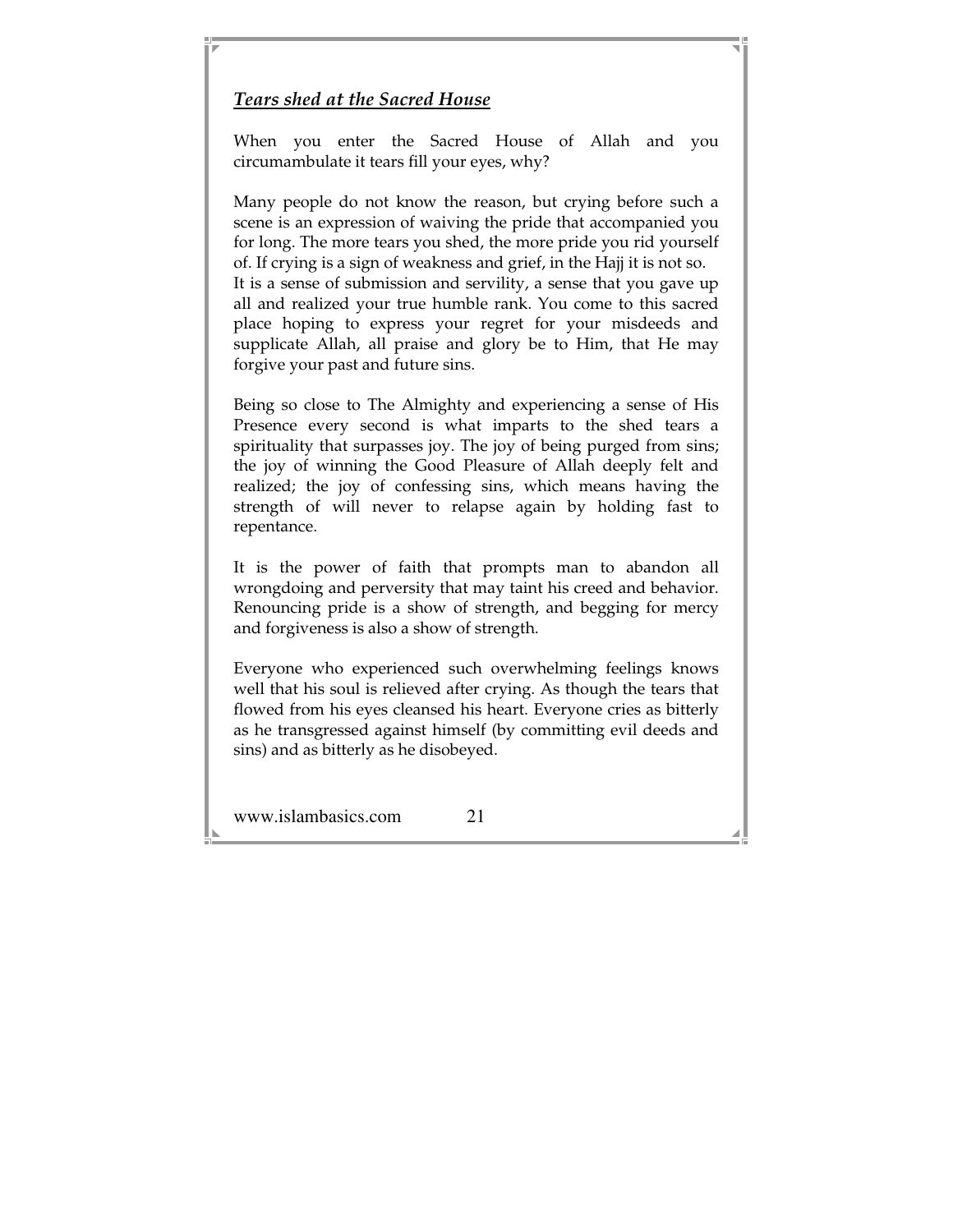### ***Tears shed at the Sacred House***

When you enter the Sacred House of Allah and you circumambulate it tears fill your eyes, why?

Many people do not know the reason, but crying before such a scene is an expression of waiving the pride that accompanied you for long. The more tears you shed, the more pride you rid yourself of. If crying is a sign of weakness and grief, in the Hajj it is not so. It is a sense of submission and servility, a sense that you gave up all and realized your true humble rank. You come to this sacred place hoping to express your regret for your misdeeds and supplicate Allah, all praise and glory be to Him, that He may forgive your past and future sins.

Being so close to The Almighty and experiencing a sense of His Presence every second is what imparts to the shed tears a spirituality that surpasses joy. The joy of being purged from sins; the joy of winning the Good Pleasure of Allah deeply felt and realized; the joy of confessing sins, which means having the strength of will never to relapse again by holding fast to repentance.

It is the power of faith that prompts man to abandon all wrongdoing and perversity that may taint his creed and behavior. Renouncing pride is a show of strength, and begging for mercy and forgiveness is also a show of strength.

Everyone who experienced such overwhelming feelings knows well that his soul is relieved after crying. As though the tears that flowed from his eyes cleansed his heart. Everyone cries as bitterly as he transgressed against himself (by committing evil deeds and sins) and as bitterly as he disobeyed.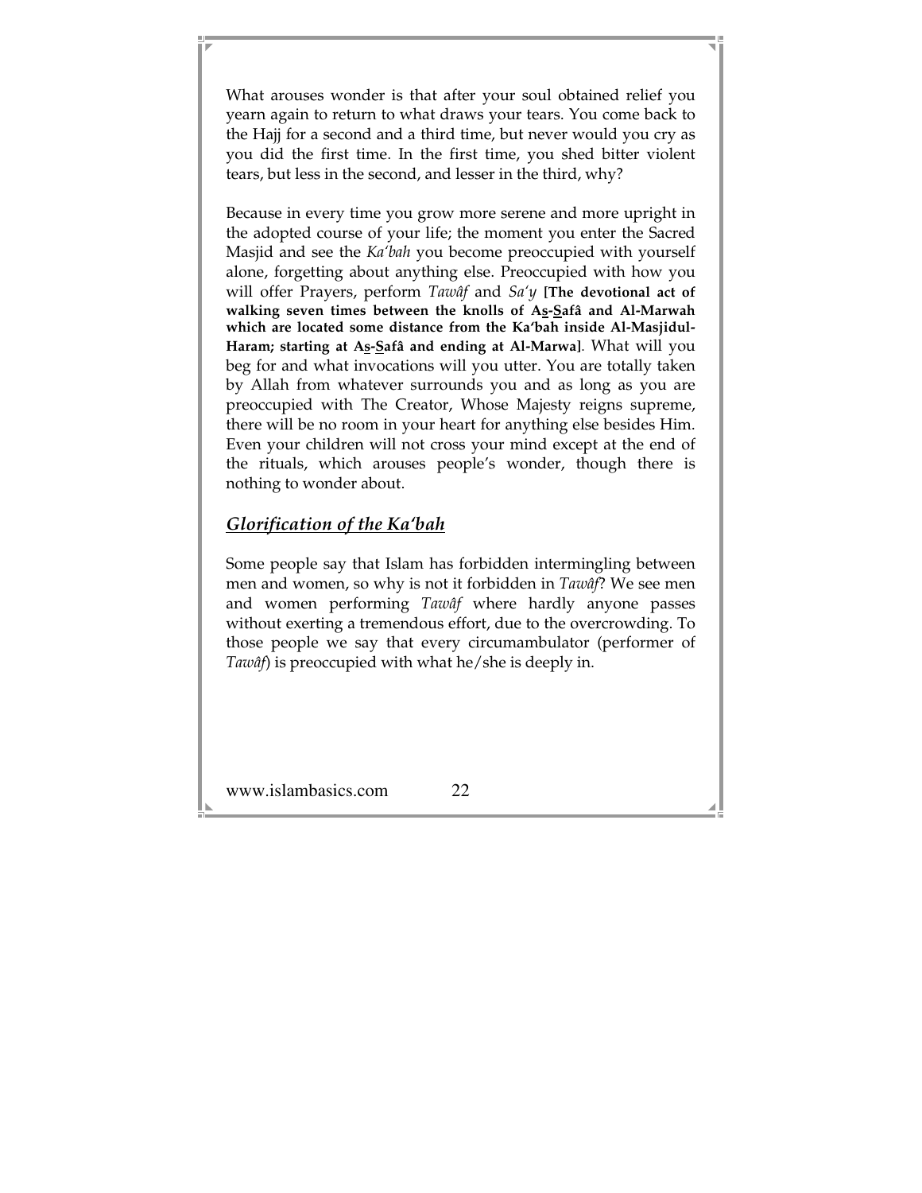What arouses wonder is that after your soul obtained relief you yearn again to return to what draws your tears. You come back to the Hajj for a second and a third time, but never would you cry as you did the first time. In the first time, you shed bitter violent tears, but less in the second, and lesser in the third, why?

Because in every time you grow more serene and more upright in the adopted course of your life; the moment you enter the Sacred Masjid and see the *Ka'bah* you become preoccupied with yourself alone, forgetting about anything else. Preoccupied with how you will offer Prayers, perform *Tawâf* and *Sa'y* **[The devotional act of walking seven times between the knolls of As-Safâ and Al-Marwah which are located some distance from the Ka'bah inside Al-Masjidul-Haram; starting at As-Safâ and ending at Al-Marwa]**. What will you beg for and what invocations will you utter. You are totally taken by Allah from whatever surrounds you and as long as you are preoccupied with The Creator, Whose Majesty reigns supreme, there will be no room in your heart for anything else besides Him. Even your children will not cross your mind except at the end of the rituals, which arouses people's wonder, though there is nothing to wonder about.

## *Glorification of the Ka'bah*

Some people say that Islam has forbidden intermingling between men and women, so why is not it forbidden in *Tawâf*? We see men and women performing *Tawâf* where hardly anyone passes without exerting a tremendous effort, due to the overcrowding. To those people we say that every circumambulator (performer of *Tawâf*) is preoccupied with what he/she is deeply in.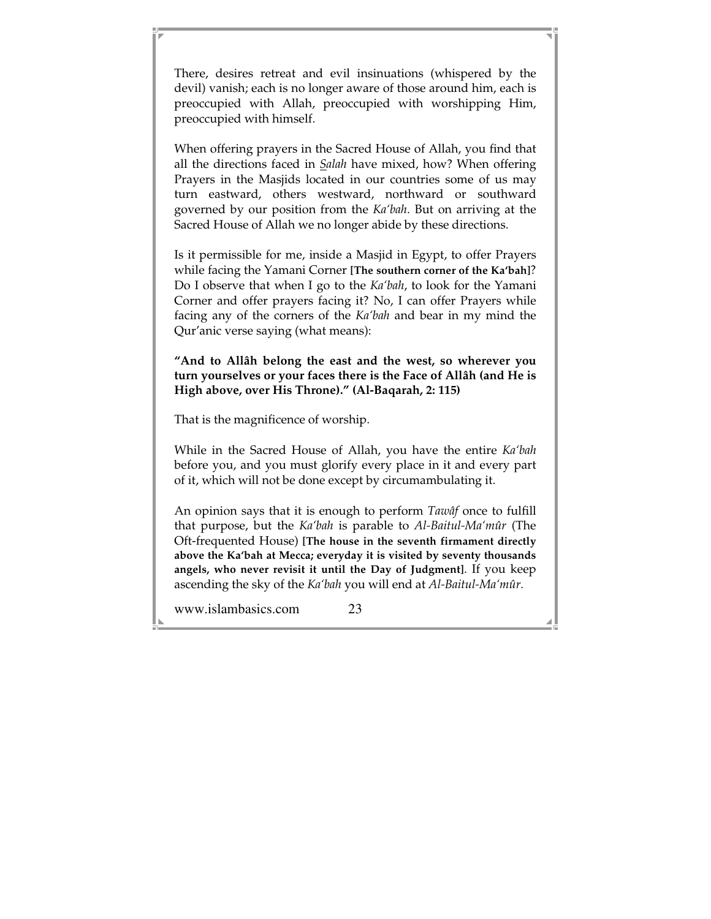There, desires retreat and evil insinuations (whispered by the devil) vanish; each is no longer aware of those around him, each is preoccupied with Allah, preoccupied with worshipping Him, preoccupied with himself.

When offering prayers in the Sacred House of Allah, you find that all the directions faced in *Salah* have mixed, how? When offering Prayers in the Masjids located in our countries some of us may turn eastward, others westward, northward or southward governed by our position from the *Ka'bah*. But on arriving at the Sacred House of Allah we no longer abide by these directions.

Is it permissible for me, inside a Masjid in Egypt, to offer Prayers while facing the Yamani Corner **[The southern corner of the Ka'bah]**? Do I observe that when I go to the *Ka'bah*, to look for the Yamani Corner and offer prayers facing it? No, I can offer Prayers while facing any of the corners of the *Ka'bah* and bear in my mind the Qur'anic verse saying (what means):

**"And to Allâh belong the east and the west, so wherever you turn yourselves or your faces there is the Face of Allâh (and He is High above, over His Throne)." (Al-Baqarah, 2: 115)**

That is the magnificence of worship.

While in the Sacred House of Allah, you have the entire *Ka'bah* before you, and you must glorify every place in it and every part of it, which will not be done except by circumambulating it.

An opinion says that it is enough to perform *Tawâf* once to fulfill that purpose, but the *Ka'bah* is parable to *Al-Baitul-Ma'mûr* (The Oft-frequented House) **[The house in the seventh firmament directly above the Ka'bah at Mecca; everyday it is visited by seventy thousands angels, who never revisit it until the Day of Judgment]**. If you keep ascending the sky of the *Ka'bah* you will end at *Al-Baitul-Ma'mûr.*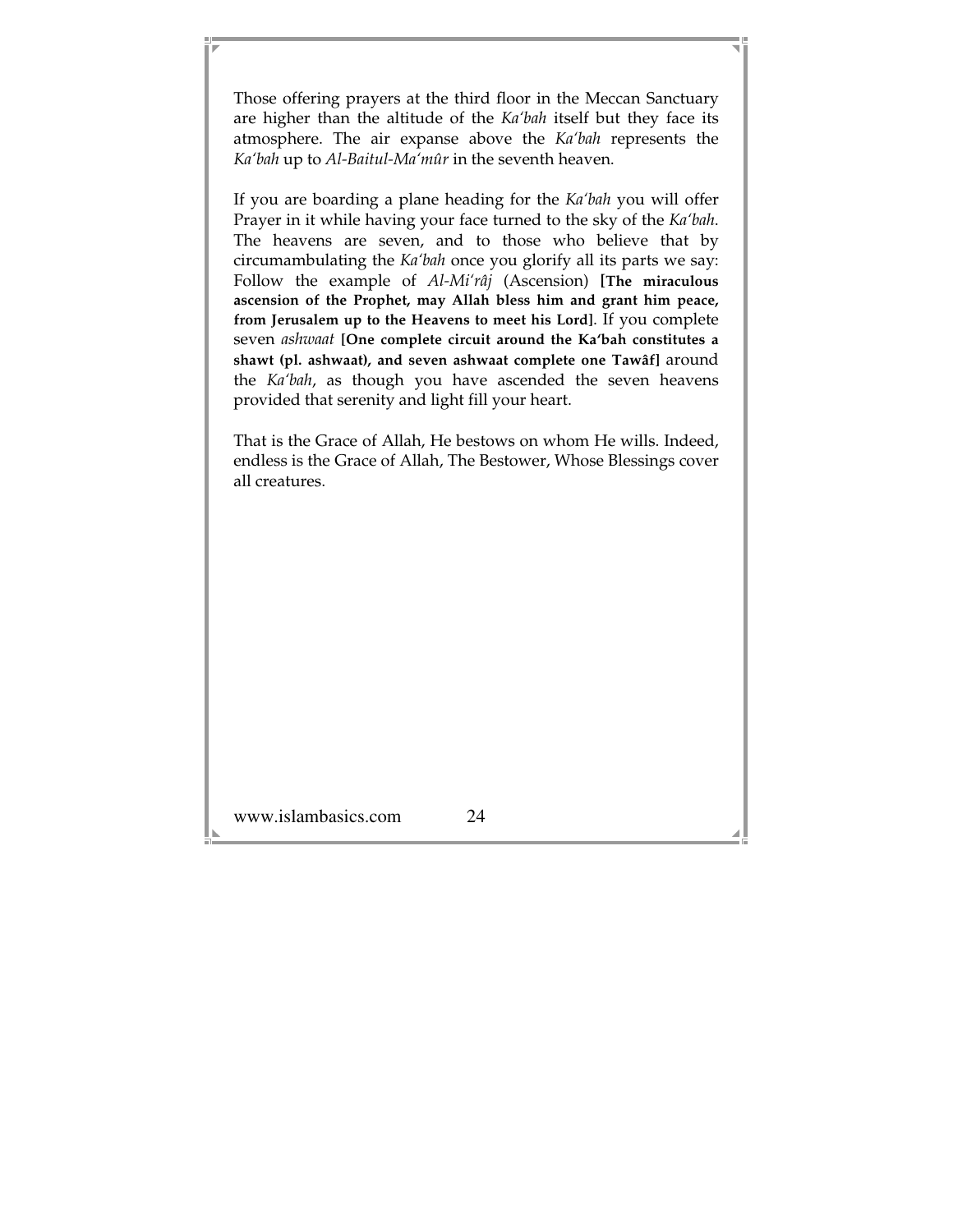Those offering prayers at the third floor in the Meccan Sanctuary are higher than the altitude of the *Ka'bah* itself but they face its atmosphere. The air expanse above the *Ka'bah* represents the *Ka'bah* up to *Al-Baitul-Ma'mûr* in the seventh heaven.

If you are boarding a plane heading for the *Ka'bah* you will offer Prayer in it while having your face turned to the sky of the *Ka'bah*. The heavens are seven, and to those who believe that by circumambulating the *Ka'bah* once you glorify all its parts we say: Follow the example of *Al-Mi'râj* (Ascension) **[The miraculous ascension of the Prophet, may Allah bless him and grant him peace, from Jerusalem up to the Heavens to meet his Lord]**. If you complete seven *ashwaat* **[One complete circuit around the Ka'bah constitutes a shawt (pl. ashwaat), and seven ashwaat complete one Tawâf]** around the *Ka'bah*, as though you have ascended the seven heavens provided that serenity and light fill your heart.

That is the Grace of Allah, He bestows on whom He wills. Indeed, endless is the Grace of Allah, The Bestower, Whose Blessings cover all creatures.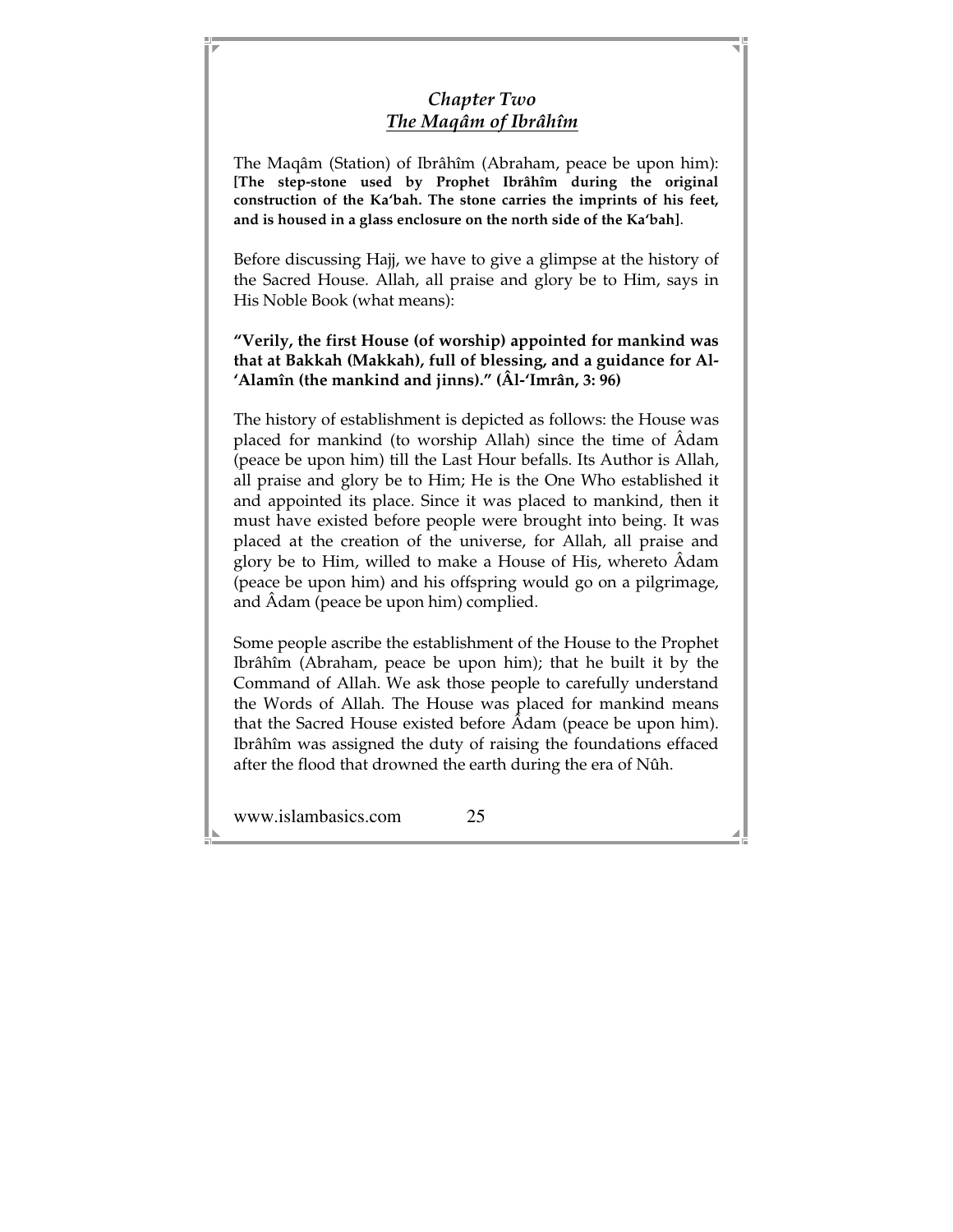## *Chapter Two*
## ***The Maqâm of Ibrâhîm***

The Maqâm (Station) of Ibrâhîm (Abraham, peace be upon him): **[The step-stone used by Prophet Ibrâhîm during the original construction of the Ka'bah. The stone carries the imprints of his feet, and is housed in a glass enclosure on the north side of the Ka'bah]**.

Before discussing Hajj, we have to give a glimpse at the history of the Sacred House. Allah, all praise and glory be to Him, says in His Noble Book (what means):

**"Verily, the first House (of worship) appointed for mankind was that at Bakkah (Makkah), full of blessing, and a guidance for Al-'Alamîn (the mankind and jinns)." (Âl-'Imrân, 3: 96)**

The history of establishment is depicted as follows: the House was placed for mankind (to worship Allah) since the time of Âdam (peace be upon him) till the Last Hour befalls. Its Author is Allah, all praise and glory be to Him; He is the One Who established it and appointed its place. Since it was placed to mankind, then it must have existed before people were brought into being. It was placed at the creation of the universe, for Allah, all praise and glory be to Him, willed to make a House of His, whereto Âdam (peace be upon him) and his offspring would go on a pilgrimage, and Âdam (peace be upon him) complied.

Some people ascribe the establishment of the House to the Prophet Ibrâhîm (Abraham, peace be upon him); that he built it by the Command of Allah. We ask those people to carefully understand the Words of Allah. The House was placed for mankind means that the Sacred House existed before Âdam (peace be upon him). Ibrâhîm was assigned the duty of raising the foundations effaced after the flood that drowned the earth during the era of Nûh.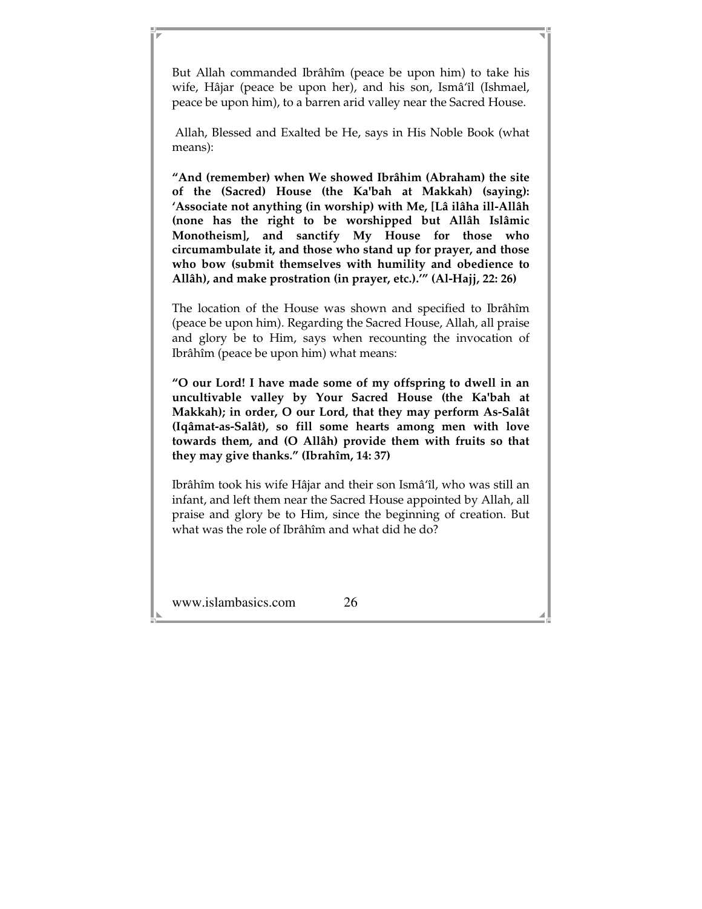But Allah commanded Ibrâhîm (peace be upon him) to take his wife, Hâjar (peace be upon her), and his son, Ismâ'îl (Ishmael, peace be upon him), to a barren arid valley near the Sacred House.

Allah, Blessed and Exalted be He, says in His Noble Book (what means):

**"And (remember) when We showed Ibrâhim (Abraham) the site of the (Sacred) House (the Ka'bah at Makkah) (saying): 'Associate not anything (in worship) with Me, [Lâ ilâha ill-Allâh (none has the right to be worshipped but Allâh Islâmic Monotheism], and sanctify My House for those who circumambulate it, and those who stand up for prayer, and those who bow (submit themselves with humility and obedience to Allâh), and make prostration (in prayer, etc.).'" (Al-Hajj, 22: 26)**

The location of the House was shown and specified to Ibrâhîm (peace be upon him). Regarding the Sacred House, Allah, all praise and glory be to Him, says when recounting the invocation of Ibrâhîm (peace be upon him) what means:

**"O our Lord! I have made some of my offspring to dwell in an uncultivable valley by Your Sacred House (the Ka'bah at Makkah); in order, O our Lord, that they may perform As-Salât (Iqâmat-as-Salât), so fill some hearts among men with love towards them, and (O Allâh) provide them with fruits so that they may give thanks." (Ibrahîm, 14: 37)**

Ibrâhîm took his wife Hâjar and their son Ismâ'îl, who was still an infant, and left them near the Sacred House appointed by Allah, all praise and glory be to Him, since the beginning of creation. But what was the role of Ibrâhîm and what did he do?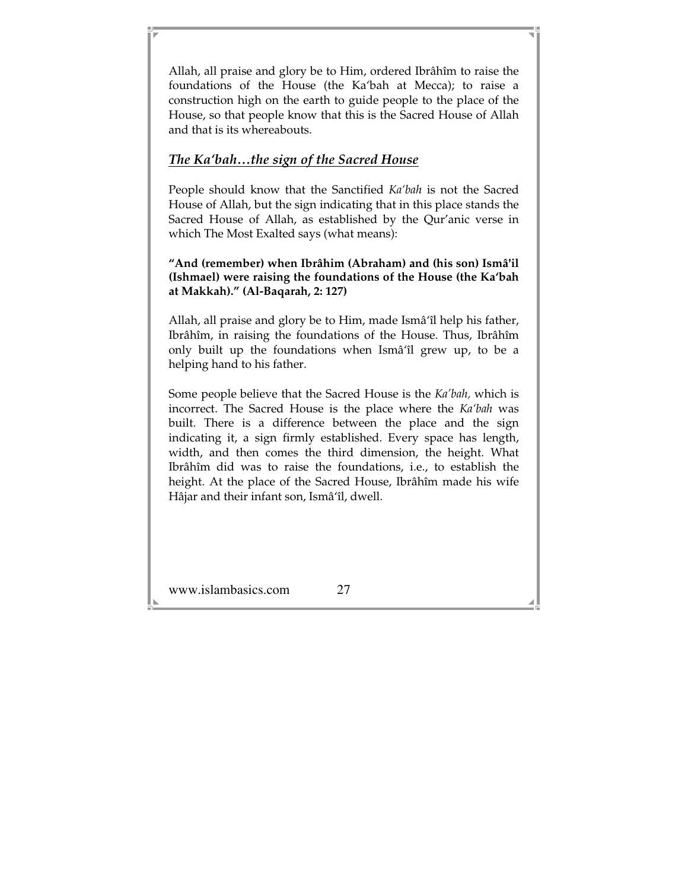Allah, all praise and glory be to Him, ordered Ibrâhîm to raise the foundations of the House (the Ka'bah at Mecca); to raise a construction high on the earth to guide people to the place of the House, so that people know that this is the Sacred House of Allah and that is its whereabouts.

## *The Ka'bah…the sign of the Sacred House*

People should know that the Sanctified *Ka'bah* is not the Sacred House of Allah, but the sign indicating that in this place stands the Sacred House of Allah, as established by the Qur'anic verse in which The Most Exalted says (what means):

**"And (remember) when Ibrâhim (Abraham) and (his son) Ismâ'il (Ishmael) were raising the foundations of the House (the Ka'bah at Makkah)." (Al-Baqarah, 2: 127)**

Allah, all praise and glory be to Him, made Ismâ'îl help his father, Ibrâhîm, in raising the foundations of the House. Thus, Ibrâhîm only built up the foundations when Ismâ'îl grew up, to be a helping hand to his father.

Some people believe that the Sacred House is the *Ka'bah,* which is incorrect. The Sacred House is the place where the *Ka'bah* was built. There is a difference between the place and the sign indicating it, a sign firmly established. Every space has length, width, and then comes the third dimension, the height. What Ibrâhîm did was to raise the foundations, i.e., to establish the height. At the place of the Sacred House, Ibrâhîm made his wife Hâjar and their infant son, Ismâ'îl, dwell.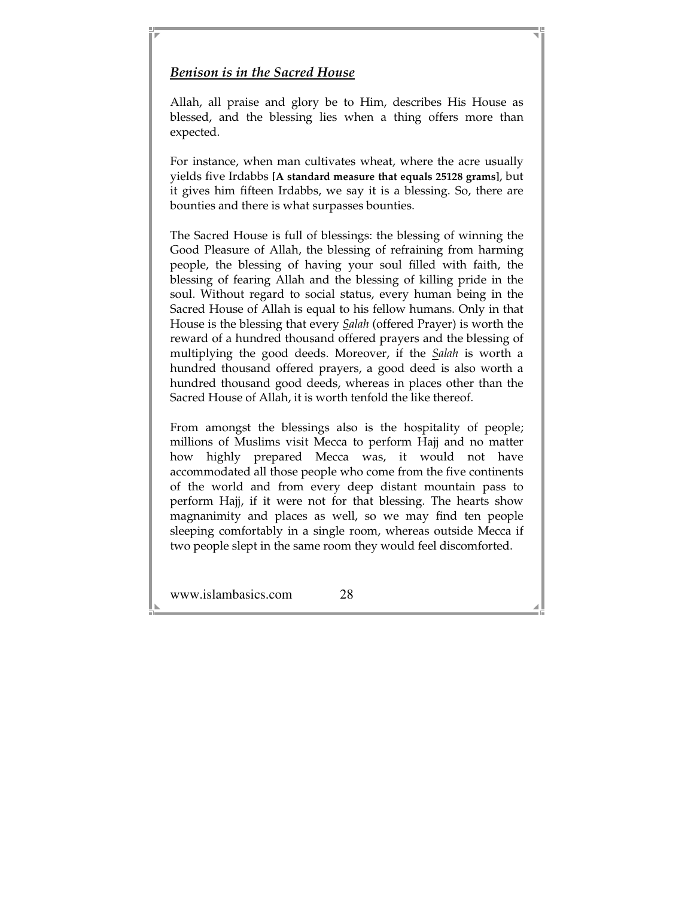***Benison is in the Sacred House***

Allah, all praise and glory be to Him, describes His House as blessed, and the blessing lies when a thing offers more than expected.

For instance, when man cultivates wheat, where the acre usually yields five Irdabbs **[A standard measure that equals 25128 grams]**, but it gives him fifteen Irdabbs, we say it is a blessing. So, there are bounties and there is what surpasses bounties.

The Sacred House is full of blessings: the blessing of winning the Good Pleasure of Allah, the blessing of refraining from harming people, the blessing of having your soul filled with faith, the blessing of fearing Allah and the blessing of killing pride in the soul. Without regard to social status, every human being in the Sacred House of Allah is equal to his fellow humans. Only in that House is the blessing that every *Salah* (offered Prayer) is worth the reward of a hundred thousand offered prayers and the blessing of multiplying the good deeds. Moreover, if the *Salah* is worth a hundred thousand offered prayers, a good deed is also worth a hundred thousand good deeds, whereas in places other than the Sacred House of Allah, it is worth tenfold the like thereof.

From amongst the blessings also is the hospitality of people; millions of Muslims visit Mecca to perform Hajj and no matter how highly prepared Mecca was, it would not have accommodated all those people who come from the five continents of the world and from every deep distant mountain pass to perform Hajj, if it were not for that blessing. The hearts show magnanimity and places as well, so we may find ten people sleeping comfortably in a single room, whereas outside Mecca if two people slept in the same room they would feel discomforted.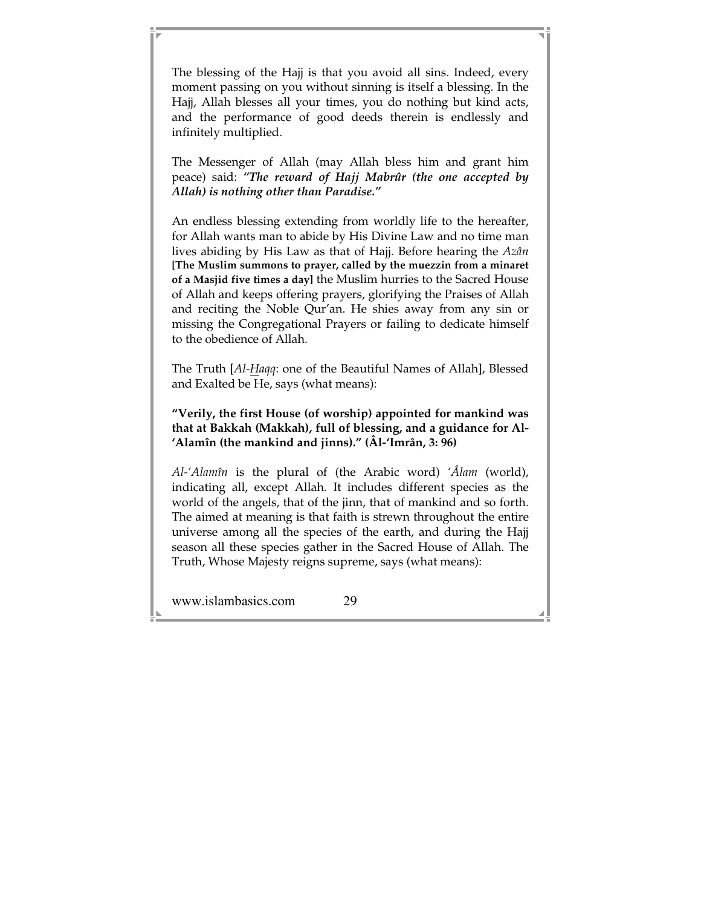The blessing of the Hajj is that you avoid all sins. Indeed, every moment passing on you without sinning is itself a blessing. In the Hajj, Allah blesses all your times, you do nothing but kind acts, and the performance of good deeds therein is endlessly and infinitely multiplied.

The Messenger of Allah (may Allah bless him and grant him peace) said: ***"The reward of Hajj Mabrûr (the one accepted by Allah) is nothing other than Paradise."***

An endless blessing extending from worldly life to the hereafter, for Allah wants man to abide by His Divine Law and no time man lives abiding by His Law as that of Hajj. Before hearing the *Azân* **[The Muslim summons to prayer, called by the muezzin from a minaret of a Masjid five times a day]** the Muslim hurries to the Sacred House of Allah and keeps offering prayers, glorifying the Praises of Allah and reciting the Noble Qur'an. He shies away from any sin or missing the Congregational Prayers or failing to dedicate himself to the obedience of Allah.

The Truth [*Al-Haqq*: one of the Beautiful Names of Allah], Blessed and Exalted be He, says (what means):

**"Verily, the first House (of worship) appointed for mankind was that at Bakkah (Makkah), full of blessing, and a guidance for Al-'Alamîn (the mankind and jinns)." (Âl-'Imrân, 3: 96)**

*Al-'Alamîn* is the plural of (the Arabic word) *'Âlam* (world), indicating all, except Allah. It includes different species as the world of the angels, that of the jinn, that of mankind and so forth. The aimed at meaning is that faith is strewn throughout the entire universe among all the species of the earth, and during the Hajj season all these species gather in the Sacred House of Allah. The Truth, Whose Majesty reigns supreme, says (what means):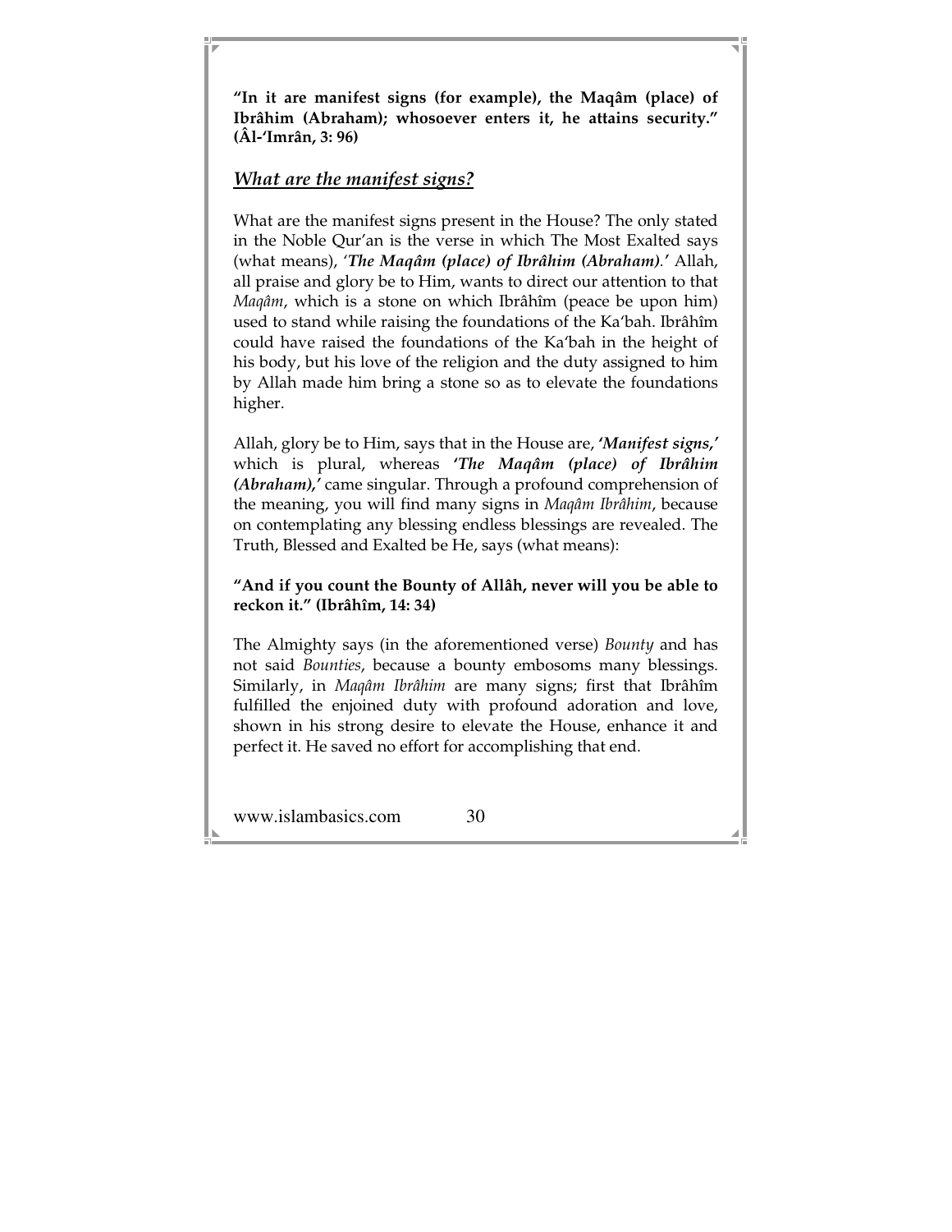**"In it are manifest signs (for example), the Maqâm (place) of Ibrâhim (Abraham); whosoever enters it, he attains security." (Âl-'Imrân, 3: 96)**

## ***What are the manifest signs?***

What are the manifest signs present in the House? The only stated in the Noble Qur'an is the verse in which The Most Exalted says (what means), '***The Maqâm (place) of Ibrâhim (Abraham)**.'* Allah, all praise and glory be to Him, wants to direct our attention to that *Maqâm*, which is a stone on which Ibrâhîm (peace be upon him) used to stand while raising the foundations of the Ka'bah. Ibrâhîm could have raised the foundations of the Ka'bah in the height of his body, but his love of the religion and the duty assigned to him by Allah made him bring a stone so as to elevate the foundations higher.

Allah, glory be to Him, says that in the House are, ***'Manifest signs,'*** which is plural, whereas ***'The Maqâm (place) of Ibrâhim (Abraham),'*** came singular. Through a profound comprehension of the meaning, you will find many signs in *Maqâm Ibrâhim*, because on contemplating any blessing endless blessings are revealed. The Truth, Blessed and Exalted be He, says (what means):

**"And if you count the Bounty of Allâh, never will you be able to reckon it." (Ibrâhîm, 14: 34)**

The Almighty says (in the aforementioned verse) *Bounty* and has not said *Bounties*, because a bounty embosoms many blessings. Similarly, in *Maqâm Ibrâhim* are many signs; first that Ibrâhîm fulfilled the enjoined duty with profound adoration and love, shown in his strong desire to elevate the House, enhance it and perfect it. He saved no effort for accomplishing that end.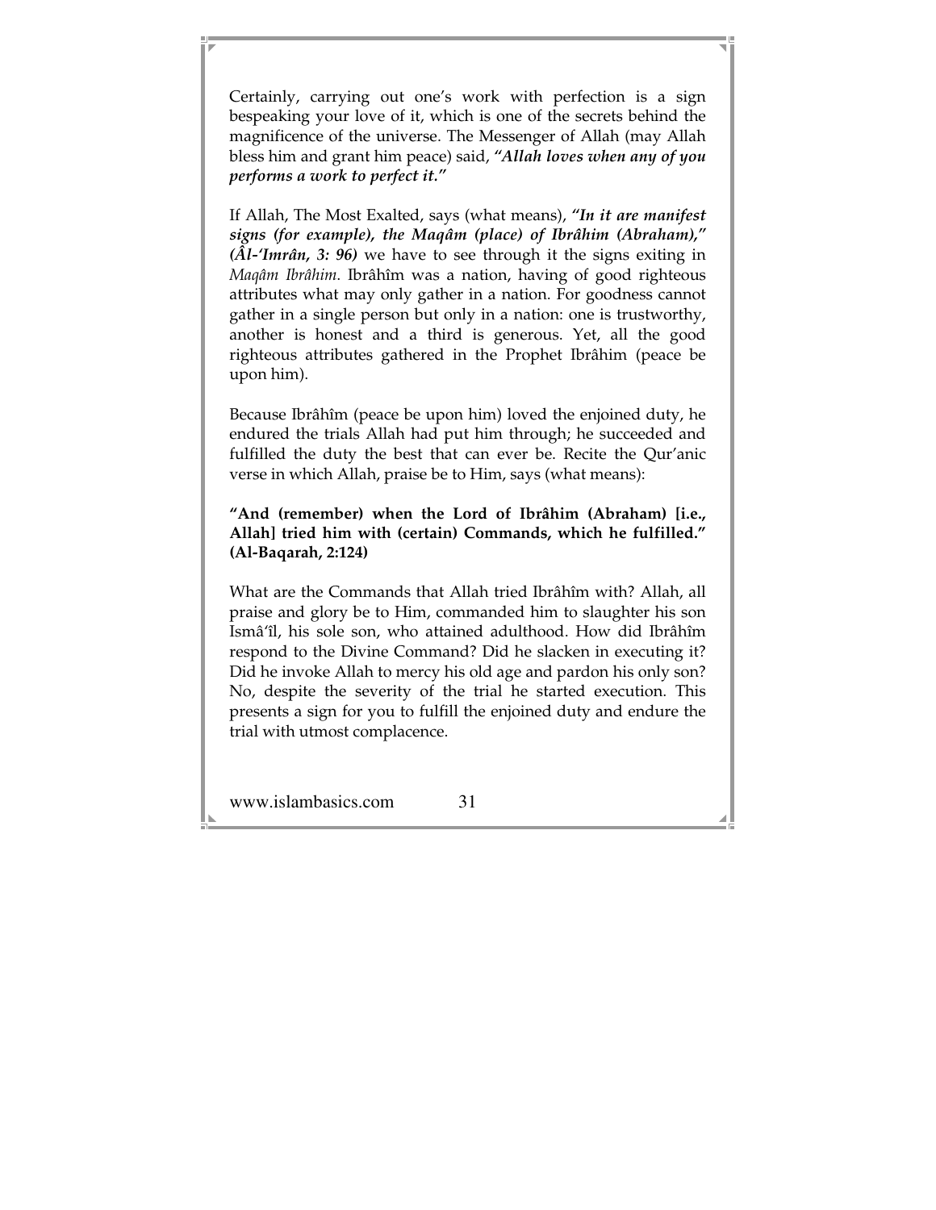Certainly, carrying out one's work with perfection is a sign bespeaking your love of it, which is one of the secrets behind the magnificence of the universe. The Messenger of Allah (may Allah bless him and grant him peace) said, ***"Allah loves when any of you performs a work to perfect it."***

If Allah, The Most Exalted, says (what means), ***"In it are manifest signs (for example), the Maqâm (place) of Ibrâhim (Abraham),"*** ***(Âl-'Imrân, 3: 96)*** we have to see through it the signs exiting in *Maqâm Ibrâhim*. Ibrâhîm was a nation, having of good righteous attributes what may only gather in a nation. For goodness cannot gather in a single person but only in a nation: one is trustworthy, another is honest and a third is generous. Yet, all the good righteous attributes gathered in the Prophet Ibrâhim (peace be upon him).

Because Ibrâhîm (peace be upon him) loved the enjoined duty, he endured the trials Allah had put him through; he succeeded and fulfilled the duty the best that can ever be. Recite the Qur'anic verse in which Allah, praise be to Him, says (what means):

**"And (remember) when the Lord of Ibrâhim (Abraham) [i.e., Allah] tried him with (certain) Commands, which he fulfilled." (Al-Baqarah, 2:124)**

What are the Commands that Allah tried Ibrâhîm with? Allah, all praise and glory be to Him, commanded him to slaughter his son Ismâ'îl, his sole son, who attained adulthood. How did Ibrâhîm respond to the Divine Command? Did he slacken in executing it? Did he invoke Allah to mercy his old age and pardon his only son? No, despite the severity of the trial he started execution. This presents a sign for you to fulfill the enjoined duty and endure the trial with utmost complacence.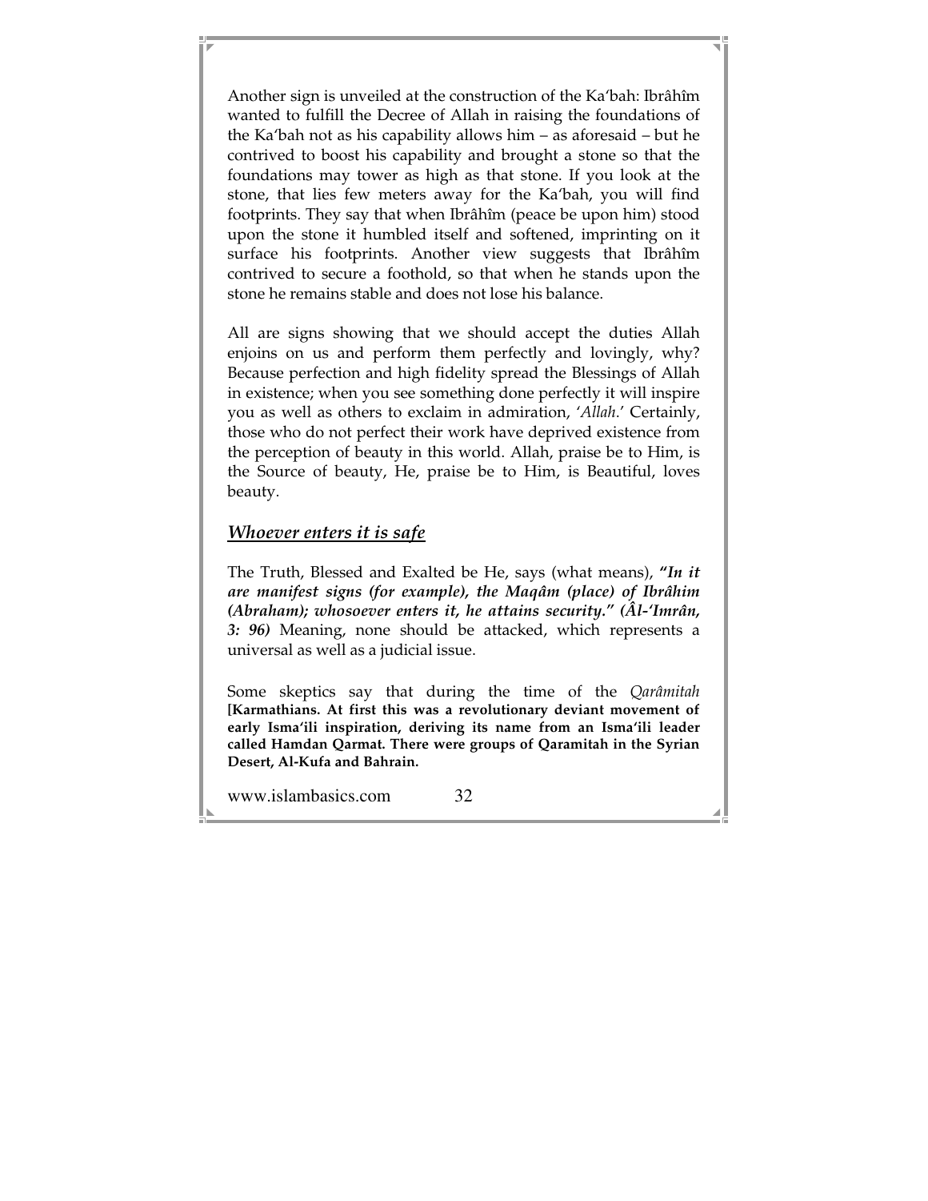Another sign is unveiled at the construction of the Ka'bah: Ibrâhîm wanted to fulfill the Decree of Allah in raising the foundations of the Ka'bah not as his capability allows him – as aforesaid – but he contrived to boost his capability and brought a stone so that the foundations may tower as high as that stone. If you look at the stone, that lies few meters away for the Ka'bah, you will find footprints. They say that when Ibrâhîm (peace be upon him) stood upon the stone it humbled itself and softened, imprinting on it surface his footprints. Another view suggests that Ibrâhîm contrived to secure a foothold, so that when he stands upon the stone he remains stable and does not lose his balance.

All are signs showing that we should accept the duties Allah enjoins on us and perform them perfectly and lovingly, why? Because perfection and high fidelity spread the Blessings of Allah in existence; when you see something done perfectly it will inspire you as well as others to exclaim in admiration, '*Allah*.' Certainly, those who do not perfect their work have deprived existence from the perception of beauty in this world. Allah, praise be to Him, is the Source of beauty, He, praise be to Him, is Beautiful, loves beauty.

## ***Whoever enters it is safe***

The Truth, Blessed and Exalted be He, says (what means), ***"In it are manifest signs (for example), the Maqâm (place) of Ibrâhim (Abraham); whosoever enters it, he attains security." (Âl-'Imrân, 3: 96)*** Meaning, none should be attacked, which represents a universal as well as a judicial issue.

Some skeptics say that during the time of the *Qarâmitah* **[Karmathians. At first this was a revolutionary deviant movement of early Isma'ili inspiration, deriving its name from an Isma'ili leader called Hamdan Qarmat. There were groups of Qaramitah in the Syrian Desert, Al-Kufa and Bahrain.**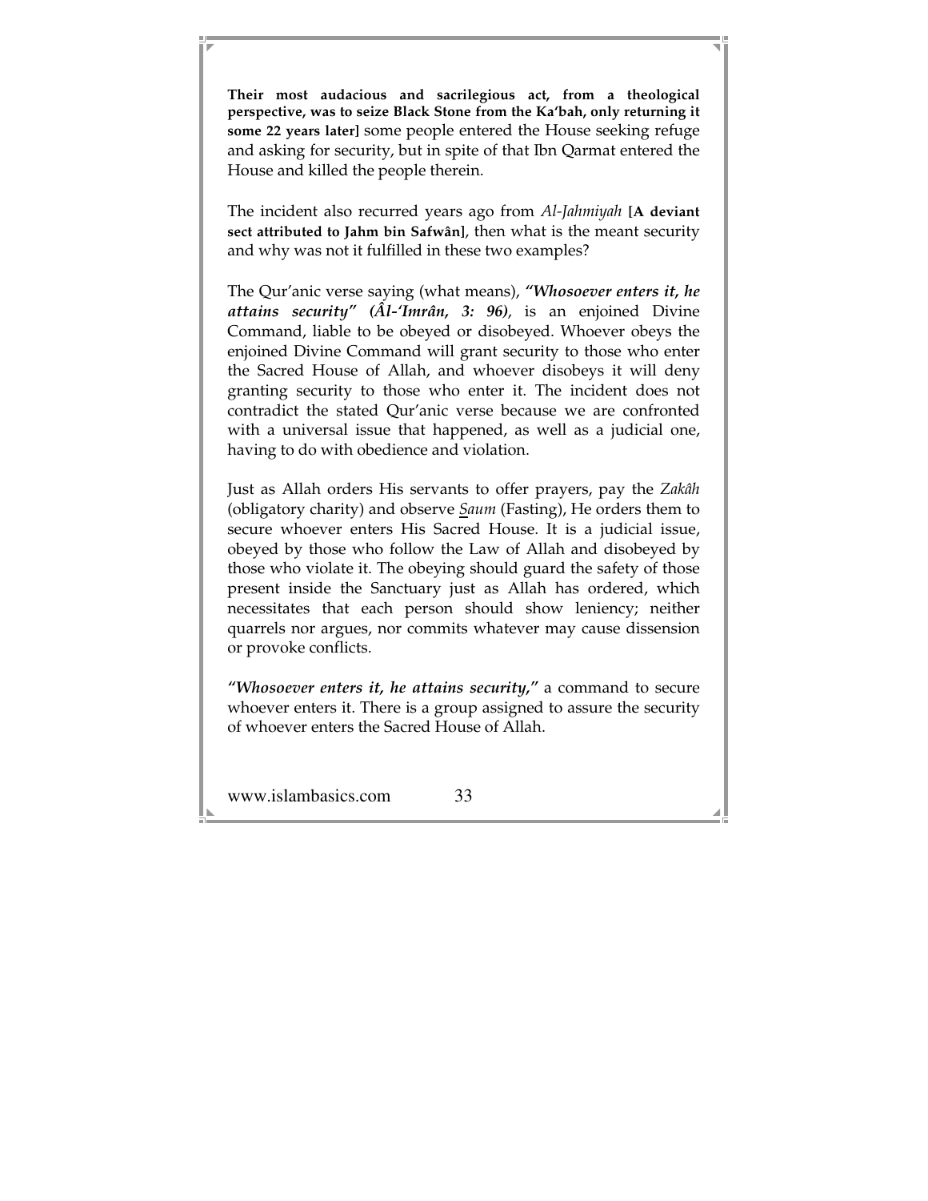**Their most audacious and sacrilegious act, from a theological perspective, was to seize Black Stone from the Ka'bah, only returning it some 22 years later]** some people entered the House seeking refuge and asking for security, but in spite of that Ibn Qarmat entered the House and killed the people therein.

The incident also recurred years ago from *Al-Jahmiyah* **[A deviant sect attributed to Jahm bin Safwân]**, then what is the meant security and why was not it fulfilled in these two examples?

The Qur'anic verse saying (what means), ***"Whosoever enters it, he attains security" (Âl-'Imrân, 3: 96)***, is an enjoined Divine Command, liable to be obeyed or disobeyed. Whoever obeys the enjoined Divine Command will grant security to those who enter the Sacred House of Allah, and whoever disobeys it will deny granting security to those who enter it. The incident does not contradict the stated Qur'anic verse because we are confronted with a universal issue that happened, as well as a judicial one, having to do with obedience and violation.

Just as Allah orders His servants to offer prayers, pay the *Zakâh* (obligatory charity) and observe *Saum* (Fasting), He orders them to secure whoever enters His Sacred House. It is a judicial issue, obeyed by those who follow the Law of Allah and disobeyed by those who violate it. The obeying should guard the safety of those present inside the Sanctuary just as Allah has ordered, which necessitates that each person should show leniency; neither quarrels nor argues, nor commits whatever may cause dissension or provoke conflicts.

***"Whosoever enters it, he attains security,"*** a command to secure whoever enters it. There is a group assigned to assure the security of whoever enters the Sacred House of Allah.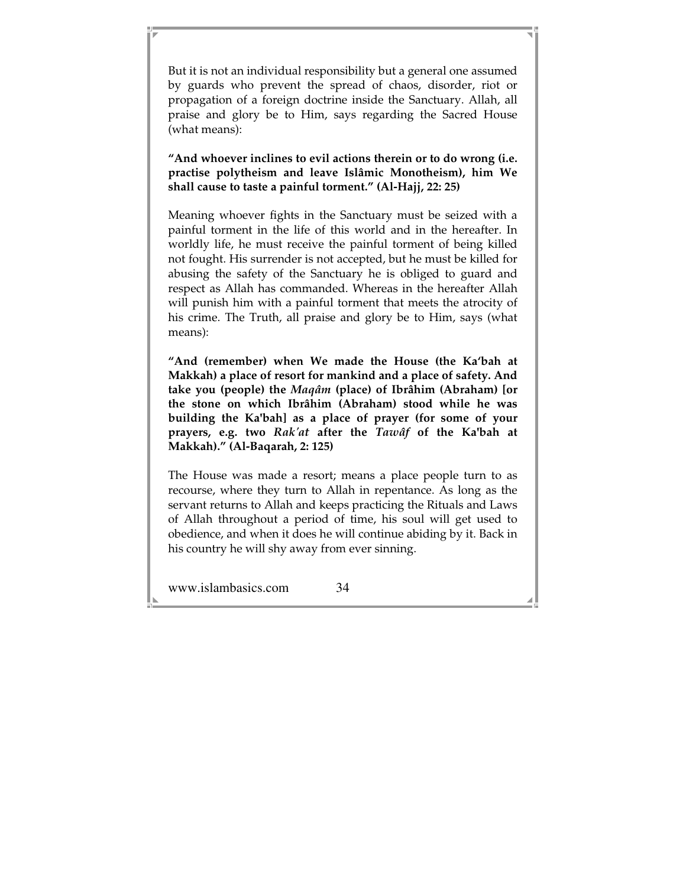But it is not an individual responsibility but a general one assumed by guards who prevent the spread of chaos, disorder, riot or propagation of a foreign doctrine inside the Sanctuary. Allah, all praise and glory be to Him, says regarding the Sacred House (what means):

**"And whoever inclines to evil actions therein or to do wrong (i.e. practise polytheism and leave Islâmic Monotheism), him We shall cause to taste a painful torment." (Al-Hajj, 22: 25)**

Meaning whoever fights in the Sanctuary must be seized with a painful torment in the life of this world and in the hereafter. In worldly life, he must receive the painful torment of being killed not fought. His surrender is not accepted, but he must be killed for abusing the safety of the Sanctuary he is obliged to guard and respect as Allah has commanded. Whereas in the hereafter Allah will punish him with a painful torment that meets the atrocity of his crime. The Truth, all praise and glory be to Him, says (what means):

**"And (remember) when We made the House (the Ka'bah at Makkah) a place of resort for mankind and a place of safety. And take you (people) the *Maqâm* (place) of Ibrâhim (Abraham) [or the stone on which Ibrâhim (Abraham) stood while he was building the Ka'bah] as a place of prayer (for some of your prayers, e.g. two *Rak'at* after the *Tawâf* of the Ka'bah at Makkah)." (Al-Baqarah, 2: 125)**

The House was made a resort; means a place people turn to as recourse, where they turn to Allah in repentance. As long as the servant returns to Allah and keeps practicing the Rituals and Laws of Allah throughout a period of time, his soul will get used to obedience, and when it does he will continue abiding by it. Back in his country he will shy away from ever sinning.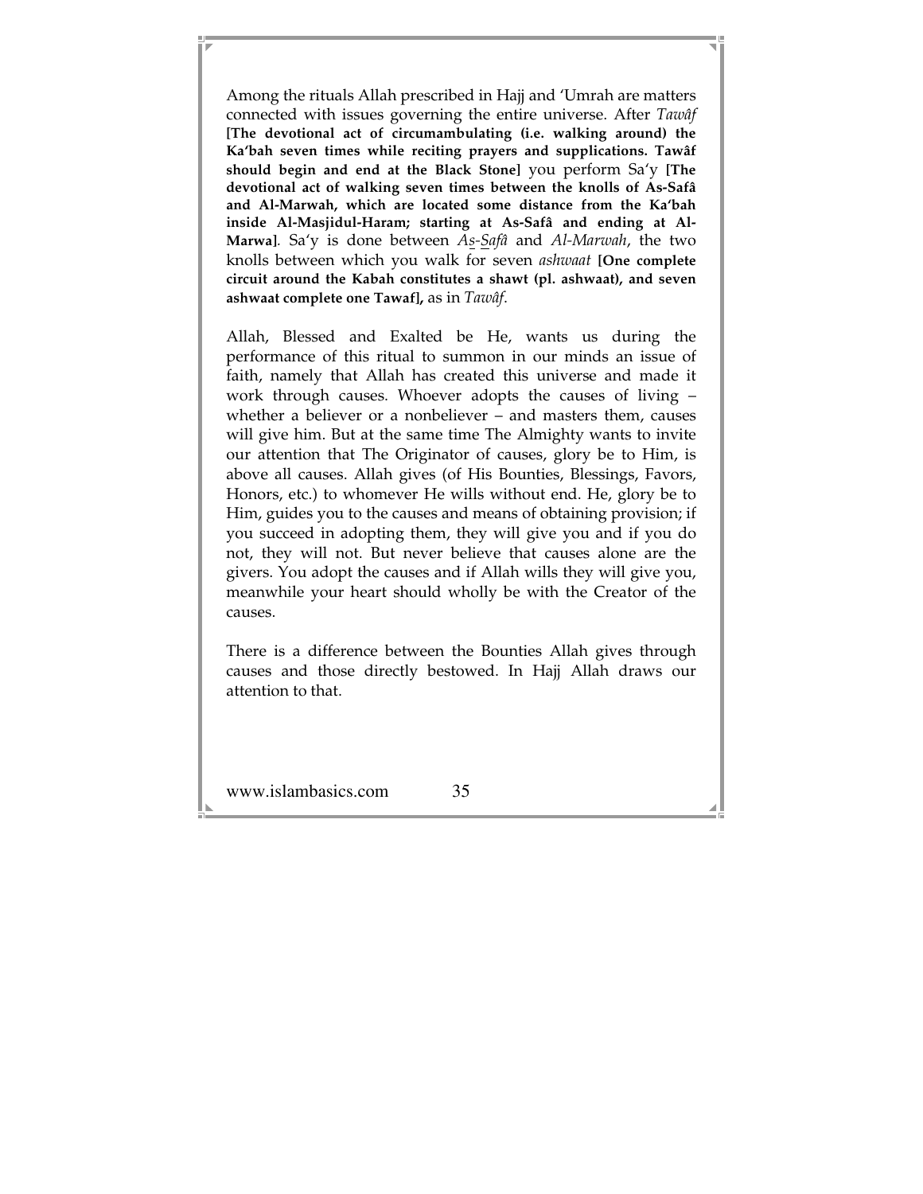Among the rituals Allah prescribed in Hajj and 'Umrah are matters connected with issues governing the entire universe. After *Tawâf* **[The devotional act of circumambulating (i.e. walking around) the Ka'bah seven times while reciting prayers and supplications. Tawâf should begin and end at the Black Stone]** you perform Sa'y **[The devotional act of walking seven times between the knolls of As-Safâ and Al-Marwah, which are located some distance from the Ka'bah inside Al-Masjidul-Haram; starting at As-Safâ and ending at Al-Marwa]**. Sa'y is done between *As-Safâ* and *Al-Marwah*, the two knolls between which you walk for seven *ashwaat* **[One complete circuit around the Kabah constitutes a shawt (pl. ashwaat), and seven ashwaat complete one Tawaf],** as in *Tawâf*.

Allah, Blessed and Exalted be He, wants us during the performance of this ritual to summon in our minds an issue of faith, namely that Allah has created this universe and made it work through causes. Whoever adopts the causes of living – whether a believer or a nonbeliever – and masters them, causes will give him. But at the same time The Almighty wants to invite our attention that The Originator of causes, glory be to Him, is above all causes. Allah gives (of His Bounties, Blessings, Favors, Honors, etc.) to whomever He wills without end. He, glory be to Him, guides you to the causes and means of obtaining provision; if you succeed in adopting them, they will give you and if you do not, they will not. But never believe that causes alone are the givers. You adopt the causes and if Allah wills they will give you, meanwhile your heart should wholly be with the Creator of the causes.

There is a difference between the Bounties Allah gives through causes and those directly bestowed. In Hajj Allah draws our attention to that.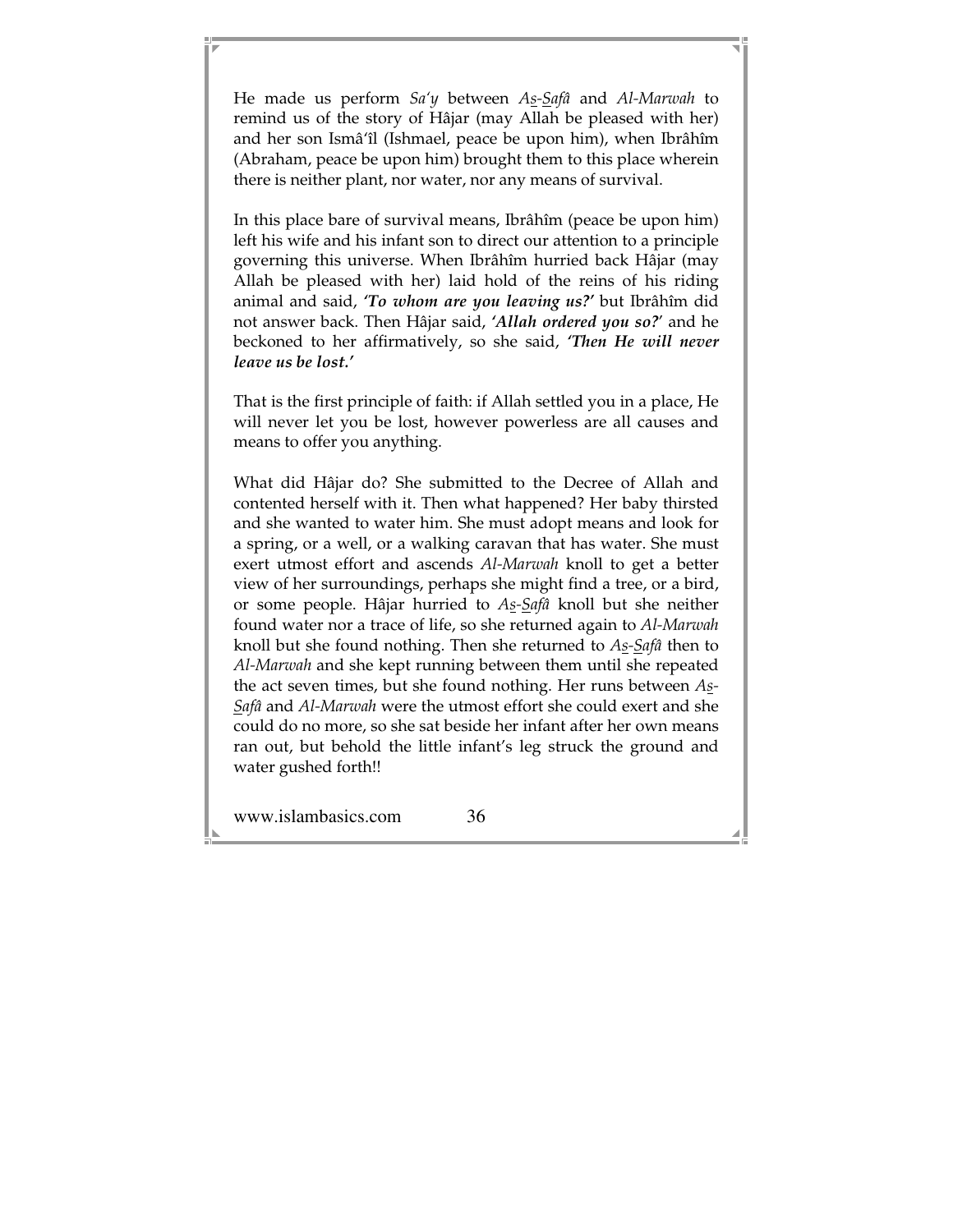He made us perform *Sa'y* between *As-Safâ* and *Al-Marwah* to remind us of the story of Hâjar (may Allah be pleased with her) and her son Ismâ'îl (Ishmael, peace be upon him), when Ibrâhîm (Abraham, peace be upon him) brought them to this place wherein there is neither plant, nor water, nor any means of survival.

In this place bare of survival means, Ibrâhîm (peace be upon him) left his wife and his infant son to direct our attention to a principle governing this universe. When Ibrâhîm hurried back Hâjar (may Allah be pleased with her) laid hold of the reins of his riding animal and said, ***'To whom are you leaving us?'*** but Ibrâhîm did not answer back. Then Hâjar said, ***'Allah ordered you so?'*** and he beckoned to her affirmatively, so she said, ***'Then He will never leave us be lost.'***

That is the first principle of faith: if Allah settled you in a place, He will never let you be lost, however powerless are all causes and means to offer you anything.

What did Hâjar do? She submitted to the Decree of Allah and contented herself with it. Then what happened? Her baby thirsted and she wanted to water him. She must adopt means and look for a spring, or a well, or a walking caravan that has water. She must exert utmost effort and ascends *Al-Marwah* knoll to get a better view of her surroundings, perhaps she might find a tree, or a bird, or some people. Hâjar hurried to *As-Safâ* knoll but she neither found water nor a trace of life, so she returned again to *Al-Marwah* knoll but she found nothing. Then she returned to *As-Safâ* then to *Al-Marwah* and she kept running between them until she repeated the act seven times, but she found nothing. Her runs between *As-Safâ* and *Al-Marwah* were the utmost effort she could exert and she could do no more, so she sat beside her infant after her own means ran out, but behold the little infant's leg struck the ground and water gushed forth!!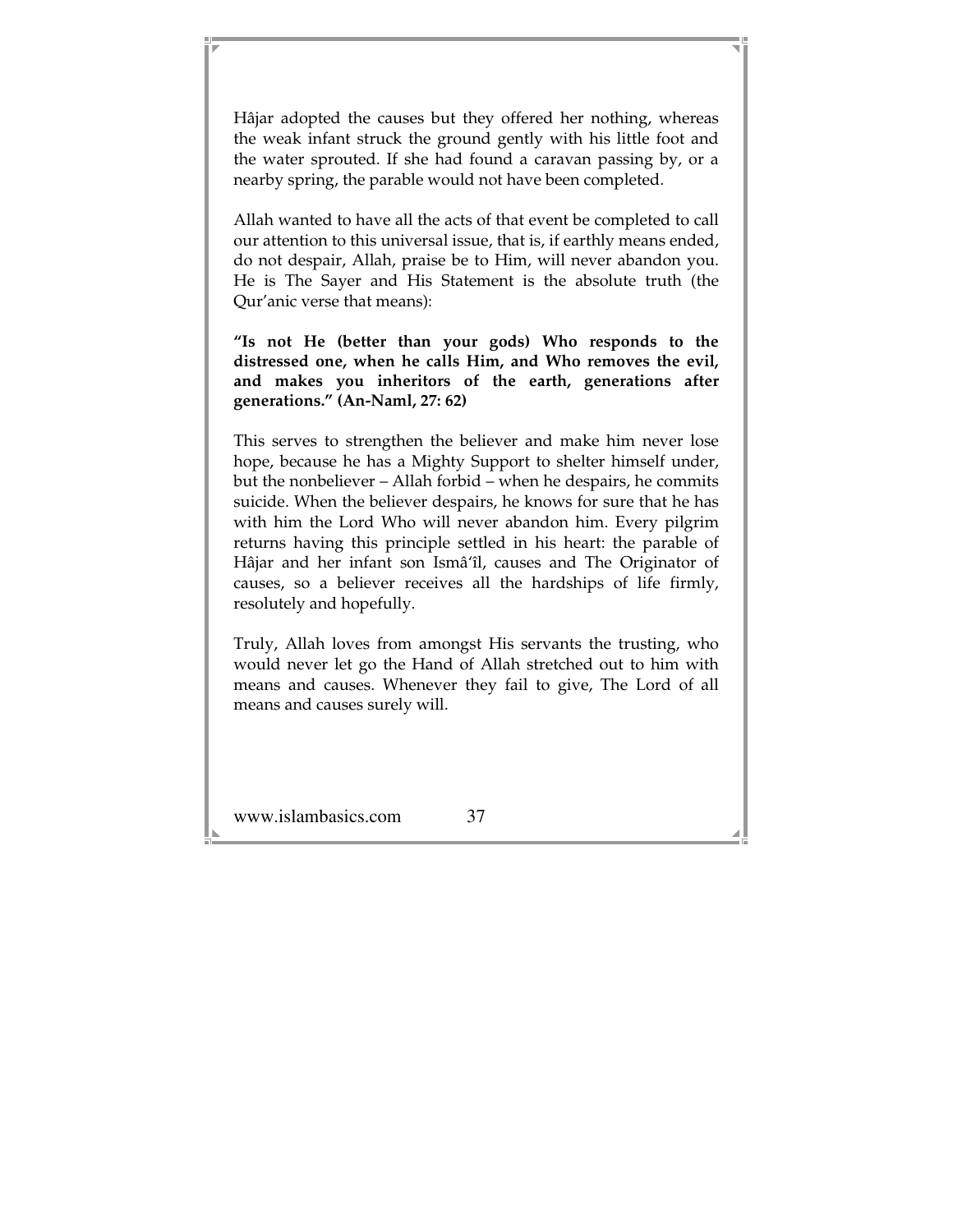Hâjar adopted the causes but they offered her nothing, whereas the weak infant struck the ground gently with his little foot and the water sprouted. If she had found a caravan passing by, or a nearby spring, the parable would not have been completed.

Allah wanted to have all the acts of that event be completed to call our attention to this universal issue, that is, if earthly means ended, do not despair, Allah, praise be to Him, will never abandon you. He is The Sayer and His Statement is the absolute truth (the Qur'anic verse that means):

**"Is not He (better than your gods) Who responds to the distressed one, when he calls Him, and Who removes the evil, and makes you inheritors of the earth, generations after generations." (An-Naml, 27: 62)**

This serves to strengthen the believer and make him never lose hope, because he has a Mighty Support to shelter himself under, but the nonbeliever – Allah forbid – when he despairs, he commits suicide. When the believer despairs, he knows for sure that he has with him the Lord Who will never abandon him. Every pilgrim returns having this principle settled in his heart: the parable of Hâjar and her infant son Ismâ'îl, causes and The Originator of causes, so a believer receives all the hardships of life firmly, resolutely and hopefully.

Truly, Allah loves from amongst His servants the trusting, who would never let go the Hand of Allah stretched out to him with means and causes. Whenever they fail to give, The Lord of all means and causes surely will.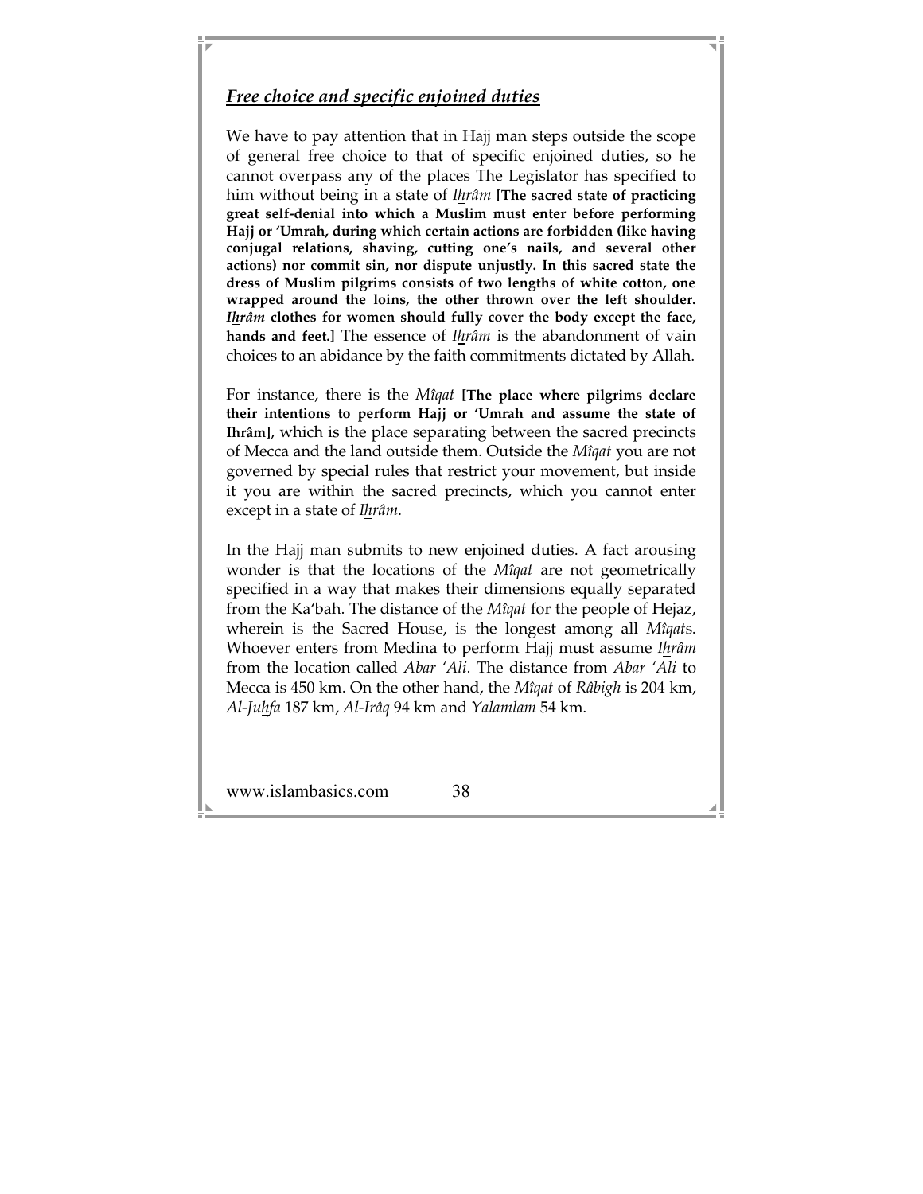## ***Free choice and specific enjoined duties***

We have to pay attention that in Hajj man steps outside the scope of general free choice to that of specific enjoined duties, so he cannot overpass any of the places The Legislator has specified to him without being in a state of *Ihrâm* **[The sacred state of practicing great self-denial into which a Muslim must enter before performing Hajj or 'Umrah, during which certain actions are forbidden (like having conjugal relations, shaving, cutting one's nails, and several other actions) nor commit sin, nor dispute unjustly. In this sacred state the dress of Muslim pilgrims consists of two lengths of white cotton, one wrapped around the loins, the other thrown over the left shoulder. *Ihrâm* clothes for women should fully cover the body except the face, hands and feet.]** The essence of *Ihrâm* is the abandonment of vain choices to an abidance by the faith commitments dictated by Allah.

For instance, there is the *Mîqat* **[The place where pilgrims declare their intentions to perform Hajj or 'Umrah and assume the state of Ihrâm]**, which is the place separating between the sacred precincts of Mecca and the land outside them. Outside the *Mîqat* you are not governed by special rules that restrict your movement, but inside it you are within the sacred precincts, which you cannot enter except in a state of *Ihrâm*.

In the Hajj man submits to new enjoined duties. A fact arousing wonder is that the locations of the *Mîqat* are not geometrically specified in a way that makes their dimensions equally separated from the Ka'bah. The distance of the *Mîqat* for the people of Hejaz, wherein is the Sacred House, is the longest among all *Mîqat*s. Whoever enters from Medina to perform Hajj must assume *Ihrâm* from the location called *Abar 'Ali*. The distance from *Abar 'Ali* to Mecca is 450 km. On the other hand, the *Mîqat* of *Râbigh* is 204 km, *Al-Juhfa* 187 km, *Al-Irâq* 94 km and *Yalamlam* 54 km.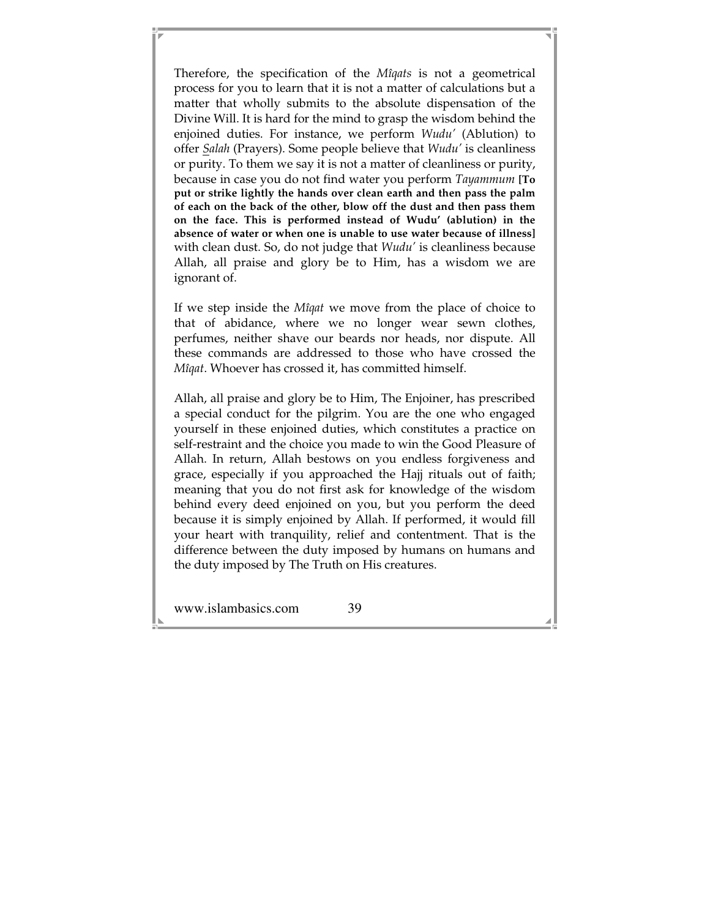Therefore, the specification of the *Mîqats* is not a geometrical process for you to learn that it is not a matter of calculations but a matter that wholly submits to the absolute dispensation of the Divine Will. It is hard for the mind to grasp the wisdom behind the enjoined duties. For instance, we perform *Wudu'* (Ablution) to offer *Salah* (Prayers). Some people believe that *Wudu'* is cleanliness or purity. To them we say it is not a matter of cleanliness or purity, because in case you do not find water you perform *Tayammum* **[To put or strike lightly the hands over clean earth and then pass the palm of each on the back of the other, blow off the dust and then pass them on the face. This is performed instead of Wudu' (ablution) in the absence of water or when one is unable to use water because of illness]** with clean dust. So, do not judge that *Wudu'* is cleanliness because Allah, all praise and glory be to Him, has a wisdom we are ignorant of.

If we step inside the *Mîqat* we move from the place of choice to that of abidance, where we no longer wear sewn clothes, perfumes, neither shave our beards nor heads, nor dispute. All these commands are addressed to those who have crossed the *Mîqat*. Whoever has crossed it, has committed himself.

Allah, all praise and glory be to Him, The Enjoiner, has prescribed a special conduct for the pilgrim. You are the one who engaged yourself in these enjoined duties, which constitutes a practice on self-restraint and the choice you made to win the Good Pleasure of Allah. In return, Allah bestows on you endless forgiveness and grace, especially if you approached the Hajj rituals out of faith; meaning that you do not first ask for knowledge of the wisdom behind every deed enjoined on you, but you perform the deed because it is simply enjoined by Allah. If performed, it would fill your heart with tranquility, relief and contentment. That is the difference between the duty imposed by humans on humans and the duty imposed by The Truth on His creatures.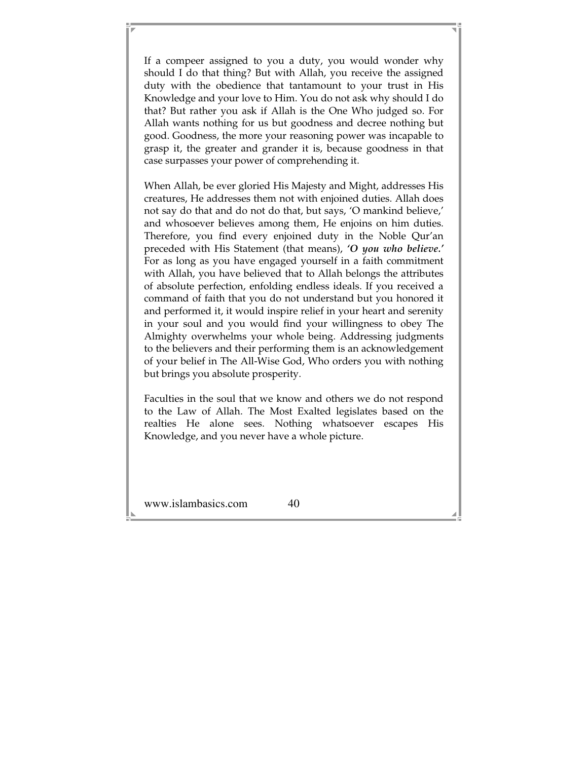If a compeer assigned to you a duty, you would wonder why should I do that thing? But with Allah, you receive the assigned duty with the obedience that tantamount to your trust in His Knowledge and your love to Him. You do not ask why should I do that? But rather you ask if Allah is the One Who judged so. For Allah wants nothing for us but goodness and decree nothing but good. Goodness, the more your reasoning power was incapable to grasp it, the greater and grander it is, because goodness in that case surpasses your power of comprehending it.

When Allah, be ever gloried His Majesty and Might, addresses His creatures, He addresses them not with enjoined duties. Allah does not say do that and do not do that, but says, 'O mankind believe,' and whosoever believes among them, He enjoins on him duties. Therefore, you find every enjoined duty in the Noble Qur'an preceded with His Statement (that means), ***'O you who believe.'*** For as long as you have engaged yourself in a faith commitment with Allah, you have believed that to Allah belongs the attributes of absolute perfection, enfolding endless ideals. If you received a command of faith that you do not understand but you honored it and performed it, it would inspire relief in your heart and serenity in your soul and you would find your willingness to obey The Almighty overwhelms your whole being. Addressing judgments to the believers and their performing them is an acknowledgement of your belief in The All-Wise God, Who orders you with nothing but brings you absolute prosperity.

Faculties in the soul that we know and others we do not respond to the Law of Allah. The Most Exalted legislates based on the realties He alone sees. Nothing whatsoever escapes His Knowledge, and you never have a whole picture.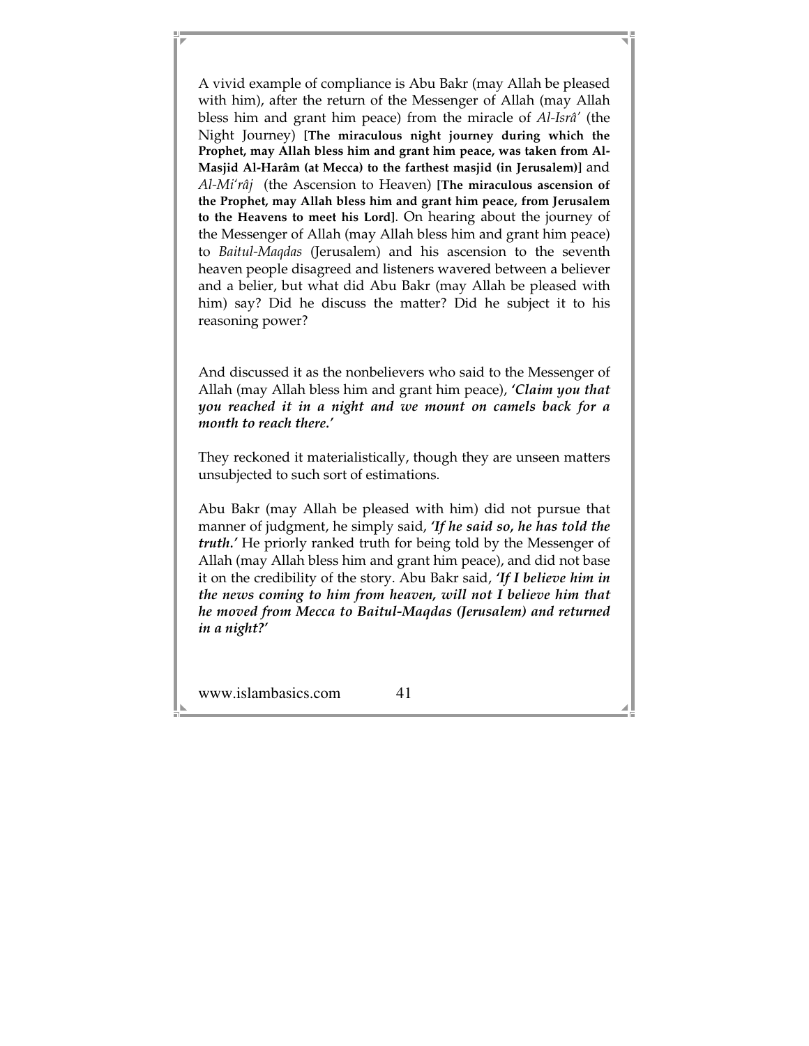A vivid example of compliance is Abu Bakr (may Allah be pleased with him), after the return of the Messenger of Allah (may Allah bless him and grant him peace) from the miracle of *Al-Isrâ'* (the Night Journey) **[The miraculous night journey during which the Prophet, may Allah bless him and grant him peace, was taken from Al-Masjid Al-Harâm (at Mecca) to the farthest masjid (in Jerusalem)]** and *Al-Mi'râj* (the Ascension to Heaven) **[The miraculous ascension of the Prophet, may Allah bless him and grant him peace, from Jerusalem to the Heavens to meet his Lord]**. On hearing about the journey of the Messenger of Allah (may Allah bless him and grant him peace) to *Baitul-Maqdas* (Jerusalem) and his ascension to the seventh heaven people disagreed and listeners wavered between a believer and a belier, but what did Abu Bakr (may Allah be pleased with him) say? Did he discuss the matter? Did he subject it to his reasoning power?

And discussed it as the nonbelievers who said to the Messenger of Allah (may Allah bless him and grant him peace), ***'Claim you that you reached it in a night and we mount on camels back for a month to reach there.'***

They reckoned it materialistically, though they are unseen matters unsubjected to such sort of estimations.

Abu Bakr (may Allah be pleased with him) did not pursue that manner of judgment, he simply said, ***'If he said so, he has told the truth.'*** He priorly ranked truth for being told by the Messenger of Allah (may Allah bless him and grant him peace), and did not base it on the credibility of the story. Abu Bakr said, ***'If I believe him in the news coming to him from heaven, will not I believe him that he moved from Mecca to Baitul-Maqdas (Jerusalem) and returned in a night?'***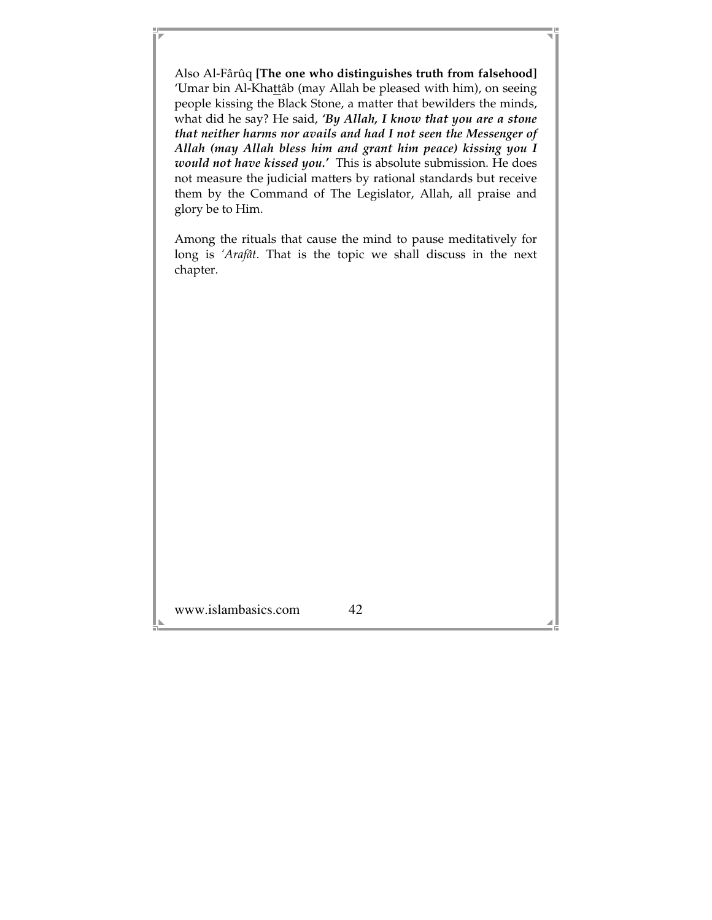Also Al-Fârûq **[The one who distinguishes truth from falsehood]** 'Umar bin Al-Khaṯṯâb (may Allah be pleased with him), on seeing people kissing the Black Stone, a matter that bewilders the minds, what did he say? He said, ***'By Allah, I know that you are a stone that neither harms nor avails and had I not seen the Messenger of Allah (may Allah bless him and grant him peace) kissing you I would not have kissed you.'*** This is absolute submission. He does not measure the judicial matters by rational standards but receive them by the Command of The Legislator, Allah, all praise and glory be to Him.

Among the rituals that cause the mind to pause meditatively for long is *'Arafât*. That is the topic we shall discuss in the next chapter.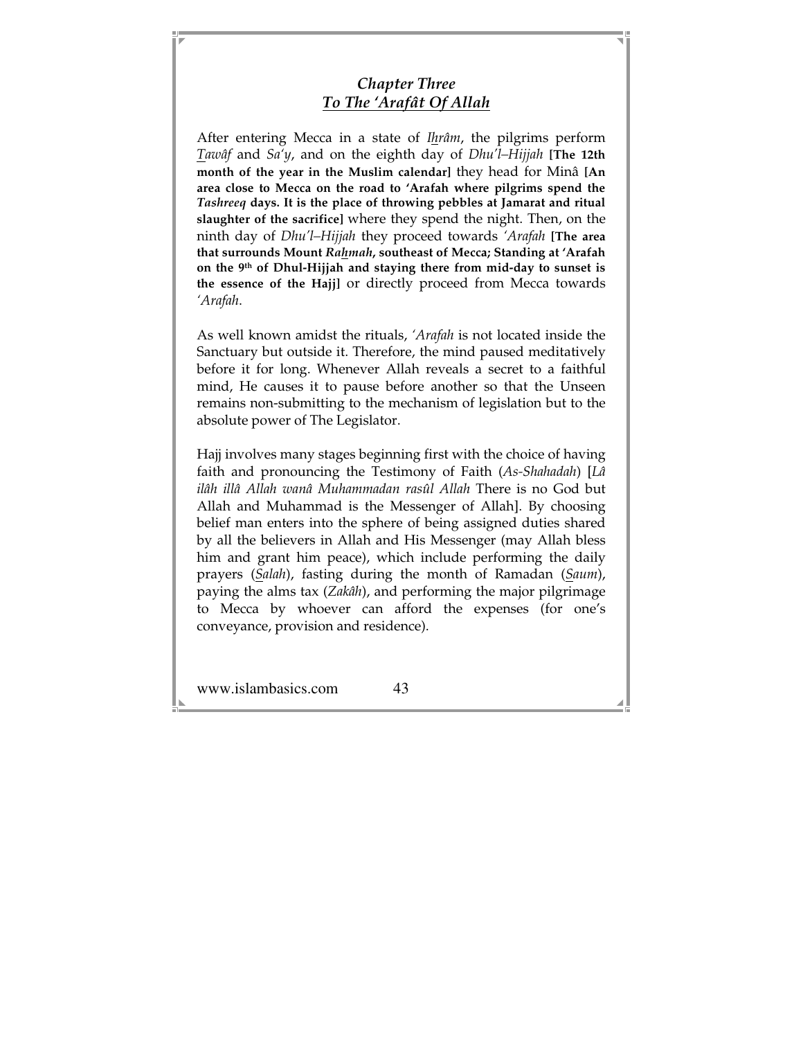## *Chapter Three*
## *To The 'Arafât Of Allah*

After entering Mecca in a state of *Ihrâm*, the pilgrims perform *Tawâf* and *Sa'y*, and on the eighth day of *Dhu'l–Hijjah* **[The 12th month of the year in the Muslim calendar]** they head for Minâ **[An area close to Mecca on the road to 'Arafah where pilgrims spend the *Tashreeq* days. It is the place of throwing pebbles at Jamarat and ritual slaughter of the sacrifice]** where they spend the night. Then, on the ninth day of *Dhu'l–Hijjah* they proceed towards *'Arafah* **[The area that surrounds Mount *Rahmah*, southeast of Mecca; Standing at 'Arafah on the 9th of Dhul-Hijjah and staying there from mid-day to sunset is the essence of the Hajj]** or directly proceed from Mecca towards *'Arafah*.

As well known amidst the rituals, *'Arafah* is not located inside the Sanctuary but outside it. Therefore, the mind paused meditatively before it for long. Whenever Allah reveals a secret to a faithful mind, He causes it to pause before another so that the Unseen remains non-submitting to the mechanism of legislation but to the absolute power of The Legislator.

Hajj involves many stages beginning first with the choice of having faith and pronouncing the Testimony of Faith (*As-Shahadah*) [*Lâ ilâh illâ Allah wanâ Muhammadan rasûl Allah* There is no God but Allah and Muhammad is the Messenger of Allah]. By choosing belief man enters into the sphere of being assigned duties shared by all the believers in Allah and His Messenger (may Allah bless him and grant him peace), which include performing the daily prayers (*Salah*), fasting during the month of Ramadan (*Saum*), paying the alms tax (*Zakâh*), and performing the major pilgrimage to Mecca by whoever can afford the expenses (for one's conveyance, provision and residence).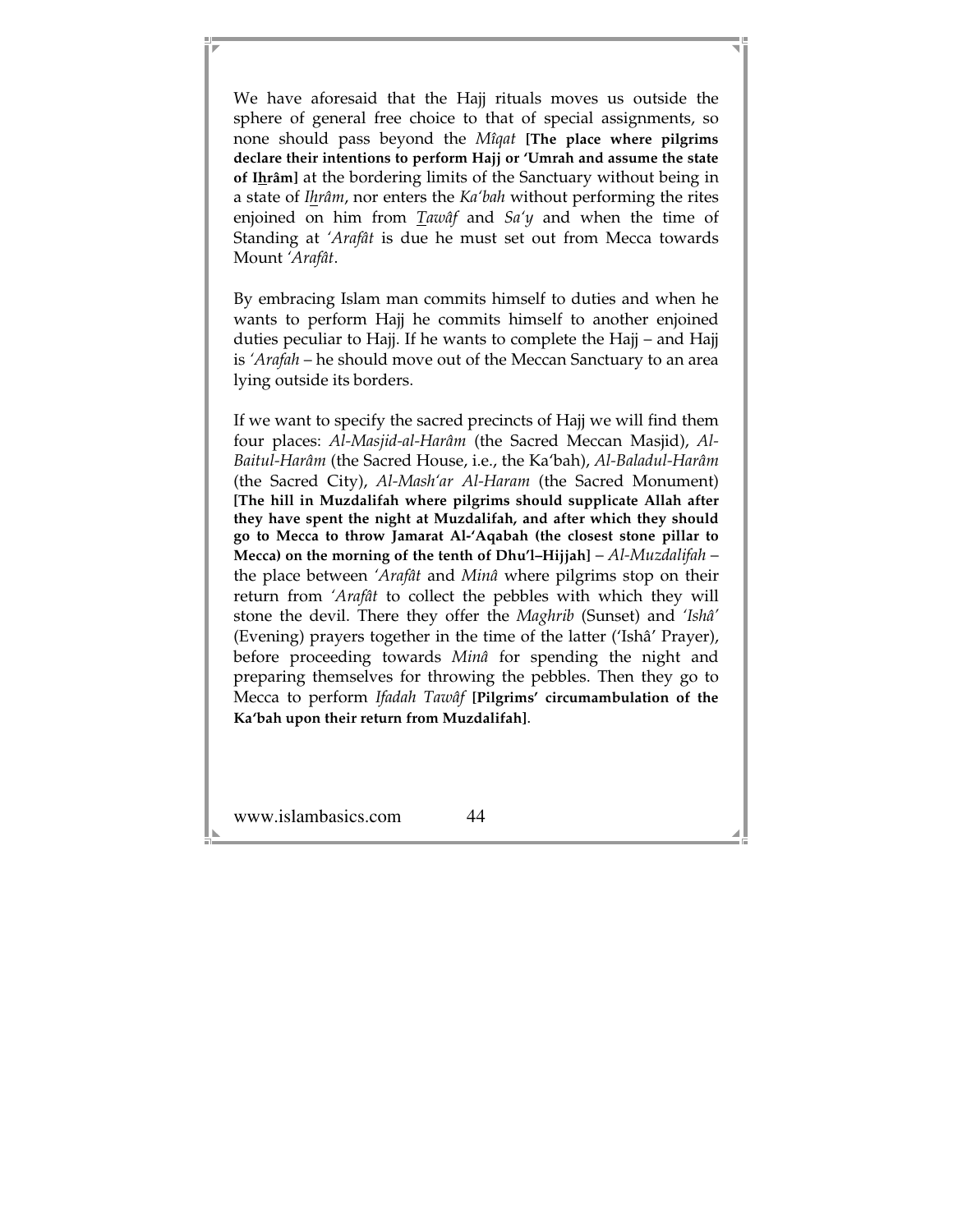We have aforesaid that the Hajj rituals moves us outside the sphere of general free choice to that of special assignments, so none should pass beyond the *Mîqat* **[The place where pilgrims declare their intentions to perform Hajj or 'Umrah and assume the state of Ihrâm]** at the bordering limits of the Sanctuary without being in a state of *Ihrâm*, nor enters the *Ka'bah* without performing the rites enjoined on him from *Tawâf* and *Sa'y* and when the time of Standing at *'Arafât* is due he must set out from Mecca towards Mount *'Arafât*.

By embracing Islam man commits himself to duties and when he wants to perform Hajj he commits himself to another enjoined duties peculiar to Hajj. If he wants to complete the Hajj – and Hajj is *'Arafah* – he should move out of the Meccan Sanctuary to an area lying outside its borders.

If we want to specify the sacred precincts of Hajj we will find them four places: *Al-Masjid-al-Harâm* (the Sacred Meccan Masjid), *Al-Baitul-Harâm* (the Sacred House, i.e., the Ka'bah), *Al-Baladul-Harâm* (the Sacred City), *Al-Mash'ar Al-Haram* (the Sacred Monument) **[The hill in Muzdalifah where pilgrims should supplicate Allah after they have spent the night at Muzdalifah, and after which they should go to Mecca to throw Jamarat Al-'Aqabah (the closest stone pillar to Mecca) on the morning of the tenth of Dhu'l–Hijjah]** – *Al-Muzdalifah* – the place between *'Arafât* and *Minâ* where pilgrims stop on their return from *'Arafât* to collect the pebbles with which they will stone the devil. There they offer the *Maghrib* (Sunset) and *'Ishâ'* (Evening) prayers together in the time of the latter ('Ishâ' Prayer), before proceeding towards *Minâ* for spending the night and preparing themselves for throwing the pebbles. Then they go to Mecca to perform *Ifadah Tawâf* **[Pilgrims' circumambulation of the Ka'bah upon their return from Muzdalifah]**.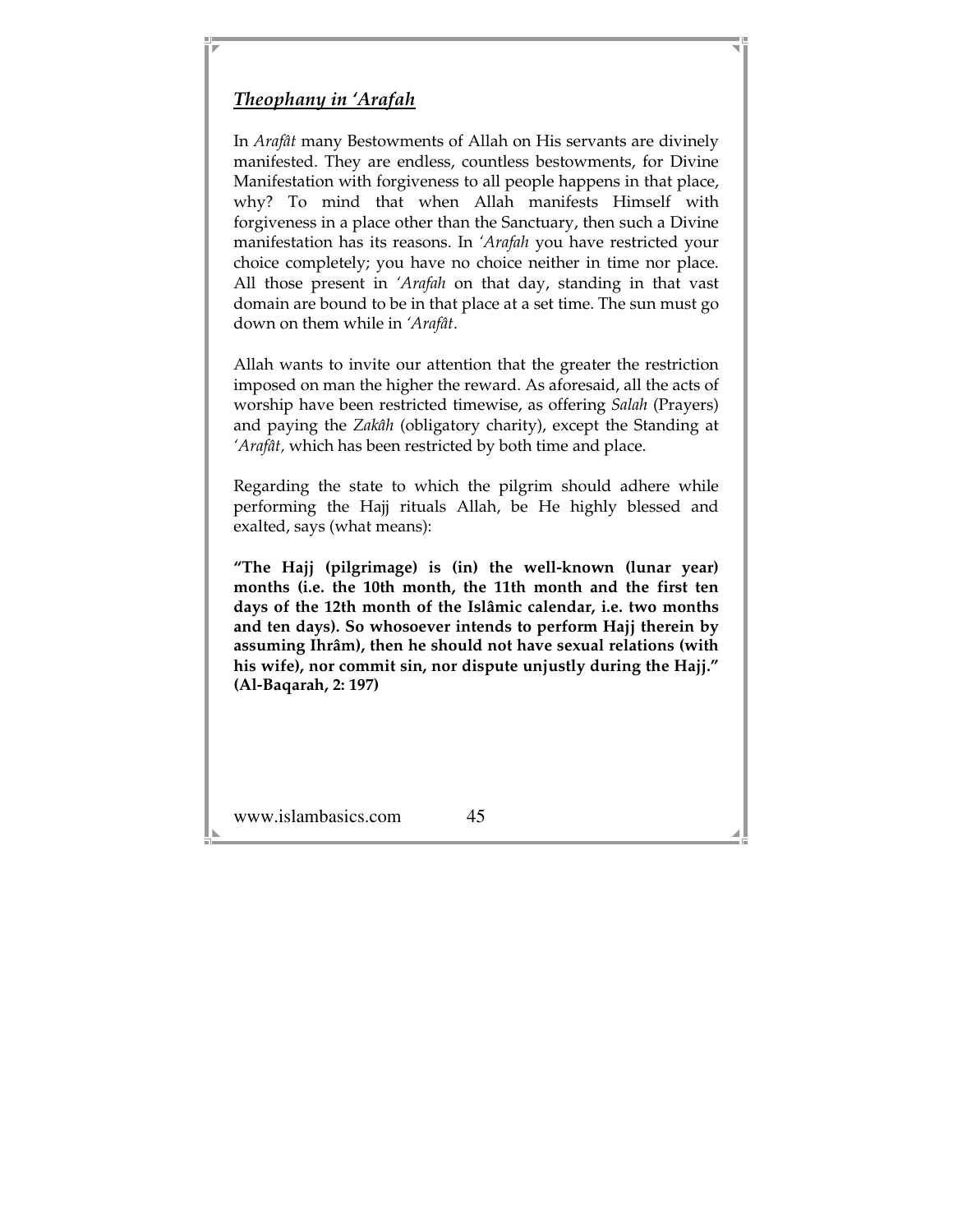***Theophany in 'Arafah***

In *Arafât* many Bestowments of Allah on His servants are divinely manifested. They are endless, countless bestowments, for Divine Manifestation with forgiveness to all people happens in that place, why? To mind that when Allah manifests Himself with forgiveness in a place other than the Sanctuary, then such a Divine manifestation has its reasons. In *'Arafah* you have restricted your choice completely; you have no choice neither in time nor place. All those present in *'Arafah* on that day, standing in that vast domain are bound to be in that place at a set time. The sun must go down on them while in *'Arafât*.

Allah wants to invite our attention that the greater the restriction imposed on man the higher the reward. As aforesaid, all the acts of worship have been restricted timewise, as offering *Salah* (Prayers) and paying the *Zakâh* (obligatory charity), except the Standing at *'Arafât,* which has been restricted by both time and place.

Regarding the state to which the pilgrim should adhere while performing the Hajj rituals Allah, be He highly blessed and exalted, says (what means):

**"The Hajj (pilgrimage) is (in) the well-known (lunar year) months (i.e. the 10th month, the 11th month and the first ten days of the 12th month of the Islâmic calendar, i.e. two months and ten days). So whosoever intends to perform Hajj therein by assuming Ihrâm), then he should not have sexual relations (with his wife), nor commit sin, nor dispute unjustly during the Hajj." (Al-Baqarah, 2: 197)**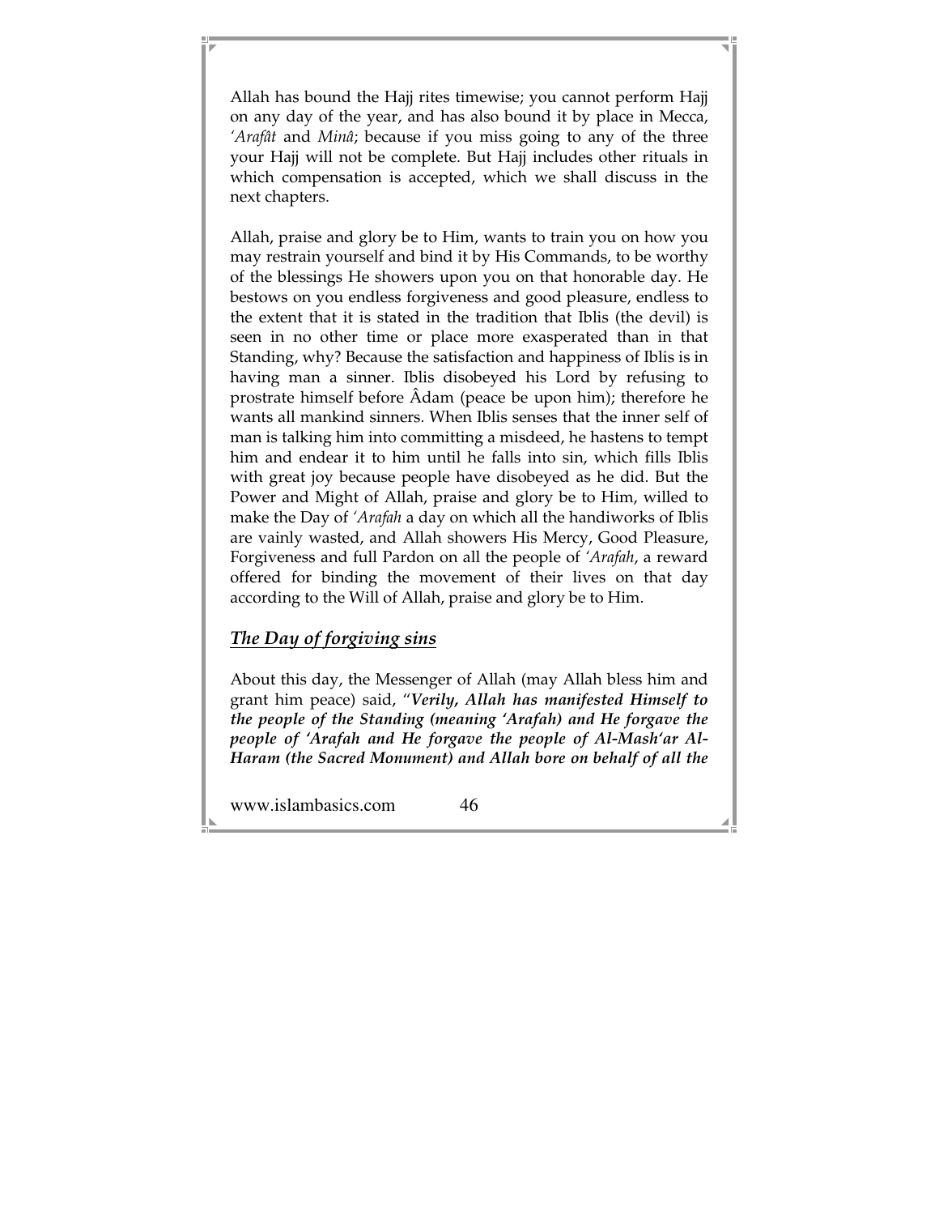Allah has bound the Hajj rites timewise; you cannot perform Hajj on any day of the year, and has also bound it by place in Mecca, *'Arafât* and *Minâ*; because if you miss going to any of the three your Hajj will not be complete. But Hajj includes other rituals in which compensation is accepted, which we shall discuss in the next chapters.

Allah, praise and glory be to Him, wants to train you on how you may restrain yourself and bind it by His Commands, to be worthy of the blessings He showers upon you on that honorable day. He bestows on you endless forgiveness and good pleasure, endless to the extent that it is stated in the tradition that Iblis (the devil) is seen in no other time or place more exasperated than in that Standing, why? Because the satisfaction and happiness of Iblis is in having man a sinner. Iblis disobeyed his Lord by refusing to prostrate himself before Âdam (peace be upon him); therefore he wants all mankind sinners. When Iblis senses that the inner self of man is talking him into committing a misdeed, he hastens to tempt him and endear it to him until he falls into sin, which fills Iblis with great joy because people have disobeyed as he did. But the Power and Might of Allah, praise and glory be to Him, willed to make the Day of *'Arafah* a day on which all the handiworks of Iblis are vainly wasted, and Allah showers His Mercy, Good Pleasure, Forgiveness and full Pardon on all the people of *'Arafah*, a reward offered for binding the movement of their lives on that day according to the Will of Allah, praise and glory be to Him.

## ***The Day of forgiving sins***

About this day, the Messenger of Allah (may Allah bless him and grant him peace) said, "***Verily, Allah has manifested Himself to the people of the Standing (meaning 'Arafah) and He forgave the people of 'Arafah and He forgave the people of Al-Mash'ar Al-Haram (the Sacred Monument) and Allah bore on behalf of all the***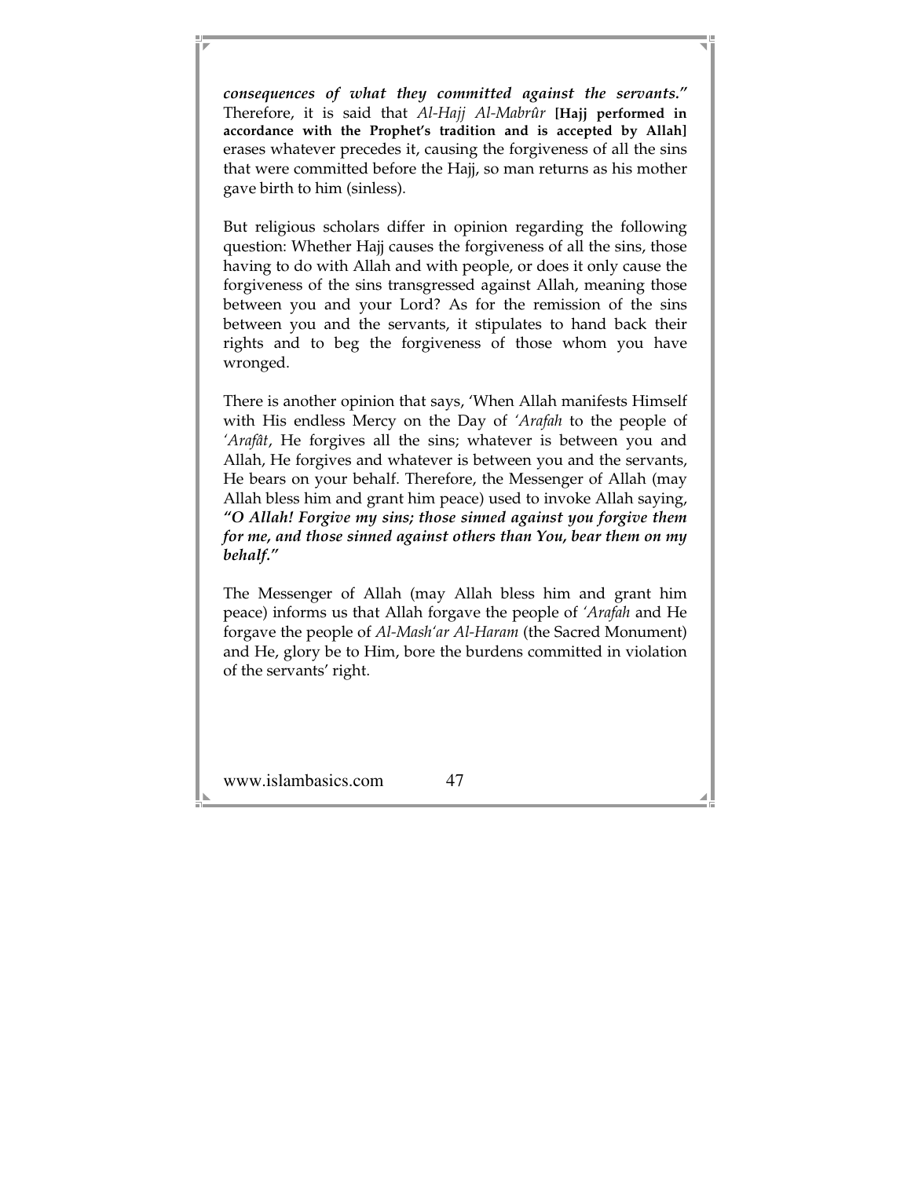***consequences of what they committed against the servants."*** Therefore, it is said that *Al-Hajj Al-Mabrûr* **[Hajj performed in accordance with the Prophet's tradition and is accepted by Allah]** erases whatever precedes it, causing the forgiveness of all the sins that were committed before the Hajj, so man returns as his mother gave birth to him (sinless).

But religious scholars differ in opinion regarding the following question: Whether Hajj causes the forgiveness of all the sins, those having to do with Allah and with people, or does it only cause the forgiveness of the sins transgressed against Allah, meaning those between you and your Lord? As for the remission of the sins between you and the servants, it stipulates to hand back their rights and to beg the forgiveness of those whom you have wronged.

There is another opinion that says, 'When Allah manifests Himself with His endless Mercy on the Day of *'Arafah* to the people of *'Arafât*, He forgives all the sins; whatever is between you and Allah, He forgives and whatever is between you and the servants, He bears on your behalf. Therefore, the Messenger of Allah (may Allah bless him and grant him peace) used to invoke Allah saying, ***"O Allah! Forgive my sins; those sinned against you forgive them for me, and those sinned against others than You, bear them on my behalf."***

The Messenger of Allah (may Allah bless him and grant him peace) informs us that Allah forgave the people of *'Arafah* and He forgave the people of *Al-Mash'ar Al-Haram* (the Sacred Monument) and He, glory be to Him, bore the burdens committed in violation of the servants' right.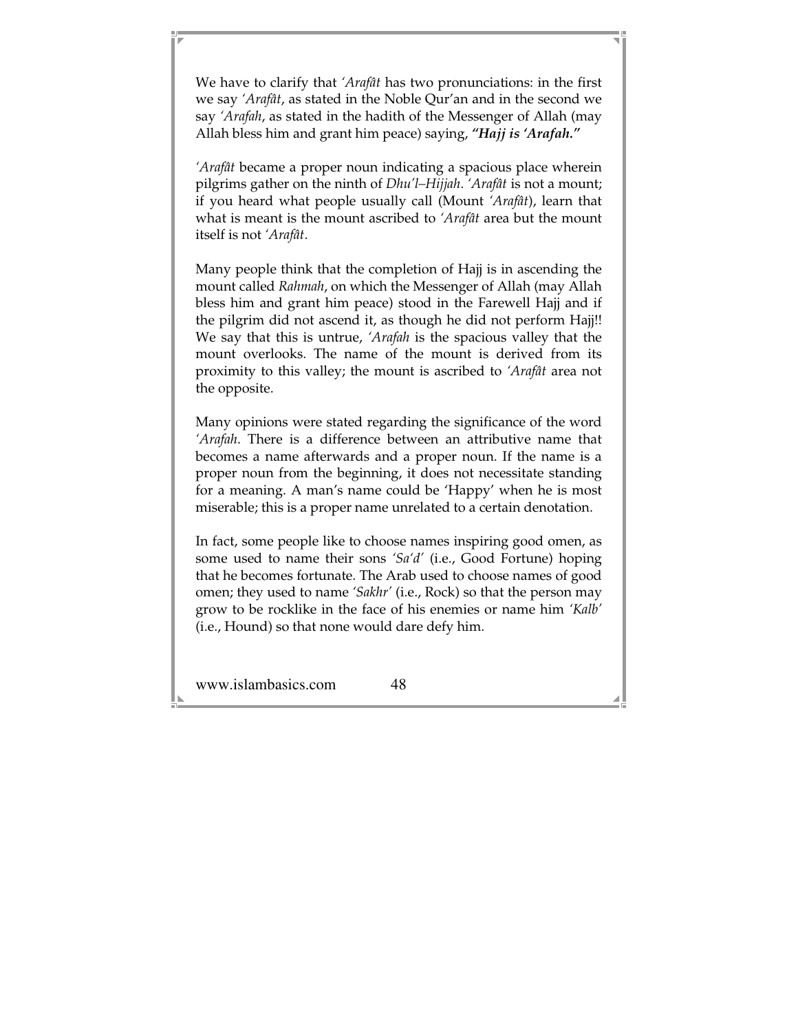We have to clarify that *'Arafât* has two pronunciations: in the first we say *'Arafât*, as stated in the Noble Qur'an and in the second we say *'Arafah*, as stated in the hadith of the Messenger of Allah (may Allah bless him and grant him peace) saying, ***"Hajj is 'Arafah."***

*'Arafât* became a proper noun indicating a spacious place wherein pilgrims gather on the ninth of *Dhu'l–Hijjah*. *'Arafât* is not a mount; if you heard what people usually call (Mount *'Arafât*), learn that what is meant is the mount ascribed to *'Arafât* area but the mount itself is not *'Arafât*.

Many people think that the completion of Hajj is in ascending the mount called *Rahmah*, on which the Messenger of Allah (may Allah bless him and grant him peace) stood in the Farewell Hajj and if the pilgrim did not ascend it, as though he did not perform Hajj!! We say that this is untrue, *'Arafah* is the spacious valley that the mount overlooks. The name of the mount is derived from its proximity to this valley; the mount is ascribed to *'Arafât* area not the opposite.

Many opinions were stated regarding the significance of the word *'Arafah*. There is a difference between an attributive name that becomes a name afterwards and a proper noun. If the name is a proper noun from the beginning, it does not necessitate standing for a meaning. A man's name could be 'Happy' when he is most miserable; this is a proper name unrelated to a certain denotation.

In fact, some people like to choose names inspiring good omen, as some used to name their sons *'Sa'd'* (i.e., Good Fortune) hoping that he becomes fortunate. The Arab used to choose names of good omen; they used to name *'Sakhr'* (i.e., Rock) so that the person may grow to be rocklike in the face of his enemies or name him *'Kalb'* (i.e., Hound) so that none would dare defy him.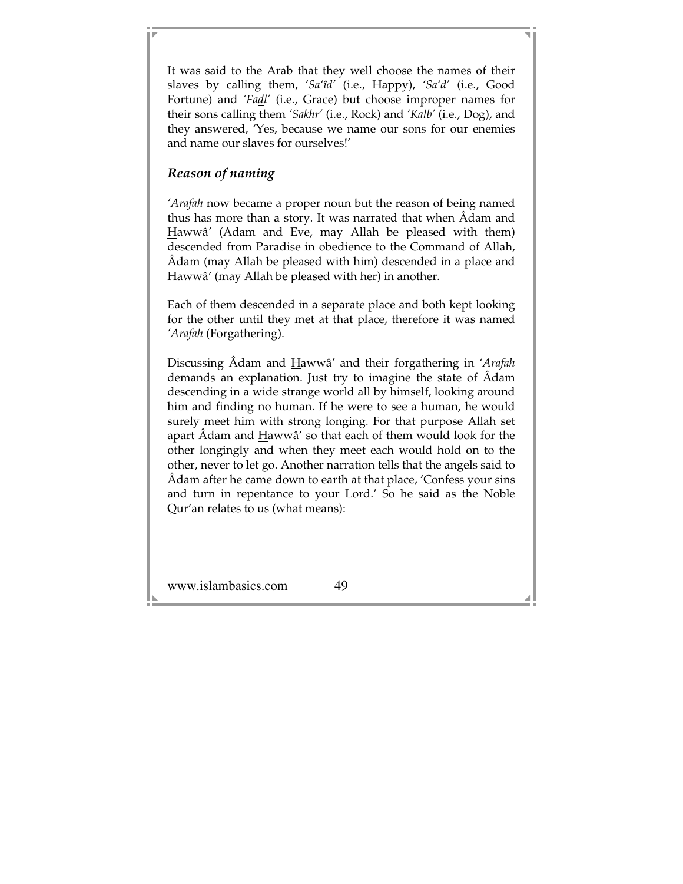It was said to the Arab that they well choose the names of their slaves by calling them, *'Sa'îd'* (i.e., Happy), *'Sa'd'* (i.e., Good Fortune) and *'Fadl'* (i.e., Grace) but choose improper names for their sons calling them *'Sakhr'* (i.e., Rock) and *'Kalb'* (i.e., Dog), and they answered, 'Yes, because we name our sons for our enemies and name our slaves for ourselves!'

## ***Reason of naming***

*'Arafah* now became a proper noun but the reason of being named thus has more than a story. It was narrated that when Âdam and Hawwâ' (Adam and Eve, may Allah be pleased with them) descended from Paradise in obedience to the Command of Allah, Âdam (may Allah be pleased with him) descended in a place and Hawwâ' (may Allah be pleased with her) in another.

Each of them descended in a separate place and both kept looking for the other until they met at that place, therefore it was named *'Arafah* (Forgathering).

Discussing Âdam and Hawwâ' and their forgathering in *'Arafah* demands an explanation. Just try to imagine the state of Âdam descending in a wide strange world all by himself, looking around him and finding no human. If he were to see a human, he would surely meet him with strong longing. For that purpose Allah set apart Âdam and Hawwâ' so that each of them would look for the other longingly and when they meet each would hold on to the other, never to let go. Another narration tells that the angels said to Âdam after he came down to earth at that place, 'Confess your sins and turn in repentance to your Lord.' So he said as the Noble Qur'an relates to us (what means):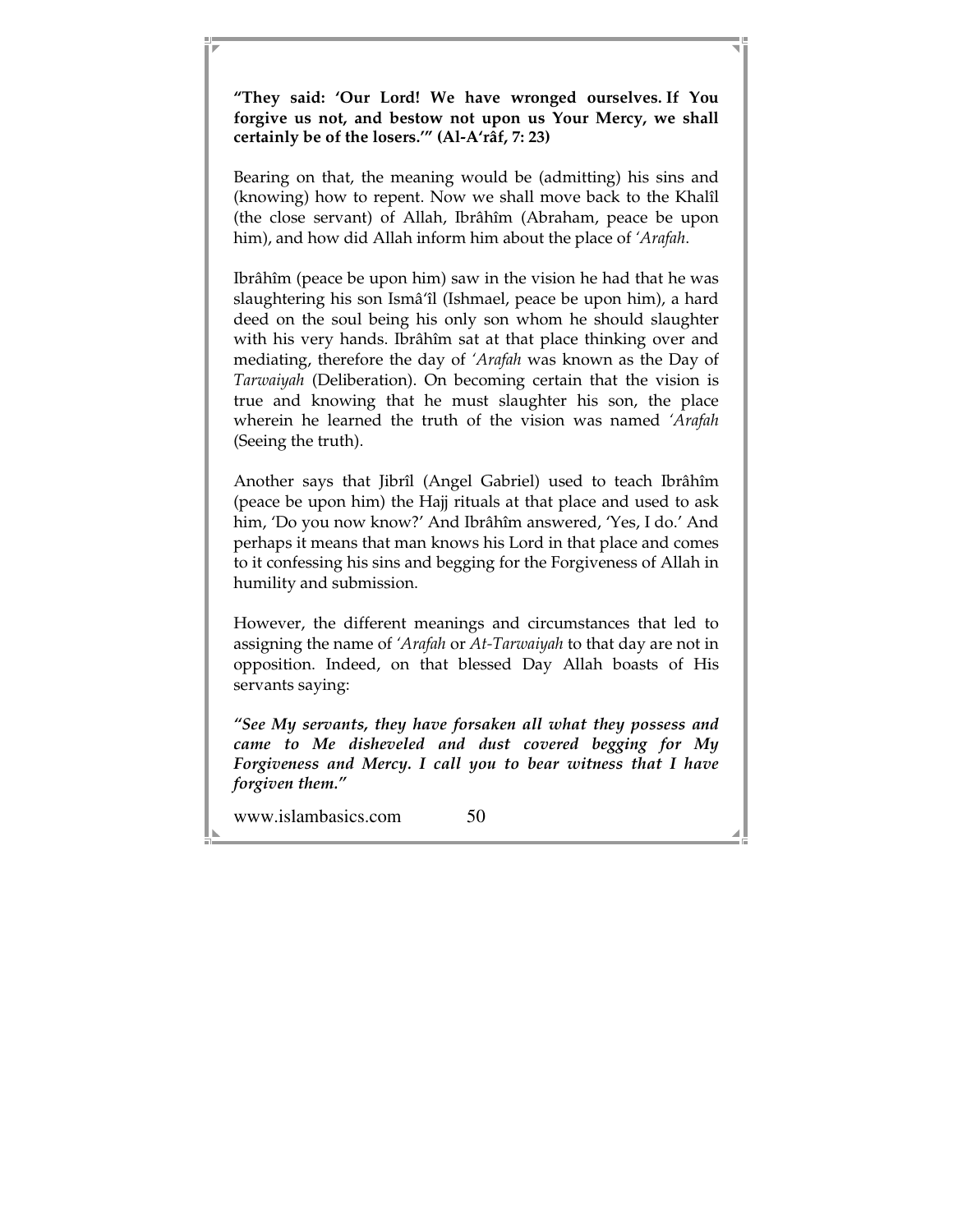**"They said: 'Our Lord! We have wronged ourselves. If You forgive us not, and bestow not upon us Your Mercy, we shall certainly be of the losers.'" (Al-A'râf, 7: 23)**

Bearing on that, the meaning would be (admitting) his sins and (knowing) how to repent. Now we shall move back to the Khalîl (the close servant) of Allah, Ibrâhîm (Abraham, peace be upon him), and how did Allah inform him about the place of *'Arafah*.

Ibrâhîm (peace be upon him) saw in the vision he had that he was slaughtering his son Ismâ'îl (Ishmael, peace be upon him), a hard deed on the soul being his only son whom he should slaughter with his very hands. Ibrâhîm sat at that place thinking over and mediating, therefore the day of *'Arafah* was known as the Day of *Tarwaiyah* (Deliberation). On becoming certain that the vision is true and knowing that he must slaughter his son, the place wherein he learned the truth of the vision was named *'Arafah* (Seeing the truth).

Another says that Jibrîl (Angel Gabriel) used to teach Ibrâhîm (peace be upon him) the Hajj rituals at that place and used to ask him, 'Do you now know?' And Ibrâhîm answered, 'Yes, I do.' And perhaps it means that man knows his Lord in that place and comes to it confessing his sins and begging for the Forgiveness of Allah in humility and submission.

However, the different meanings and circumstances that led to assigning the name of *'Arafah* or *At-Tarwaiyah* to that day are not in opposition. Indeed, on that blessed Day Allah boasts of His servants saying:

***"See My servants, they have forsaken all what they possess and came to Me disheveled and dust covered begging for My Forgiveness and Mercy. I call you to bear witness that I have forgiven them."***

www.islambasics.com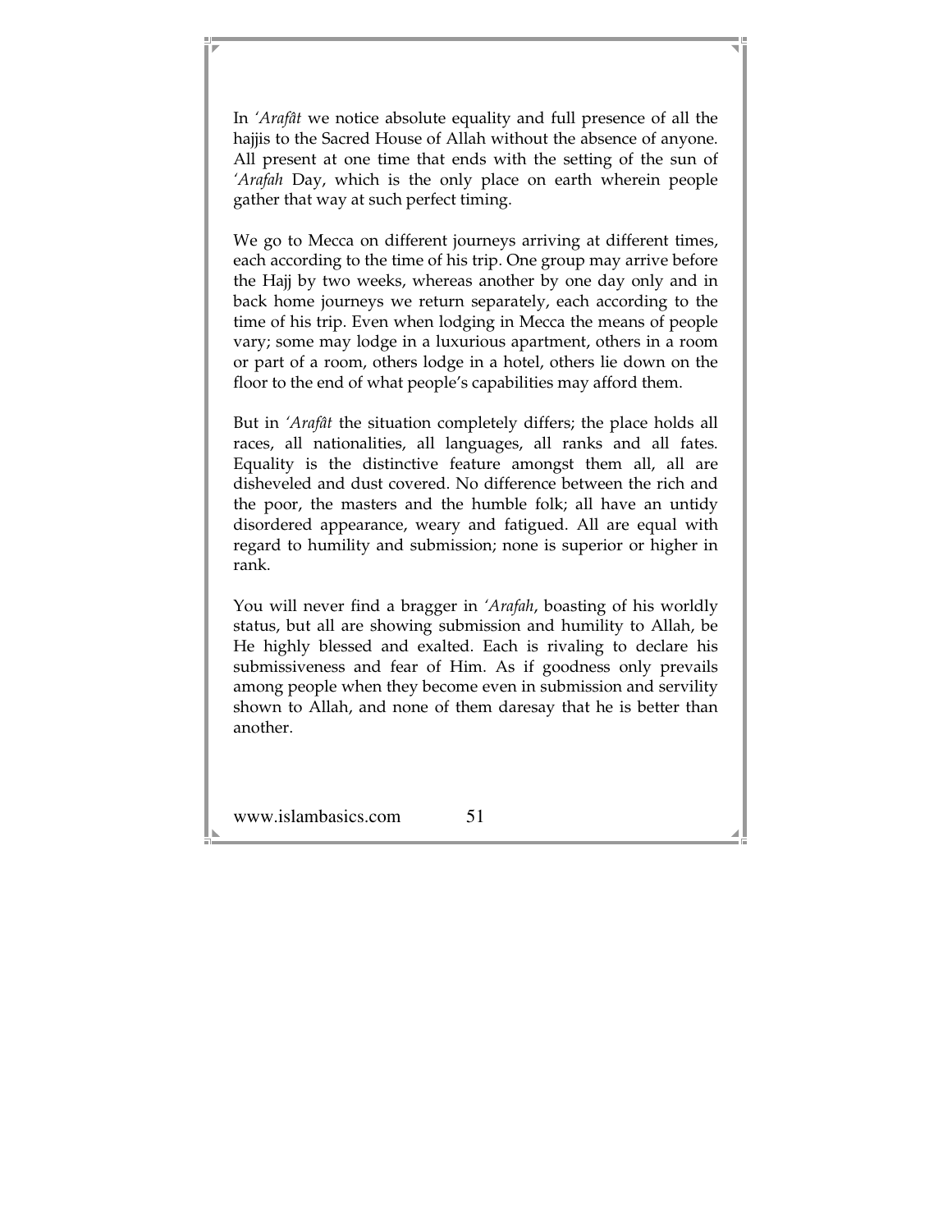In *'Arafât* we notice absolute equality and full presence of all the hajjis to the Sacred House of Allah without the absence of anyone. All present at one time that ends with the setting of the sun of *'Arafah* Day, which is the only place on earth wherein people gather that way at such perfect timing.

We go to Mecca on different journeys arriving at different times, each according to the time of his trip. One group may arrive before the Hajj by two weeks, whereas another by one day only and in back home journeys we return separately, each according to the time of his trip. Even when lodging in Mecca the means of people vary; some may lodge in a luxurious apartment, others in a room or part of a room, others lodge in a hotel, others lie down on the floor to the end of what people's capabilities may afford them.

But in *'Arafât* the situation completely differs; the place holds all races, all nationalities, all languages, all ranks and all fates. Equality is the distinctive feature amongst them all, all are disheveled and dust covered. No difference between the rich and the poor, the masters and the humble folk; all have an untidy disordered appearance, weary and fatigued. All are equal with regard to humility and submission; none is superior or higher in rank.

You will never find a bragger in *'Arafah*, boasting of his worldly status, but all are showing submission and humility to Allah, be He highly blessed and exalted. Each is rivaling to declare his submissiveness and fear of Him. As if goodness only prevails among people when they become even in submission and servility shown to Allah, and none of them daresay that he is better than another.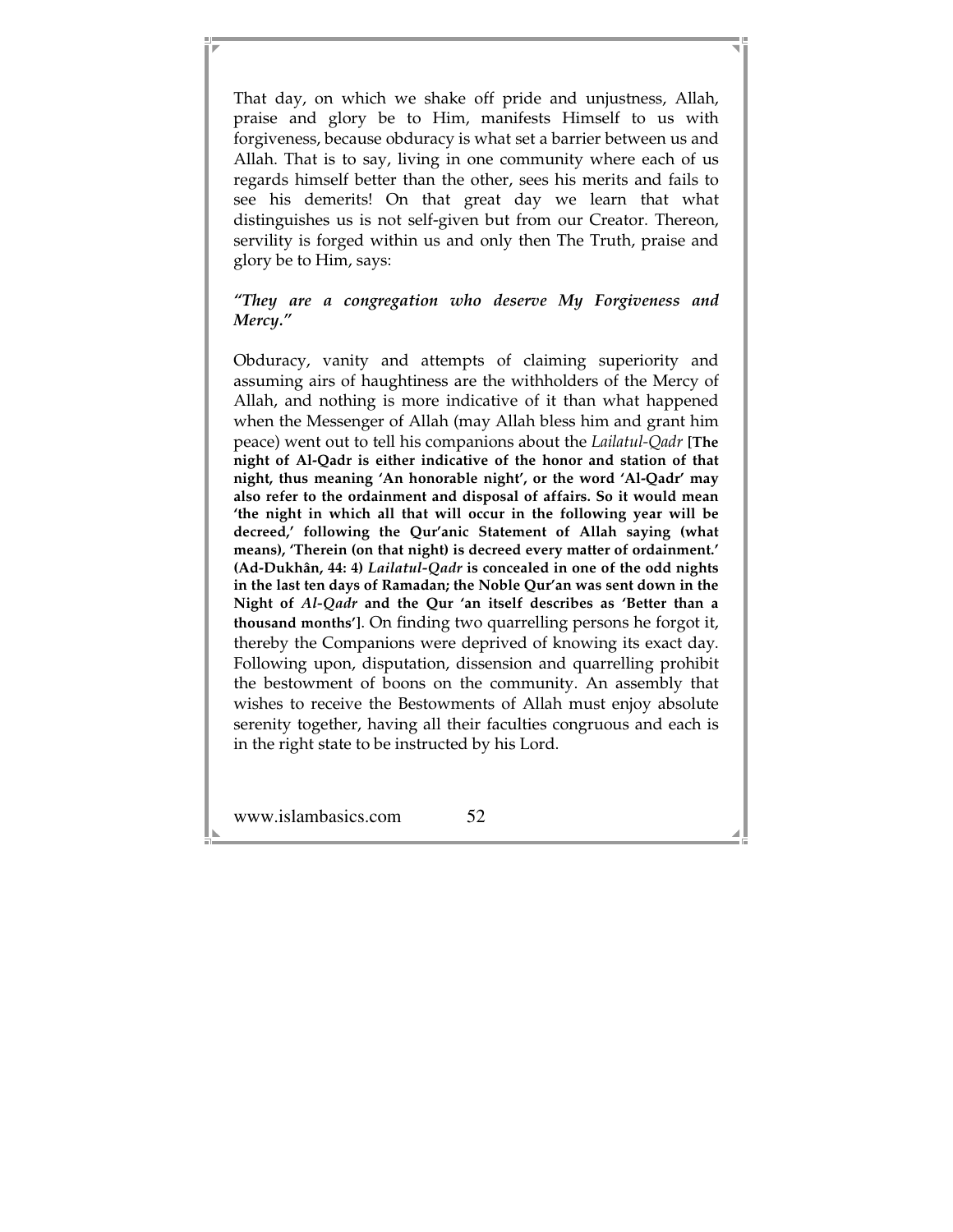That day, on which we shake off pride and unjustness, Allah, praise and glory be to Him, manifests Himself to us with forgiveness, because obduracy is what set a barrier between us and Allah. That is to say, living in one community where each of us regards himself better than the other, sees his merits and fails to see his demerits! On that great day we learn that what distinguishes us is not self-given but from our Creator. Thereon, servility is forged within us and only then The Truth, praise and glory be to Him, says:

***"They are a congregation who deserve My Forgiveness and Mercy."***

Obduracy, vanity and attempts of claiming superiority and assuming airs of haughtiness are the withholders of the Mercy of Allah, and nothing is more indicative of it than what happened when the Messenger of Allah (may Allah bless him and grant him peace) went out to tell his companions about the *Lailatul-Qadr* **[The night of Al-Qadr is either indicative of the honor and station of that night, thus meaning 'An honorable night', or the word 'Al-Qadr' may also refer to the ordainment and disposal of affairs. So it would mean 'the night in which all that will occur in the following year will be decreed,' following the Qur'anic Statement of Allah saying (what means), 'Therein (on that night) is decreed every matter of ordainment.' (Ad-Dukhân, 44: 4) *Lailatul-Qadr* is concealed in one of the odd nights in the last ten days of Ramadan; the Noble Qur'an was sent down in the Night of *Al-Qadr* and the Qur 'an itself describes as 'Better than a thousand months']**. On finding two quarrelling persons he forgot it, thereby the Companions were deprived of knowing its exact day. Following upon, disputation, dissension and quarrelling prohibit the bestowment of boons on the community. An assembly that wishes to receive the Bestowments of Allah must enjoy absolute serenity together, having all their faculties congruous and each is in the right state to be instructed by his Lord.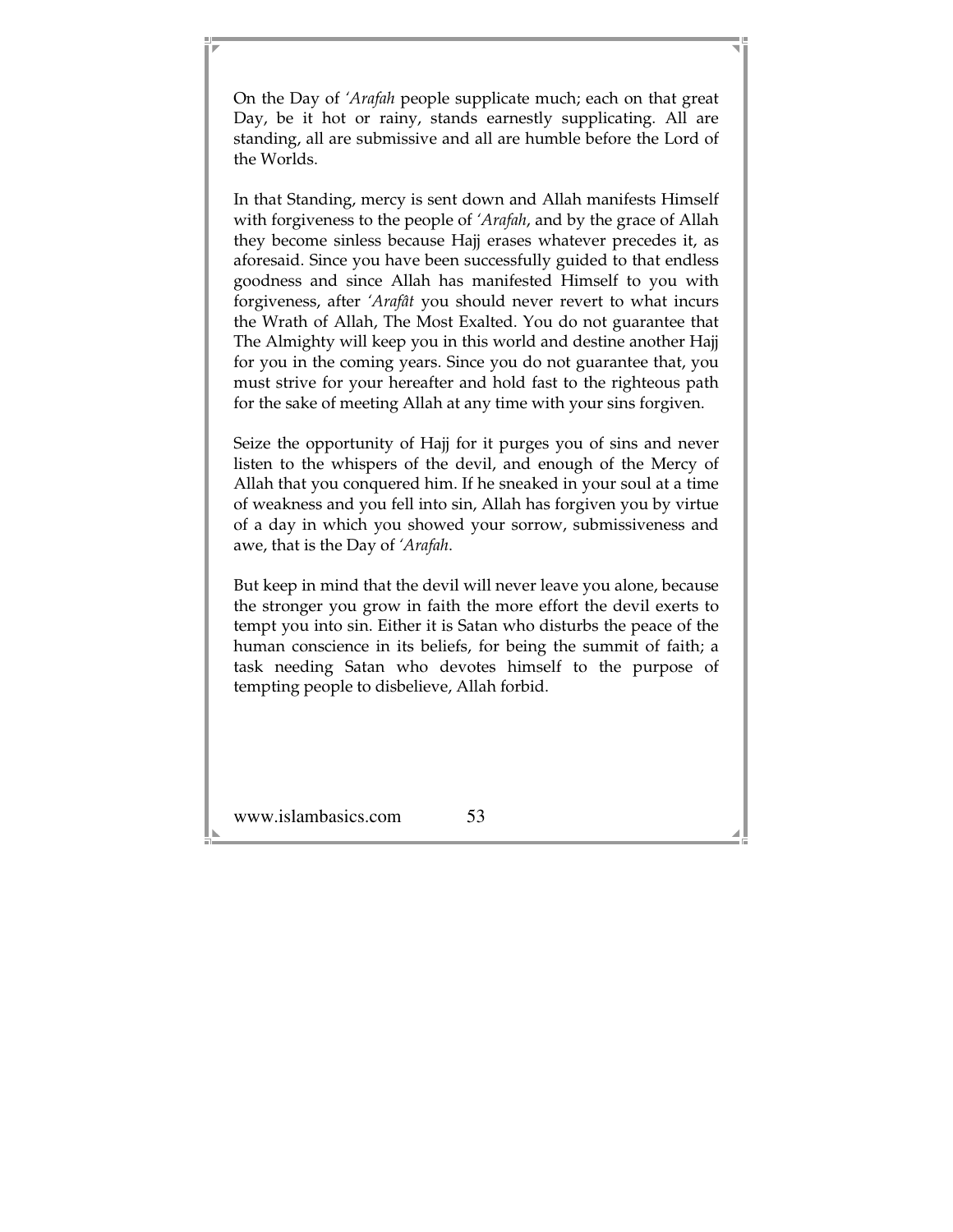On the Day of *'Arafah* people supplicate much; each on that great Day, be it hot or rainy, stands earnestly supplicating. All are standing, all are submissive and all are humble before the Lord of the Worlds.

In that Standing, mercy is sent down and Allah manifests Himself with forgiveness to the people of *'Arafah*, and by the grace of Allah they become sinless because Hajj erases whatever precedes it, as aforesaid. Since you have been successfully guided to that endless goodness and since Allah has manifested Himself to you with forgiveness, after *'Arafât* you should never revert to what incurs the Wrath of Allah, The Most Exalted. You do not guarantee that The Almighty will keep you in this world and destine another Hajj for you in the coming years. Since you do not guarantee that, you must strive for your hereafter and hold fast to the righteous path for the sake of meeting Allah at any time with your sins forgiven.

Seize the opportunity of Hajj for it purges you of sins and never listen to the whispers of the devil, and enough of the Mercy of Allah that you conquered him. If he sneaked in your soul at a time of weakness and you fell into sin, Allah has forgiven you by virtue of a day in which you showed your sorrow, submissiveness and awe, that is the Day of *'Arafah*.

But keep in mind that the devil will never leave you alone, because the stronger you grow in faith the more effort the devil exerts to tempt you into sin. Either it is Satan who disturbs the peace of the human conscience in its beliefs, for being the summit of faith; a task needing Satan who devotes himself to the purpose of tempting people to disbelieve, Allah forbid.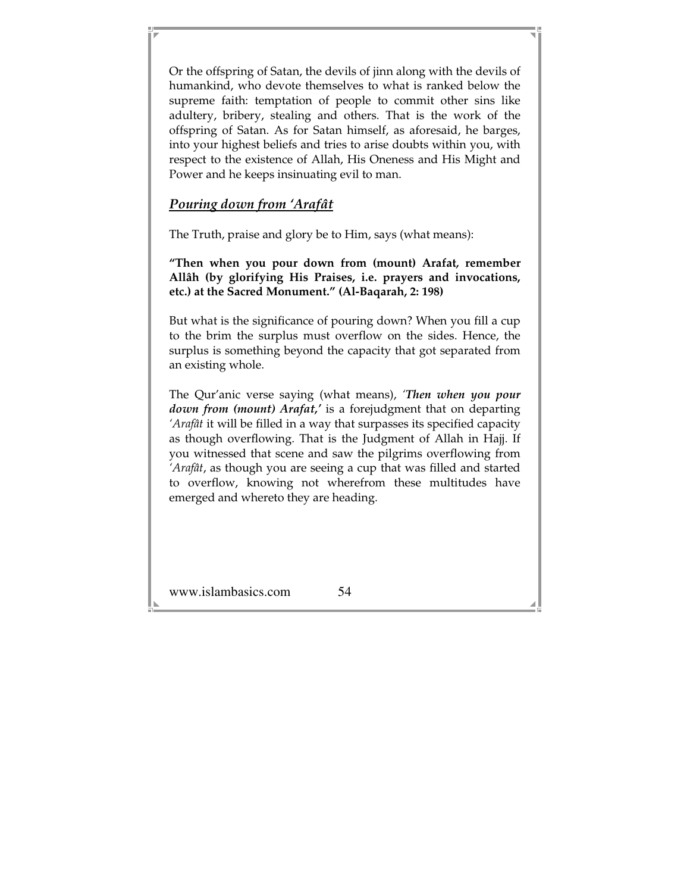Or the offspring of Satan, the devils of jinn along with the devils of humankind, who devote themselves to what is ranked below the supreme faith: temptation of people to commit other sins like adultery, bribery, stealing and others. That is the work of the offspring of Satan. As for Satan himself, as aforesaid, he barges, into your highest beliefs and tries to arise doubts within you, with respect to the existence of Allah, His Oneness and His Might and Power and he keeps insinuating evil to man.

## ***Pouring down from 'Arafât***

The Truth, praise and glory be to Him, says (what means):

**"Then when you pour down from (mount) Arafat, remember Allâh (by glorifying His Praises, i.e. prayers and invocations, etc.) at the Sacred Monument." (Al-Baqarah, 2: 198)**

But what is the significance of pouring down? When you fill a cup to the brim the surplus must overflow on the sides. Hence, the surplus is something beyond the capacity that got separated from an existing whole.

The Qur'anic verse saying (what means), *'**Then when you pour down from (mount) Arafat,**'* is a forejudgment that on departing *'Arafât* it will be filled in a way that surpasses its specified capacity as though overflowing. That is the Judgment of Allah in Hajj. If you witnessed that scene and saw the pilgrims overflowing from *'Arafât*, as though you are seeing a cup that was filled and started to overflow, knowing not wherefrom these multitudes have emerged and whereto they are heading.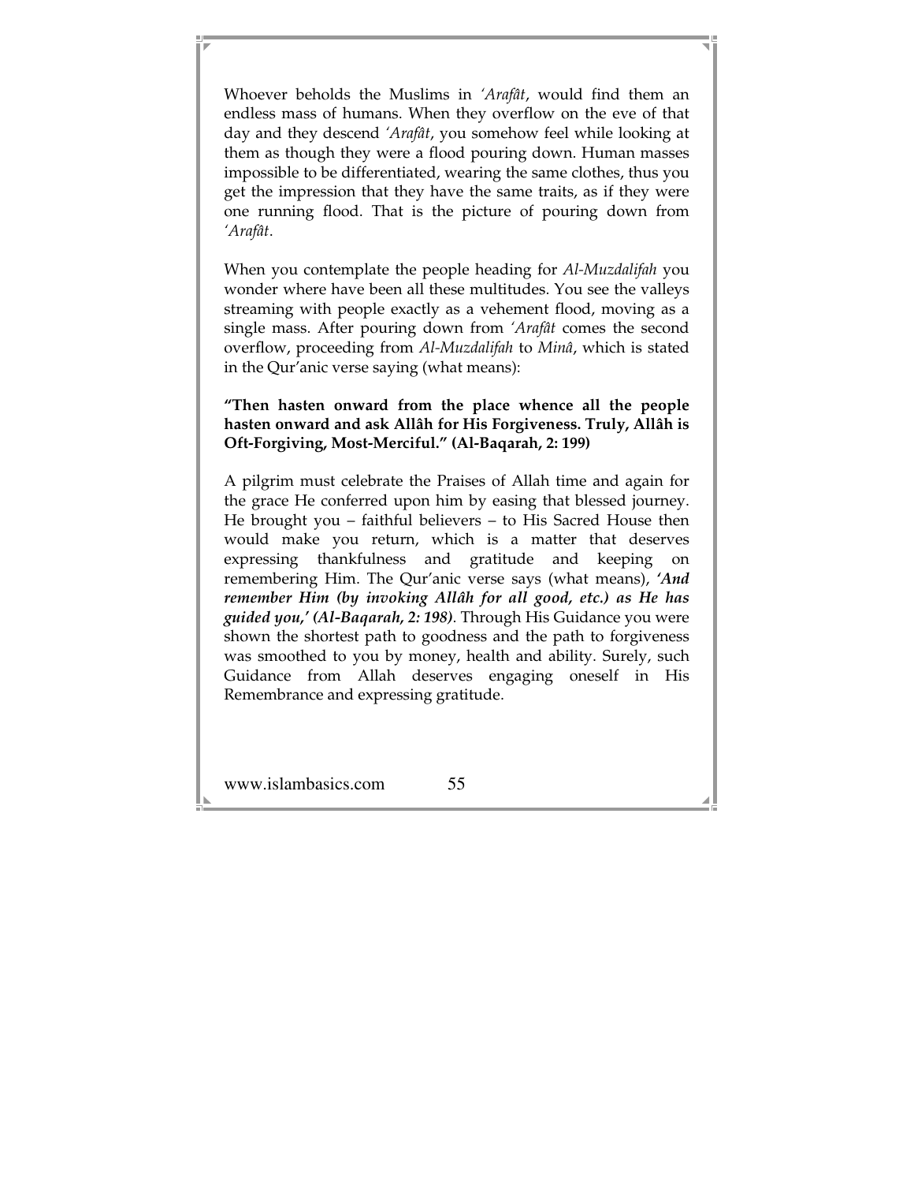Whoever beholds the Muslims in *'Arafât*, would find them an endless mass of humans. When they overflow on the eve of that day and they descend *'Arafât*, you somehow feel while looking at them as though they were a flood pouring down. Human masses impossible to be differentiated, wearing the same clothes, thus you get the impression that they have the same traits, as if they were one running flood. That is the picture of pouring down from *'Arafât*.

When you contemplate the people heading for *Al-Muzdalifah* you wonder where have been all these multitudes. You see the valleys streaming with people exactly as a vehement flood, moving as a single mass. After pouring down from *'Arafât* comes the second overflow, proceeding from *Al-Muzdalifah* to *Minâ*, which is stated in the Qur'anic verse saying (what means):

**"Then hasten onward from the place whence all the people hasten onward and ask Allâh for His Forgiveness. Truly, Allâh is Oft-Forgiving, Most-Merciful." (Al-Baqarah, 2: 199)**

A pilgrim must celebrate the Praises of Allah time and again for the grace He conferred upon him by easing that blessed journey. He brought you – faithful believers – to His Sacred House then would make you return, which is a matter that deserves expressing thankfulness and gratitude and keeping on remembering Him. The Qur'anic verse says (what means), ***'And remember Him (by invoking Allâh for all good, etc.) as He has guided you,' (Al-Baqarah, 2: 198)***. Through His Guidance you were shown the shortest path to goodness and the path to forgiveness was smoothed to you by money, health and ability. Surely, such Guidance from Allah deserves engaging oneself in His Remembrance and expressing gratitude.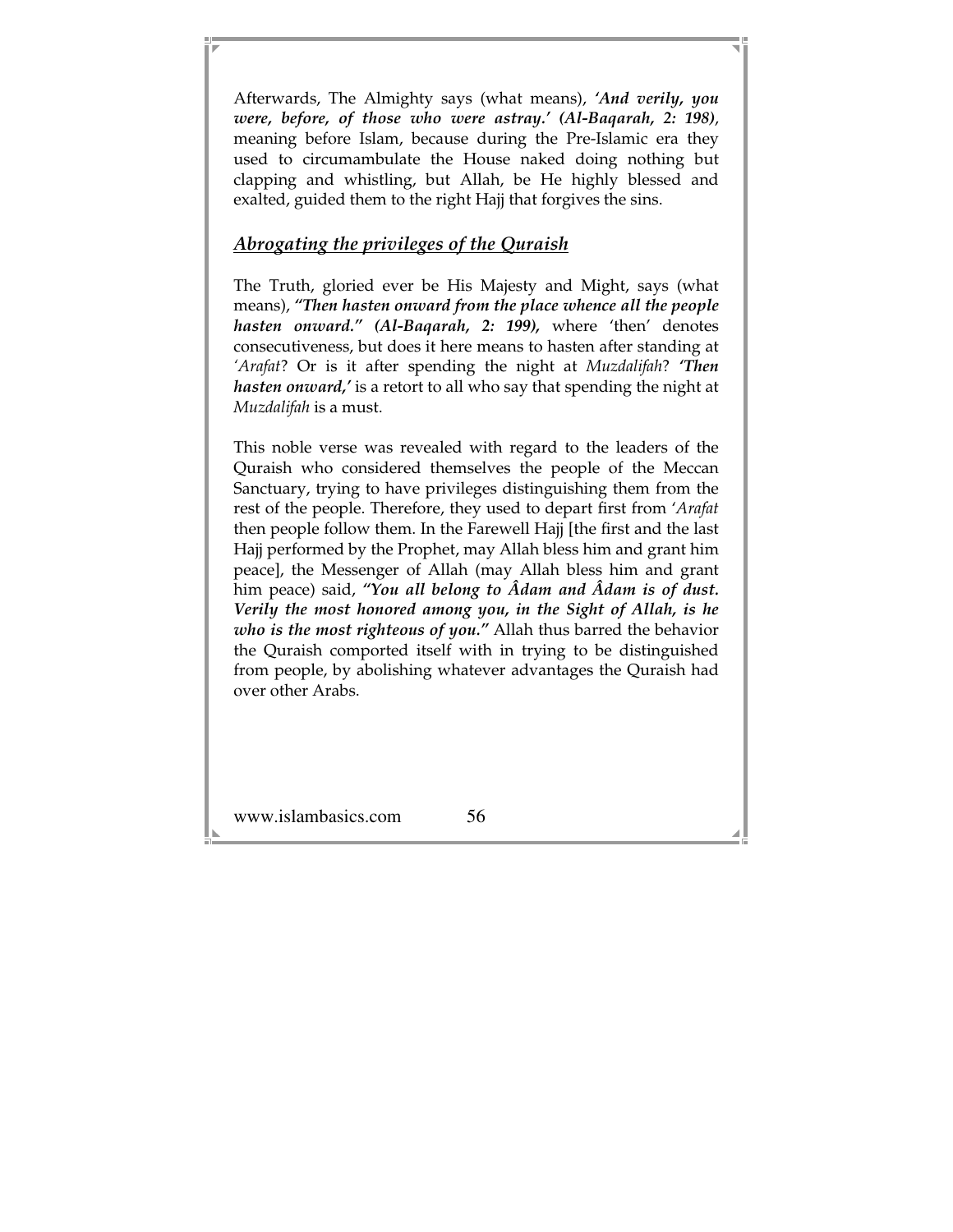Afterwards, The Almighty says (what means), ***'And verily, you were, before, of those who were astray.' (Al-Baqarah, 2: 198)***, meaning before Islam, because during the Pre-Islamic era they used to circumambulate the House naked doing nothing but clapping and whistling, but Allah, be He highly blessed and exalted, guided them to the right Hajj that forgives the sins.

## *Abrogating the privileges of the Quraish*

The Truth, gloried ever be His Majesty and Might, says (what means), ***"Then hasten onward from the place whence all the people hasten onward." (Al-Baqarah, 2: 199),*** where 'then' denotes consecutiveness, but does it here means to hasten after standing at *'Arafat*? Or is it after spending the night at *Muzdalifah*? ***'Then hasten onward,'*** is a retort to all who say that spending the night at *Muzdalifah* is a must.

This noble verse was revealed with regard to the leaders of the Quraish who considered themselves the people of the Meccan Sanctuary, trying to have privileges distinguishing them from the rest of the people. Therefore, they used to depart first from *'Arafat* then people follow them. In the Farewell Hajj [the first and the last Hajj performed by the Prophet, may Allah bless him and grant him peace], the Messenger of Allah (may Allah bless him and grant him peace) said, ***"You all belong to Âdam and Âdam is of dust. Verily the most honored among you, in the Sight of Allah, is he who is the most righteous of you."*** Allah thus barred the behavior the Quraish comported itself with in trying to be distinguished from people, by abolishing whatever advantages the Quraish had over other Arabs.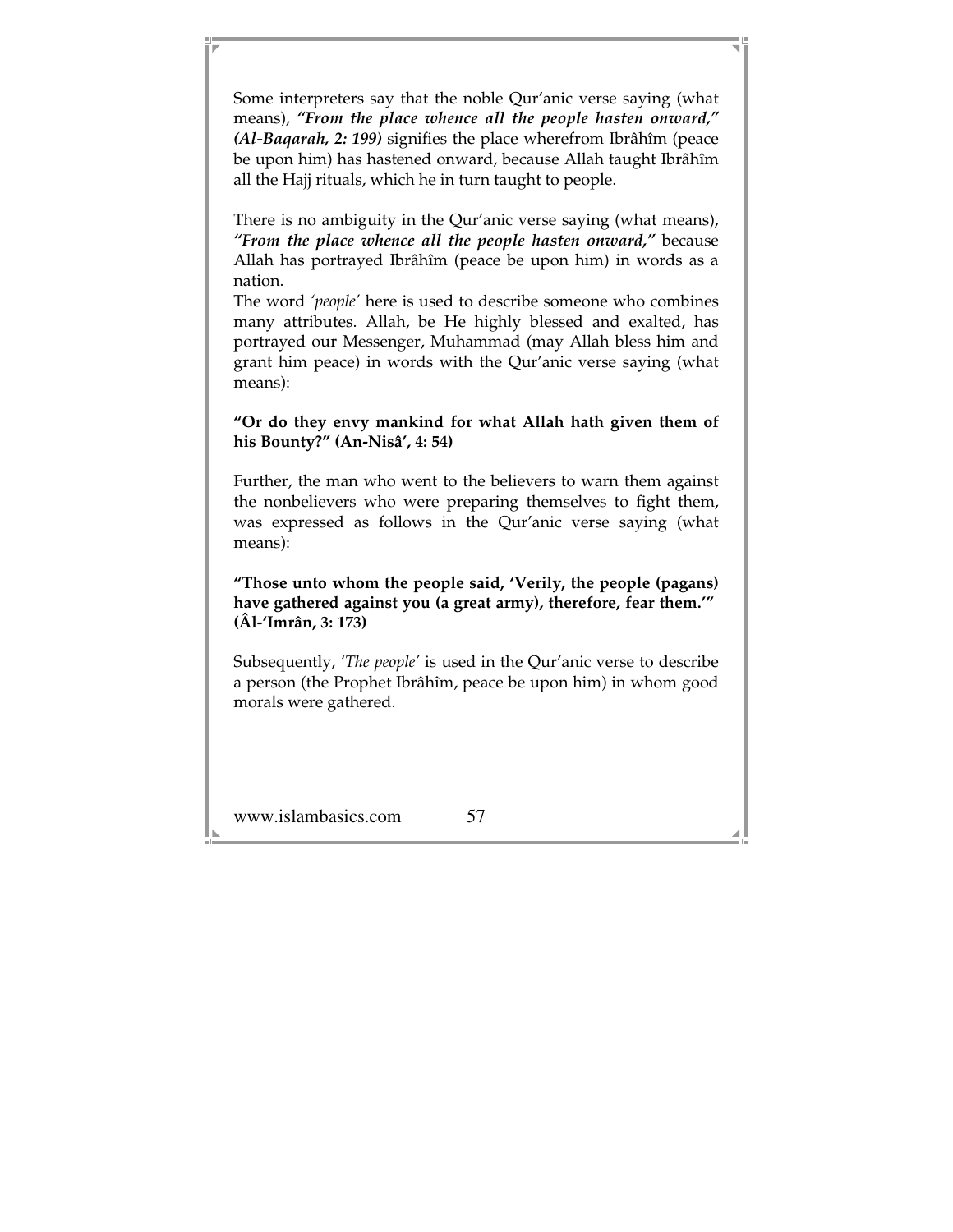Some interpreters say that the noble Qur'anic verse saying (what means), ***"From the place whence all the people hasten onward," (Al-Baqarah, 2: 199)*** signifies the place wherefrom Ibrâhîm (peace be upon him) has hastened onward, because Allah taught Ibrâhîm all the Hajj rituals, which he in turn taught to people.

There is no ambiguity in the Qur'anic verse saying (what means), ***"From the place whence all the people hasten onward,"*** because Allah has portrayed Ibrâhîm (peace be upon him) in words as a nation.

The word *'people'* here is used to describe someone who combines many attributes. Allah, be He highly blessed and exalted, has portrayed our Messenger, Muhammad (may Allah bless him and grant him peace) in words with the Qur'anic verse saying (what means):

**"Or do they envy mankind for what Allah hath given them of his Bounty?" (An-Nisâ', 4: 54)**

Further, the man who went to the believers to warn them against the nonbelievers who were preparing themselves to fight them, was expressed as follows in the Qur'anic verse saying (what means):

**"Those unto whom the people said, 'Verily, the people (pagans) have gathered against you (a great army), therefore, fear them.'" (Âl-'Imrân, 3: 173)**

Subsequently, *'The people'* is used in the Qur'anic verse to describe a person (the Prophet Ibrâhîm, peace be upon him) in whom good morals were gathered.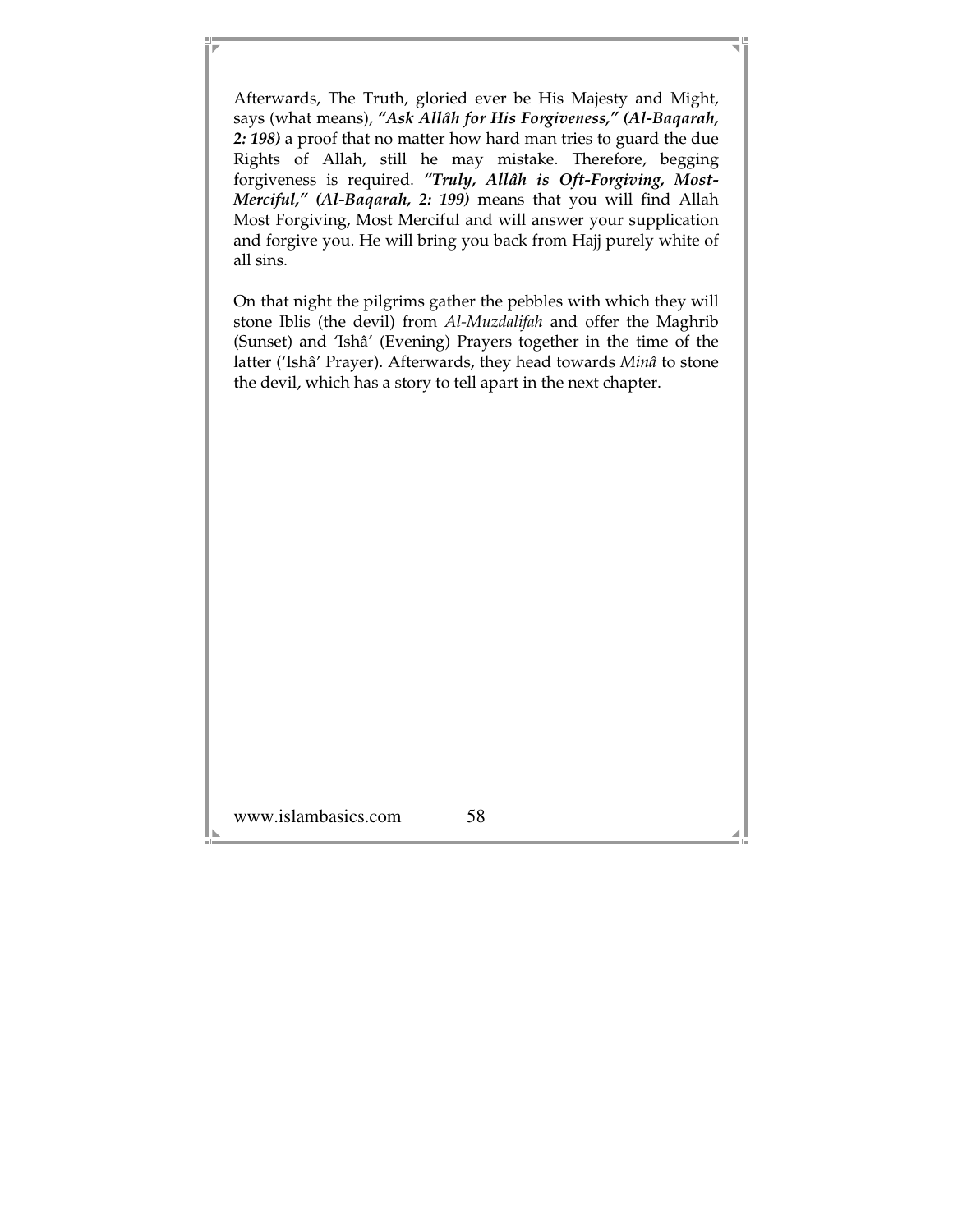Afterwards, The Truth, gloried ever be His Majesty and Might, says (what means), ***"Ask Allâh for His Forgiveness," (Al-Baqarah, 2: 198)*** a proof that no matter how hard man tries to guard the due Rights of Allah, still he may mistake. Therefore, begging forgiveness is required. ***"Truly, Allâh is Oft-Forgiving, Most-Merciful," (Al-Baqarah, 2: 199)*** means that you will find Allah Most Forgiving, Most Merciful and will answer your supplication and forgive you. He will bring you back from Hajj purely white of all sins.

On that night the pilgrims gather the pebbles with which they will stone Iblis (the devil) from *Al-Muzdalifah* and offer the Maghrib (Sunset) and 'Ishâ' (Evening) Prayers together in the time of the latter ('Ishâ' Prayer). Afterwards, they head towards *Minâ* to stone the devil, which has a story to tell apart in the next chapter.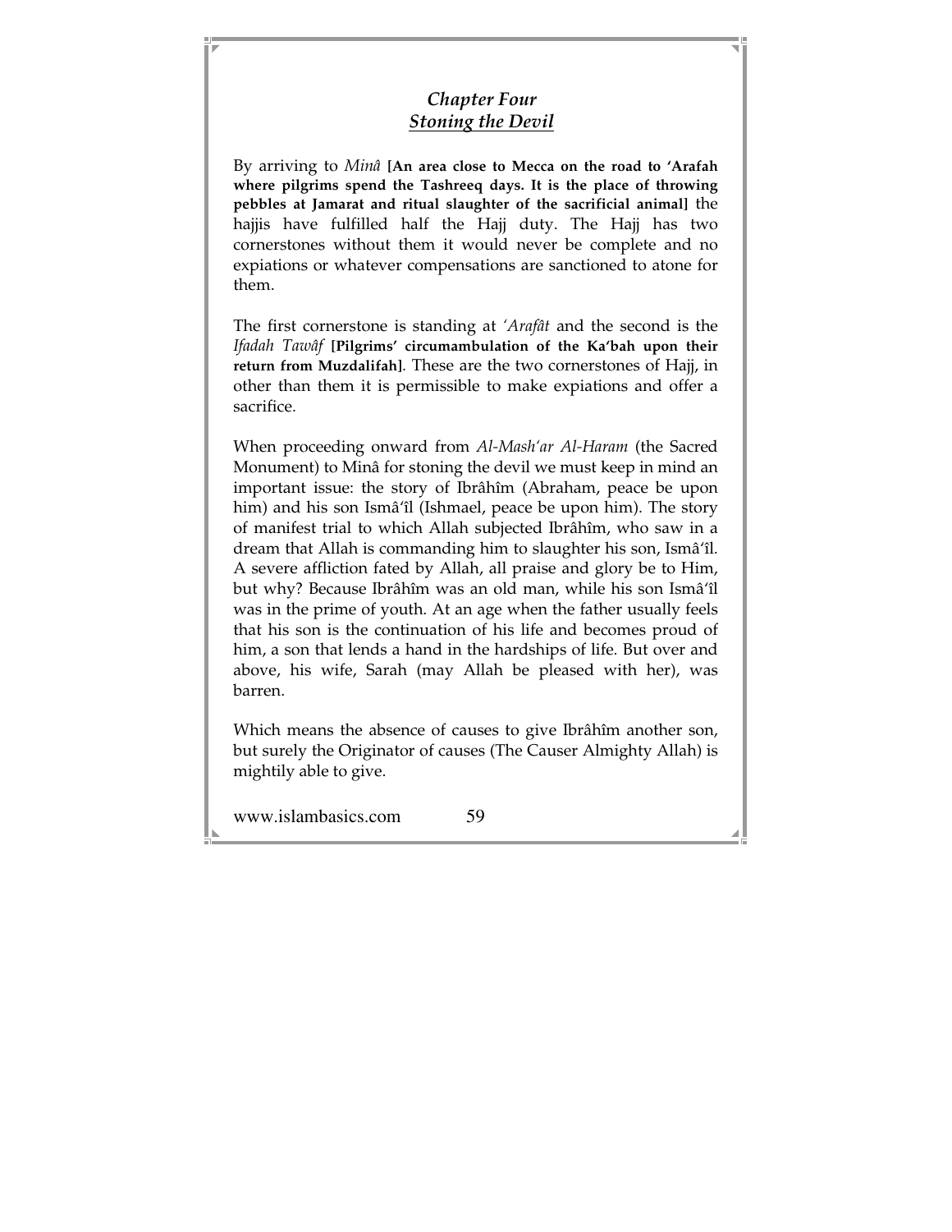## *Chapter Four*
## *Stoning the Devil*

By arriving to *Minâ* **[An area close to Mecca on the road to 'Arafah where pilgrims spend the Tashreeq days. It is the place of throwing pebbles at Jamarat and ritual slaughter of the sacrificial animal]** the hajjis have fulfilled half the Hajj duty. The Hajj has two cornerstones without them it would never be complete and no expiations or whatever compensations are sanctioned to atone for them.

The first cornerstone is standing at *'Arafât* and the second is the *Ifadah Tawâf* **[Pilgrims' circumambulation of the Ka'bah upon their return from Muzdalifah]**. These are the two cornerstones of Hajj, in other than them it is permissible to make expiations and offer a sacrifice.

When proceeding onward from *Al-Mash'ar Al-Haram* (the Sacred Monument) to Minâ for stoning the devil we must keep in mind an important issue: the story of Ibrâhîm (Abraham, peace be upon him) and his son Ismâ'îl (Ishmael, peace be upon him). The story of manifest trial to which Allah subjected Ibrâhîm, who saw in a dream that Allah is commanding him to slaughter his son, Ismâ'îl. A severe affliction fated by Allah, all praise and glory be to Him, but why? Because Ibrâhîm was an old man, while his son Ismâ'îl was in the prime of youth. At an age when the father usually feels that his son is the continuation of his life and becomes proud of him, a son that lends a hand in the hardships of life. But over and above, his wife, Sarah (may Allah be pleased with her), was barren.

Which means the absence of causes to give Ibrâhîm another son, but surely the Originator of causes (The Causer Almighty Allah) is mightily able to give.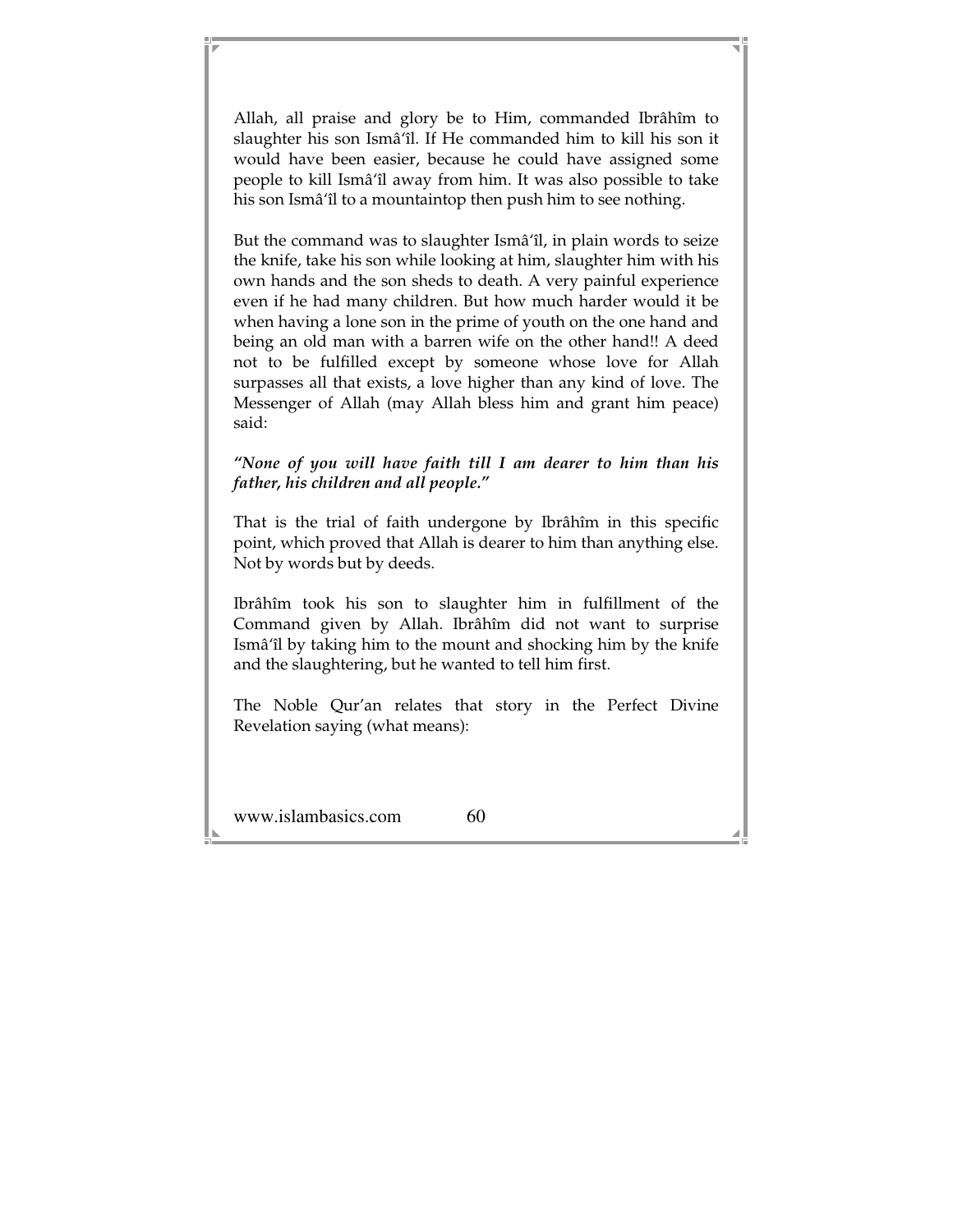Allah, all praise and glory be to Him, commanded Ibrâhîm to slaughter his son Ismâ'îl. If He commanded him to kill his son it would have been easier, because he could have assigned some people to kill Ismâ'îl away from him. It was also possible to take his son Ismâ'îl to a mountaintop then push him to see nothing.

But the command was to slaughter Ismâ'îl, in plain words to seize the knife, take his son while looking at him, slaughter him with his own hands and the son sheds to death. A very painful experience even if he had many children. But how much harder would it be when having a lone son in the prime of youth on the one hand and being an old man with a barren wife on the other hand!! A deed not to be fulfilled except by someone whose love for Allah surpasses all that exists, a love higher than any kind of love. The Messenger of Allah (may Allah bless him and grant him peace) said:

***"None of you will have faith till I am dearer to him than his father, his children and all people."***

That is the trial of faith undergone by Ibrâhîm in this specific point, which proved that Allah is dearer to him than anything else. Not by words but by deeds.

Ibrâhîm took his son to slaughter him in fulfillment of the Command given by Allah. Ibrâhîm did not want to surprise Ismâ'îl by taking him to the mount and shocking him by the knife and the slaughtering, but he wanted to tell him first.

The Noble Qur'an relates that story in the Perfect Divine Revelation saying (what means):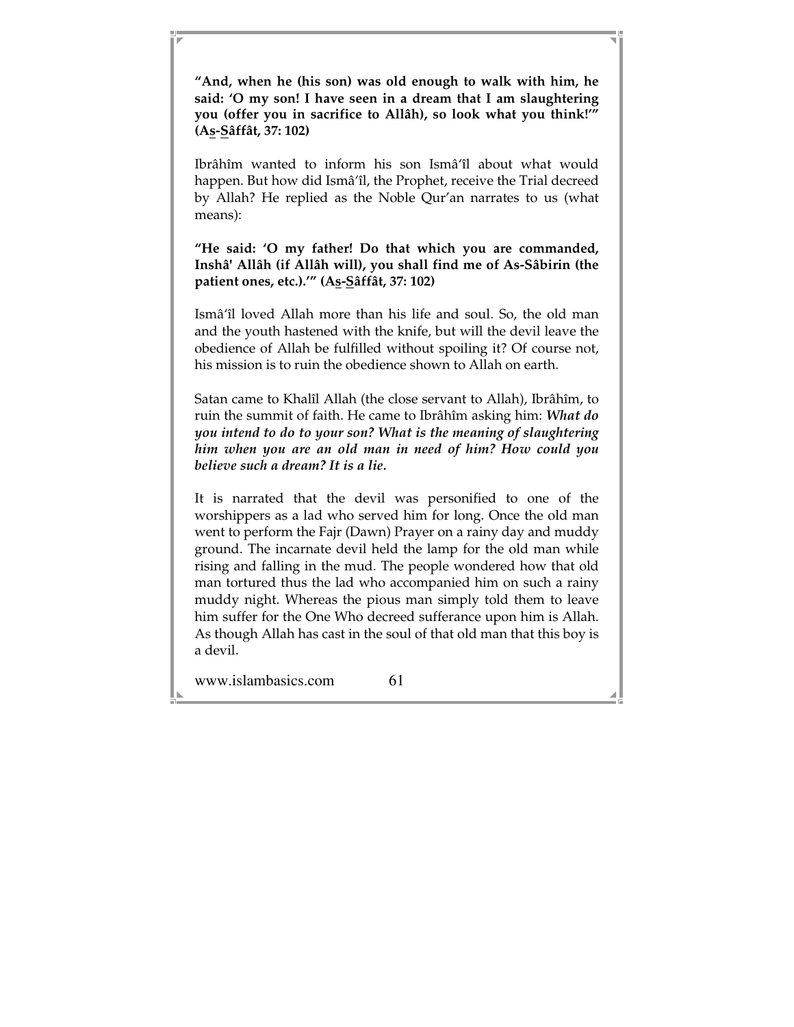**"And, when he (his son) was old enough to walk with him, he said: 'O my son! I have seen in a dream that I am slaughtering you (offer you in sacrifice to Allâh), so look what you think!'" (As-Sâffât, 37: 102)**

Ibrâhîm wanted to inform his son Ismâ'îl about what would happen. But how did Ismâ'îl, the Prophet, receive the Trial decreed by Allah? He replied as the Noble Qur'an narrates to us (what means):

**"He said: 'O my father! Do that which you are commanded, Inshâ' Allâh (if Allâh will), you shall find me of As-Sâbirin (the patient ones, etc.).'" (As-Sâffât, 37: 102)**

Ismâ'îl loved Allah more than his life and soul. So, the old man and the youth hastened with the knife, but will the devil leave the obedience of Allah be fulfilled without spoiling it? Of course not, his mission is to ruin the obedience shown to Allah on earth.

Satan came to Khalîl Allah (the close servant to Allah), Ibrâhîm, to ruin the summit of faith. He came to Ibrâhîm asking him: ***What do you intend to do to your son? What is the meaning of slaughtering him when you are an old man in need of him? How could you believe such a dream? It is a lie.***

It is narrated that the devil was personified to one of the worshippers as a lad who served him for long. Once the old man went to perform the Fajr (Dawn) Prayer on a rainy day and muddy ground. The incarnate devil held the lamp for the old man while rising and falling in the mud. The people wondered how that old man tortured thus the lad who accompanied him on such a rainy muddy night. Whereas the pious man simply told them to leave him suffer for the One Who decreed sufferance upon him is Allah. As though Allah has cast in the soul of that old man that this boy is a devil.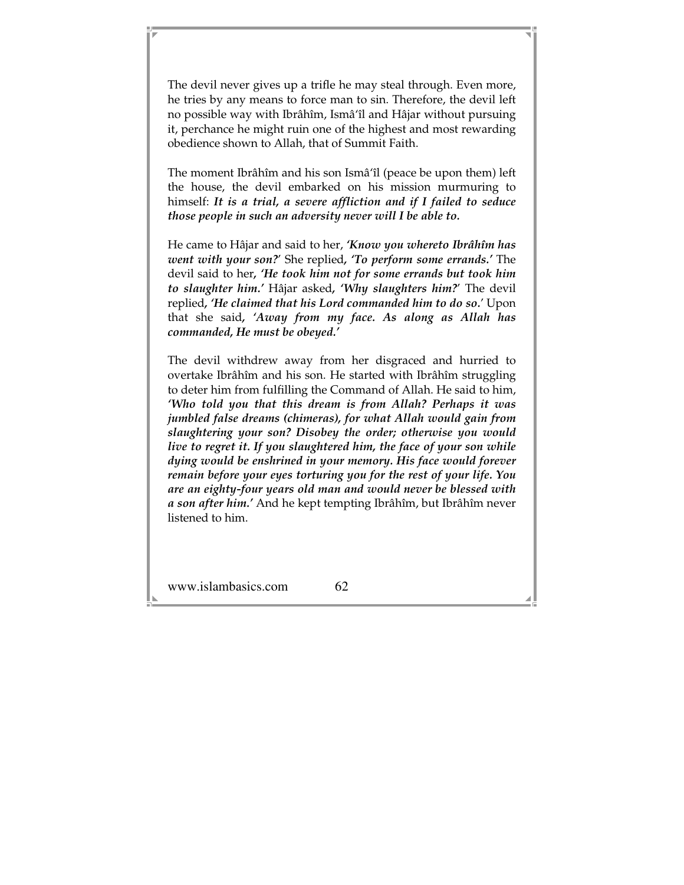The devil never gives up a trifle he may steal through. Even more, he tries by any means to force man to sin. Therefore, the devil left no possible way with Ibrâhîm, Ismâ'îl and Hâjar without pursuing it, perchance he might ruin one of the highest and most rewarding obedience shown to Allah, that of Summit Faith.

The moment Ibrâhîm and his son Ismâ'îl (peace be upon them) left the house, the devil embarked on his mission murmuring to himself: ***It is a trial, a severe affliction and if I failed to seduce those people in such an adversity never will I be able to.***

He came to Hâjar and said to her, ***'Know you whereto Ibrâhîm has went with your son?'*** She replied, ***'To perform some errands.'*** The devil said to her, ***'He took him not for some errands but took him to slaughter him.'*** Hâjar asked, ***'Why slaughters him?'*** The devil replied, ***'He claimed that his Lord commanded him to do so.'*** Upon that she said, ***'Away from my face. As along as Allah has commanded, He must be obeyed.'***

The devil withdrew away from her disgraced and hurried to overtake Ibrâhîm and his son. He started with Ibrâhîm struggling to deter him from fulfilling the Command of Allah. He said to him, ***'Who told you that this dream is from Allah? Perhaps it was jumbled false dreams (chimeras), for what Allah would gain from slaughtering your son? Disobey the order; otherwise you would live to regret it. If you slaughtered him, the face of your son while dying would be enshrined in your memory. His face would forever remain before your eyes torturing you for the rest of your life. You are an eighty-four years old man and would never be blessed with a son after him.'*** And he kept tempting Ibrâhîm, but Ibrâhîm never listened to him.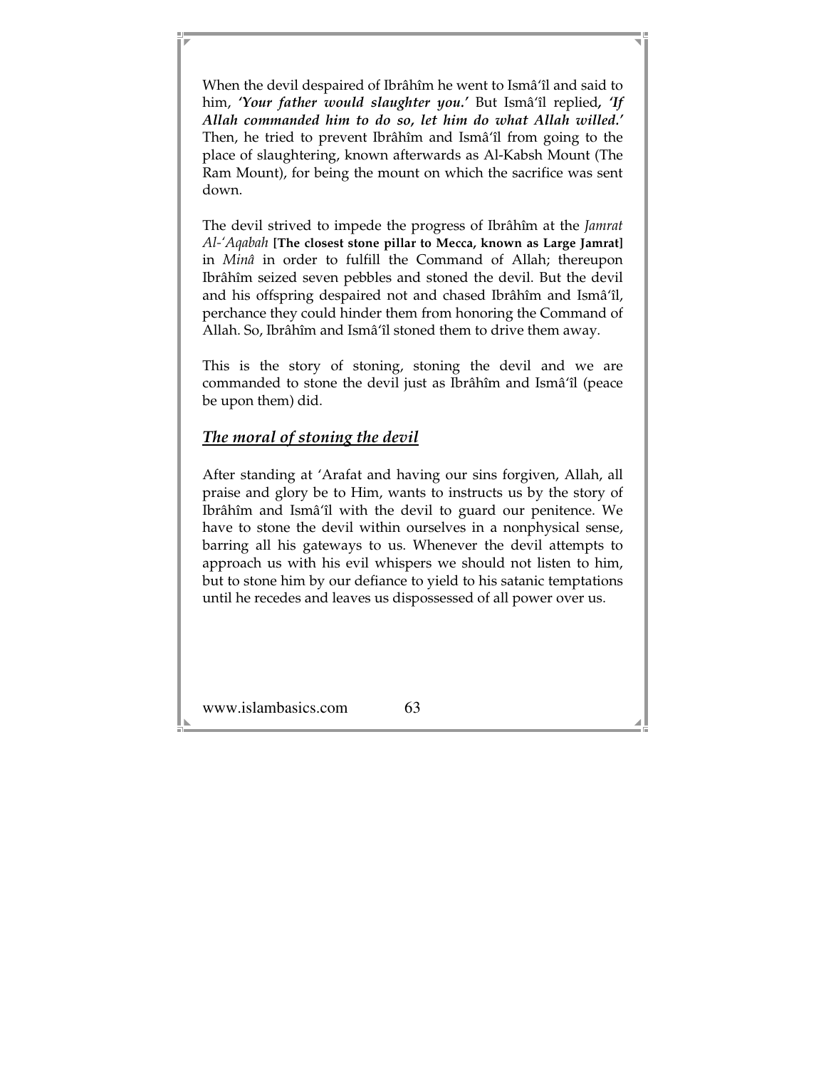When the devil despaired of Ibrâhîm he went to Ismâ'îl and said to him, ***'Your father would slaughter you.'*** But Ismâ'îl replied, ***'If Allah commanded him to do so, let him do what Allah willed.'*** Then, he tried to prevent Ibrâhîm and Ismâ'îl from going to the place of slaughtering, known afterwards as Al-Kabsh Mount (The Ram Mount), for being the mount on which the sacrifice was sent down.

The devil strived to impede the progress of Ibrâhîm at the *Jamrat Al-'Aqabah* **[The closest stone pillar to Mecca, known as Large Jamrat]** in *Minâ* in order to fulfill the Command of Allah; thereupon Ibrâhîm seized seven pebbles and stoned the devil. But the devil and his offspring despaired not and chased Ibrâhîm and Ismâ'îl, perchance they could hinder them from honoring the Command of Allah. So, Ibrâhîm and Ismâ'îl stoned them to drive them away.

This is the story of stoning, stoning the devil and we are commanded to stone the devil just as Ibrâhîm and Ismâ'îl (peace be upon them) did.

## ***The moral of stoning the devil***

After standing at 'Arafat and having our sins forgiven, Allah, all praise and glory be to Him, wants to instructs us by the story of Ibrâhîm and Ismâ'îl with the devil to guard our penitence. We have to stone the devil within ourselves in a nonphysical sense, barring all his gateways to us. Whenever the devil attempts to approach us with his evil whispers we should not listen to him, but to stone him by our defiance to yield to his satanic temptations until he recedes and leaves us dispossessed of all power over us.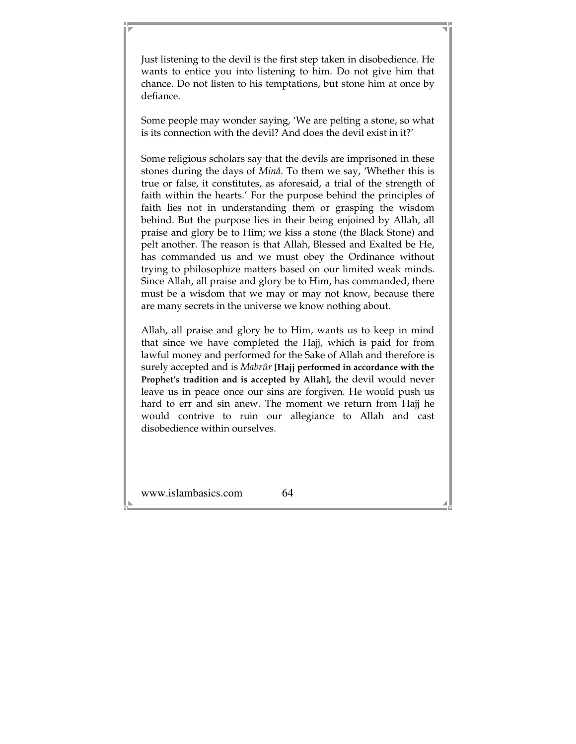Just listening to the devil is the first step taken in disobedience. He wants to entice you into listening to him. Do not give him that chance. Do not listen to his temptations, but stone him at once by defiance.

Some people may wonder saying, 'We are pelting a stone, so what is its connection with the devil? And does the devil exist in it?'

Some religious scholars say that the devils are imprisoned in these stones during the days of *Minâ*. To them we say, 'Whether this is true or false, it constitutes, as aforesaid, a trial of the strength of faith within the hearts.' For the purpose behind the principles of faith lies not in understanding them or grasping the wisdom behind. But the purpose lies in their being enjoined by Allah, all praise and glory be to Him; we kiss a stone (the Black Stone) and pelt another. The reason is that Allah, Blessed and Exalted be He, has commanded us and we must obey the Ordinance without trying to philosophize matters based on our limited weak minds. Since Allah, all praise and glory be to Him, has commanded, there must be a wisdom that we may or may not know, because there are many secrets in the universe we know nothing about.

Allah, all praise and glory be to Him, wants us to keep in mind that since we have completed the Hajj, which is paid for from lawful money and performed for the Sake of Allah and therefore is surely accepted and is *Mabrûr* **[Hajj performed in accordance with the Prophet's tradition and is accepted by Allah],** the devil would never leave us in peace once our sins are forgiven. He would push us hard to err and sin anew. The moment we return from Hajj he would contrive to ruin our allegiance to Allah and cast disobedience within ourselves.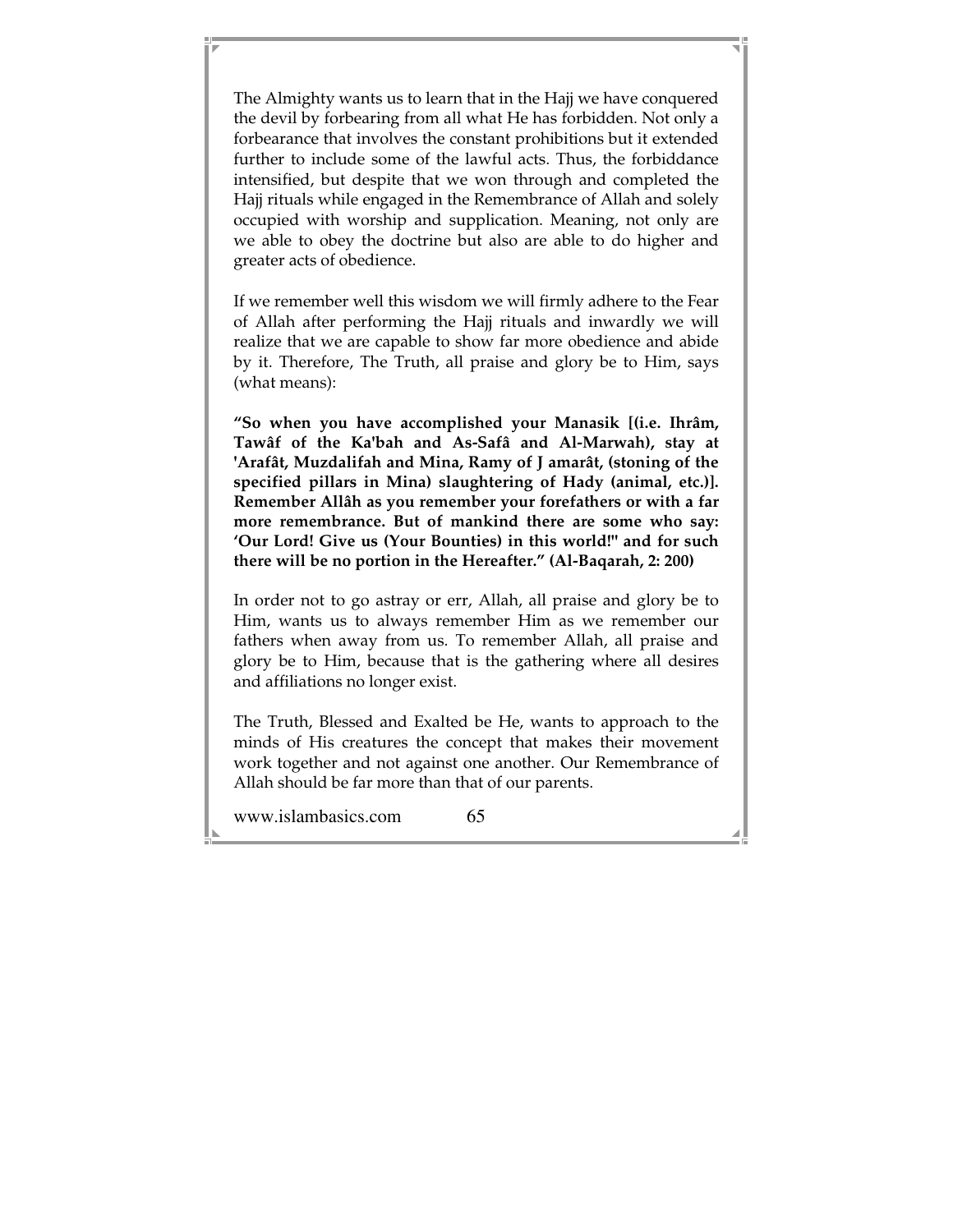The Almighty wants us to learn that in the Hajj we have conquered the devil by forbearing from all what He has forbidden. Not only a forbearance that involves the constant prohibitions but it extended further to include some of the lawful acts. Thus, the forbiddance intensified, but despite that we won through and completed the Hajj rituals while engaged in the Remembrance of Allah and solely occupied with worship and supplication. Meaning, not only are we able to obey the doctrine but also are able to do higher and greater acts of obedience.

If we remember well this wisdom we will firmly adhere to the Fear of Allah after performing the Hajj rituals and inwardly we will realize that we are capable to show far more obedience and abide by it. Therefore, The Truth, all praise and glory be to Him, says (what means):

**"So when you have accomplished your Manasik [(i.e. Ihrâm, Tawâf of the Ka'bah and As-Safâ and Al-Marwah), stay at 'Arafât, Muzdalifah and Mina, Ramy of J amarât, (stoning of the specified pillars in Mina) slaughtering of Hady (animal, etc.)]. Remember Allâh as you remember your forefathers or with a far more remembrance. But of mankind there are some who say: 'Our Lord! Give us (Your Bounties) in this world!" and for such there will be no portion in the Hereafter." (Al-Baqarah, 2: 200)**

In order not to go astray or err, Allah, all praise and glory be to Him, wants us to always remember Him as we remember our fathers when away from us. To remember Allah, all praise and glory be to Him, because that is the gathering where all desires and affiliations no longer exist.

The Truth, Blessed and Exalted be He, wants to approach to the minds of His creatures the concept that makes their movement work together and not against one another. Our Remembrance of Allah should be far more than that of our parents.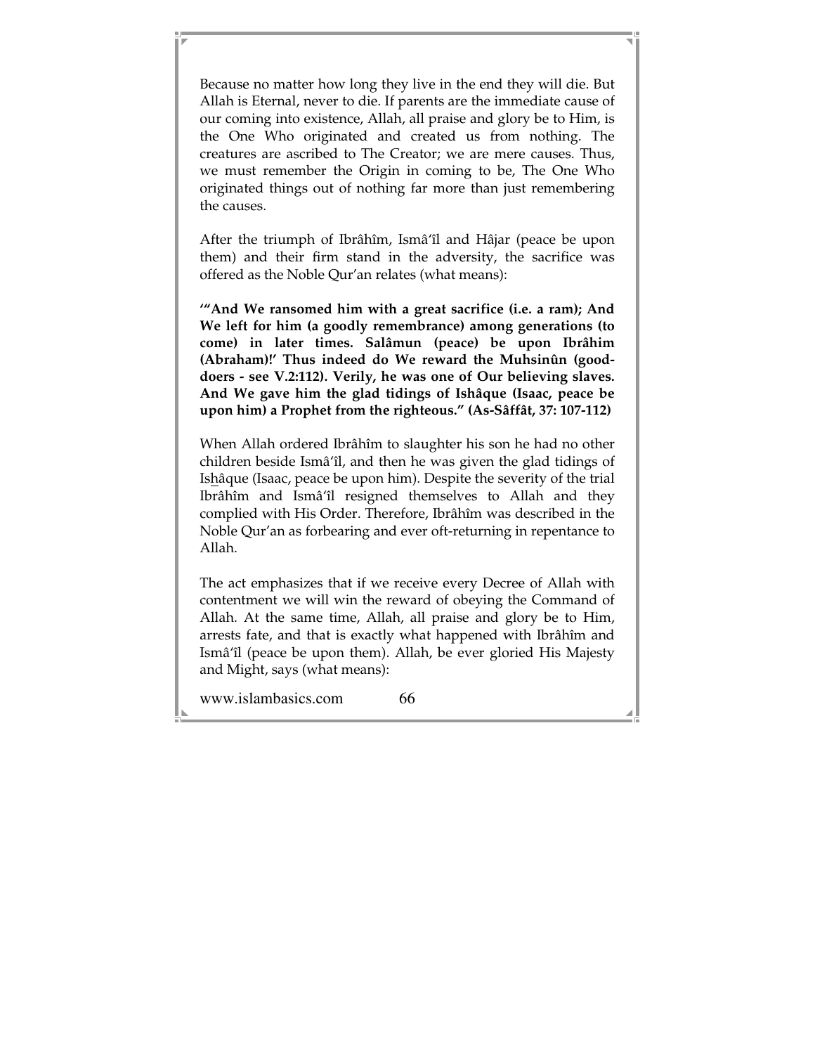Because no matter how long they live in the end they will die. But Allah is Eternal, never to die. If parents are the immediate cause of our coming into existence, Allah, all praise and glory be to Him, is the One Who originated and created us from nothing. The creatures are ascribed to The Creator; we are mere causes. Thus, we must remember the Origin in coming to be, The One Who originated things out of nothing far more than just remembering the causes.

After the triumph of Ibrâhîm, Ismâ'îl and Hâjar (peace be upon them) and their firm stand in the adversity, the sacrifice was offered as the Noble Qur'an relates (what means):

**'"And We ransomed him with a great sacrifice (i.e. a ram); And We left for him (a goodly remembrance) among generations (to come) in later times. Salâmun (peace) be upon Ibrâhim (Abraham)!' Thus indeed do We reward the Muhsinûn (good-doers - see V.2:112). Verily, he was one of Our believing slaves. And We gave him the glad tidings of Ishâque (Isaac, peace be upon him) a Prophet from the righteous." (As-Sâffât, 37: 107-112)**

When Allah ordered Ibrâhîm to slaughter his son he had no other children beside Ismâ'îl, and then he was given the glad tidings of Is<u>h</u>âque (Isaac, peace be upon him). Despite the severity of the trial Ibrâhîm and Ismâ'îl resigned themselves to Allah and they complied with His Order. Therefore, Ibrâhîm was described in the Noble Qur'an as forbearing and ever oft-returning in repentance to Allah.

The act emphasizes that if we receive every Decree of Allah with contentment we will win the reward of obeying the Command of Allah. At the same time, Allah, all praise and glory be to Him, arrests fate, and that is exactly what happened with Ibrâhîm and Ismâ'îl (peace be upon them). Allah, be ever gloried His Majesty and Might, says (what means):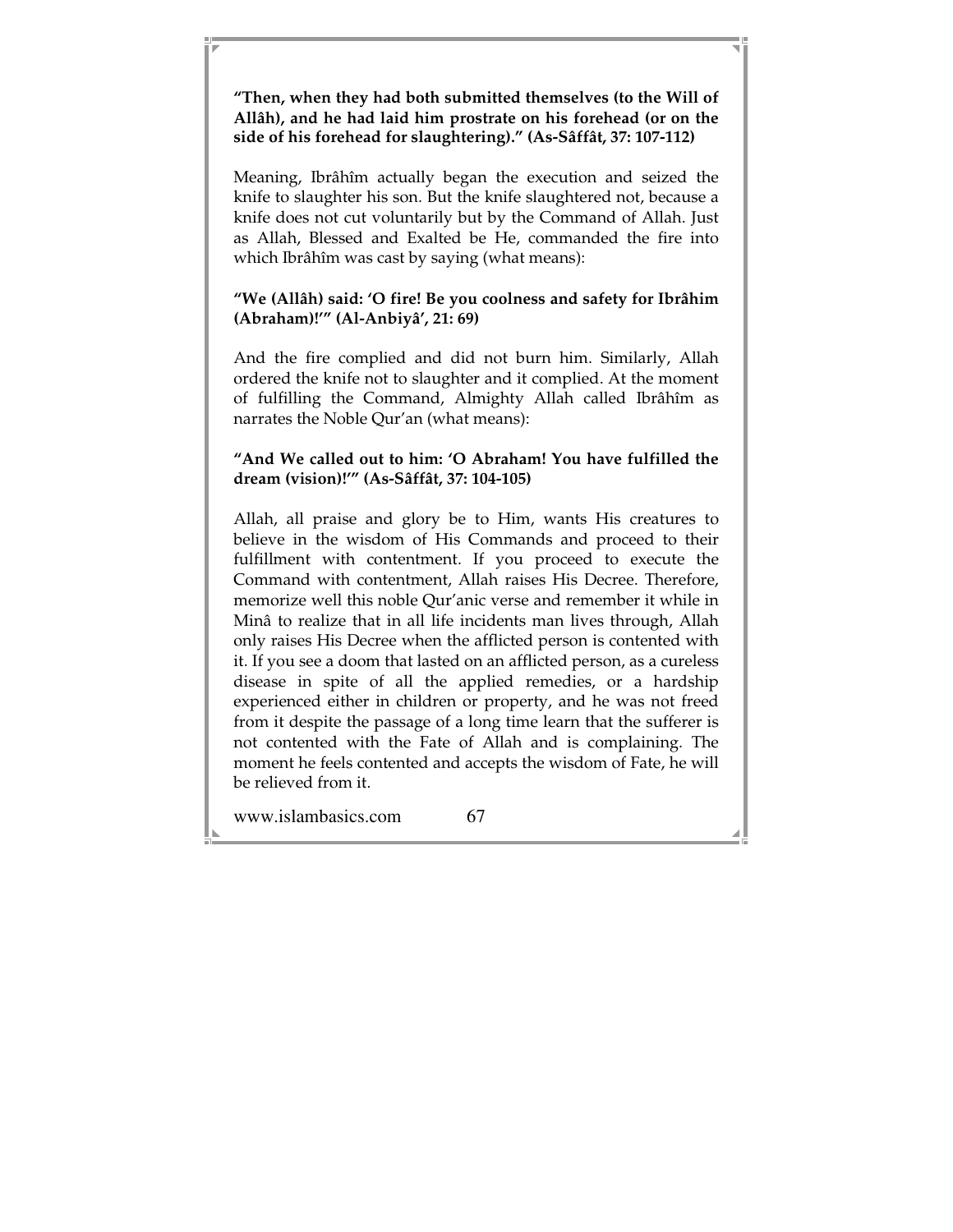**"Then, when they had both submitted themselves (to the Will of Allâh), and he had laid him prostrate on his forehead (or on the side of his forehead for slaughtering)." (As-Sâffât, 37: 107-112)**

Meaning, Ibrâhîm actually began the execution and seized the knife to slaughter his son. But the knife slaughtered not, because a knife does not cut voluntarily but by the Command of Allah. Just as Allah, Blessed and Exalted be He, commanded the fire into which Ibrâhîm was cast by saying (what means):

**"We (Allâh) said: 'O fire! Be you coolness and safety for Ibrâhim (Abraham)!'" (Al-Anbiyâ', 21: 69)**

And the fire complied and did not burn him. Similarly, Allah ordered the knife not to slaughter and it complied. At the moment of fulfilling the Command, Almighty Allah called Ibrâhîm as narrates the Noble Qur'an (what means):

**"And We called out to him: 'O Abraham! You have fulfilled the dream (vision)!'" (As-Sâffât, 37: 104-105)**

Allah, all praise and glory be to Him, wants His creatures to believe in the wisdom of His Commands and proceed to their fulfillment with contentment. If you proceed to execute the Command with contentment, Allah raises His Decree. Therefore, memorize well this noble Qur'anic verse and remember it while in Minâ to realize that in all life incidents man lives through, Allah only raises His Decree when the afflicted person is contented with it. If you see a doom that lasted on an afflicted person, as a cureless disease in spite of all the applied remedies, or a hardship experienced either in children or property, and he was not freed from it despite the passage of a long time learn that the sufferer is not contented with the Fate of Allah and is complaining. The moment he feels contented and accepts the wisdom of Fate, he will be relieved from it.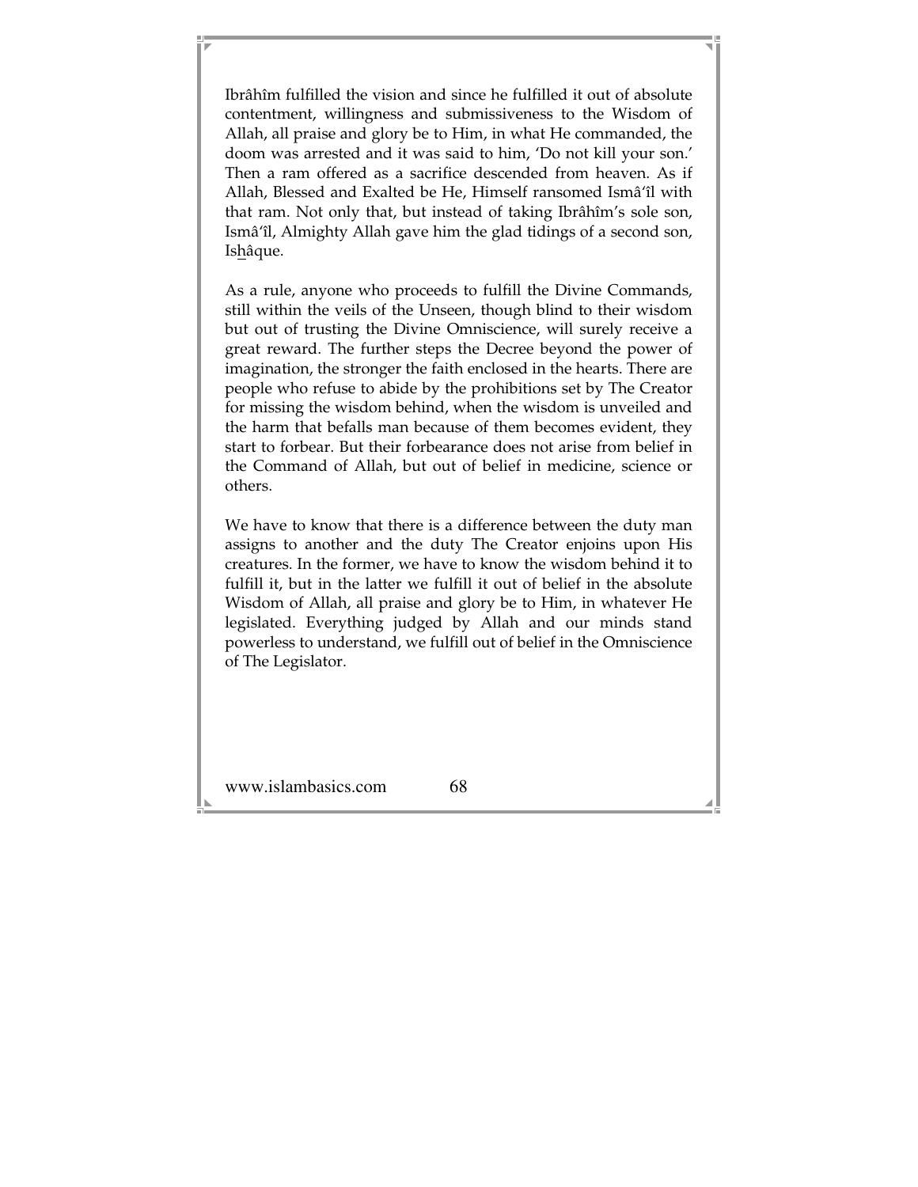Ibrâhîm fulfilled the vision and since he fulfilled it out of absolute contentment, willingness and submissiveness to the Wisdom of Allah, all praise and glory be to Him, in what He commanded, the doom was arrested and it was said to him, 'Do not kill your son.' Then a ram offered as a sacrifice descended from heaven. As if Allah, Blessed and Exalted be He, Himself ransomed Ismâ'îl with that ram. Not only that, but instead of taking Ibrâhîm's sole son, Ismâ'îl, Almighty Allah gave him the glad tidings of a second son, Ishâque.

As a rule, anyone who proceeds to fulfill the Divine Commands, still within the veils of the Unseen, though blind to their wisdom but out of trusting the Divine Omniscience, will surely receive a great reward. The further steps the Decree beyond the power of imagination, the stronger the faith enclosed in the hearts. There are people who refuse to abide by the prohibitions set by The Creator for missing the wisdom behind, when the wisdom is unveiled and the harm that befalls man because of them becomes evident, they start to forbear. But their forbearance does not arise from belief in the Command of Allah, but out of belief in medicine, science or others.

We have to know that there is a difference between the duty man assigns to another and the duty The Creator enjoins upon His creatures. In the former, we have to know the wisdom behind it to fulfill it, but in the latter we fulfill it out of belief in the absolute Wisdom of Allah, all praise and glory be to Him, in whatever He legislated. Everything judged by Allah and our minds stand powerless to understand, we fulfill out of belief in the Omniscience of The Legislator.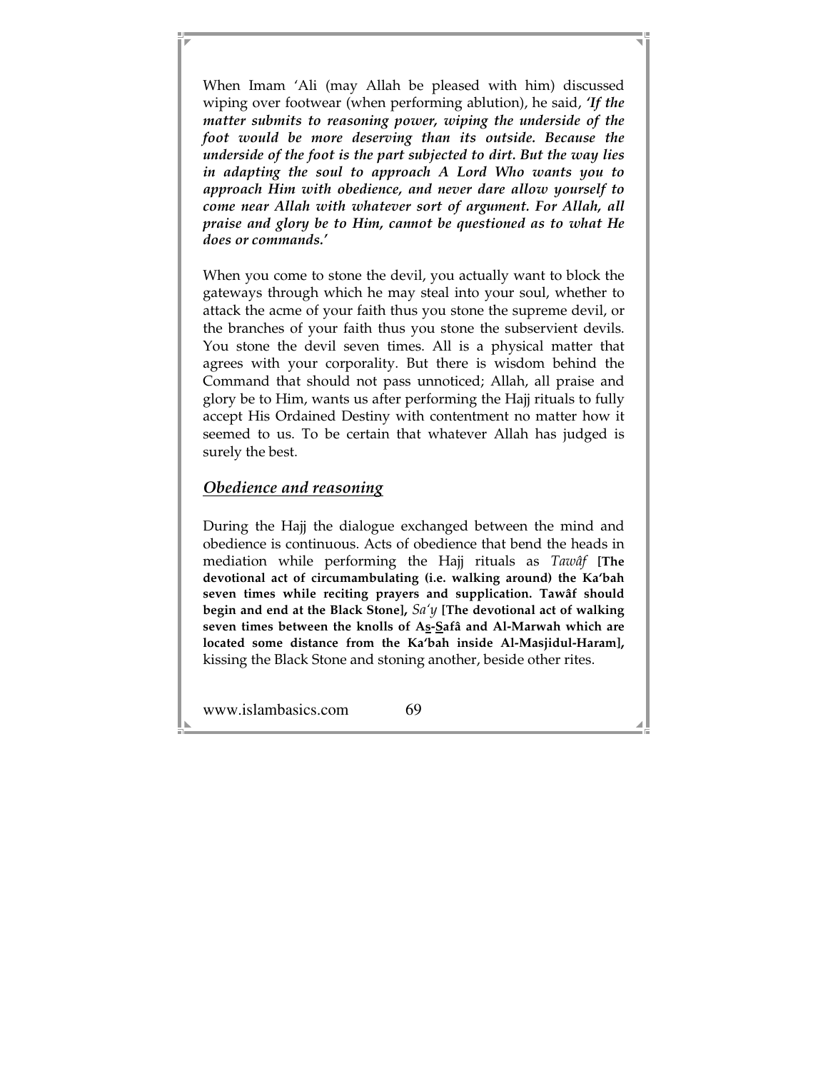When Imam 'Ali (may Allah be pleased with him) discussed wiping over footwear (when performing ablution), he said, ***'If the matter submits to reasoning power, wiping the underside of the foot would be more deserving than its outside. Because the underside of the foot is the part subjected to dirt. But the way lies in adapting the soul to approach A Lord Who wants you to approach Him with obedience, and never dare allow yourself to come near Allah with whatever sort of argument. For Allah, all praise and glory be to Him, cannot be questioned as to what He does or commands.'***

When you come to stone the devil, you actually want to block the gateways through which he may steal into your soul, whether to attack the acme of your faith thus you stone the supreme devil, or the branches of your faith thus you stone the subservient devils. You stone the devil seven times. All is a physical matter that agrees with your corporality. But there is wisdom behind the Command that should not pass unnoticed; Allah, all praise and glory be to Him, wants us after performing the Hajj rituals to fully accept His Ordained Destiny with contentment no matter how it seemed to us. To be certain that whatever Allah has judged is surely the best.

## *Obedience and reasoning*

During the Hajj the dialogue exchanged between the mind and obedience is continuous. Acts of obedience that bend the heads in mediation while performing the Hajj rituals as *Tawâf* **[The devotional act of circumambulating (i.e. walking around) the Ka'bah seven times while reciting prayers and supplication. Tawâf should begin and end at the Black Stone],** *Sa'y* **[The devotional act of walking seven times between the knolls of As-Safâ and Al-Marwah which are located some distance from the Ka'bah inside Al-Masjidul-Haram],** kissing the Black Stone and stoning another, beside other rites.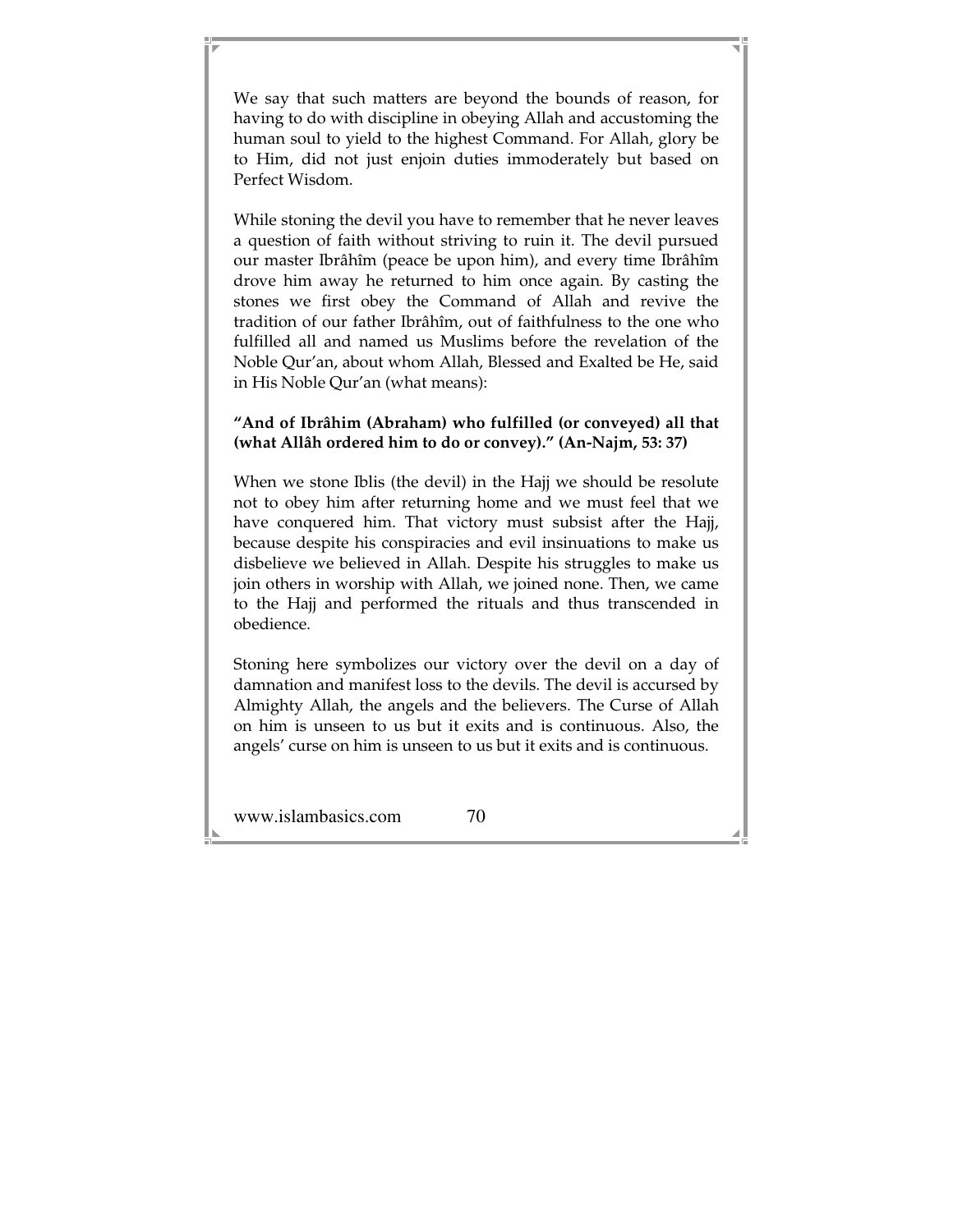We say that such matters are beyond the bounds of reason, for having to do with discipline in obeying Allah and accustoming the human soul to yield to the highest Command. For Allah, glory be to Him, did not just enjoin duties immoderately but based on Perfect Wisdom.

While stoning the devil you have to remember that he never leaves a question of faith without striving to ruin it. The devil pursued our master Ibrâhîm (peace be upon him), and every time Ibrâhîm drove him away he returned to him once again. By casting the stones we first obey the Command of Allah and revive the tradition of our father Ibrâhîm, out of faithfulness to the one who fulfilled all and named us Muslims before the revelation of the Noble Qur'an, about whom Allah, Blessed and Exalted be He, said in His Noble Qur'an (what means):

**"And of Ibrâhim (Abraham) who fulfilled (or conveyed) all that (what Allâh ordered him to do or convey)." (An-Najm, 53: 37)**

When we stone Iblis (the devil) in the Hajj we should be resolute not to obey him after returning home and we must feel that we have conquered him. That victory must subsist after the Hajj, because despite his conspiracies and evil insinuations to make us disbelieve we believed in Allah. Despite his struggles to make us join others in worship with Allah, we joined none. Then, we came to the Hajj and performed the rituals and thus transcended in obedience.

Stoning here symbolizes our victory over the devil on a day of damnation and manifest loss to the devils. The devil is accursed by Almighty Allah, the angels and the believers. The Curse of Allah on him is unseen to us but it exits and is continuous. Also, the angels' curse on him is unseen to us but it exits and is continuous.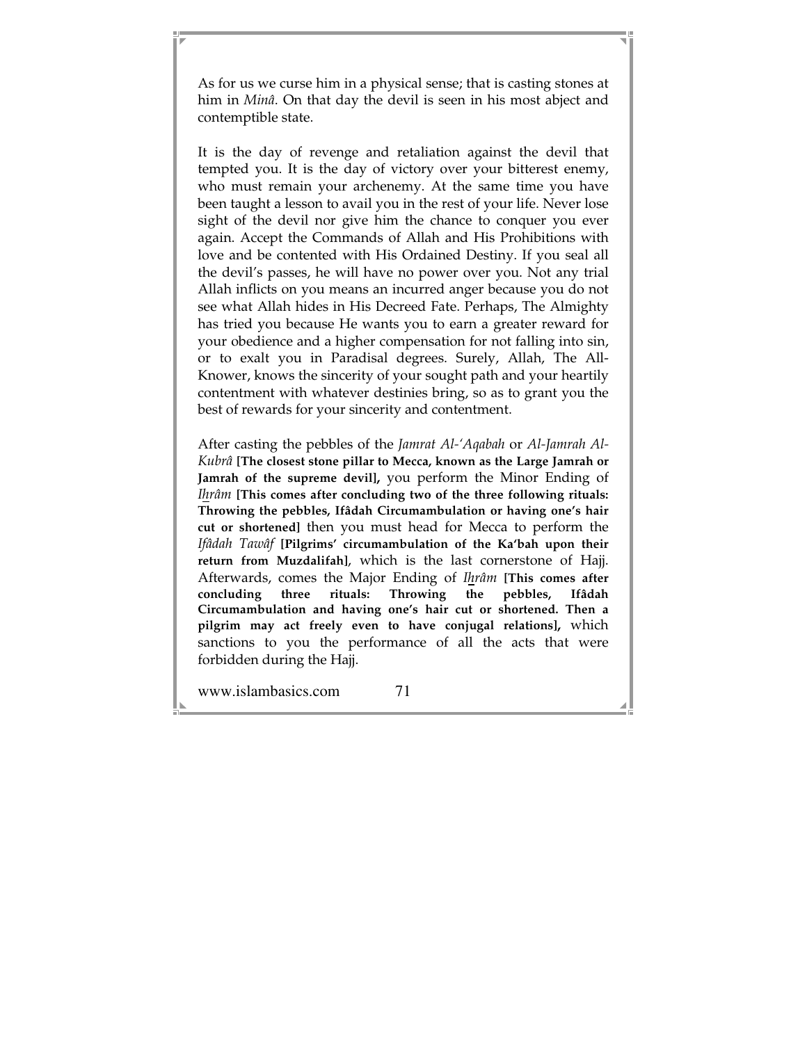As for us we curse him in a physical sense; that is casting stones at him in *Minâ*. On that day the devil is seen in his most abject and contemptible state.

It is the day of revenge and retaliation against the devil that tempted you. It is the day of victory over your bitterest enemy, who must remain your archenemy. At the same time you have been taught a lesson to avail you in the rest of your life. Never lose sight of the devil nor give him the chance to conquer you ever again. Accept the Commands of Allah and His Prohibitions with love and be contented with His Ordained Destiny. If you seal all the devil's passes, he will have no power over you. Not any trial Allah inflicts on you means an incurred anger because you do not see what Allah hides in His Decreed Fate. Perhaps, The Almighty has tried you because He wants you to earn a greater reward for your obedience and a higher compensation for not falling into sin, or to exalt you in Paradisal degrees. Surely, Allah, The All-Knower, knows the sincerity of your sought path and your heartily contentment with whatever destinies bring, so as to grant you the best of rewards for your sincerity and contentment.

After casting the pebbles of the *Jamrat Al-'Aqabah* or *Al-Jamrah Al-Kubrâ* **[The closest stone pillar to Mecca, known as the Large Jamrah or Jamrah of the supreme devil],** you perform the Minor Ending of *Ihrâm* **[This comes after concluding two of the three following rituals: Throwing the pebbles, Ifâdah Circumambulation or having one's hair cut or shortened]** then you must head for Mecca to perform the *Ifâdah Tawâf* **[Pilgrims' circumambulation of the Ka'bah upon their return from Muzdalifah]**, which is the last cornerstone of Hajj. Afterwards, comes the Major Ending of *Ihrâm* **[This comes after concluding three rituals: Throwing the pebbles, Ifâdah Circumambulation and having one's hair cut or shortened. Then a pilgrim may act freely even to have conjugal relations],** which sanctions to you the performance of all the acts that were forbidden during the Hajj.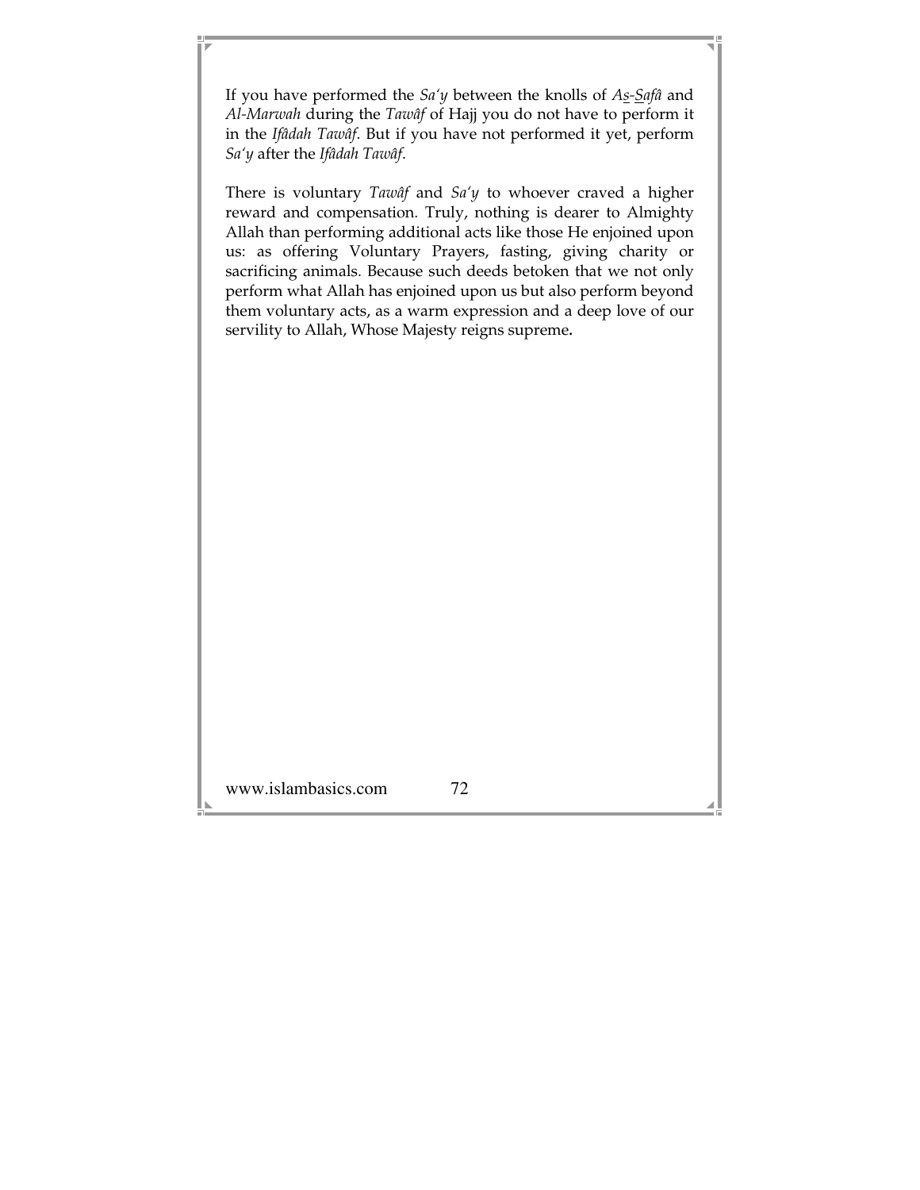If you have performed the *Sa'y* between the knolls of *As-Safâ* and *Al-Marwah* during the *Tawâf* of Hajj you do not have to perform it in the *Ifâdah Tawâf*. But if you have not performed it yet, perform *Sa'y* after the *Ifâdah Tawâf*.

There is voluntary *Tawâf* and *Sa'y* to whoever craved a higher reward and compensation. Truly, nothing is dearer to Almighty Allah than performing additional acts like those He enjoined upon us: as offering Voluntary Prayers, fasting, giving charity or sacrificing animals. Because such deeds betoken that we not only perform what Allah has enjoined upon us but also perform beyond them voluntary acts, as a warm expression and a deep love of our servility to Allah, Whose Majesty reigns supreme.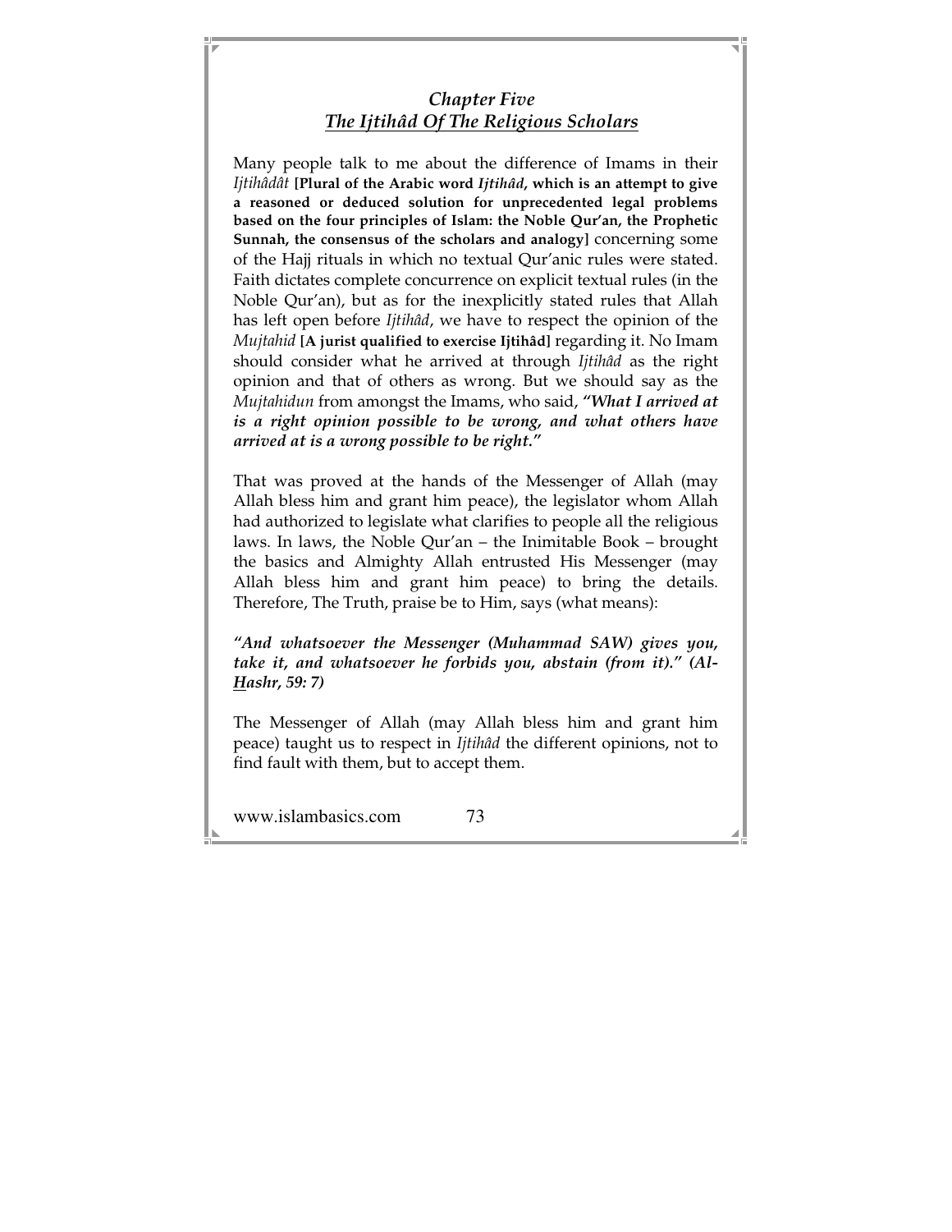## *Chapter Five*
## ***The Ijtihâd Of The Religious Scholars***

Many people talk to me about the difference of Imams in their *Ijtihâdât* **[Plural of the Arabic word *Ijtihâd*, which is an attempt to give a reasoned or deduced solution for unprecedented legal problems based on the four principles of Islam: the Noble Qur'an, the Prophetic Sunnah, the consensus of the scholars and analogy]** concerning some of the Hajj rituals in which no textual Qur'anic rules were stated. Faith dictates complete concurrence on explicit textual rules (in the Noble Qur'an), but as for the inexplicitly stated rules that Allah has left open before *Ijtihâd*, we have to respect the opinion of the *Mujtahid* **[A jurist qualified to exercise Ijtihâd]** regarding it. No Imam should consider what he arrived at through *Ijtihâd* as the right opinion and that of others as wrong. But we should say as the *Mujtahidun* from amongst the Imams, who said, ***"What I arrived at is a right opinion possible to be wrong, and what others have arrived at is a wrong possible to be right."***

That was proved at the hands of the Messenger of Allah (may Allah bless him and grant him peace), the legislator whom Allah had authorized to legislate what clarifies to people all the religious laws. In laws, the Noble Qur'an – the Inimitable Book – brought the basics and Almighty Allah entrusted His Messenger (may Allah bless him and grant him peace) to bring the details. Therefore, The Truth, praise be to Him, says (what means):

***"And whatsoever the Messenger (Muhammad SAW) gives you, take it, and whatsoever he forbids you, abstain (from it)." (Al-Hashr, 59: 7)***

The Messenger of Allah (may Allah bless him and grant him peace) taught us to respect in *Ijtihâd* the different opinions, not to find fault with them, but to accept them.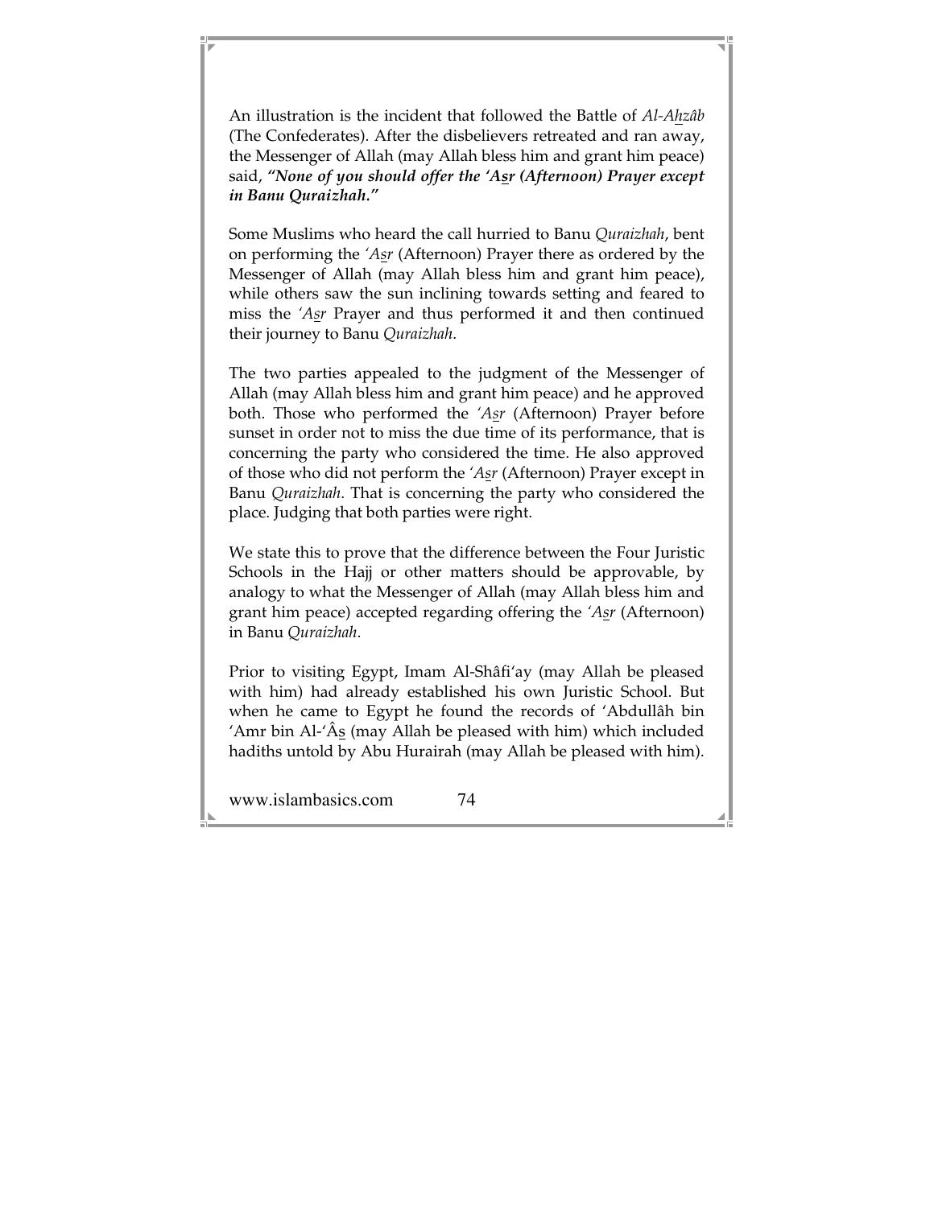An illustration is the incident that followed the Battle of *Al-Ahzâb* (The Confederates). After the disbelievers retreated and ran away, the Messenger of Allah (may Allah bless him and grant him peace) said, ***"None of you should offer the 'Asr (Afternoon) Prayer except in Banu Quraizhah."***

Some Muslims who heard the call hurried to Banu *Quraizhah*, bent on performing the *'Asr* (Afternoon) Prayer there as ordered by the Messenger of Allah (may Allah bless him and grant him peace), while others saw the sun inclining towards setting and feared to miss the *'Asr* Prayer and thus performed it and then continued their journey to Banu *Quraizhah*.

The two parties appealed to the judgment of the Messenger of Allah (may Allah bless him and grant him peace) and he approved both. Those who performed the *'Asr* (Afternoon) Prayer before sunset in order not to miss the due time of its performance, that is concerning the party who considered the time. He also approved of those who did not perform the *'Asr* (Afternoon) Prayer except in Banu *Quraizhah*. That is concerning the party who considered the place. Judging that both parties were right.

We state this to prove that the difference between the Four Juristic Schools in the Hajj or other matters should be approvable, by analogy to what the Messenger of Allah (may Allah bless him and grant him peace) accepted regarding offering the *'Asr* (Afternoon) in Banu *Quraizhah*.

Prior to visiting Egypt, Imam Al-Shâfi'ay (may Allah be pleased with him) had already established his own Juristic School. But when he came to Egypt he found the records of 'Abdullâh bin 'Amr bin Al-'Âs (may Allah be pleased with him) which included hadiths untold by Abu Hurairah (may Allah be pleased with him).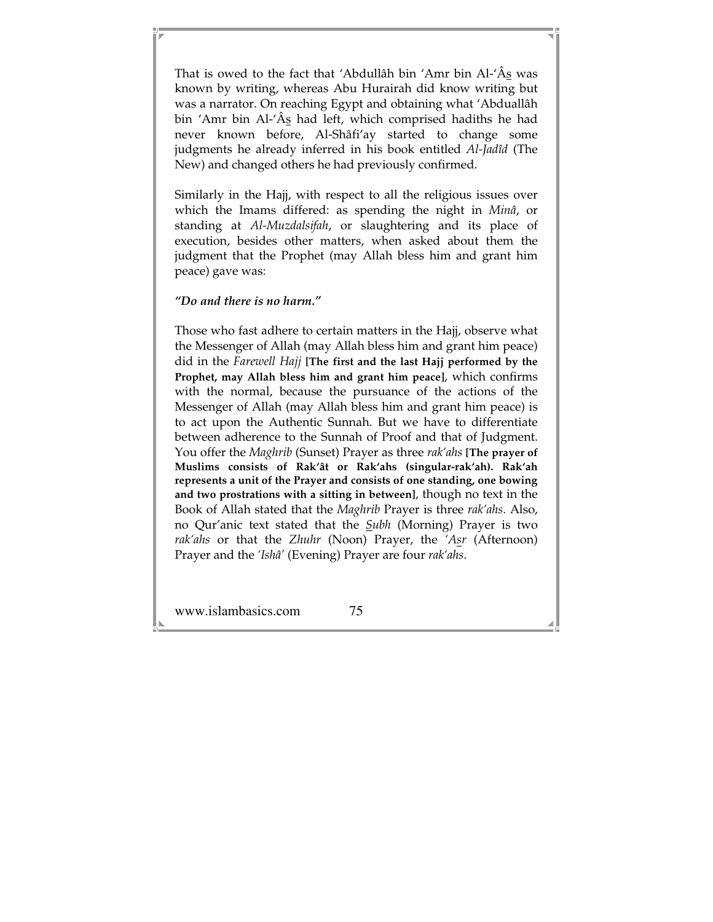That is owed to the fact that 'Abdullâh bin 'Amr bin Al-'Âs was known by writing, whereas Abu Hurairah did know writing but was a narrator. On reaching Egypt and obtaining what 'Abduallâh bin 'Amr bin Al-'Âs had left, which comprised hadiths he had never known before, Al-Shâfi'ay started to change some judgments he already inferred in his book entitled *Al-Jadîd* (The New) and changed others he had previously confirmed.

Similarly in the Hajj, with respect to all the religious issues over which the Imams differed: as spending the night in *Minâ*, or standing at *Al-Muzdalsifah*, or slaughtering and its place of execution, besides other matters, when asked about them the judgment that the Prophet (may Allah bless him and grant him peace) gave was:

***"Do and there is no harm."***

Those who fast adhere to certain matters in the Hajj, observe what the Messenger of Allah (may Allah bless him and grant him peace) did in the *Farewell Hajj* **[The first and the last Hajj performed by the Prophet, may Allah bless him and grant him peace]**, which confirms with the normal, because the pursuance of the actions of the Messenger of Allah (may Allah bless him and grant him peace) is to act upon the Authentic Sunnah. But we have to differentiate between adherence to the Sunnah of Proof and that of Judgment. You offer the *Maghrib* (Sunset) Prayer as three *rak'ahs* **[The prayer of Muslims consists of Rak'ât or Rak'ahs (singular-rak'ah). Rak'ah represents a unit of the Prayer and consists of one standing, one bowing and two prostrations with a sitting in between]**, though no text in the Book of Allah stated that the *Maghrib* Prayer is three *rak'ahs*. Also, no Qur'anic text stated that the *Subh* (Morning) Prayer is two *rak'ahs* or that the *Zhuhr* (Noon) Prayer, the *'Asr* (Afternoon) Prayer and the *'Ishâ'* (Evening) Prayer are four *rak'ahs*.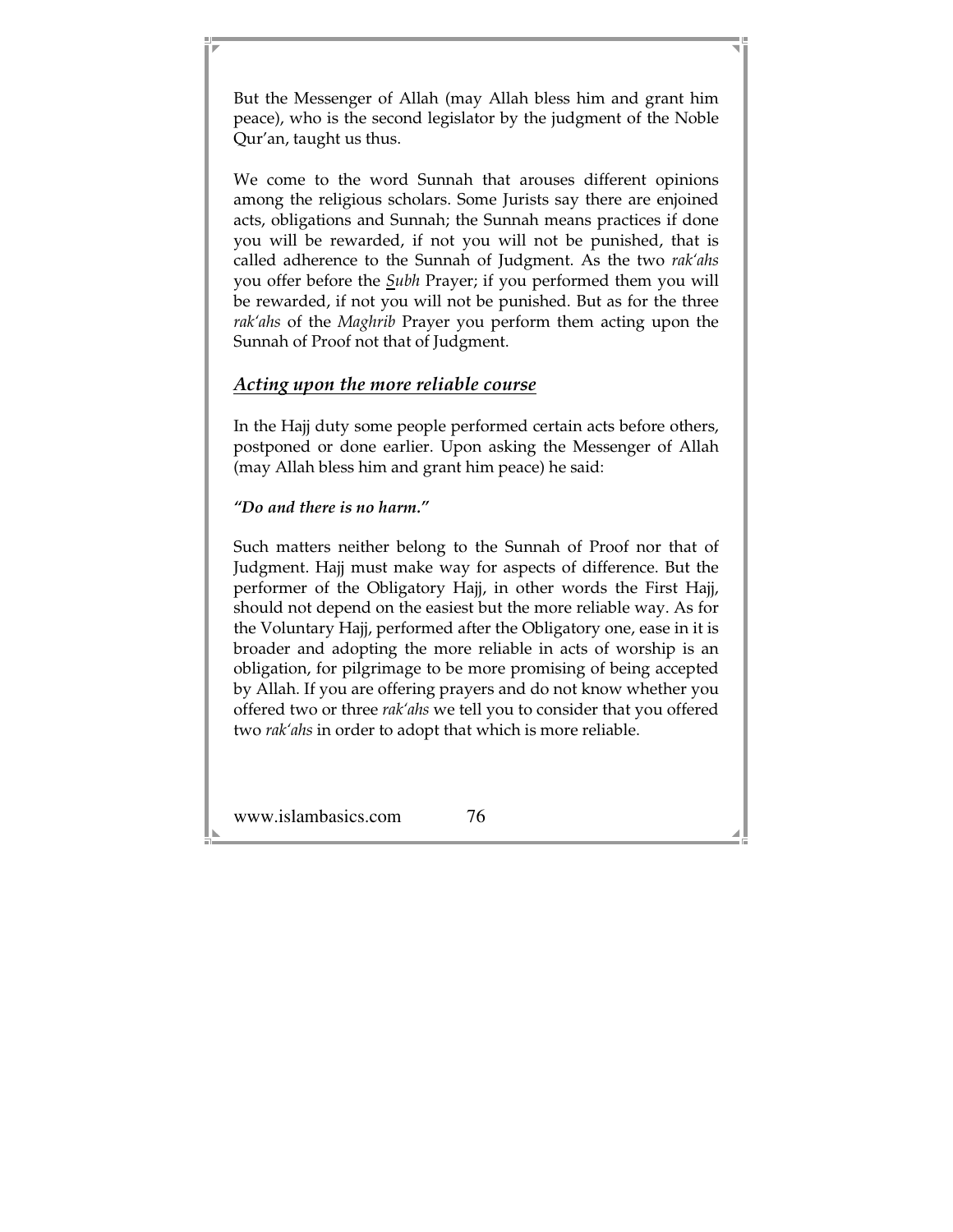But the Messenger of Allah (may Allah bless him and grant him peace), who is the second legislator by the judgment of the Noble Qur'an, taught us thus.

We come to the word Sunnah that arouses different opinions among the religious scholars. Some Jurists say there are enjoined acts, obligations and Sunnah; the Sunnah means practices if done you will be rewarded, if not you will not be punished, that is called adherence to the Sunnah of Judgment. As the two *rak'ahs* you offer before the ***Subh*** Prayer; if you performed them you will be rewarded, if not you will not be punished. But as for the three *rak'ahs* of the *Maghrib* Prayer you perform them acting upon the Sunnah of Proof not that of Judgment.

## *Acting upon the more reliable course*

In the Hajj duty some people performed certain acts before others, postponed or done earlier. Upon asking the Messenger of Allah (may Allah bless him and grant him peace) he said:

***"Do and there is no harm."***

Such matters neither belong to the Sunnah of Proof nor that of Judgment. Hajj must make way for aspects of difference. But the performer of the Obligatory Hajj, in other words the First Hajj, should not depend on the easiest but the more reliable way. As for the Voluntary Hajj, performed after the Obligatory one, ease in it is broader and adopting the more reliable in acts of worship is an obligation, for pilgrimage to be more promising of being accepted by Allah. If you are offering prayers and do not know whether you offered two or three *rak'ahs* we tell you to consider that you offered two *rak'ahs* in order to adopt that which is more reliable.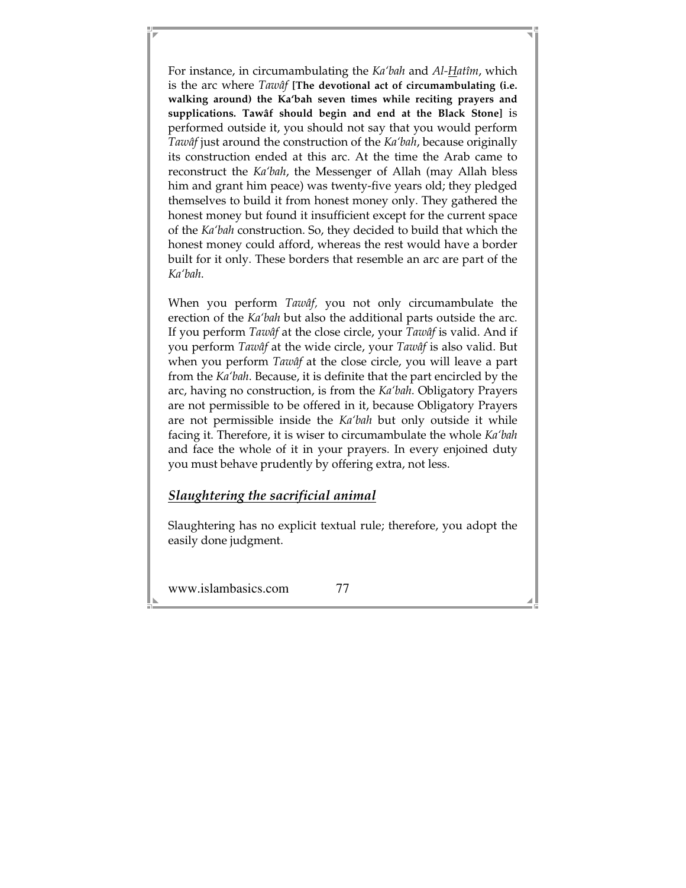For instance, in circumambulating the *Ka'bah* and *Al-Hatîm*, which is the arc where *Tawâf* **[The devotional act of circumambulating (i.e. walking around) the Ka'bah seven times while reciting prayers and supplications. Tawâf should begin and end at the Black Stone]** is performed outside it, you should not say that you would perform *Tawâf* just around the construction of the *Ka'bah*, because originally its construction ended at this arc. At the time the Arab came to reconstruct the *Ka'bah*, the Messenger of Allah (may Allah bless him and grant him peace) was twenty-five years old; they pledged themselves to build it from honest money only. They gathered the honest money but found it insufficient except for the current space of the *Ka'bah* construction. So, they decided to build that which the honest money could afford, whereas the rest would have a border built for it only. These borders that resemble an arc are part of the *Ka'bah*.

When you perform *Tawâf*, you not only circumambulate the erection of the *Ka'bah* but also the additional parts outside the arc. If you perform *Tawâf* at the close circle, your *Tawâf* is valid. And if you perform *Tawâf* at the wide circle, your *Tawâf* is also valid. But when you perform *Tawâf* at the close circle, you will leave a part from the *Ka'bah*. Because, it is definite that the part encircled by the arc, having no construction, is from the *Ka'bah*. Obligatory Prayers are not permissible to be offered in it, because Obligatory Prayers are not permissible inside the *Ka'bah* but only outside it while facing it. Therefore, it is wiser to circumambulate the whole *Ka'bah* and face the whole of it in your prayers. In every enjoined duty you must behave prudently by offering extra, not less.

## *Slaughtering the sacrificial animal*

Slaughtering has no explicit textual rule; therefore, you adopt the easily done judgment.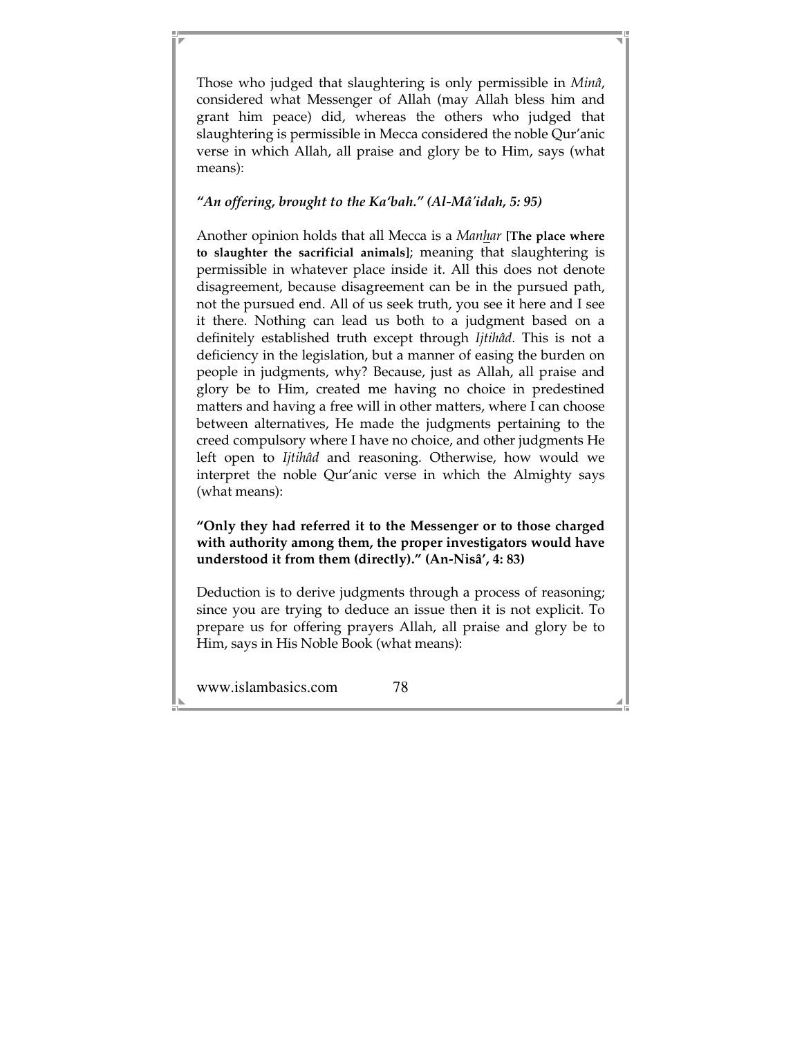Those who judged that slaughtering is only permissible in *Minâ*, considered what Messenger of Allah (may Allah bless him and grant him peace) did, whereas the others who judged that slaughtering is permissible in Mecca considered the noble Qur'anic verse in which Allah, all praise and glory be to Him, says (what means):

***"An offering, brought to the Ka'bah." (Al-Mâ'idah, 5: 95)***

Another opinion holds that all Mecca is a *Manhar* **[The place where to slaughter the sacrificial animals]**; meaning that slaughtering is permissible in whatever place inside it. All this does not denote disagreement, because disagreement can be in the pursued path, not the pursued end. All of us seek truth, you see it here and I see it there. Nothing can lead us both to a judgment based on a definitely established truth except through *Ijtihâd*. This is not a deficiency in the legislation, but a manner of easing the burden on people in judgments, why? Because, just as Allah, all praise and glory be to Him, created me having no choice in predestined matters and having a free will in other matters, where I can choose between alternatives, He made the judgments pertaining to the creed compulsory where I have no choice, and other judgments He left open to *Ijtihâd* and reasoning. Otherwise, how would we interpret the noble Qur'anic verse in which the Almighty says (what means):

**"Only they had referred it to the Messenger or to those charged with authority among them, the proper investigators would have understood it from them (directly)." (An-Nisâ', 4: 83)**

Deduction is to derive judgments through a process of reasoning; since you are trying to deduce an issue then it is not explicit. To prepare us for offering prayers Allah, all praise and glory be to Him, says in His Noble Book (what means):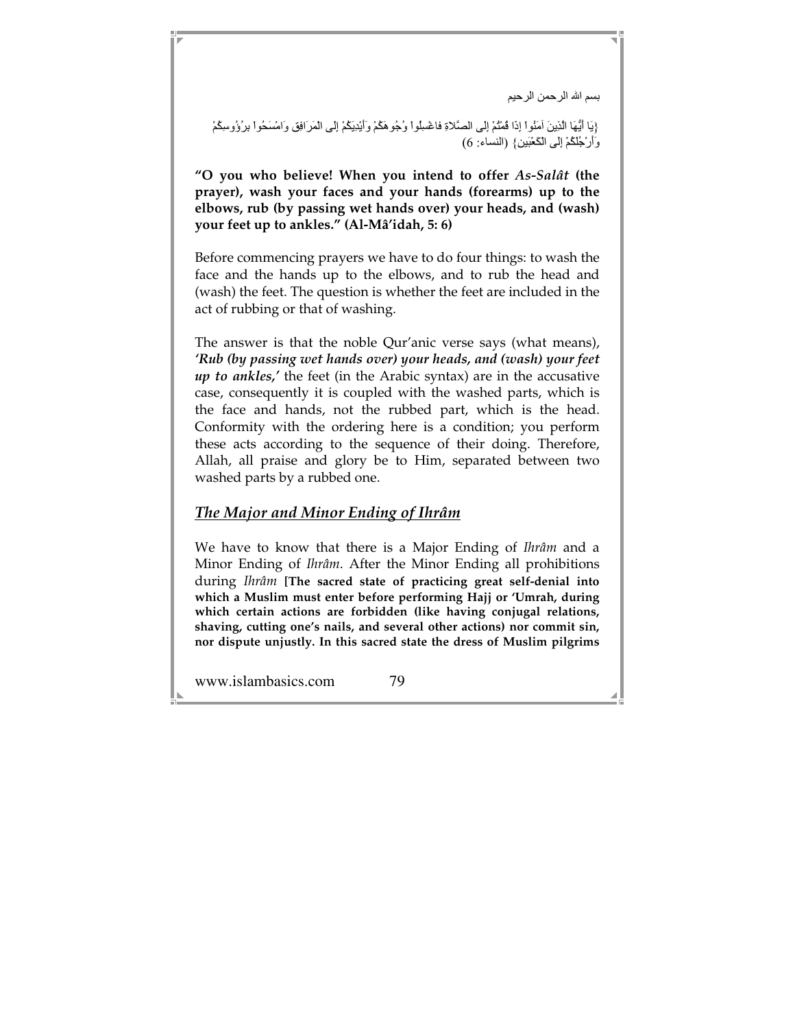بسم الله الرحمن الرحيم

{يَا أَيُّهَا الَّذِينَ آمَنُوا إِذَا قُمْتُمْ إِلى الصَّلاةِ فاغسِلُوا وُجُوهَكُمْ وَأَيْدِيَكُمْ إِلى المَرَافِقِ وَامْسَحُوا برُؤُوسِكُمْ وَأَرْجُلَكُمْ إِلى الكَعْبَين} (النساء: 6)

**"O you who believe! When you intend to offer *As-Salât* (the prayer), wash your faces and your hands (forearms) up to the elbows, rub (by passing wet hands over) your heads, and (wash) your feet up to ankles." (Al-Mâ'idah, 5: 6)**

Before commencing prayers we have to do four things: to wash the face and the hands up to the elbows, and to rub the head and (wash) the feet. The question is whether the feet are included in the act of rubbing or that of washing.

The answer is that the noble Qur'anic verse says (what means), ***'Rub (by passing wet hands over) your heads, and (wash) your feet up to ankles,'*** the feet (in the Arabic syntax) are in the accusative case, consequently it is coupled with the washed parts, which is the face and hands, not the rubbed part, which is the head. Conformity with the ordering here is a condition; you perform these acts according to the sequence of their doing. Therefore, Allah, all praise and glory be to Him, separated between two washed parts by a rubbed one.

## ***The Major and Minor Ending of Ihrâm***

We have to know that there is a Major Ending of *Ihrâm* and a Minor Ending of *Ihrâm*. After the Minor Ending all prohibitions during *Ihrâm* **[The sacred state of practicing great self-denial into which a Muslim must enter before performing Hajj or 'Umrah, during which certain actions are forbidden (like having conjugal relations, shaving, cutting one's nails, and several other actions) nor commit sin, nor dispute unjustly. In this sacred state the dress of Muslim pilgrims**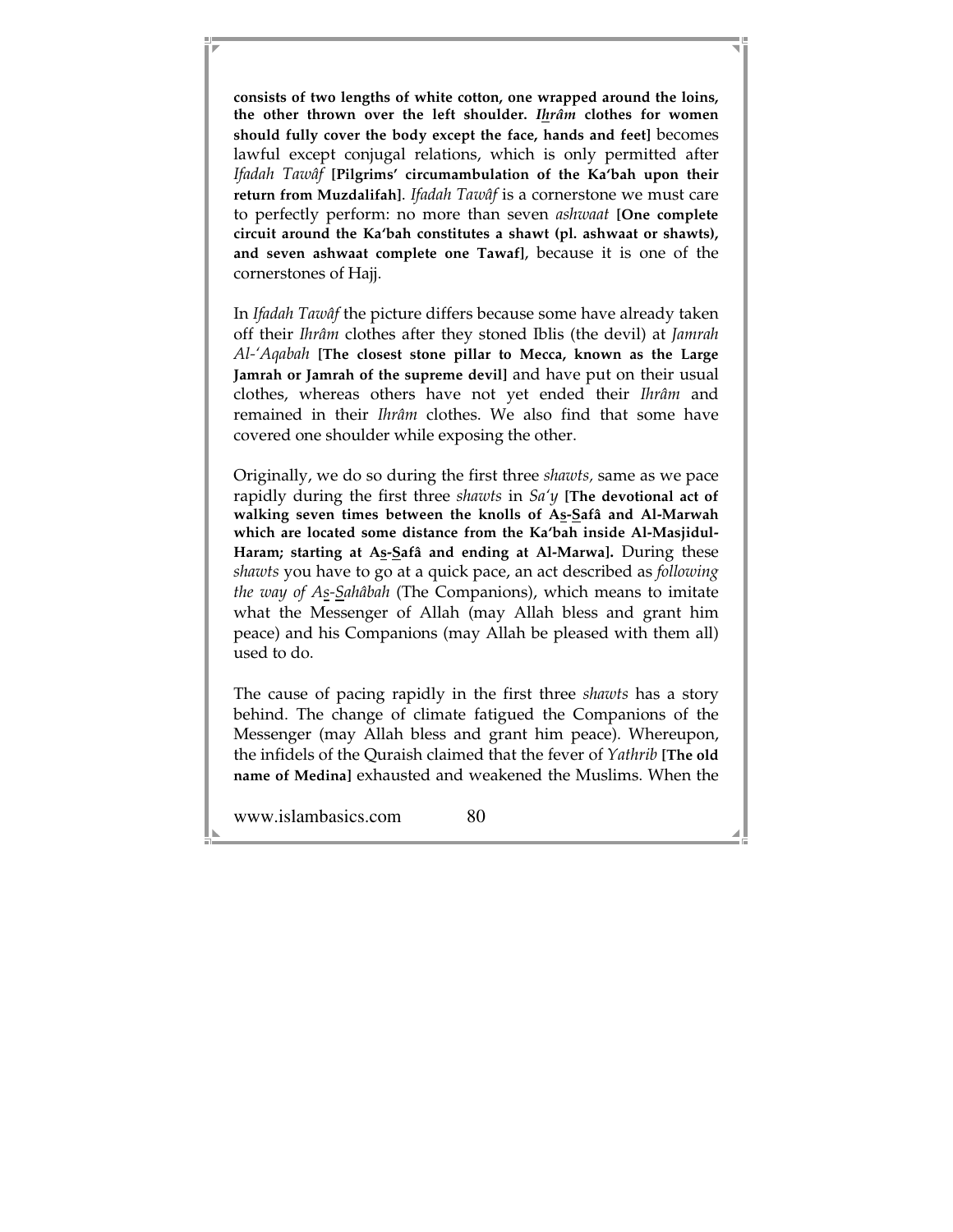**consists of two lengths of white cotton, one wrapped around the loins, the other thrown over the left shoulder. *I<u>h</u>râm* clothes for women should fully cover the body except the face, hands and feet]** becomes lawful except conjugal relations, which is only permitted after *Ifadah Tawâf* **[Pilgrims' circumambulation of the Ka'bah upon their return from Muzdalifah]**. *Ifadah Tawâf* is a cornerstone we must care to perfectly perform: no more than seven *ashwaat* **[One complete circuit around the Ka'bah constitutes a shawt (pl. ashwaat or shawts), and seven ashwaat complete one Tawaf]**, because it is one of the cornerstones of Hajj.

In *Ifadah Tawâf* the picture differs because some have already taken off their *Ihrâm* clothes after they stoned Iblis (the devil) at *Jamrah Al-'Aqabah* **[The closest stone pillar to Mecca, known as the Large Jamrah or Jamrah of the supreme devil]** and have put on their usual clothes, whereas others have not yet ended their *Ihrâm* and remained in their *Ihrâm* clothes. We also find that some have covered one shoulder while exposing the other.

Originally, we do so during the first three *shawts,* same as we pace rapidly during the first three *shawts* in *Sa'y* **[The devotional act of walking seven times between the knolls of A<u>s</u>-<u>S</u>afâ and Al-Marwah which are located some distance from the Ka'bah inside Al-Masjidul-Haram; starting at A<u>s</u>-<u>S</u>afâ and ending at Al-Marwa].** During these *shawts* you have to go at a quick pace, an act described as *following the way of A<u>s</u>-<u>S</u>ahâbah* (The Companions), which means to imitate what the Messenger of Allah (may Allah bless and grant him peace) and his Companions (may Allah be pleased with them all) used to do.

The cause of pacing rapidly in the first three *shawts* has a story behind. The change of climate fatigued the Companions of the Messenger (may Allah bless and grant him peace). Whereupon, the infidels of the Quraish claimed that the fever of *Yathrib* **[The old name of Medina]** exhausted and weakened the Muslims. When the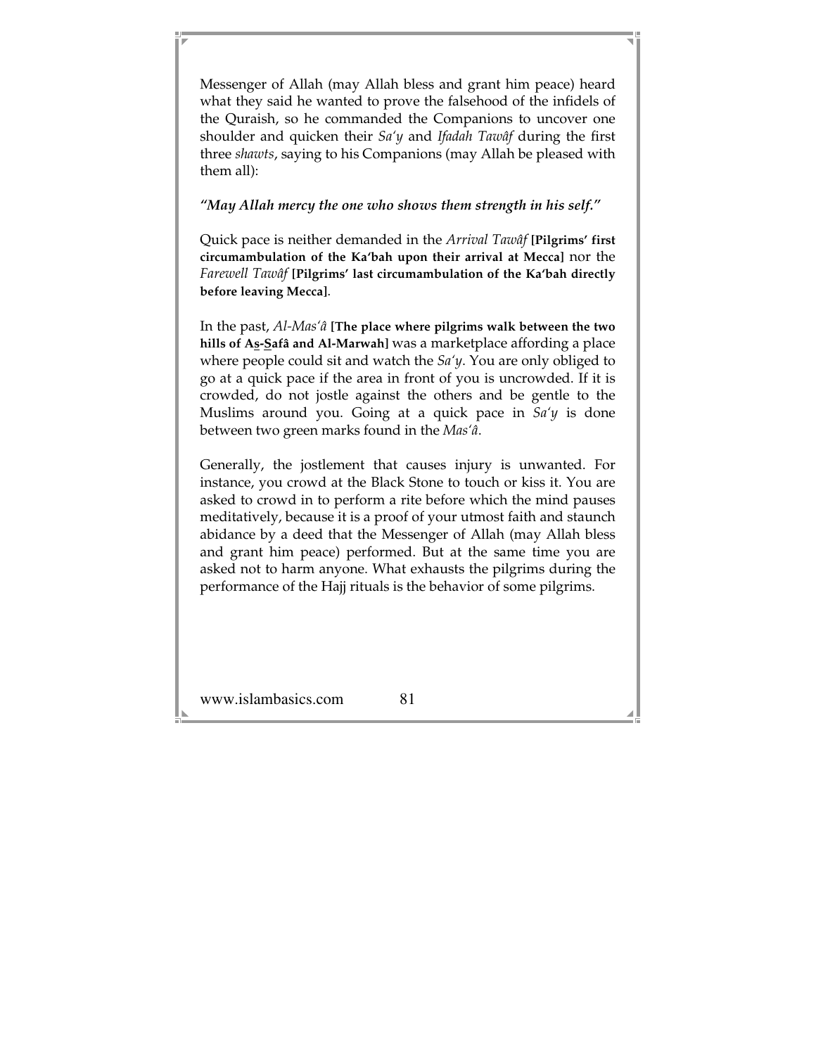Messenger of Allah (may Allah bless and grant him peace) heard what they said he wanted to prove the falsehood of the infidels of the Quraish, so he commanded the Companions to uncover one shoulder and quicken their *Sa'y* and *Ifadah Tawâf* during the first three *shawts*, saying to his Companions (may Allah be pleased with them all):

***"May Allah mercy the one who shows them strength in his self."***

Quick pace is neither demanded in the *Arrival Tawâf* **[Pilgrims' first circumambulation of the Ka'bah upon their arrival at Mecca]** nor the *Farewell Tawâf* **[Pilgrims' last circumambulation of the Ka'bah directly before leaving Mecca]**.

In the past, *Al-Mas'â* **[The place where pilgrims walk between the two hills of A<u>s</u>-<u>S</u>afâ and Al-Marwah]** was a marketplace affording a place where people could sit and watch the *Sa'y*. You are only obliged to go at a quick pace if the area in front of you is uncrowded. If it is crowded, do not jostle against the others and be gentle to the Muslims around you. Going at a quick pace in *Sa'y* is done between two green marks found in the *Mas'â*.

Generally, the jostlement that causes injury is unwanted. For instance, you crowd at the Black Stone to touch or kiss it. You are asked to crowd in to perform a rite before which the mind pauses meditatively, because it is a proof of your utmost faith and staunch abidance by a deed that the Messenger of Allah (may Allah bless and grant him peace) performed. But at the same time you are asked not to harm anyone. What exhausts the pilgrims during the performance of the Hajj rituals is the behavior of some pilgrims.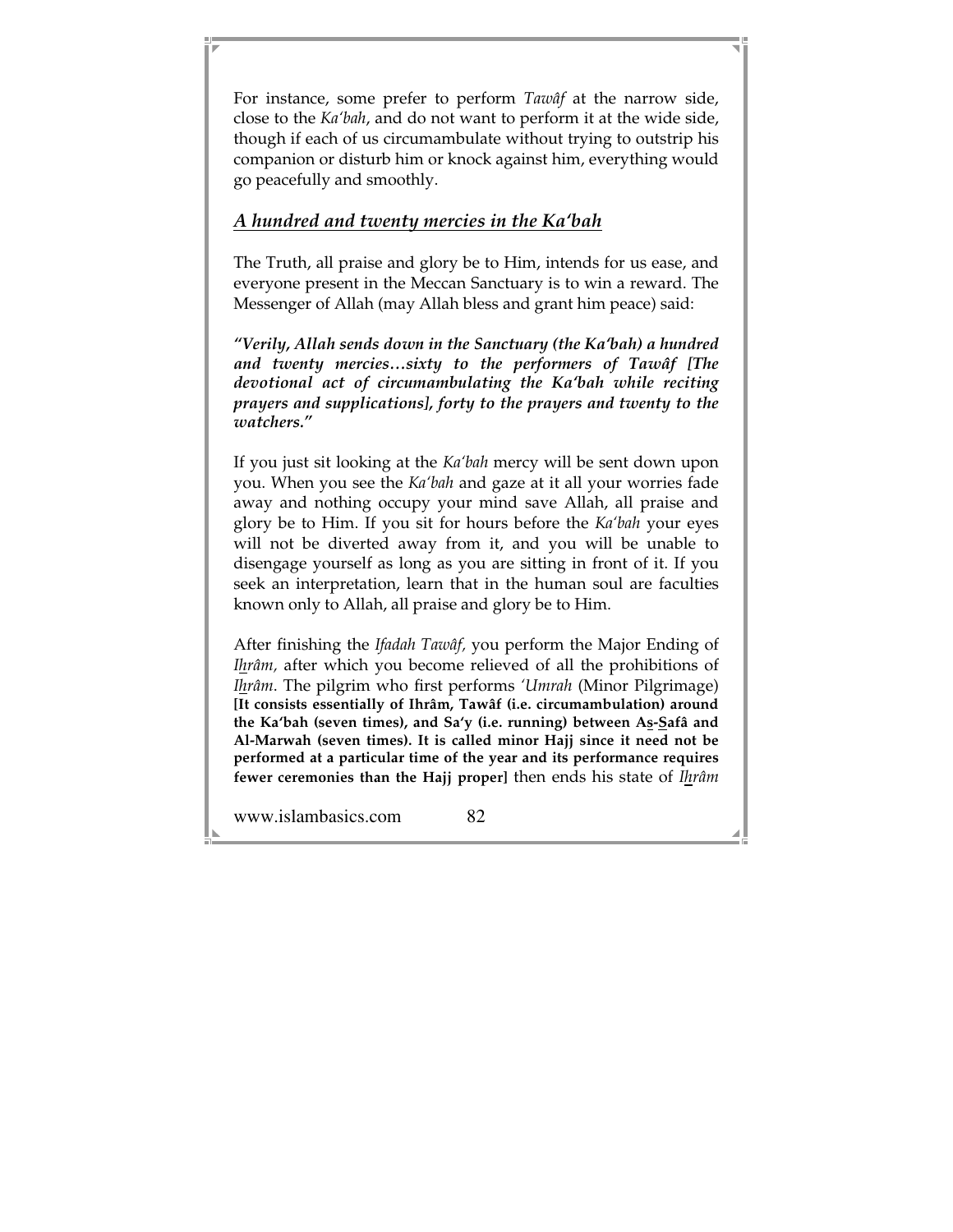For instance, some prefer to perform *Tawâf* at the narrow side, close to the *Ka'bah*, and do not want to perform it at the wide side, though if each of us circumambulate without trying to outstrip his companion or disturb him or knock against him, everything would go peacefully and smoothly.

### *A hundred and twenty mercies in the Ka'bah*

The Truth, all praise and glory be to Him, intends for us ease, and everyone present in the Meccan Sanctuary is to win a reward. The Messenger of Allah (may Allah bless and grant him peace) said:

***"Verily, Allah sends down in the Sanctuary (the Ka'bah) a hundred and twenty mercies…sixty to the performers of Tawâf [The devotional act of circumambulating the Ka'bah while reciting prayers and supplications], forty to the prayers and twenty to the watchers."***

If you just sit looking at the *Ka'bah* mercy will be sent down upon you. When you see the *Ka'bah* and gaze at it all your worries fade away and nothing occupy your mind save Allah, all praise and glory be to Him. If you sit for hours before the *Ka'bah* your eyes will not be diverted away from it, and you will be unable to disengage yourself as long as you are sitting in front of it. If you seek an interpretation, learn that in the human soul are faculties known only to Allah, all praise and glory be to Him.

After finishing the *Ifadah Tawâf,* you perform the Major Ending of *Ihrâm,* after which you become relieved of all the prohibitions of *Ihrâm*. The pilgrim who first performs *'Umrah* (Minor Pilgrimage) **[It consists essentially of Ihrâm, Tawâf (i.e. circumambulation) around the Ka'bah (seven times), and Sa'y (i.e. running) between As-Safâ and Al-Marwah (seven times). It is called minor Hajj since it need not be performed at a particular time of the year and its performance requires fewer ceremonies than the Hajj proper]** then ends his state of *Ihrâm*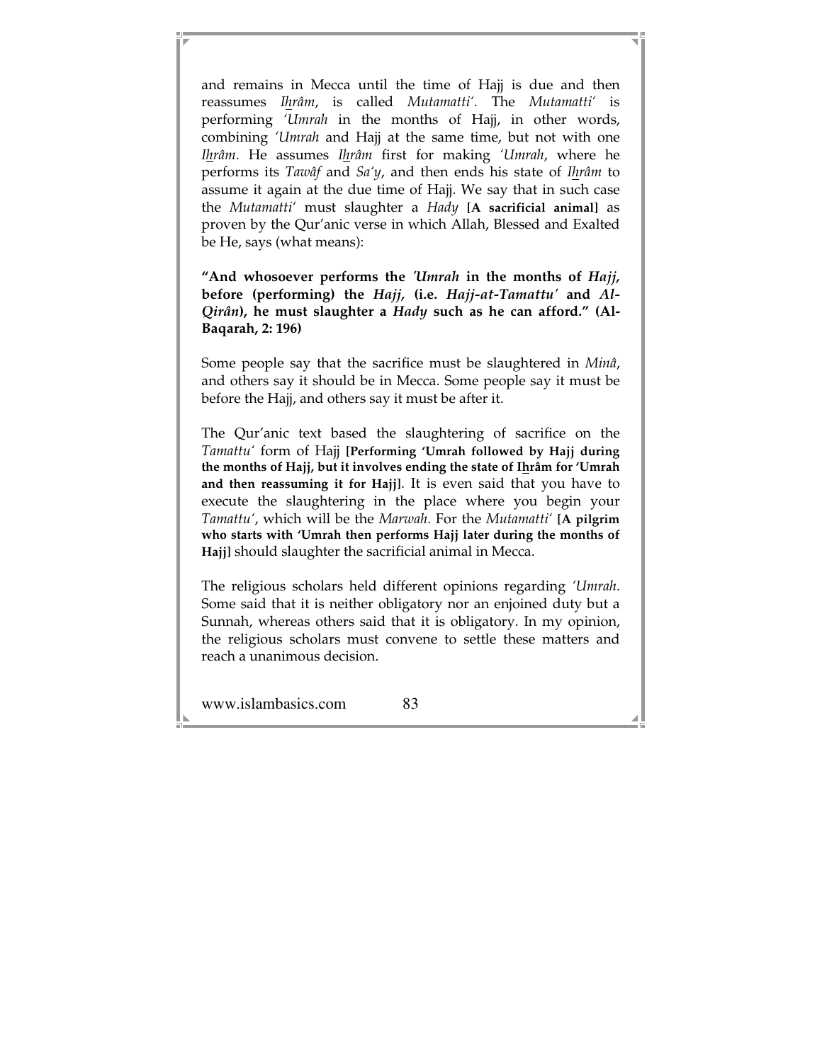and remains in Mecca until the time of Hajj is due and then reassumes *Ihrâm*, is called *Mutamatti'*. The *Mutamatti'* is performing *'Umrah* in the months of Hajj, in other words, combining *'Umrah* and Hajj at the same time, but not with one *Ihrâm*. He assumes *Ihrâm* first for making *'Umrah*, where he performs its *Tawâf* and *Sa'y*, and then ends his state of *Ihrâm* to assume it again at the due time of Hajj. We say that in such case the *Mutamatti'* must slaughter a *Hady* **[A sacrificial animal]** as proven by the Qur'anic verse in which Allah, Blessed and Exalted be He, says (what means):

**"And whosoever performs the *'Umrah* in the months of *Hajj*, before (performing) the *Hajj*, (i.e. *Hajj-at-Tamattu'* and *Al-Qirân*), he must slaughter a *Hady* such as he can afford." (Al-Baqarah, 2: 196)**

Some people say that the sacrifice must be slaughtered in *Minâ*, and others say it should be in Mecca. Some people say it must be before the Hajj, and others say it must be after it.

The Qur'anic text based the slaughtering of sacrifice on the *Tamattu'* form of Hajj **[Performing 'Umrah followed by Hajj during the months of Hajj, but it involves ending the state of Ihrâm for 'Umrah and then reassuming it for Hajj]**. It is even said that you have to execute the slaughtering in the place where you begin your *Tamattu'*, which will be the *Marwah*. For the *Mutamatti'* **[A pilgrim who starts with 'Umrah then performs Hajj later during the months of Hajj]** should slaughter the sacrificial animal in Mecca.

The religious scholars held different opinions regarding *'Umrah*. Some said that it is neither obligatory nor an enjoined duty but a Sunnah, whereas others said that it is obligatory. In my opinion, the religious scholars must convene to settle these matters and reach a unanimous decision.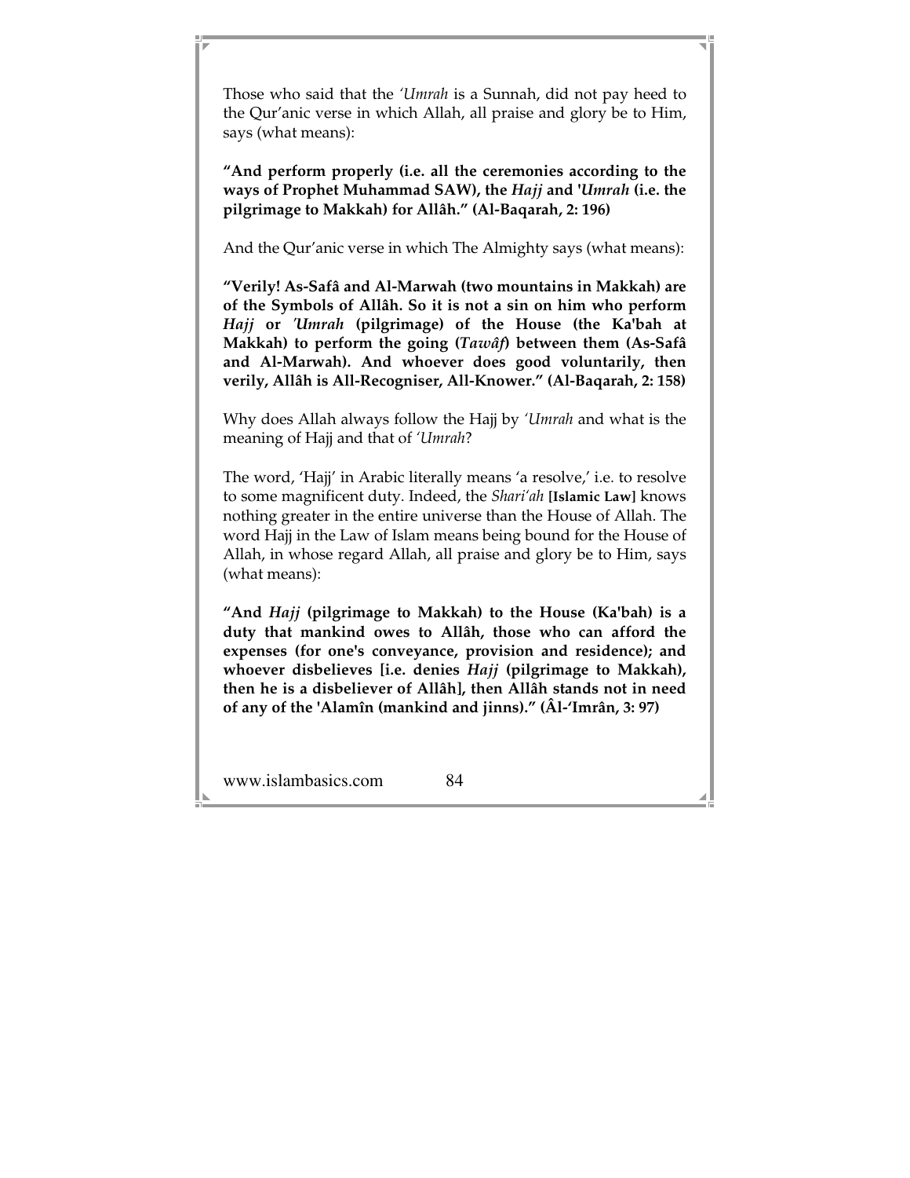Those who said that the *'Umrah* is a Sunnah, did not pay heed to the Qur'anic verse in which Allah, all praise and glory be to Him, says (what means):

**"And perform properly (i.e. all the ceremonies according to the ways of Prophet Muhammad SAW), the *Hajj* and '*Umrah* (i.e. the pilgrimage to Makkah) for Allâh." (Al-Baqarah, 2: 196)**

And the Qur'anic verse in which The Almighty says (what means):

**"Verily! As-Safâ and Al-Marwah (two mountains in Makkah) are of the Symbols of Allâh. So it is not a sin on him who perform *Hajj* or *'Umrah* (pilgrimage) of the House (the Ka'bah at Makkah) to perform the going (*Tawâf*) between them (As-Safâ and Al-Marwah). And whoever does good voluntarily, then verily, Allâh is All-Recogniser, All-Knower." (Al-Baqarah, 2: 158)**

Why does Allah always follow the Hajj by *'Umrah* and what is the meaning of Hajj and that of *'Umrah*?

The word, 'Hajj' in Arabic literally means 'a resolve,' i.e. to resolve to some magnificent duty. Indeed, the *Shari'ah* **[Islamic Law]** knows nothing greater in the entire universe than the House of Allah. The word Hajj in the Law of Islam means being bound for the House of Allah, in whose regard Allah, all praise and glory be to Him, says (what means):

**"And *Hajj* (pilgrimage to Makkah) to the House (Ka'bah) is a duty that mankind owes to Allâh, those who can afford the expenses (for one's conveyance, provision and residence); and whoever disbelieves [i.e. denies *Hajj* (pilgrimage to Makkah), then he is a disbeliever of Allâh], then Allâh stands not in need of any of the 'Alamîn (mankind and jinns)." (Âl-'Imrân, 3: 97)**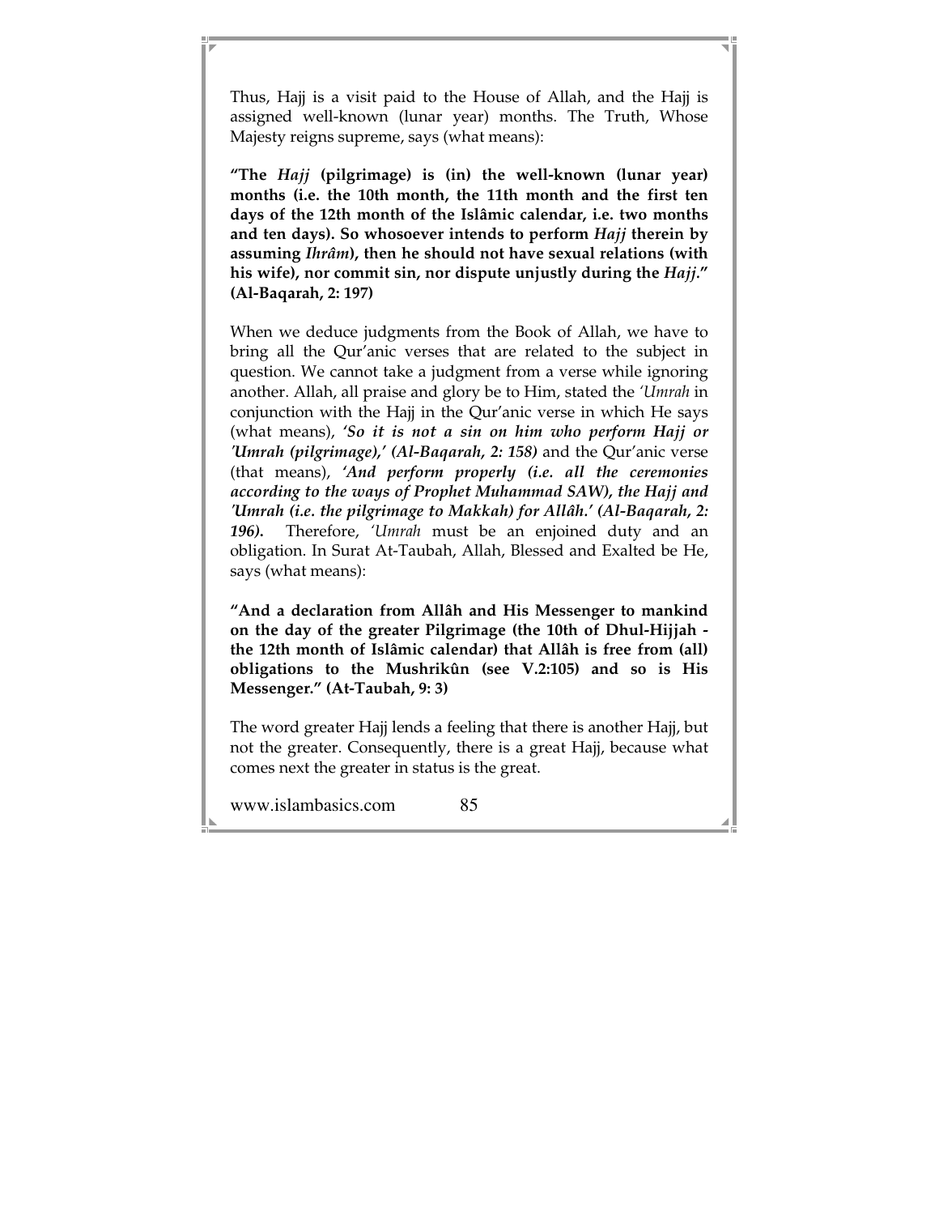Thus, Hajj is a visit paid to the House of Allah, and the Hajj is assigned well-known (lunar year) months. The Truth, Whose Majesty reigns supreme, says (what means):

**"The *Hajj* (pilgrimage) is (in) the well-known (lunar year) months (i.e. the 10th month, the 11th month and the first ten days of the 12th month of the Islâmic calendar, i.e. two months and ten days). So whosoever intends to perform *Hajj* therein by assuming *Ihrâm*), then he should not have sexual relations (with his wife), nor commit sin, nor dispute unjustly during the *Hajj*." (Al-Baqarah, 2: 197)**

When we deduce judgments from the Book of Allah, we have to bring all the Qur'anic verses that are related to the subject in question. We cannot take a judgment from a verse while ignoring another. Allah, all praise and glory be to Him, stated the *'Umrah* in conjunction with the Hajj in the Qur'anic verse in which He says (what means), ***'So it is not a sin on him who perform Hajj or 'Umrah (pilgrimage),' (Al-Baqarah, 2: 158)*** and the Qur'anic verse (that means), ***'And perform properly (i.e. all the ceremonies according to the ways of Prophet Muhammad SAW), the Hajj and 'Umrah (i.e. the pilgrimage to Makkah) for Allâh.' (Al-Baqarah, 2: 196).*** Therefore, *'Umrah* must be an enjoined duty and an obligation. In Surat At-Taubah, Allah, Blessed and Exalted be He, says (what means):

**"And a declaration from Allâh and His Messenger to mankind on the day of the greater Pilgrimage (the 10th of Dhul-Hijjah - the 12th month of Islâmic calendar) that Allâh is free from (all) obligations to the Mushrikûn (see V.2:105) and so is His Messenger." (At-Taubah, 9: 3)**

The word greater Hajj lends a feeling that there is another Hajj, but not the greater. Consequently, there is a great Hajj, because what comes next the greater in status is the great.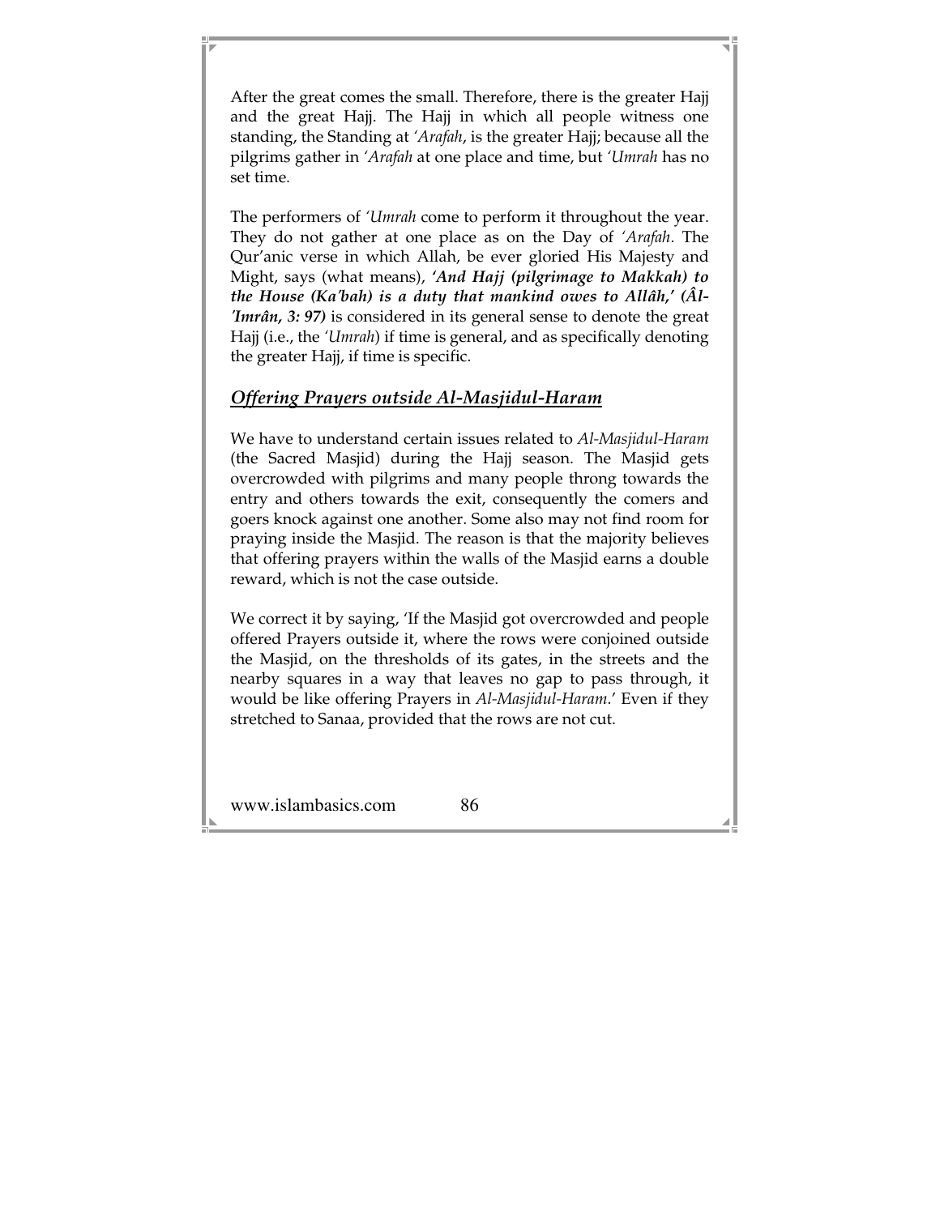After the great comes the small. Therefore, there is the greater Hajj and the great Hajj. The Hajj in which all people witness one standing, the Standing at *'Arafah*, is the greater Hajj; because all the pilgrims gather in *'Arafah* at one place and time, but *'Umrah* has no set time.

The performers of *'Umrah* come to perform it throughout the year. They do not gather at one place as on the Day of *'Arafah*. The Qur'anic verse in which Allah, be ever gloried His Majesty and Might, says (what means), ***'And Hajj (pilgrimage to Makkah) to the House (Ka'bah) is a duty that mankind owes to Allâh,' (Âl-'Imrân, 3: 97)*** is considered in its general sense to denote the great Hajj (i.e., the *'Umrah*) if time is general, and as specifically denoting the greater Hajj, if time is specific.

## *Offering Prayers outside Al-Masjidul-Haram*

We have to understand certain issues related to *Al-Masjidul-Haram* (the Sacred Masjid) during the Hajj season. The Masjid gets overcrowded with pilgrims and many people throng towards the entry and others towards the exit, consequently the comers and goers knock against one another. Some also may not find room for praying inside the Masjid. The reason is that the majority believes that offering prayers within the walls of the Masjid earns a double reward, which is not the case outside.

We correct it by saying, 'If the Masjid got overcrowded and people offered Prayers outside it, where the rows were conjoined outside the Masjid, on the thresholds of its gates, in the streets and the nearby squares in a way that leaves no gap to pass through, it would be like offering Prayers in *Al-Masjidul-Haram*.' Even if they stretched to Sanaa, provided that the rows are not cut.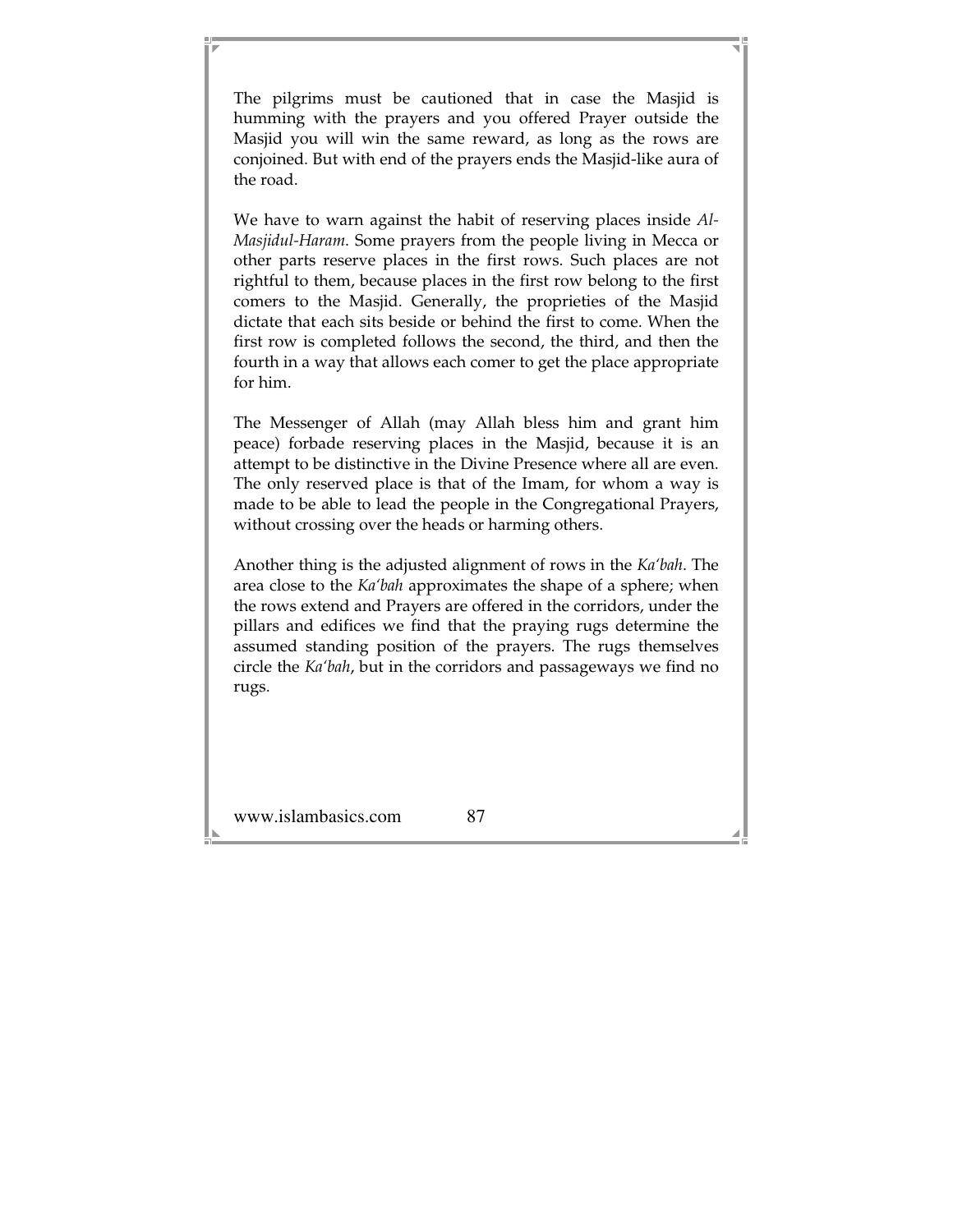The pilgrims must be cautioned that in case the Masjid is humming with the prayers and you offered Prayer outside the Masjid you will win the same reward, as long as the rows are conjoined. But with end of the prayers ends the Masjid-like aura of the road.

We have to warn against the habit of reserving places inside *Al-Masjidul-Haram*. Some prayers from the people living in Mecca or other parts reserve places in the first rows. Such places are not rightful to them, because places in the first row belong to the first comers to the Masjid. Generally, the proprieties of the Masjid dictate that each sits beside or behind the first to come. When the first row is completed follows the second, the third, and then the fourth in a way that allows each comer to get the place appropriate for him.

The Messenger of Allah (may Allah bless him and grant him peace) forbade reserving places in the Masjid, because it is an attempt to be distinctive in the Divine Presence where all are even. The only reserved place is that of the Imam, for whom a way is made to be able to lead the people in the Congregational Prayers, without crossing over the heads or harming others.

Another thing is the adjusted alignment of rows in the *Ka'bah*. The area close to the *Ka'bah* approximates the shape of a sphere; when the rows extend and Prayers are offered in the corridors, under the pillars and edifices we find that the praying rugs determine the assumed standing position of the prayers. The rugs themselves circle the *Ka'bah*, but in the corridors and passageways we find no rugs.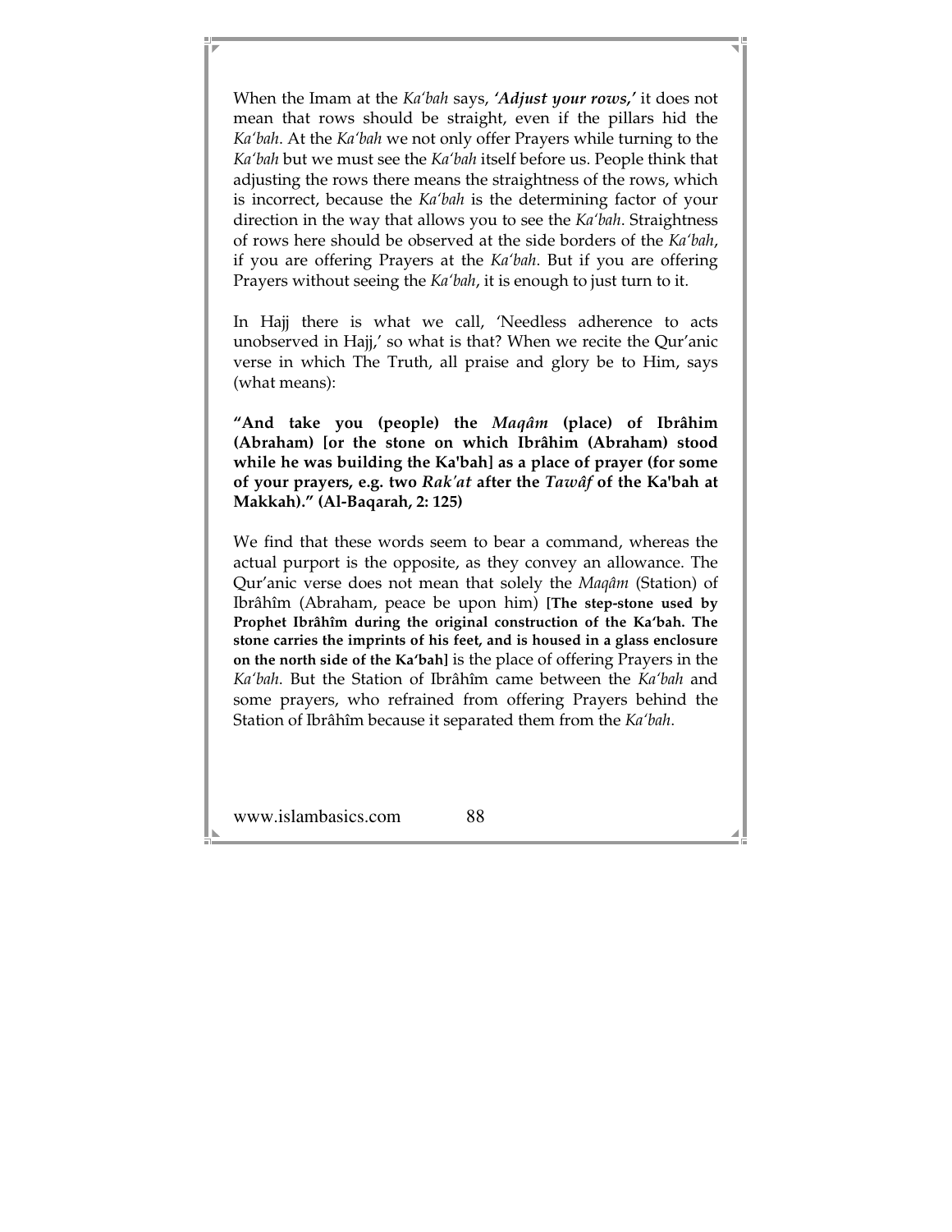When the Imam at the *Ka'bah* says, ***'Adjust your rows,'*** it does not mean that rows should be straight, even if the pillars hid the *Ka'bah*. At the *Ka'bah* we not only offer Prayers while turning to the *Ka'bah* but we must see the *Ka'bah* itself before us. People think that adjusting the rows there means the straightness of the rows, which is incorrect, because the *Ka'bah* is the determining factor of your direction in the way that allows you to see the *Ka'bah*. Straightness of rows here should be observed at the side borders of the *Ka'bah*, if you are offering Prayers at the *Ka'bah*. But if you are offering Prayers without seeing the *Ka'bah*, it is enough to just turn to it.

In Hajj there is what we call, 'Needless adherence to acts unobserved in Hajj,' so what is that? When we recite the Qur'anic verse in which The Truth, all praise and glory be to Him, says (what means):

**"And take you (people) the *Maqâm* (place) of Ibrâhim (Abraham) [or the stone on which Ibrâhim (Abraham) stood while he was building the Ka'bah] as a place of prayer (for some of your prayers, e.g. two *Rak'at* after the *Tawâf* of the Ka'bah at Makkah)." (Al-Baqarah, 2: 125)**

We find that these words seem to bear a command, whereas the actual purport is the opposite, as they convey an allowance. The Qur'anic verse does not mean that solely the *Maqâm* (Station) of Ibrâhîm (Abraham, peace be upon him) **[The step-stone used by Prophet Ibrâhîm during the original construction of the Ka'bah. The stone carries the imprints of his feet, and is housed in a glass enclosure on the north side of the Ka'bah]** is the place of offering Prayers in the *Ka'bah*. But the Station of Ibrâhîm came between the *Ka'bah* and some prayers, who refrained from offering Prayers behind the Station of Ibrâhîm because it separated them from the *Ka'bah*.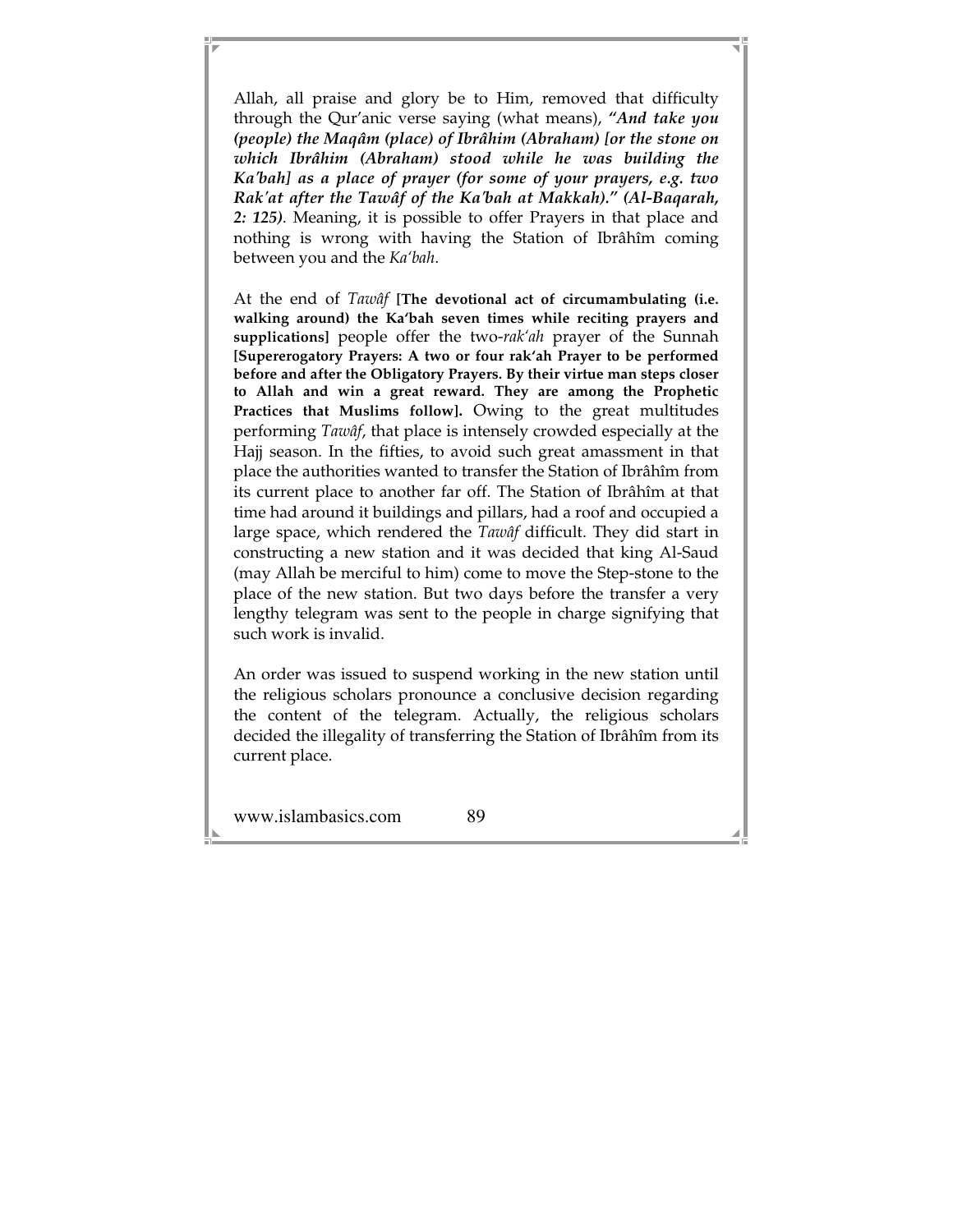Allah, all praise and glory be to Him, removed that difficulty through the Qur'anic verse saying (what means), ***"And take you (people) the Maqâm (place) of Ibrâhim (Abraham) [or the stone on which Ibrâhim (Abraham) stood while he was building the Ka'bah] as a place of prayer (for some of your prayers, e.g. two Rak'at after the Tawâf of the Ka'bah at Makkah)." (Al-Baqarah, 2: 125)***. Meaning, it is possible to offer Prayers in that place and nothing is wrong with having the Station of Ibrâhîm coming between you and the *Ka'bah*.

At the end of *Tawâf* **[The devotional act of circumambulating (i.e. walking around) the Ka'bah seven times while reciting prayers and supplications]** people offer the two-*rak'ah* prayer of the Sunnah **[Supererogatory Prayers: A two or four rak'ah Prayer to be performed before and after the Obligatory Prayers. By their virtue man steps closer to Allah and win a great reward. They are among the Prophetic Practices that Muslims follow].** Owing to the great multitudes performing *Tawâf*, that place is intensely crowded especially at the Hajj season. In the fifties, to avoid such great amassment in that place the authorities wanted to transfer the Station of Ibrâhîm from its current place to another far off. The Station of Ibrâhîm at that time had around it buildings and pillars, had a roof and occupied a large space, which rendered the *Tawâf* difficult. They did start in constructing a new station and it was decided that king Al-Saud (may Allah be merciful to him) come to move the Step-stone to the place of the new station. But two days before the transfer a very lengthy telegram was sent to the people in charge signifying that such work is invalid.

An order was issued to suspend working in the new station until the religious scholars pronounce a conclusive decision regarding the content of the telegram. Actually, the religious scholars decided the illegality of transferring the Station of Ibrâhîm from its current place.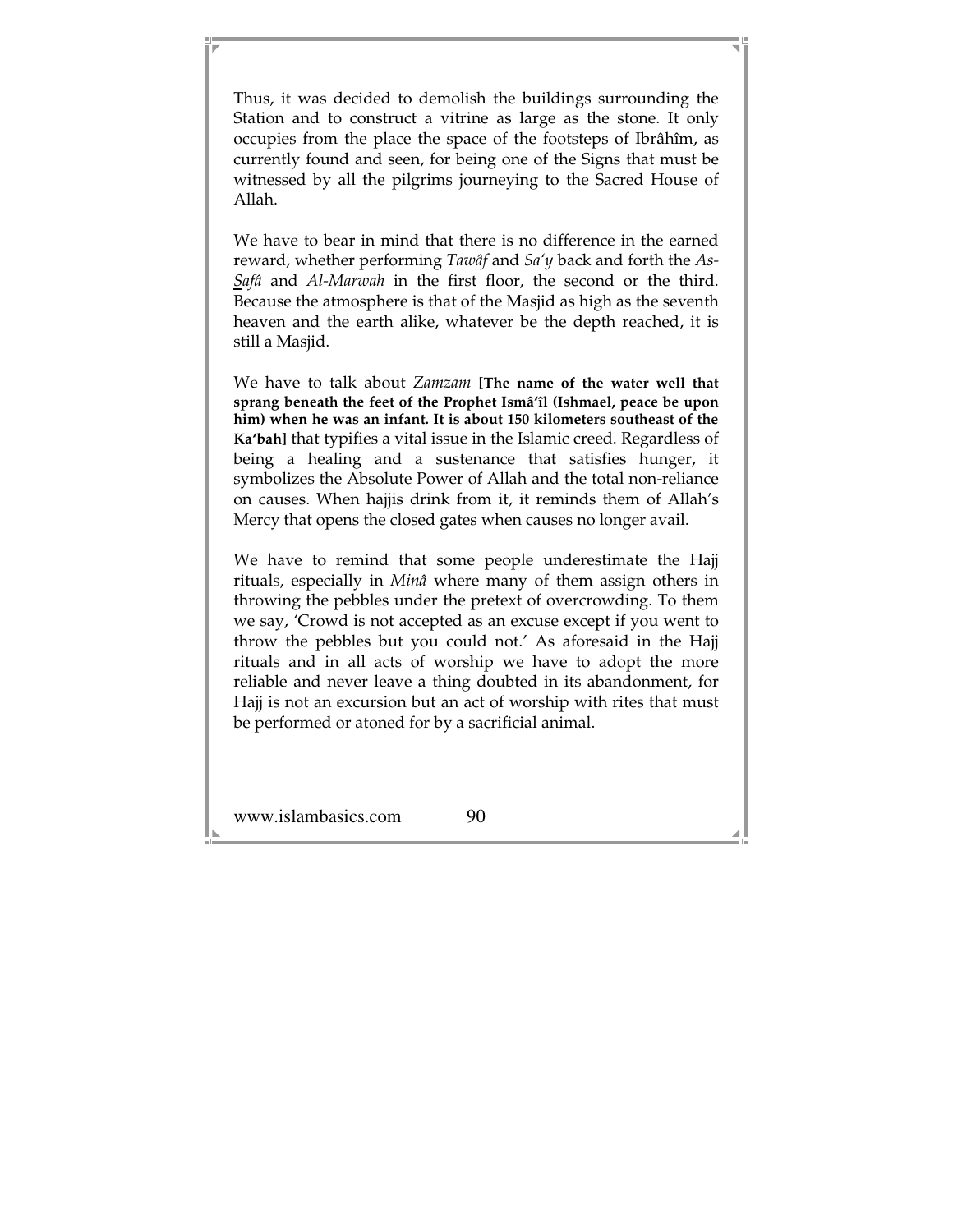Thus, it was decided to demolish the buildings surrounding the Station and to construct a vitrine as large as the stone. It only occupies from the place the space of the footsteps of Ibrâhîm, as currently found and seen, for being one of the Signs that must be witnessed by all the pilgrims journeying to the Sacred House of Allah.

We have to bear in mind that there is no difference in the earned reward, whether performing *Tawâf* and *Sa'y* back and forth the *As-Safâ* and *Al-Marwah* in the first floor, the second or the third. Because the atmosphere is that of the Masjid as high as the seventh heaven and the earth alike, whatever be the depth reached, it is still a Masjid.

We have to talk about *Zamzam* **[The name of the water well that sprang beneath the feet of the Prophet Ismâ'îl (Ishmael, peace be upon him) when he was an infant. It is about 150 kilometers southeast of the Ka'bah]** that typifies a vital issue in the Islamic creed. Regardless of being a healing and a sustenance that satisfies hunger, it symbolizes the Absolute Power of Allah and the total non-reliance on causes. When hajjis drink from it, it reminds them of Allah's Mercy that opens the closed gates when causes no longer avail.

We have to remind that some people underestimate the Hajj rituals, especially in *Minâ* where many of them assign others in throwing the pebbles under the pretext of overcrowding. To them we say, 'Crowd is not accepted as an excuse except if you went to throw the pebbles but you could not.' As aforesaid in the Hajj rituals and in all acts of worship we have to adopt the more reliable and never leave a thing doubted in its abandonment, for Hajj is not an excursion but an act of worship with rites that must be performed or atoned for by a sacrificial animal.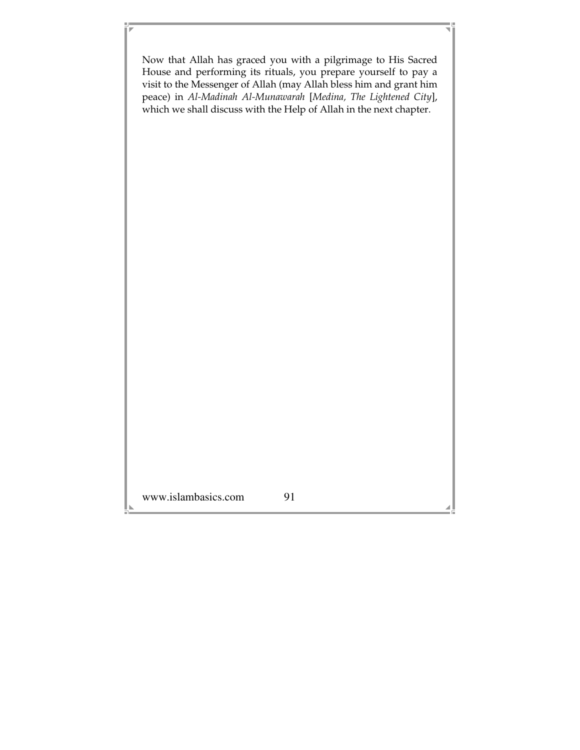Now that Allah has graced you with a pilgrimage to His Sacred House and performing its rituals, you prepare yourself to pay a visit to the Messenger of Allah (may Allah bless him and grant him peace) in *Al-Madinah Al-Munawarah* [*Medina, The Lightened City*], which we shall discuss with the Help of Allah in the next chapter.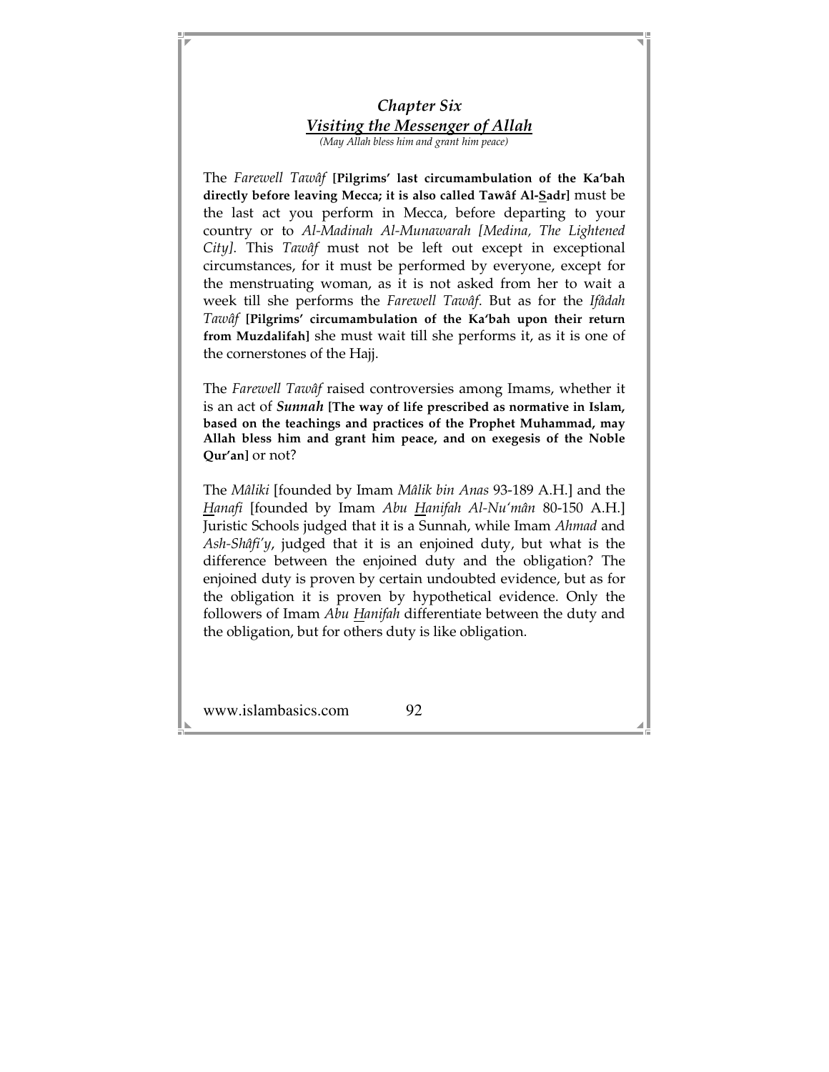## *Chapter Six*
## *Visiting the Messenger of Allah*

*(May Allah bless him and grant him peace)*

The *Farewell Tawâf* **[Pilgrims' last circumambulation of the Ka'bah directly before leaving Mecca; it is also called Tawâf Al-Sadr]** must be the last act you perform in Mecca, before departing to your country or to *Al-Madinah Al-Munawarah [Medina, The Lightened City]*. This *Tawâf* must not be left out except in exceptional circumstances, for it must be performed by everyone, except for the menstruating woman, as it is not asked from her to wait a week till she performs the *Farewell Tawâf*. But as for the *Ifâdah Tawâf* **[Pilgrims' circumambulation of the Ka'bah upon their return from Muzdalifah]** she must wait till she performs it, as it is one of the cornerstones of the Hajj.

The *Farewell Tawâf* raised controversies among Imams, whether it is an act of ***Sunnah*** **[The way of life prescribed as normative in Islam, based on the teachings and practices of the Prophet Muhammad, may Allah bless him and grant him peace, and on exegesis of the Noble Qur'an]** or not?

The *Mâliki* [founded by Imam *Mâlik bin Anas* 93-189 A.H.] and the *Hanafi* [founded by Imam *Abu Hanifah Al-Nu'mân* 80-150 A.H.] Juristic Schools judged that it is a Sunnah, while Imam *Ahmad* and *Ash-Shâfi'y*, judged that it is an enjoined duty, but what is the difference between the enjoined duty and the obligation? The enjoined duty is proven by certain undoubted evidence, but as for the obligation it is proven by hypothetical evidence. Only the followers of Imam *Abu Hanifah* differentiate between the duty and the obligation, but for others duty is like obligation.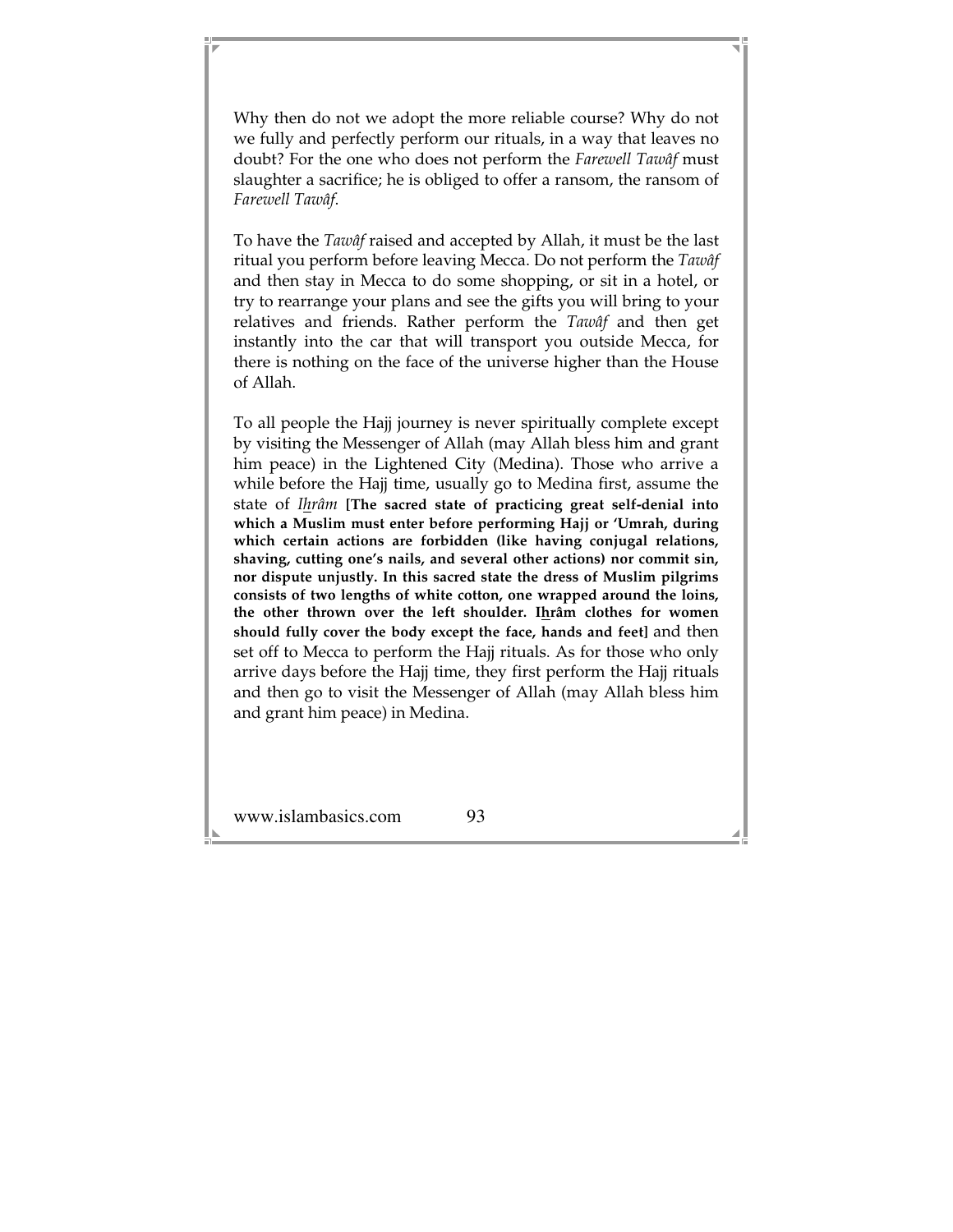Why then do not we adopt the more reliable course? Why do not we fully and perfectly perform our rituals, in a way that leaves no doubt? For the one who does not perform the *Farewell Tawâf* must slaughter a sacrifice; he is obliged to offer a ransom, the ransom of *Farewell Tawâf*.

To have the *Tawâf* raised and accepted by Allah, it must be the last ritual you perform before leaving Mecca. Do not perform the *Tawâf* and then stay in Mecca to do some shopping, or sit in a hotel, or try to rearrange your plans and see the gifts you will bring to your relatives and friends. Rather perform the *Tawâf* and then get instantly into the car that will transport you outside Mecca, for there is nothing on the face of the universe higher than the House of Allah.

To all people the Hajj journey is never spiritually complete except by visiting the Messenger of Allah (may Allah bless him and grant him peace) in the Lightened City (Medina). Those who arrive a while before the Hajj time, usually go to Medina first, assume the state of *Ihrâm* **[The sacred state of practicing great self-denial into which a Muslim must enter before performing Hajj or 'Umrah, during which certain actions are forbidden (like having conjugal relations, shaving, cutting one's nails, and several other actions) nor commit sin, nor dispute unjustly. In this sacred state the dress of Muslim pilgrims consists of two lengths of white cotton, one wrapped around the loins, the other thrown over the left shoulder. Ihrâm clothes for women should fully cover the body except the face, hands and feet]** and then set off to Mecca to perform the Hajj rituals. As for those who only arrive days before the Hajj time, they first perform the Hajj rituals and then go to visit the Messenger of Allah (may Allah bless him and grant him peace) in Medina.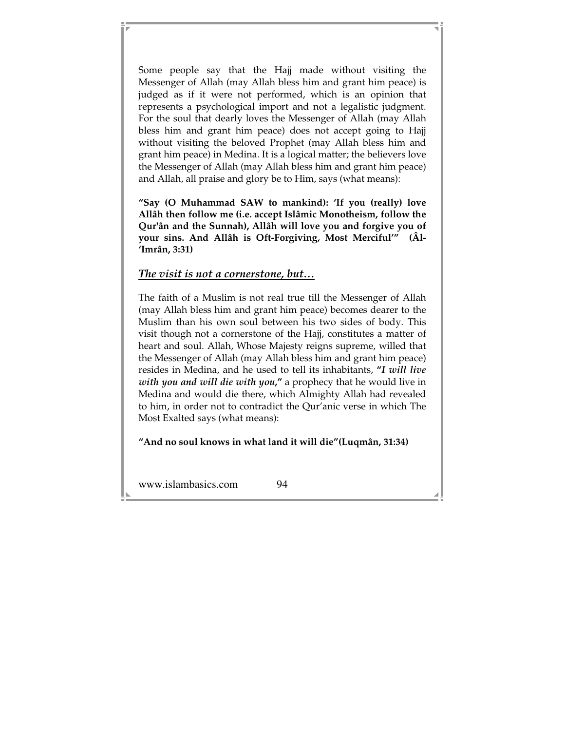Some people say that the Hajj made without visiting the Messenger of Allah (may Allah bless him and grant him peace) is judged as if it were not performed, which is an opinion that represents a psychological import and not a legalistic judgment. For the soul that dearly loves the Messenger of Allah (may Allah bless him and grant him peace) does not accept going to Hajj without visiting the beloved Prophet (may Allah bless him and grant him peace) in Medina. It is a logical matter; the believers love the Messenger of Allah (may Allah bless him and grant him peace) and Allah, all praise and glory be to Him, says (what means):

**"Say (O Muhammad SAW to mankind): 'If you (really) love Allâh then follow me (i.e. accept Islâmic Monotheism, follow the Qur'ân and the Sunnah), Allâh will love you and forgive you of your sins. And Allâh is Oft-Forgiving, Most Merciful'" (Âl-'Imrân, 3:31)**

### ***The visit is not a cornerstone, but…***

The faith of a Muslim is not real true till the Messenger of Allah (may Allah bless him and grant him peace) becomes dearer to the Muslim than his own soul between his two sides of body. This visit though not a cornerstone of the Hajj, constitutes a matter of heart and soul. Allah, Whose Majesty reigns supreme, willed that the Messenger of Allah (may Allah bless him and grant him peace) resides in Medina, and he used to tell its inhabitants, **"*I will live with you and will die with you*,"** a prophecy that he would live in Medina and would die there, which Almighty Allah had revealed to him, in order not to contradict the Qur'anic verse in which The Most Exalted says (what means):

**"And no soul knows in what land it will die"(Luqmân, 31:34)**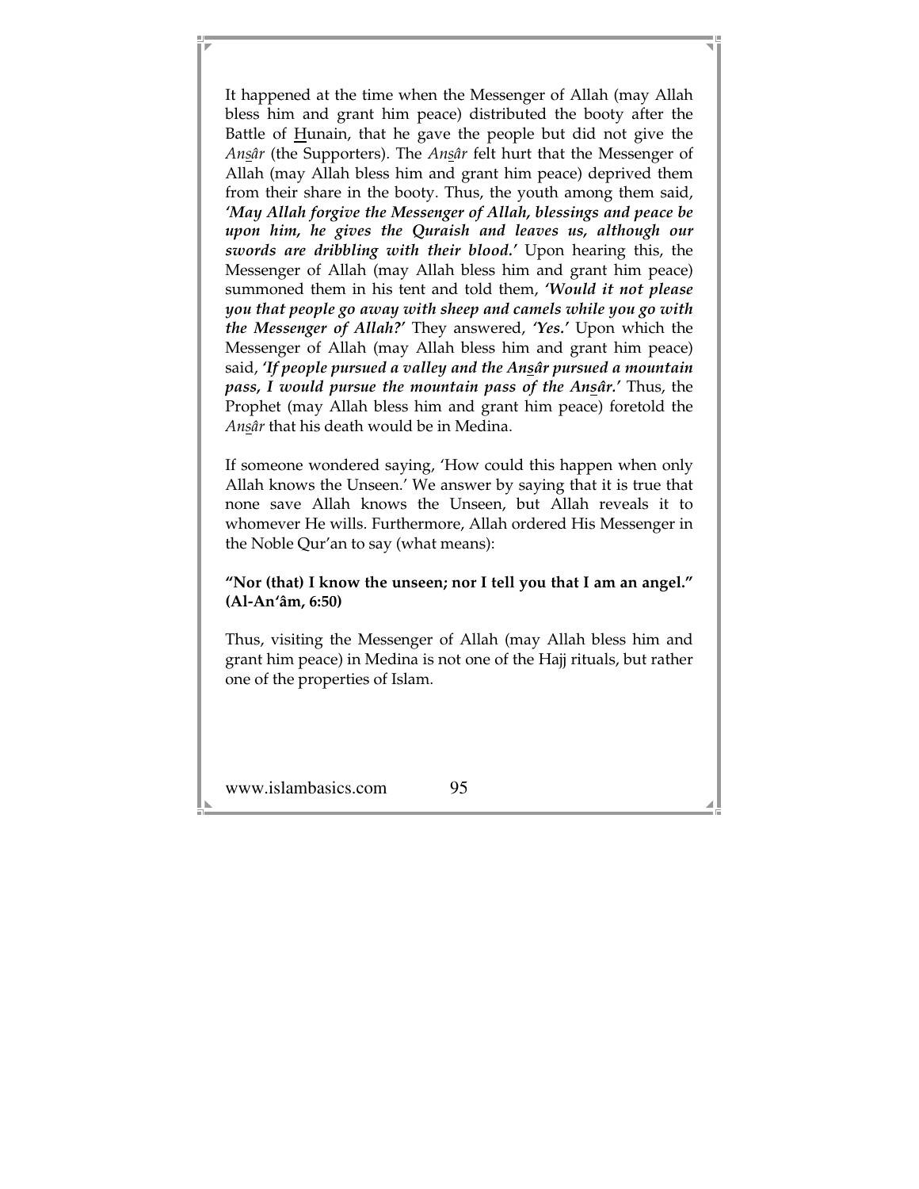It happened at the time when the Messenger of Allah (may Allah bless him and grant him peace) distributed the booty after the Battle of Hunain, that he gave the people but did not give the *Ansâr* (the Supporters). The *Ansâr* felt hurt that the Messenger of Allah (may Allah bless him and grant him peace) deprived them from their share in the booty. Thus, the youth among them said, ***'May Allah forgive the Messenger of Allah, blessings and peace be upon him, he gives the Quraish and leaves us, although our swords are dribbling with their blood.'*** Upon hearing this, the Messenger of Allah (may Allah bless him and grant him peace) summoned them in his tent and told them, ***'Would it not please you that people go away with sheep and camels while you go with the Messenger of Allah?'*** They answered, ***'Yes.'*** Upon which the Messenger of Allah (may Allah bless him and grant him peace) said, ***'If people pursued a valley and the Ansâr pursued a mountain pass, I would pursue the mountain pass of the Ansâr.'*** Thus, the Prophet (may Allah bless him and grant him peace) foretold the *Ansâr* that his death would be in Medina.

If someone wondered saying, 'How could this happen when only Allah knows the Unseen.' We answer by saying that it is true that none save Allah knows the Unseen, but Allah reveals it to whomever He wills. Furthermore, Allah ordered His Messenger in the Noble Qur'an to say (what means):

**"Nor (that) I know the unseen; nor I tell you that I am an angel." (Al-An'âm, 6:50)**

Thus, visiting the Messenger of Allah (may Allah bless him and grant him peace) in Medina is not one of the Hajj rituals, but rather one of the properties of Islam.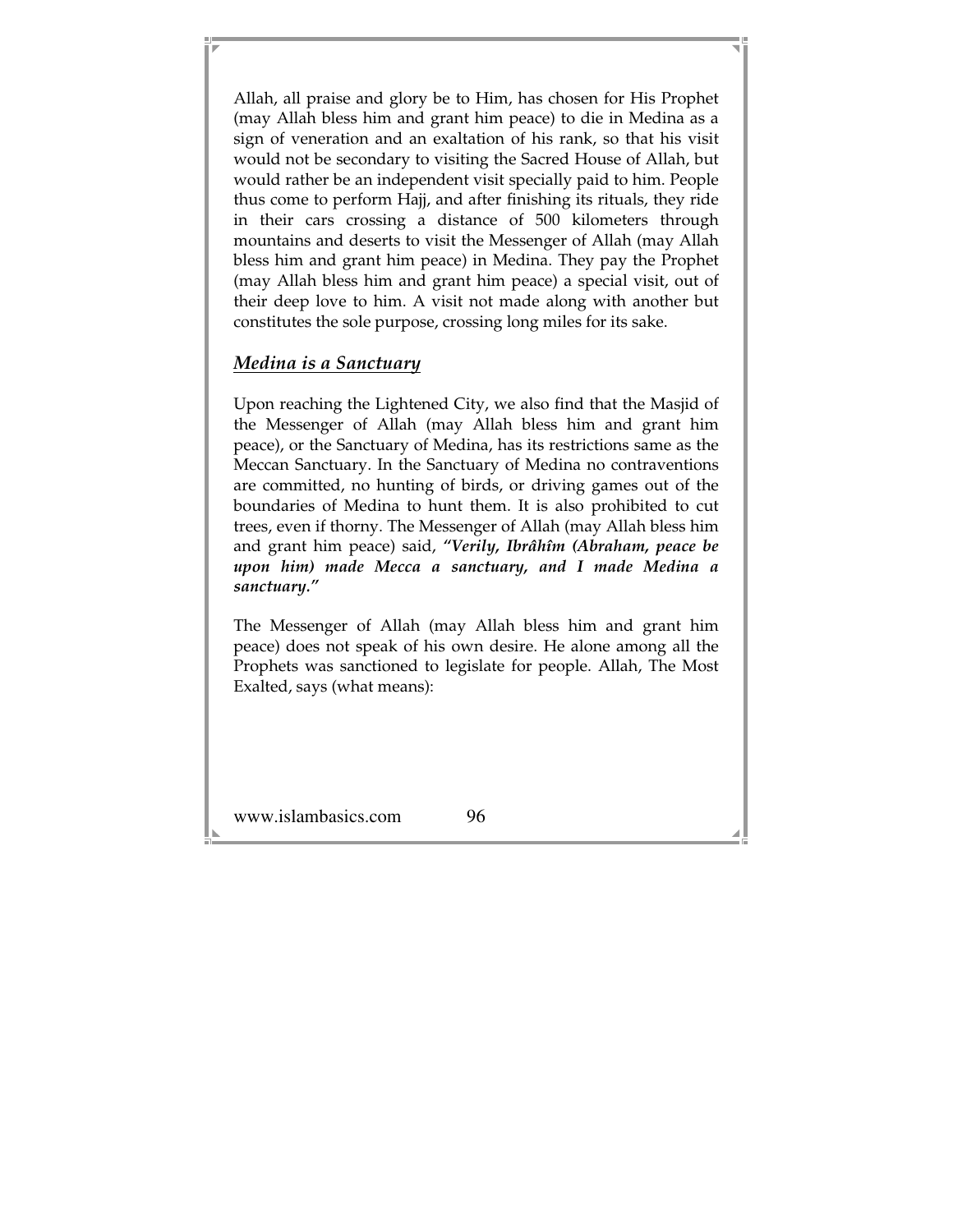Allah, all praise and glory be to Him, has chosen for His Prophet (may Allah bless him and grant him peace) to die in Medina as a sign of veneration and an exaltation of his rank, so that his visit would not be secondary to visiting the Sacred House of Allah, but would rather be an independent visit specially paid to him. People thus come to perform Hajj, and after finishing its rituals, they ride in their cars crossing a distance of 500 kilometers through mountains and deserts to visit the Messenger of Allah (may Allah bless him and grant him peace) in Medina. They pay the Prophet (may Allah bless him and grant him peace) a special visit, out of their deep love to him. A visit not made along with another but constitutes the sole purpose, crossing long miles for its sake.

## ***Medina is a Sanctuary***

Upon reaching the Lightened City, we also find that the Masjid of the Messenger of Allah (may Allah bless him and grant him peace), or the Sanctuary of Medina, has its restrictions same as the Meccan Sanctuary. In the Sanctuary of Medina no contraventions are committed, no hunting of birds, or driving games out of the boundaries of Medina to hunt them. It is also prohibited to cut trees, even if thorny. The Messenger of Allah (may Allah bless him and grant him peace) said, ***"Verily, Ibrâhîm (Abraham, peace be upon him) made Mecca a sanctuary, and I made Medina a sanctuary."***

The Messenger of Allah (may Allah bless him and grant him peace) does not speak of his own desire. He alone among all the Prophets was sanctioned to legislate for people. Allah, The Most Exalted, says (what means):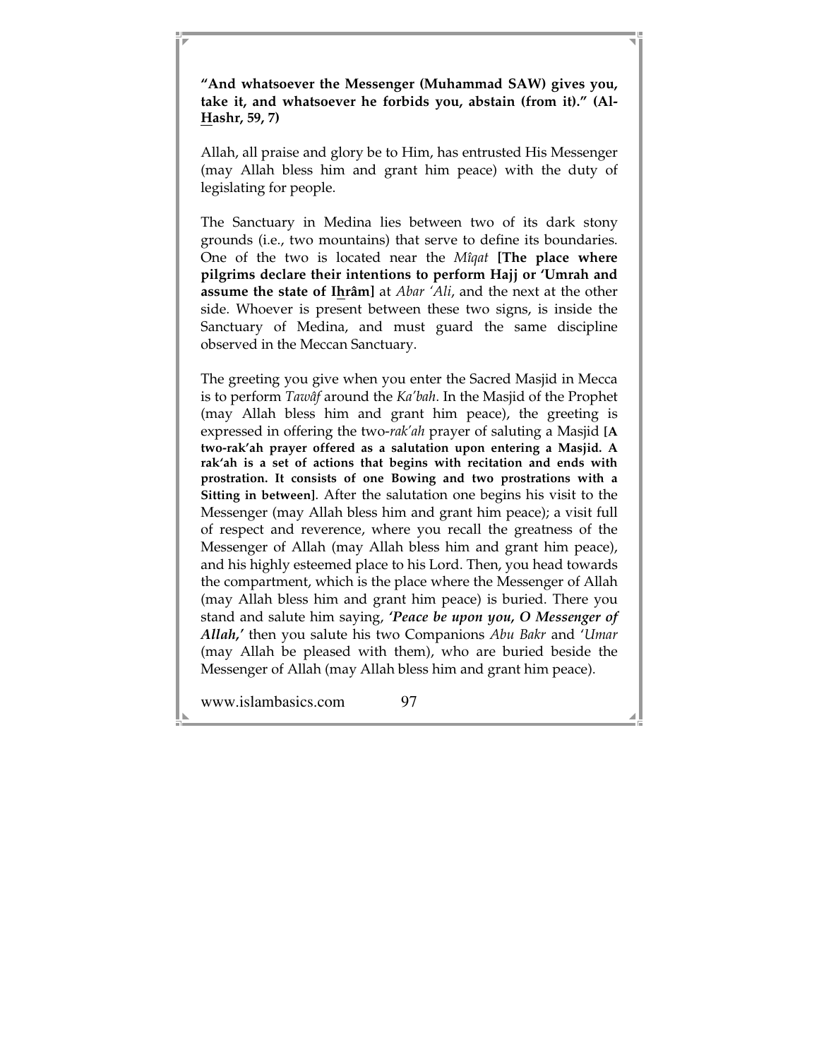**"And whatsoever the Messenger (Muhammad SAW) gives you, take it, and whatsoever he forbids you, abstain (from it)." (Al-Hashr, 59, 7)**

Allah, all praise and glory be to Him, has entrusted His Messenger (may Allah bless him and grant him peace) with the duty of legislating for people.

The Sanctuary in Medina lies between two of its dark stony grounds (i.e., two mountains) that serve to define its boundaries. One of the two is located near the *Mîqat* **[The place where pilgrims declare their intentions to perform Hajj or 'Umrah and assume the state of Ihrâm]** at *Abar 'Ali*, and the next at the other side. Whoever is present between these two signs, is inside the Sanctuary of Medina, and must guard the same discipline observed in the Meccan Sanctuary.

The greeting you give when you enter the Sacred Masjid in Mecca is to perform *Tawâf* around the *Ka'bah*. In the Masjid of the Prophet (may Allah bless him and grant him peace), the greeting is expressed in offering the two-*rak'ah* prayer of saluting a Masjid **[A two-rak'ah prayer offered as a salutation upon entering a Masjid. A rak'ah is a set of actions that begins with recitation and ends with prostration. It consists of one Bowing and two prostrations with a Sitting in between]**. After the salutation one begins his visit to the Messenger (may Allah bless him and grant him peace); a visit full of respect and reverence, where you recall the greatness of the Messenger of Allah (may Allah bless him and grant him peace), and his highly esteemed place to his Lord. Then, you head towards the compartment, which is the place where the Messenger of Allah (may Allah bless him and grant him peace) is buried. There you stand and salute him saying, ***'Peace be upon you, O Messenger of Allah,'*** then you salute his two Companions *Abu Bakr* and *'Umar* (may Allah be pleased with them), who are buried beside the Messenger of Allah (may Allah bless him and grant him peace).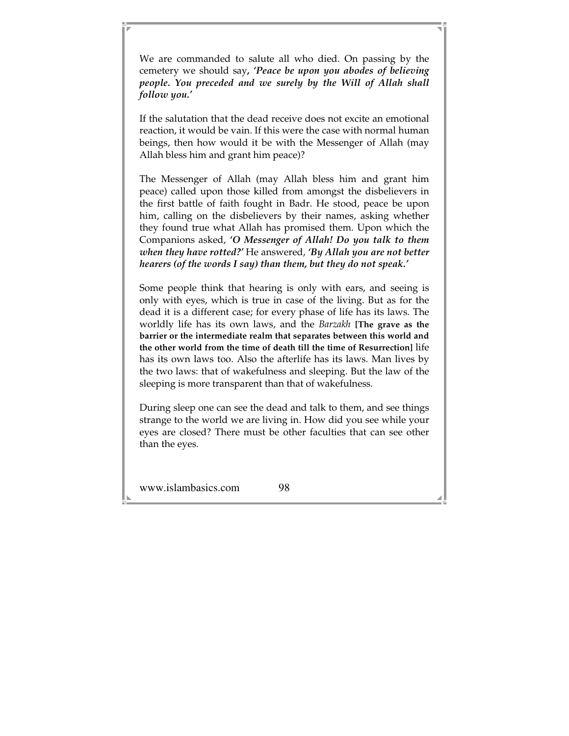We are commanded to salute all who died. On passing by the cemetery we should say**,** ***'Peace be upon you abodes of believing people. You preceded and we surely by the Will of Allah shall follow you.'***

If the salutation that the dead receive does not excite an emotional reaction, it would be vain. If this were the case with normal human beings, then how would it be with the Messenger of Allah (may Allah bless him and grant him peace)?

The Messenger of Allah (may Allah bless him and grant him peace) called upon those killed from amongst the disbelievers in the first battle of faith fought in Badr. He stood, peace be upon him, calling on the disbelievers by their names, asking whether they found true what Allah has promised them. Upon which the Companions asked, ***'O Messenger of Allah! Do you talk to them when they have rotted?'*** He answered, ***'By Allah you are not better hearers (of the words I say) than them, but they do not speak.'***

Some people think that hearing is only with ears, and seeing is only with eyes, which is true in case of the living. But as for the dead it is a different case; for every phase of life has its laws. The worldly life has its own laws, and the *Barzakh* **[The grave as the barrier or the intermediate realm that separates between this world and the other world from the time of death till the time of Resurrection]** life has its own laws too. Also the afterlife has its laws. Man lives by the two laws: that of wakefulness and sleeping. But the law of the sleeping is more transparent than that of wakefulness.

During sleep one can see the dead and talk to them, and see things strange to the world we are living in. How did you see while your eyes are closed? There must be other faculties that can see other than the eyes.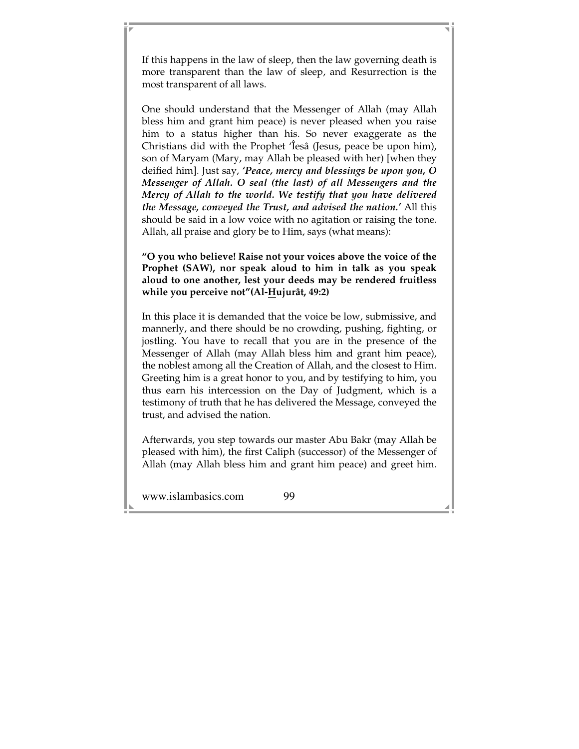If this happens in the law of sleep, then the law governing death is more transparent than the law of sleep, and Resurrection is the most transparent of all laws.

One should understand that the Messenger of Allah (may Allah bless him and grant him peace) is never pleased when you raise him to a status higher than his. So never exaggerate as the Christians did with the Prophet 'Îesâ (Jesus, peace be upon him), son of Maryam (Mary, may Allah be pleased with her) [when they deified him]. Just say, ***'Peace, mercy and blessings be upon you, O Messenger of Allah. O seal (the last) of all Messengers and the Mercy of Allah to the world. We testify that you have delivered the Message, conveyed the Trust, and advised the nation.'*** All this should be said in a low voice with no agitation or raising the tone. Allah, all praise and glory be to Him, says (what means):

**"O you who believe! Raise not your voices above the voice of the Prophet (SAW), nor speak aloud to him in talk as you speak aloud to one another, lest your deeds may be rendered fruitless while you perceive not"(Al-Hujurât, 49:2)**

In this place it is demanded that the voice be low, submissive, and mannerly, and there should be no crowding, pushing, fighting, or jostling. You have to recall that you are in the presence of the Messenger of Allah (may Allah bless him and grant him peace), the noblest among all the Creation of Allah, and the closest to Him. Greeting him is a great honor to you, and by testifying to him, you thus earn his intercession on the Day of Judgment, which is a testimony of truth that he has delivered the Message, conveyed the trust, and advised the nation.

Afterwards, you step towards our master Abu Bakr (may Allah be pleased with him), the first Caliph (successor) of the Messenger of Allah (may Allah bless him and grant him peace) and greet him.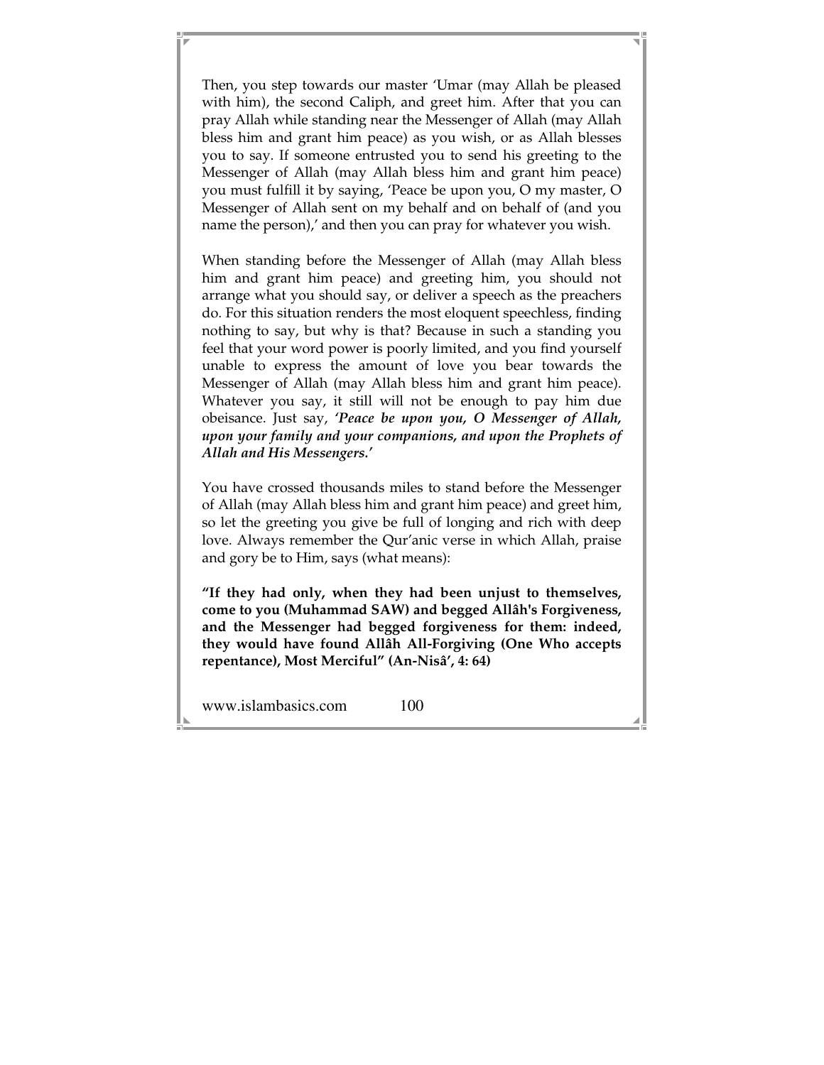Then, you step towards our master 'Umar (may Allah be pleased with him), the second Caliph, and greet him. After that you can pray Allah while standing near the Messenger of Allah (may Allah bless him and grant him peace) as you wish, or as Allah blesses you to say. If someone entrusted you to send his greeting to the Messenger of Allah (may Allah bless him and grant him peace) you must fulfill it by saying, 'Peace be upon you, O my master, O Messenger of Allah sent on my behalf and on behalf of (and you name the person),' and then you can pray for whatever you wish.

When standing before the Messenger of Allah (may Allah bless him and grant him peace) and greeting him, you should not arrange what you should say, or deliver a speech as the preachers do. For this situation renders the most eloquent speechless, finding nothing to say, but why is that? Because in such a standing you feel that your word power is poorly limited, and you find yourself unable to express the amount of love you bear towards the Messenger of Allah (may Allah bless him and grant him peace). Whatever you say, it still will not be enough to pay him due obeisance. Just say, ***'Peace be upon you, O Messenger of Allah, upon your family and your companions, and upon the Prophets of Allah and His Messengers.'***

You have crossed thousands miles to stand before the Messenger of Allah (may Allah bless him and grant him peace) and greet him, so let the greeting you give be full of longing and rich with deep love. Always remember the Qur'anic verse in which Allah, praise and gory be to Him, says (what means):

**"If they had only, when they had been unjust to themselves, come to you (Muhammad SAW) and begged Allâh's Forgiveness, and the Messenger had begged forgiveness for them: indeed, they would have found Allâh All-Forgiving (One Who accepts repentance), Most Merciful" (An-Nisâ', 4: 64)**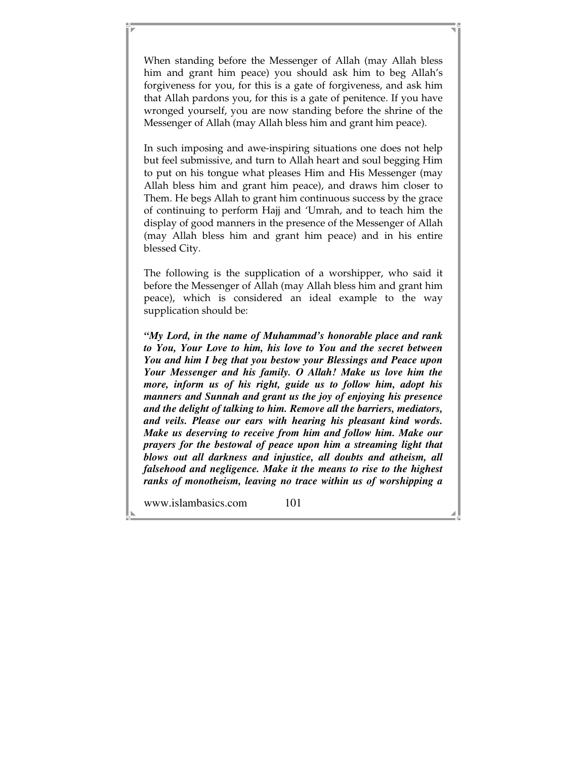When standing before the Messenger of Allah (may Allah bless him and grant him peace) you should ask him to beg Allah's forgiveness for you, for this is a gate of forgiveness, and ask him that Allah pardons you, for this is a gate of penitence. If you have wronged yourself, you are now standing before the shrine of the Messenger of Allah (may Allah bless him and grant him peace).

In such imposing and awe-inspiring situations one does not help but feel submissive, and turn to Allah heart and soul begging Him to put on his tongue what pleases Him and His Messenger (may Allah bless him and grant him peace), and draws him closer to Them. He begs Allah to grant him continuous success by the grace of continuing to perform Hajj and 'Umrah, and to teach him the display of good manners in the presence of the Messenger of Allah (may Allah bless him and grant him peace) and in his entire blessed City.

The following is the supplication of a worshipper, who said it before the Messenger of Allah (may Allah bless him and grant him peace), which is considered an ideal example to the way supplication should be:

***"My Lord, in the name of Muhammad's honorable place and rank to You, Your Love to him, his love to You and the secret between You and him I beg that you bestow your Blessings and Peace upon Your Messenger and his family. O Allah! Make us love him the more, inform us of his right, guide us to follow him, adopt his manners and Sunnah and grant us the joy of enjoying his presence and the delight of talking to him. Remove all the barriers, mediators, and veils. Please our ears with hearing his pleasant kind words. Make us deserving to receive from him and follow him. Make our prayers for the bestowal of peace upon him a streaming light that blows out all darkness and injustice, all doubts and atheism, all falsehood and negligence. Make it the means to rise to the highest ranks of monotheism, leaving no trace within us of worshipping a***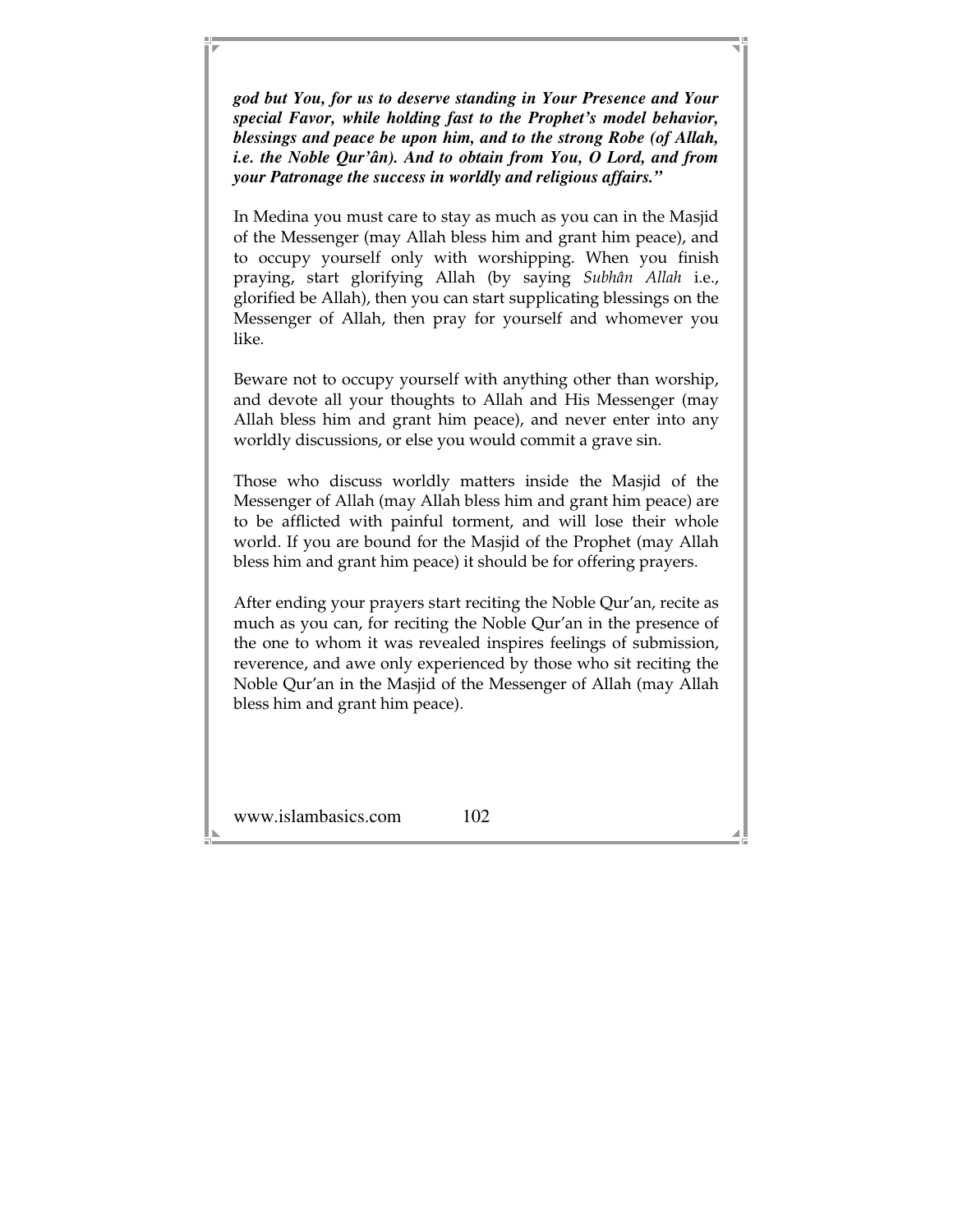***god but You, for us to deserve standing in Your Presence and Your special Favor, while holding fast to the Prophet's model behavior, blessings and peace be upon him, and to the strong Robe (of Allah, i.e. the Noble Qur'ân). And to obtain from You, O Lord, and from your Patronage the success in worldly and religious affairs."***

In Medina you must care to stay as much as you can in the Masjid of the Messenger (may Allah bless him and grant him peace), and to occupy yourself only with worshipping. When you finish praying, start glorifying Allah (by saying *Subhân Allah* i.e., glorified be Allah), then you can start supplicating blessings on the Messenger of Allah, then pray for yourself and whomever you like.

Beware not to occupy yourself with anything other than worship, and devote all your thoughts to Allah and His Messenger (may Allah bless him and grant him peace), and never enter into any worldly discussions, or else you would commit a grave sin.

Those who discuss worldly matters inside the Masjid of the Messenger of Allah (may Allah bless him and grant him peace) are to be afflicted with painful torment, and will lose their whole world. If you are bound for the Masjid of the Prophet (may Allah bless him and grant him peace) it should be for offering prayers.

After ending your prayers start reciting the Noble Qur'an, recite as much as you can, for reciting the Noble Qur'an in the presence of the one to whom it was revealed inspires feelings of submission, reverence, and awe only experienced by those who sit reciting the Noble Qur'an in the Masjid of the Messenger of Allah (may Allah bless him and grant him peace).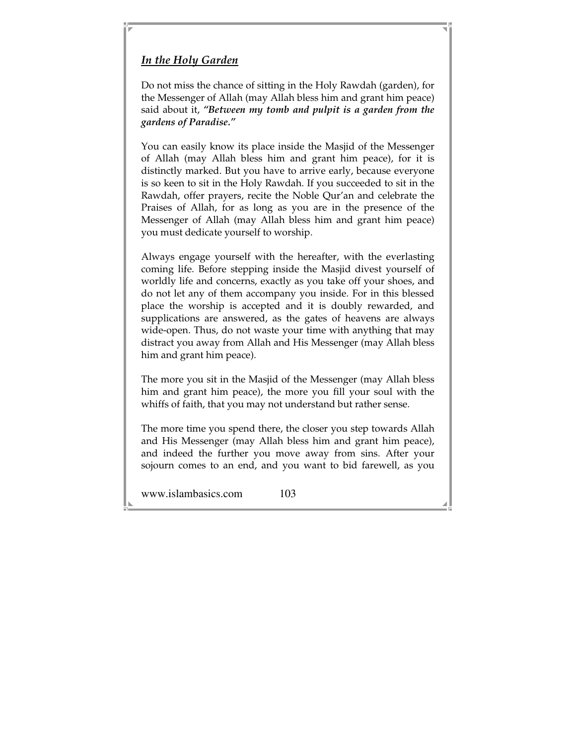## ***In the Holy Garden***

Do not miss the chance of sitting in the Holy Rawdah (garden), for the Messenger of Allah (may Allah bless him and grant him peace) said about it, ***"Between my tomb and pulpit is a garden from the gardens of Paradise."***

You can easily know its place inside the Masjid of the Messenger of Allah (may Allah bless him and grant him peace), for it is distinctly marked. But you have to arrive early, because everyone is so keen to sit in the Holy Rawdah. If you succeeded to sit in the Rawdah, offer prayers, recite the Noble Qur'an and celebrate the Praises of Allah, for as long as you are in the presence of the Messenger of Allah (may Allah bless him and grant him peace) you must dedicate yourself to worship.

Always engage yourself with the hereafter, with the everlasting coming life. Before stepping inside the Masjid divest yourself of worldly life and concerns, exactly as you take off your shoes, and do not let any of them accompany you inside. For in this blessed place the worship is accepted and it is doubly rewarded, and supplications are answered, as the gates of heavens are always wide-open. Thus, do not waste your time with anything that may distract you away from Allah and His Messenger (may Allah bless him and grant him peace).

The more you sit in the Masjid of the Messenger (may Allah bless him and grant him peace), the more you fill your soul with the whiffs of faith, that you may not understand but rather sense.

The more time you spend there, the closer you step towards Allah and His Messenger (may Allah bless him and grant him peace), and indeed the further you move away from sins. After your sojourn comes to an end, and you want to bid farewell, as you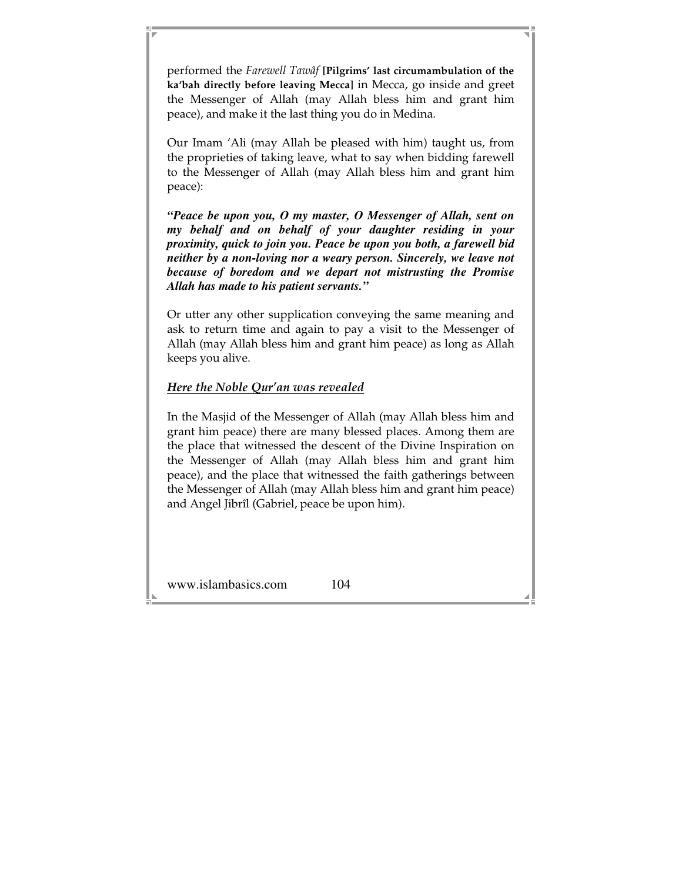performed the *Farewell Tawâf* **[Pilgrims' last circumambulation of the ka'bah directly before leaving Mecca]** in Mecca, go inside and greet the Messenger of Allah (may Allah bless him and grant him peace), and make it the last thing you do in Medina.

Our Imam 'Ali (may Allah be pleased with him) taught us, from the proprieties of taking leave, what to say when bidding farewell to the Messenger of Allah (may Allah bless him and grant him peace):

***"Peace be upon you, O my master, O Messenger of Allah, sent on my behalf and on behalf of your daughter residing in your proximity, quick to join you. Peace be upon you both, a farewell bid neither by a non-loving nor a weary person. Sincerely, we leave not because of boredom and we depart not mistrusting the Promise Allah has made to his patient servants."***

Or utter any other supplication conveying the same meaning and ask to return time and again to pay a visit to the Messenger of Allah (may Allah bless him and grant him peace) as long as Allah keeps you alive.

### <u>*Here the Noble Qur'an was revealed*</u>

In the Masjid of the Messenger of Allah (may Allah bless him and grant him peace) there are many blessed places. Among them are the place that witnessed the descent of the Divine Inspiration on the Messenger of Allah (may Allah bless him and grant him peace), and the place that witnessed the faith gatherings between the Messenger of Allah (may Allah bless him and grant him peace) and Angel Jibrîl (Gabriel, peace be upon him).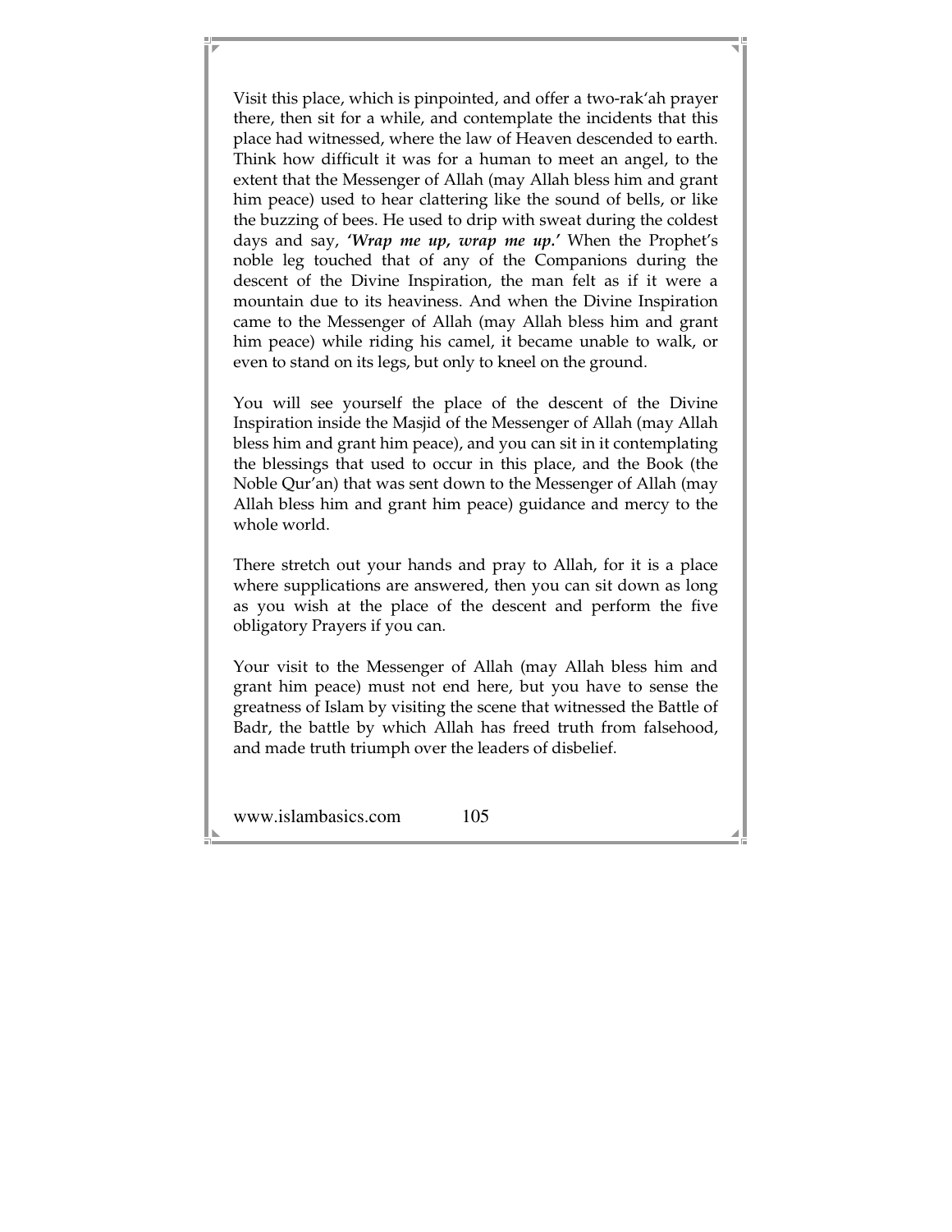Visit this place, which is pinpointed, and offer a two-rak'ah prayer there, then sit for a while, and contemplate the incidents that this place had witnessed, where the law of Heaven descended to earth. Think how difficult it was for a human to meet an angel, to the extent that the Messenger of Allah (may Allah bless him and grant him peace) used to hear clattering like the sound of bells, or like the buzzing of bees. He used to drip with sweat during the coldest days and say, ***'Wrap me up, wrap me up.'*** When the Prophet's noble leg touched that of any of the Companions during the descent of the Divine Inspiration, the man felt as if it were a mountain due to its heaviness. And when the Divine Inspiration came to the Messenger of Allah (may Allah bless him and grant him peace) while riding his camel, it became unable to walk, or even to stand on its legs, but only to kneel on the ground.

You will see yourself the place of the descent of the Divine Inspiration inside the Masjid of the Messenger of Allah (may Allah bless him and grant him peace), and you can sit in it contemplating the blessings that used to occur in this place, and the Book (the Noble Qur'an) that was sent down to the Messenger of Allah (may Allah bless him and grant him peace) guidance and mercy to the whole world.

There stretch out your hands and pray to Allah, for it is a place where supplications are answered, then you can sit down as long as you wish at the place of the descent and perform the five obligatory Prayers if you can.

Your visit to the Messenger of Allah (may Allah bless him and grant him peace) must not end here, but you have to sense the greatness of Islam by visiting the scene that witnessed the Battle of Badr, the battle by which Allah has freed truth from falsehood, and made truth triumph over the leaders of disbelief.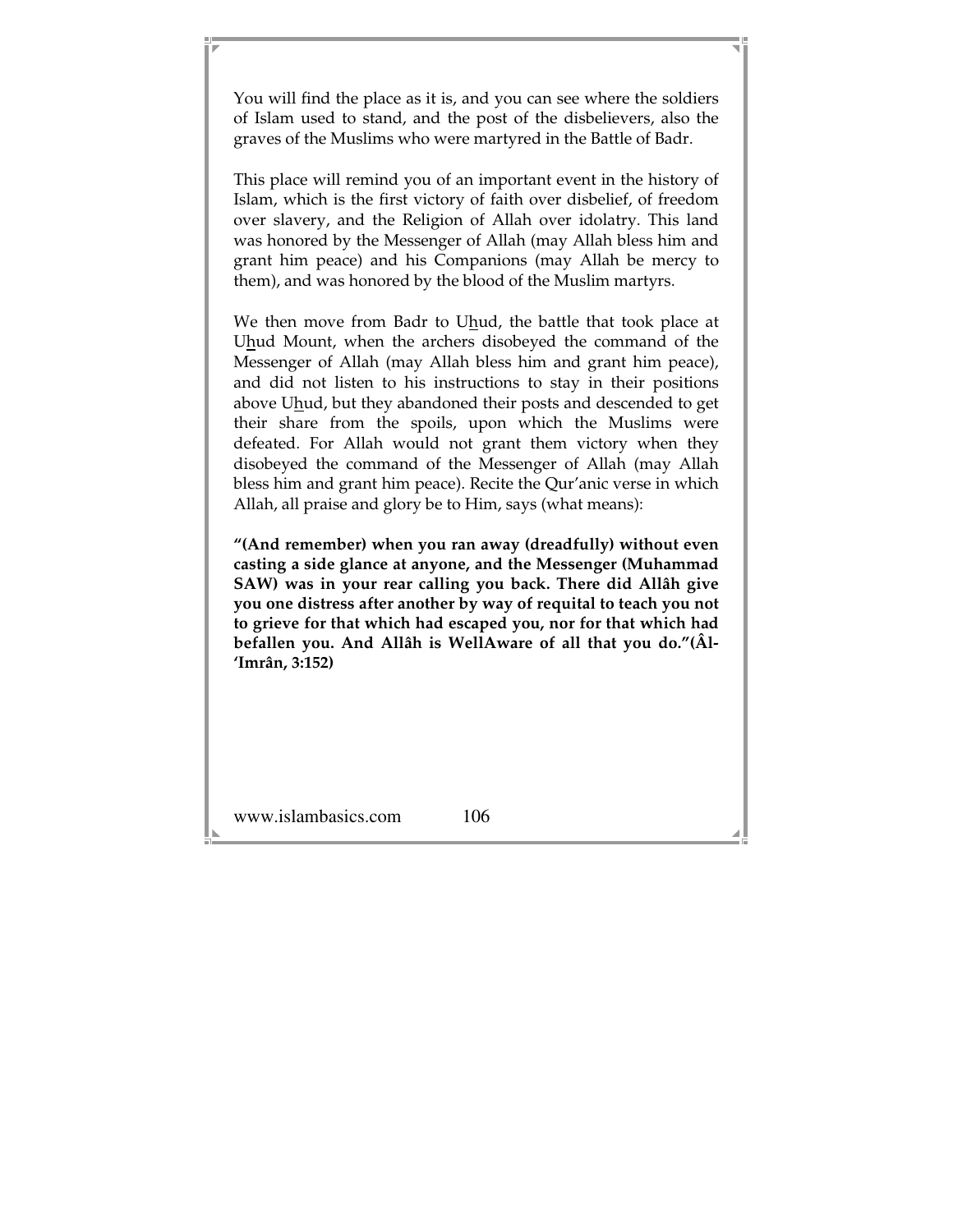You will find the place as it is, and you can see where the soldiers of Islam used to stand, and the post of the disbelievers, also the graves of the Muslims who were martyred in the Battle of Badr.

This place will remind you of an important event in the history of Islam, which is the first victory of faith over disbelief, of freedom over slavery, and the Religion of Allah over idolatry. This land was honored by the Messenger of Allah (may Allah bless him and grant him peace) and his Companions (may Allah be mercy to them), and was honored by the blood of the Muslim martyrs.

We then move from Badr to U<u>h</u>ud, the battle that took place at U<u>h</u>ud Mount, when the archers disobeyed the command of the Messenger of Allah (may Allah bless him and grant him peace), and did not listen to his instructions to stay in their positions above U<u>h</u>ud, but they abandoned their posts and descended to get their share from the spoils, upon which the Muslims were defeated. For Allah would not grant them victory when they disobeyed the command of the Messenger of Allah (may Allah bless him and grant him peace). Recite the Qur'anic verse in which Allah, all praise and glory be to Him, says (what means):

**"(And remember) when you ran away (dreadfully) without even casting a side glance at anyone, and the Messenger (Muhammad SAW) was in your rear calling you back. There did Allâh give you one distress after another by way of requital to teach you not to grieve for that which had escaped you, nor for that which had befallen you. And Allâh is WellAware of all that you do."(Âl-'Imrân, 3:152)**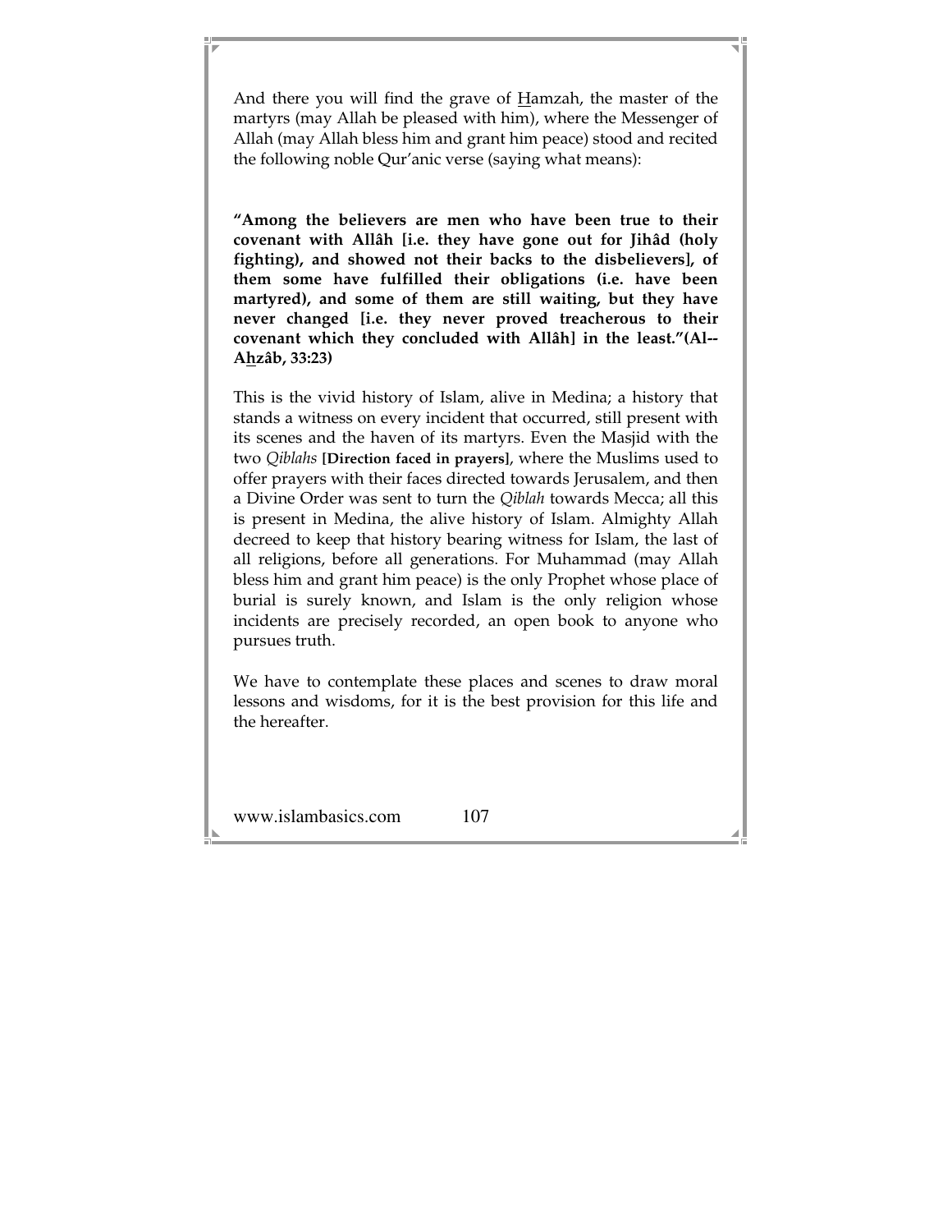And there you will find the grave of Hamzah, the master of the martyrs (may Allah be pleased with him), where the Messenger of Allah (may Allah bless him and grant him peace) stood and recited the following noble Qur'anic verse (saying what means):

**"Among the believers are men who have been true to their covenant with Allâh [i.e. they have gone out for Jihâd (holy fighting), and showed not their backs to the disbelievers], of them some have fulfilled their obligations (i.e. have been martyred), and some of them are still waiting, but they have never changed [i.e. they never proved treacherous to their covenant which they concluded with Allâh] in the least."(Al--Ahzâb, 33:23)**

This is the vivid history of Islam, alive in Medina; a history that stands a witness on every incident that occurred, still present with its scenes and the haven of its martyrs. Even the Masjid with the two *Qiblahs* **[Direction faced in prayers]**, where the Muslims used to offer prayers with their faces directed towards Jerusalem, and then a Divine Order was sent to turn the *Qiblah* towards Mecca; all this is present in Medina, the alive history of Islam. Almighty Allah decreed to keep that history bearing witness for Islam, the last of all religions, before all generations. For Muhammad (may Allah bless him and grant him peace) is the only Prophet whose place of burial is surely known, and Islam is the only religion whose incidents are precisely recorded, an open book to anyone who pursues truth.

We have to contemplate these places and scenes to draw moral lessons and wisdoms, for it is the best provision for this life and the hereafter.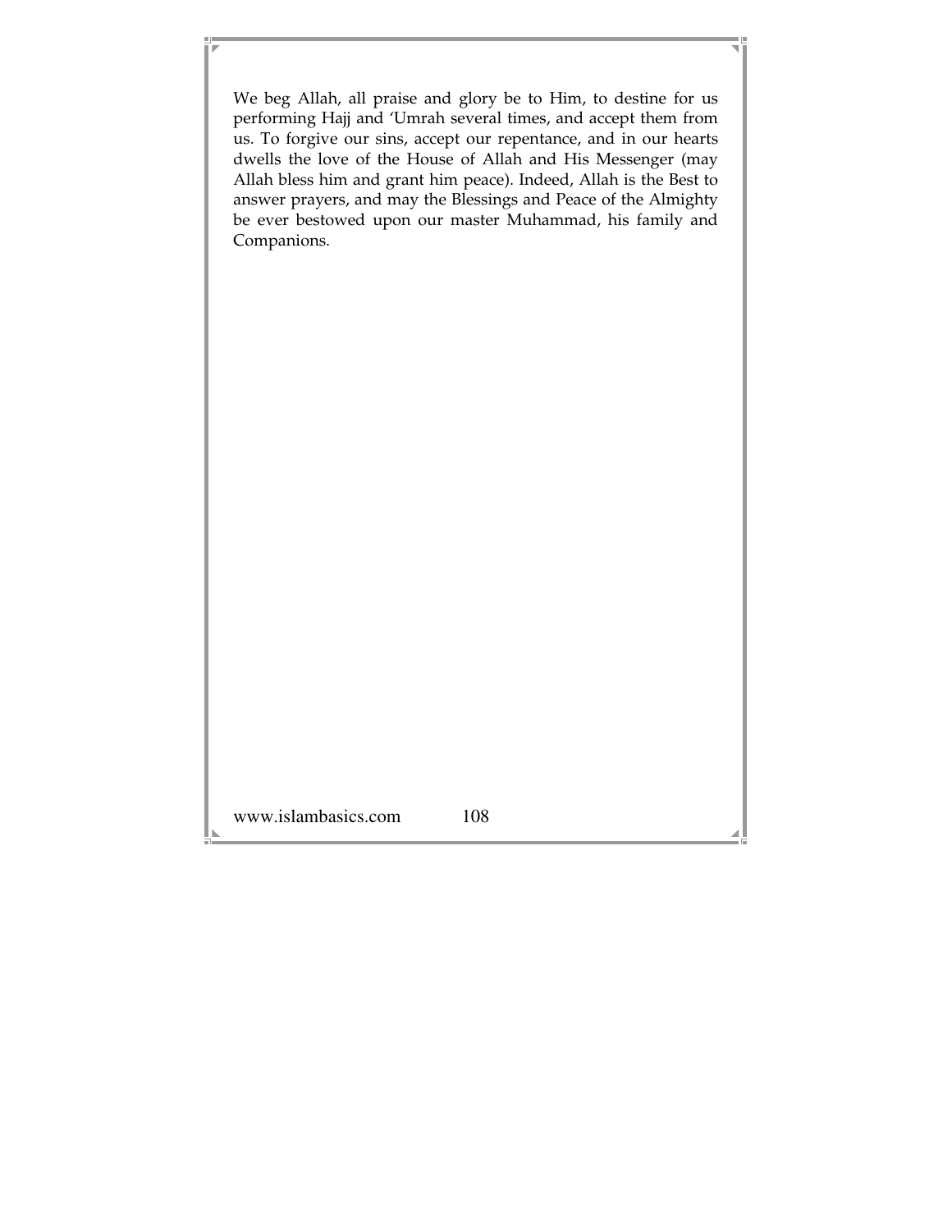We beg Allah, all praise and glory be to Him, to destine for us performing Hajj and 'Umrah several times, and accept them from us. To forgive our sins, accept our repentance, and in our hearts dwells the love of the House of Allah and His Messenger (may Allah bless him and grant him peace). Indeed, Allah is the Best to answer prayers, and may the Blessings and Peace of the Almighty be ever bestowed upon our master Muhammad, his family and Companions.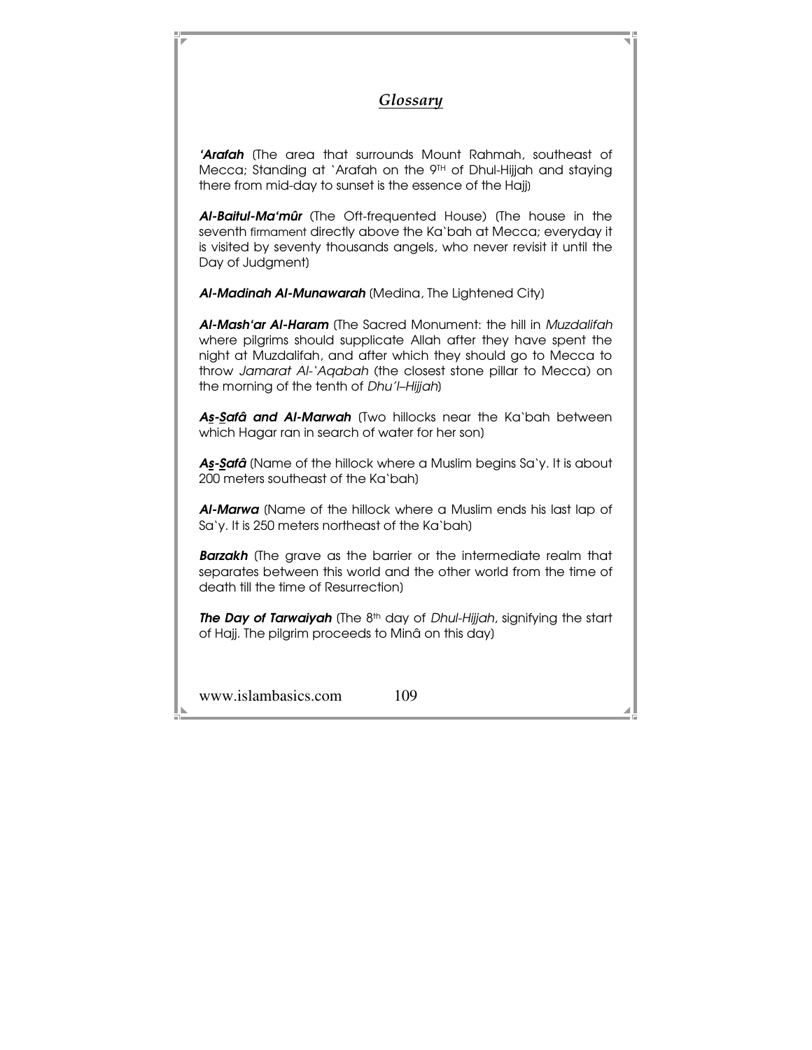## *Glossary*

***'Arafah*** (The area that surrounds Mount Rahmah, southeast of Mecca; Standing at `Arafah on the 9TH of Dhul-Hijjah and staying there from mid-day to sunset is the essence of the Hajj)

***Al-Baitul-Ma'mûr*** (The Oft-frequented House) (The house in the seventh firmament directly above the Ka`bah at Mecca; everyday it is visited by seventy thousands angels, who never revisit it until the Day of Judgment)

***Al-Madinah Al-Munawarah*** (Medina, The Lightened City)

***Al-Mash'ar Al-Haram*** (The Sacred Monument: the hill in *Muzdalifah* where pilgrims should supplicate Allah after they have spent the night at Muzdalifah, and after which they should go to Mecca to throw *Jamarat Al-`Aqabah* (the closest stone pillar to Mecca) on the morning of the tenth of *Dhu'l–Hijjah*)

***As-Safâ and Al-Marwah*** (Two hillocks near the Ka`bah between which Hagar ran in search of water for her son)

***As-Safâ*** (Name of the hillock where a Muslim begins Sa`y. It is about 200 meters southeast of the Ka`bah)

***Al-Marwa*** (Name of the hillock where a Muslim ends his last lap of Sa`y. It is 250 meters northeast of the Ka`bah)

***Barzakh*** (The grave as the barrier or the intermediate realm that separates between this world and the other world from the time of death till the time of Resurrection)

***The Day of Tarwaiyah*** (The 8th day of *Dhul-Hijjah*, signifying the start of Hajj. The pilgrim proceeds to Minâ on this day)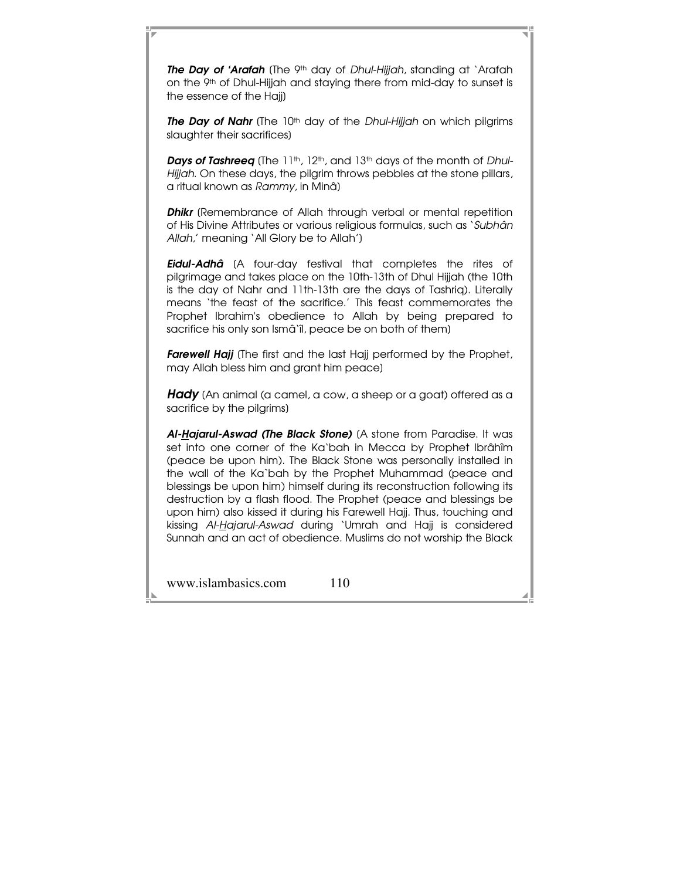***The Day of 'Arafah*** (The 9th day of *Dhul-Hijjah*, standing at `Arafah on the 9th of Dhul-Hijjah and staying there from mid-day to sunset is the essence of the Hajj)

***The Day of Nahr*** (The 10th day of the *Dhul-Hijjah* on which pilgrims slaughter their sacrifices)

***Days of Tashreeq*** (The 11th, 12th, and 13th days of the month of *Dhul-Hijjah*. On these days, the pilgrim throws pebbles at the stone pillars, a ritual known as *Rammy*, in Minâ)

***Dhikr*** (Remembrance of Allah through verbal or mental repetition of His Divine Attributes or various religious formulas, such as `*Subhân Allah*,' meaning `All Glory be to Allah')

***Eidul-Adhâ*** (A four-day festival that completes the rites of pilgrimage and takes place on the 10th-13th of Dhul Hijjah (the 10th is the day of Nahr and 11th-13th are the days of Tashriq). Literally means `the feast of the sacrifice.' This feast commemorates the Prophet Ibrahim's obedience to Allah by being prepared to sacrifice his only son Ismâ`îl, peace be on both of them)

***Farewell Hajj*** (The first and the last Hajj performed by the Prophet, may Allah bless him and grant him peace)

***Hady*** (An animal (a camel, a cow, a sheep or a goat) offered as a sacrifice by the pilgrims)

***Al-Hajarul-Aswad (The Black Stone)*** (A stone from Paradise. It was set into one corner of the Ka`bah in Mecca by Prophet Ibrâhîm (peace be upon him). The Black Stone was personally installed in the wall of the Ka`bah by the Prophet Muhammad (peace and blessings be upon him) himself during its reconstruction following its destruction by a flash flood. The Prophet (peace and blessings be upon him) also kissed it during his Farewell Hajj. Thus, touching and kissing *Al-Hajarul-Aswad* during `Umrah and Hajj is considered Sunnah and an act of obedience. Muslims do not worship the Black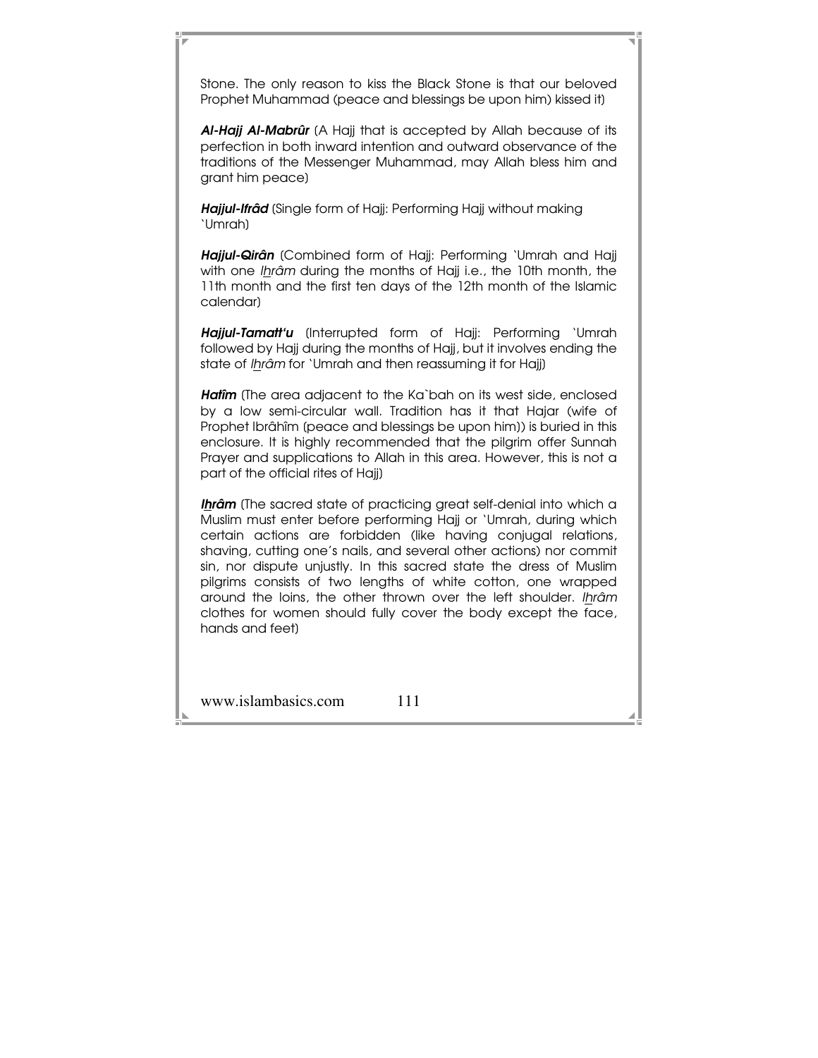Stone. The only reason to kiss the Black Stone is that our beloved Prophet Muhammad (peace and blessings be upon him) kissed it)

***Al-Hajj Al-Mabrûr*** (A Hajj that is accepted by Allah because of its perfection in both inward intention and outward observance of the traditions of the Messenger Muhammad, may Allah bless him and grant him peace)

***Hajjul-Ifrâd*** (Single form of Hajj: Performing Hajj without making `Umrah)

***Hajjul-Qirân*** (Combined form of Hajj: Performing `Umrah and Hajj with one *Ihrâm* during the months of Hajj i.e., the 10th month, the 11th month and the first ten days of the 12th month of the Islamic calendar)

***Hajjul-Tamatt'u*** (Interrupted form of Hajj: Performing `Umrah followed by Hajj during the months of Hajj, but it involves ending the state of *Ihrâm* for `Umrah and then reassuming it for Hajj)

***Hatîm*** (The area adjacent to the Ka`bah on its west side, enclosed by a low semi-circular wall. Tradition has it that Hajar (wife of Prophet Ibrâhîm (peace and blessings be upon him)) is buried in this enclosure. It is highly recommended that the pilgrim offer Sunnah Prayer and supplications to Allah in this area. However, this is not a part of the official rites of Hajj)

***Ihrâm*** (The sacred state of practicing great self-denial into which a Muslim must enter before performing Hajj or `Umrah, during which certain actions are forbidden (like having conjugal relations, shaving, cutting one's nails, and several other actions) nor commit sin, nor dispute unjustly. In this sacred state the dress of Muslim pilgrims consists of two lengths of white cotton, one wrapped around the loins, the other thrown over the left shoulder. *Ihrâm* clothes for women should fully cover the body except the face, hands and feet)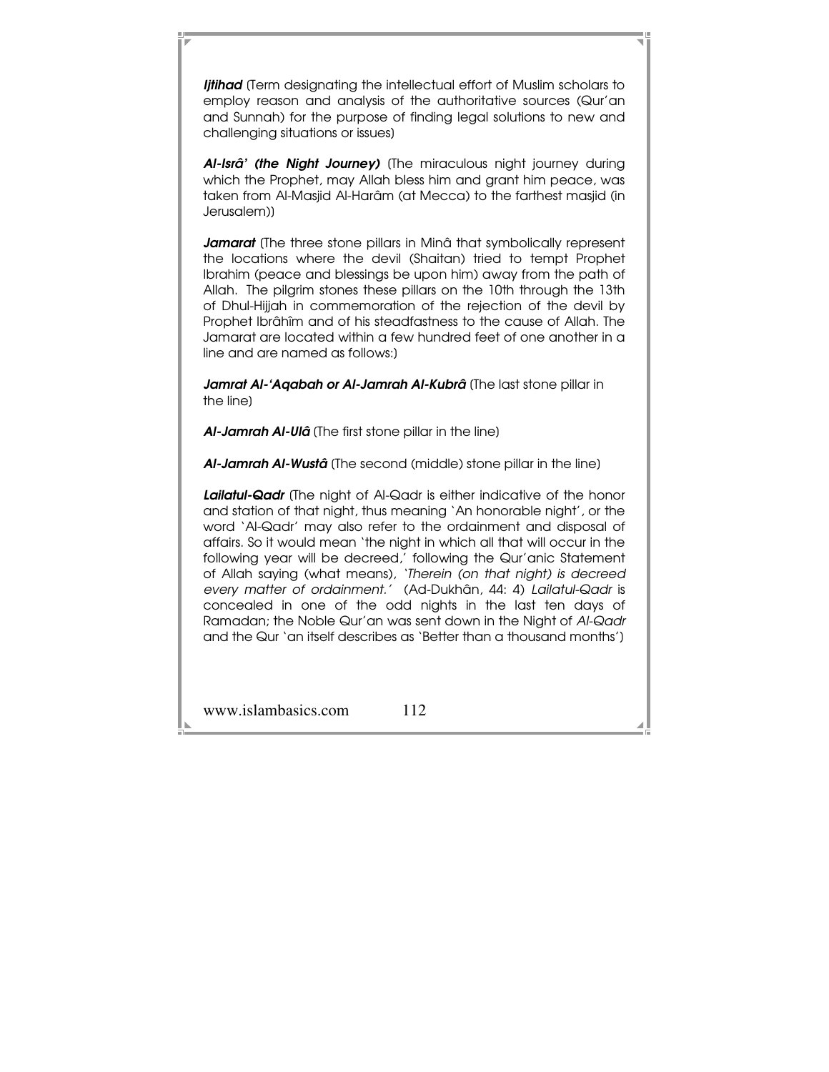***Ijtihad*** (Term designating the intellectual effort of Muslim scholars to employ reason and analysis of the authoritative sources (Qur'an and Sunnah) for the purpose of finding legal solutions to new and challenging situations or issues)

***Al-Isrâ' (the Night Journey)*** (The miraculous night journey during which the Prophet, may Allah bless him and grant him peace, was taken from Al-Masjid Al-Harâm (at Mecca) to the farthest masjid (in Jerusalem))

***Jamarat*** (The three stone pillars in Minâ that symbolically represent the locations where the devil (Shaitan) tried to tempt Prophet Ibrahim (peace and blessings be upon him) away from the path of Allah. The pilgrim stones these pillars on the 10th through the 13th of Dhul-Hijjah in commemoration of the rejection of the devil by Prophet Ibrâhîm and of his steadfastness to the cause of Allah. The Jamarat are located within a few hundred feet of one another in a line and are named as follows:)

***Jamrat Al-'Aqabah or Al-Jamrah Al-Kubrâ*** (The last stone pillar in the line)

***Al-Jamrah Al-Ulâ*** (The first stone pillar in the line)

***Al-Jamrah Al-Wustâ*** (The second (middle) stone pillar in the line)

***Lailatul-Qadr*** (The night of Al-Qadr is either indicative of the honor and station of that night, thus meaning 'An honorable night', or the word 'Al-Qadr' may also refer to the ordainment and disposal of affairs. So it would mean 'the night in which all that will occur in the following year will be decreed,' following the Qur'anic Statement of Allah saying (what means), '*Therein (on that night) is decreed every matter of ordainment.*' (Ad-Dukhân, 44: 4) *Lailatul-Qadr* is concealed in one of the odd nights in the last ten days of Ramadan; the Noble Qur'an was sent down in the Night of *Al-Qadr* and the Qur 'an itself describes as 'Better than a thousand months')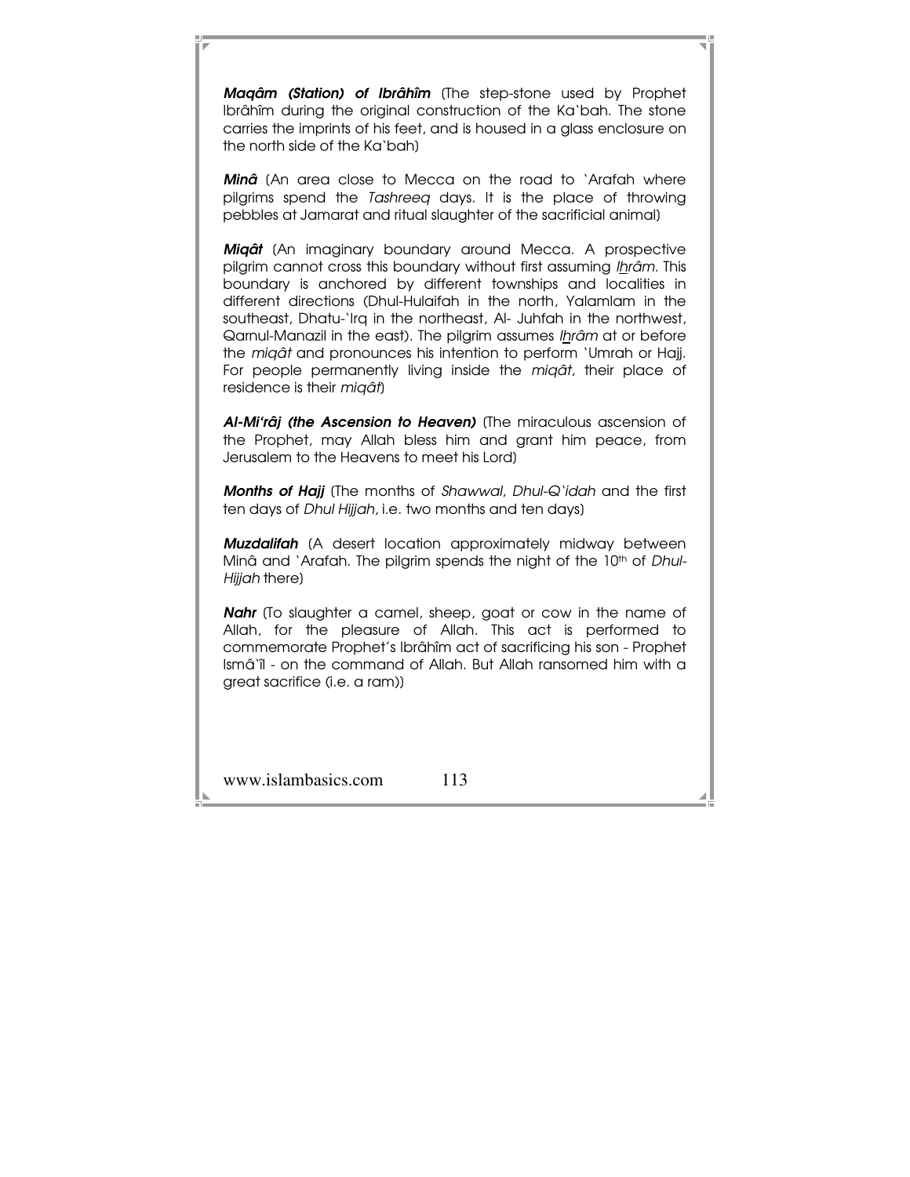***Maqâm (Station) of Ibrâhîm*** (The step-stone used by Prophet Ibrâhîm during the original construction of the Ka`bah. The stone carries the imprints of his feet, and is housed in a glass enclosure on the north side of the Ka`bah)

***Minâ*** (An area close to Mecca on the road to `Arafah where pilgrims spend the *Tashreeq* days. It is the place of throwing pebbles at Jamarat and ritual slaughter of the sacrificial animal)

***Miqât*** (An imaginary boundary around Mecca. A prospective pilgrim cannot cross this boundary without first assuming *Ihrâm*. This boundary is anchored by different townships and localities in different directions (Dhul-Hulaifah in the north, Yalamlam in the southeast, Dhatu-`Irq in the northeast, Al- Juhfah in the northwest, Qarnul-Manazil in the east). The pilgrim assumes *Ihrâm* at or before the *miqât* and pronounces his intention to perform `Umrah or Hajj. For people permanently living inside the *miqât*, their place of residence is their *miqât*)

***Al-Mi'râj (the Ascension to Heaven)*** (The miraculous ascension of the Prophet, may Allah bless him and grant him peace, from Jerusalem to the Heavens to meet his Lord)

***Months of Hajj*** (The months of *Shawwal*, *Dhul-Q`idah* and the first ten days of *Dhul Hijjah*, i.e. two months and ten days)

***Muzdalifah*** (A desert location approximately midway between Minâ and `Arafah. The pilgrim spends the night of the 10th of *Dhul-Hijjah* there)

***Nahr*** (To slaughter a camel, sheep, goat or cow in the name of Allah, for the pleasure of Allah. This act is performed to commemorate Prophet's Ibrâhîm act of sacrificing his son - Prophet Ismâ`îl - on the command of Allah. But Allah ransomed him with a great sacrifice (i.e. a ram))

www.islambasics.com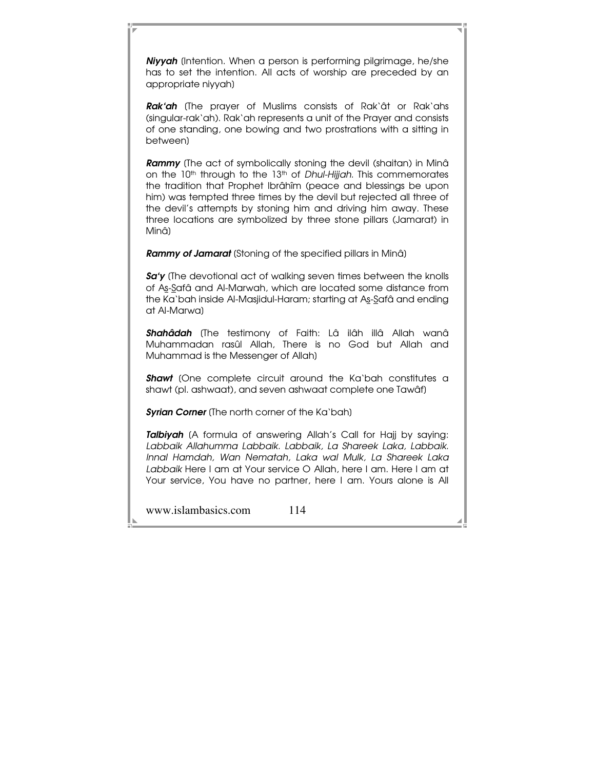***Niyyah*** (Intention. When a person is performing pilgrimage, he/she has to set the intention. All acts of worship are preceded by an appropriate niyyah)

***Rak'ah*** (The prayer of Muslims consists of Rak`ât or Rak`ahs (singular-rak`ah). Rak`ah represents a unit of the Prayer and consists of one standing, one bowing and two prostrations with a sitting in between)

***Rammy*** (The act of symbolically stoning the devil (shaitan) in Minâ on the 10th through to the 13th of *Dhul-Hijjah*. This commemorates the tradition that Prophet Ibrâhîm (peace and blessings be upon him) was tempted three times by the devil but rejected all three of the devil's attempts by stoning him and driving him away. These three locations are symbolized by three stone pillars (Jamarat) in Minâ)

***Rammy of Jamarat*** (Stoning of the specified pillars in Minâ)

***Sa'y*** (The devotional act of walking seven times between the knolls of As-Safâ and Al-Marwah, which are located some distance from the Ka`bah inside Al-Masjidul-Haram; starting at As-Safâ and ending at Al-Marwa)

***Shahâdah*** (The testimony of Faith: Lâ ilâh illâ Allah wanâ Muhammadan rasûl Allah, There is no God but Allah and Muhammad is the Messenger of Allah)

***Shawt*** (One complete circuit around the Ka`bah constitutes a shawt (pl. ashwaat), and seven ashwaat complete one Tawâf)

***Syrian Corner*** (The north corner of the Ka`bah)

***Talbiyah*** (A formula of answering Allah's Call for Hajj by saying: *Labbaik Allahumma Labbaik. Labbaik, La Shareek Laka, Labbaik. Innal Hamdah, Wan Nematah, Laka wal Mulk, La Shareek Laka Labbaik* Here I am at Your service O Allah, here I am. Here I am at Your service, You have no partner, here I am. Yours alone is All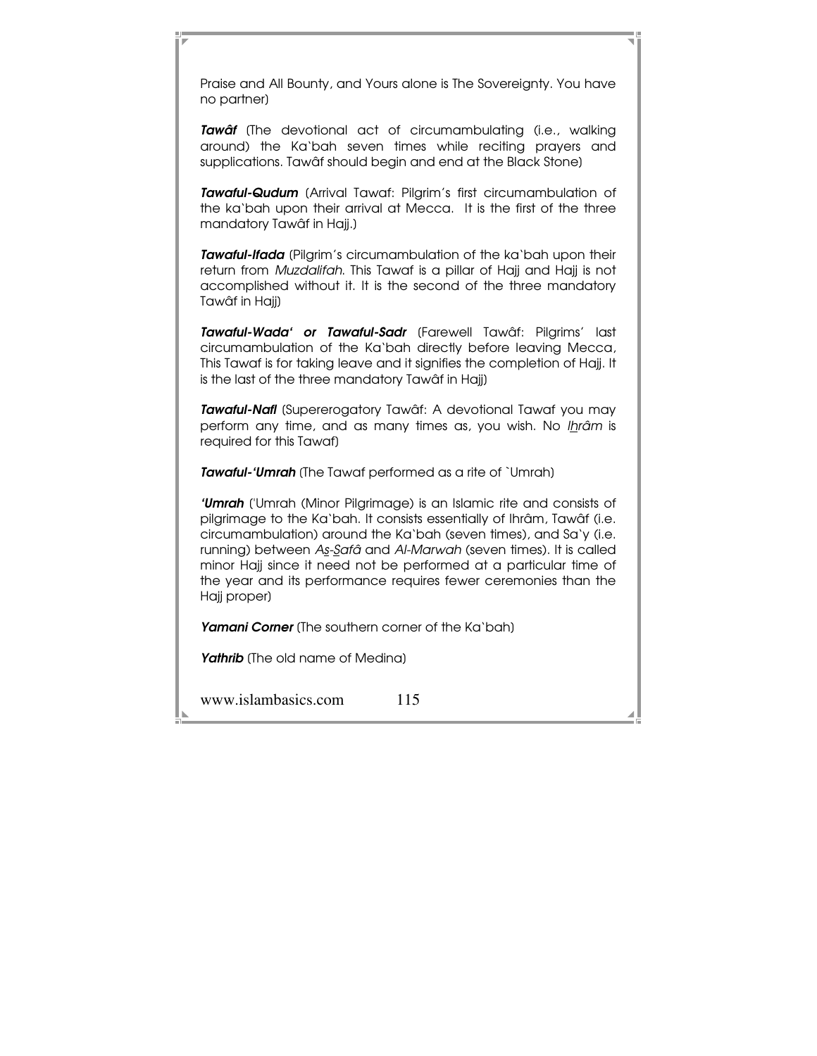Praise and All Bounty, and Yours alone is The Sovereignty. You have no partner)

***Tawâf*** (The devotional act of circumambulating (i.e., walking around) the Ka`bah seven times while reciting prayers and supplications. Tawâf should begin and end at the Black Stone)

***Tawaful-Qudum*** (Arrival Tawaf: Pilgrim's first circumambulation of the ka`bah upon their arrival at Mecca. It is the first of the three mandatory Tawâf in Hajj.)

***Tawaful-Ifada*** (Pilgrim's circumambulation of the ka`bah upon their return from *Muzdalifah*. This Tawaf is a pillar of Hajj and Hajj is not accomplished without it. It is the second of the three mandatory Tawâf in Hajj)

***Tawaful-Wada' or Tawaful-Sadr*** (Farewell Tawâf: Pilgrims' last circumambulation of the Ka`bah directly before leaving Mecca, This Tawaf is for taking leave and it signifies the completion of Hajj. It is the last of the three mandatory Tawâf in Hajj)

***Tawaful-Nafl*** (Supererogatory Tawâf: A devotional Tawaf you may perform any time, and as many times as, you wish. No *Ihrâm* is required for this Tawaf)

***Tawaful-'Umrah*** (The Tawaf performed as a rite of `Umrah)

***'Umrah*** ('Umrah (Minor Pilgrimage) is an Islamic rite and consists of pilgrimage to the Ka`bah. It consists essentially of Ihrâm, Tawâf (i.e. circumambulation) around the Ka`bah (seven times), and Sa`y (i.e. running) between *As-Safâ* and *Al-Marwah* (seven times). It is called minor Hajj since it need not be performed at a particular time of the year and its performance requires fewer ceremonies than the Hajj proper)

***Yamani Corner*** (The southern corner of the Ka`bah)

***Yathrib*** (The old name of Medina)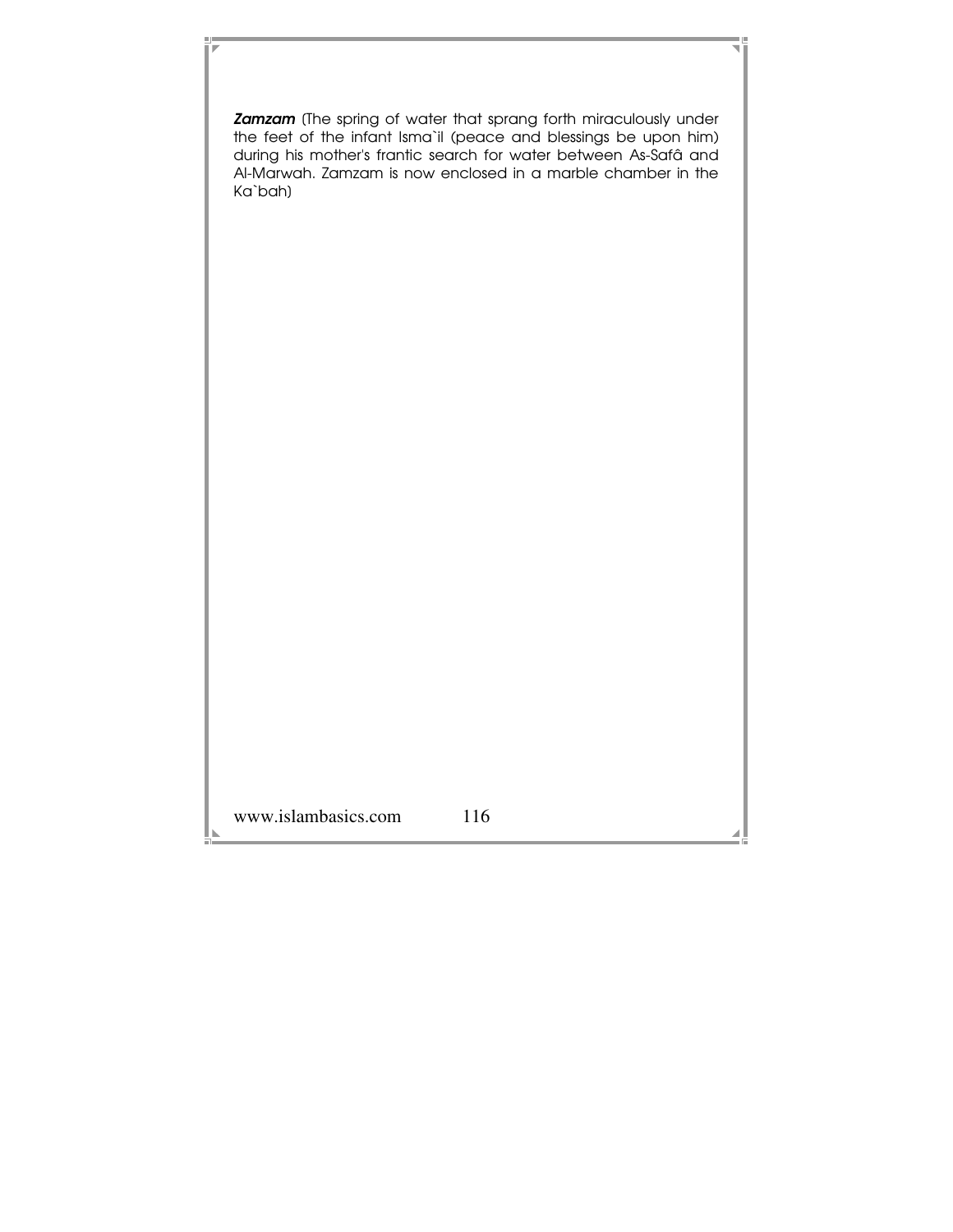***Zamzam*** (The spring of water that sprang forth miraculously under the feet of the infant Isma`il (peace and blessings be upon him) during his mother's frantic search for water between As-Safâ and Al-Marwah. Zamzam is now enclosed in a marble chamber in the Ka`bah)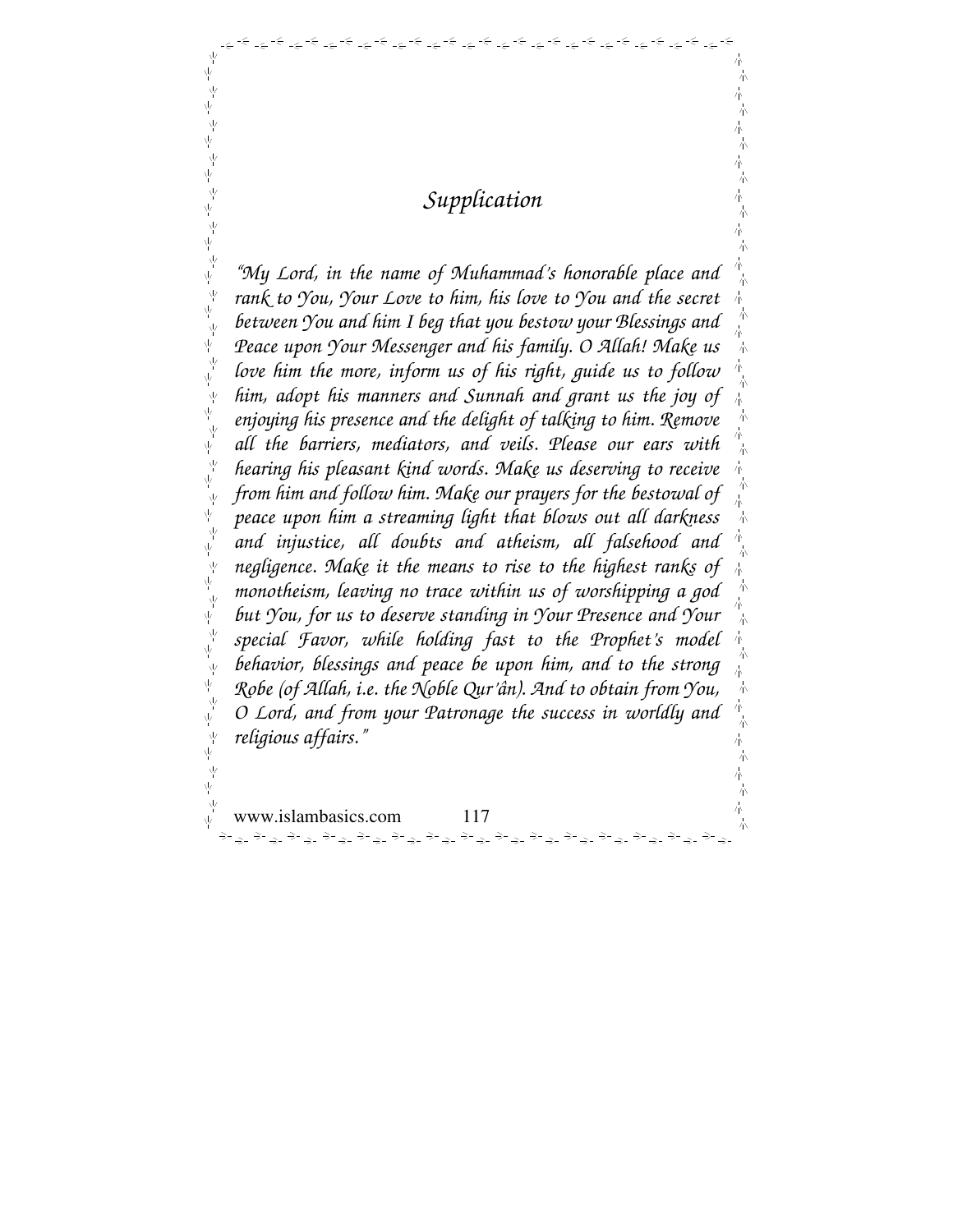# *Supplication*

*"My Lord, in the name of Muhammad's honorable place and rank to You, Your Love to him, his love to You and the secret between You and him I beg that you bestow your Blessings and Peace upon Your Messenger and his family. O Allah! Make us love him the more, inform us of his right, guide us to follow him, adopt his manners and Sunnah and grant us the joy of enjoying his presence and the delight of talking to him. Remove all the barriers, mediators, and veils. Please our ears with hearing his pleasant kind words. Make us deserving to receive from him and follow him. Make our prayers for the bestowal of peace upon him a streaming light that blows out all darkness and injustice, all doubts and atheism, all falsehood and negligence. Make it the means to rise to the highest ranks of monotheism, leaving no trace within us of worshipping a god but You, for us to deserve standing in Your Presence and Your special Favor, while holding fast to the Prophet's model behavior, blessings and peace be upon him, and to the strong Robe (of Allah, i.e. the Noble Qur'ân). And to obtain from You, O Lord, and from your Patronage the success in worldly and religious affairs."*